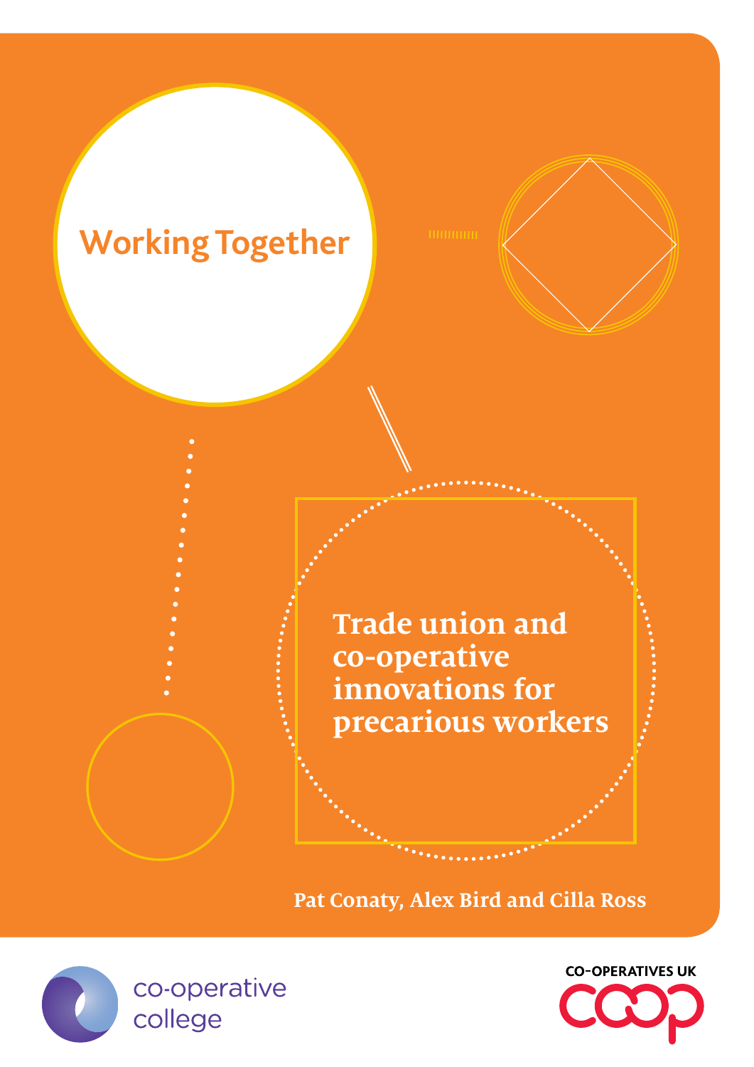# Working Together

## Trade union and co-operative innovations for precarious workers

Pat Conaty, Alex Bird and Cilla Ross

co-operative college

CO-OPERATIVES UK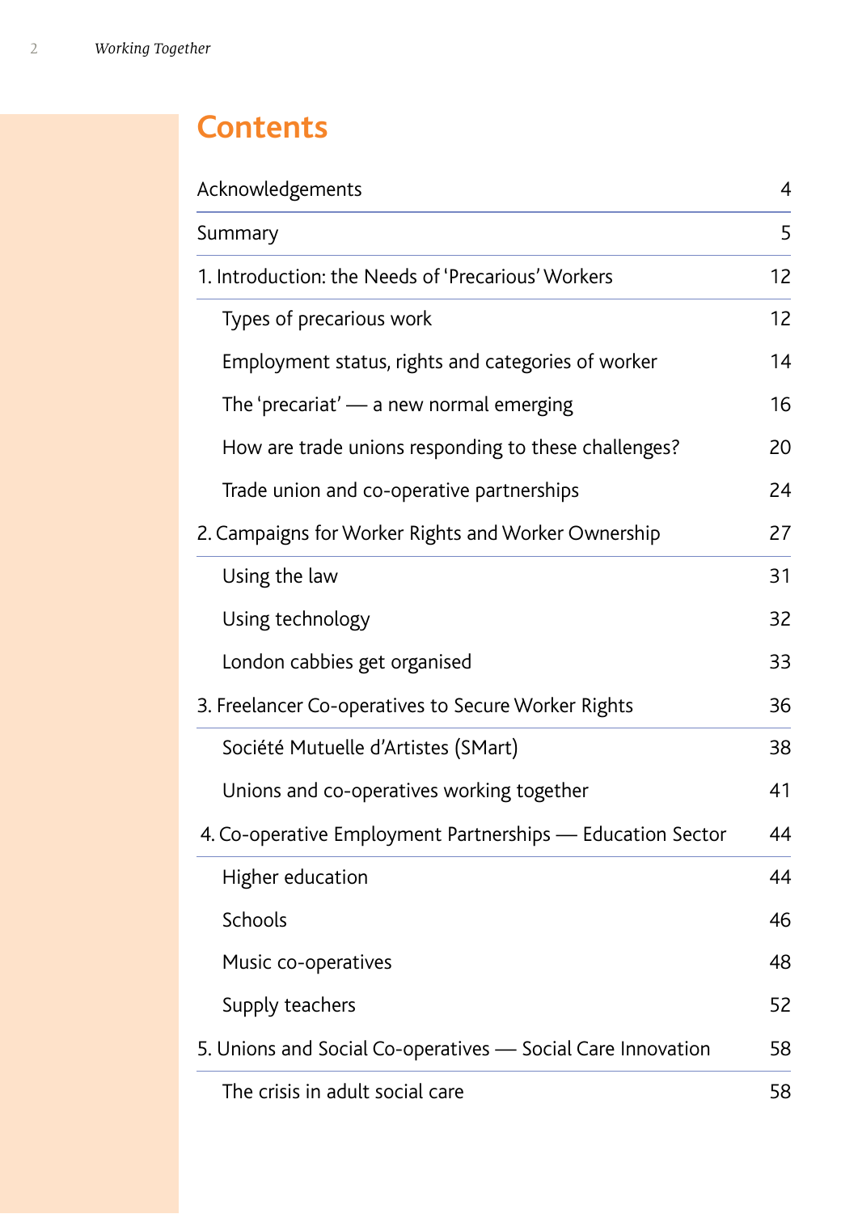# Contents

| | |
|---|---|
| Acknowledgements | 4 |
| Summary | 5 |
| 1. Introduction: the Needs of 'Precarious' Workers | 12 |
| Types of precarious work | 12 |
| Employment status, rights and categories of worker | 14 |
| The 'precariat' — a new normal emerging | 16 |
| How are trade unions responding to these challenges? | 20 |
| Trade union and co-operative partnerships | 24 |
| 2. Campaigns for Worker Rights and Worker Ownership | 27 |
| Using the law | 31 |
| Using technology | 32 |
| London cabbies get organised | 33 |
| 3. Freelancer Co-operatives to Secure Worker Rights | 36 |
| Société Mutuelle d'Artistes (SMart) | 38 |
| Unions and co-operatives working together | 41 |
| 4. Co-operative Employment Partnerships — Education Sector | 44 |
| Higher education | 44 |
| Schools | 46 |
| Music co-operatives | 48 |
| Supply teachers | 52 |
| 5. Unions and Social Co-operatives — Social Care Innovation | 58 |
| The crisis in adult social care | 58 |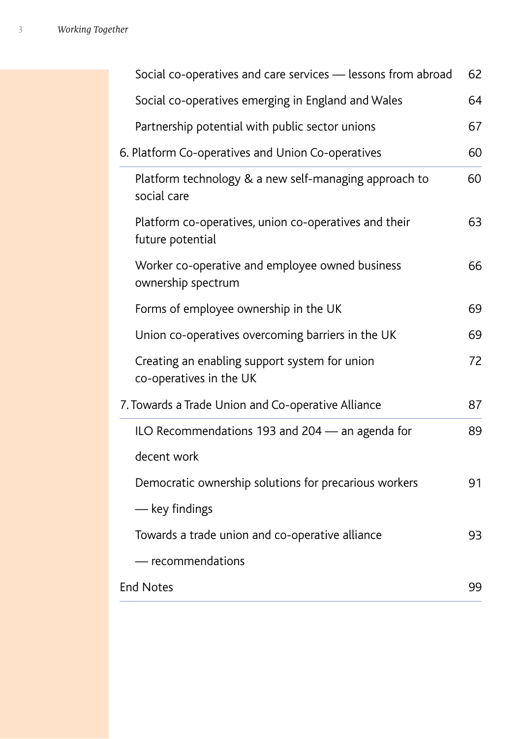| | |
|---|---|
| Social co-operatives and care services — lessons from abroad | 62 |
| Social co-operatives emerging in England and Wales | 64 |
| Partnership potential with public sector unions | 67 |
| 6. Platform Co-operatives and Union Co-operatives | 60 |
| Platform technology & a new self-managing approach to social care | 60 |
| Platform co-operatives, union co-operatives and their future potential | 63 |
| Worker co-operative and employee owned business ownership spectrum | 66 |
| Forms of employee ownership in the UK | 69 |
| Union co-operatives overcoming barriers in the UK | 69 |
| Creating an enabling support system for union co-operatives in the UK | 72 |
| 7. Towards a Trade Union and Co-operative Alliance | 87 |
| ILO Recommendations 193 and 204 — an agenda for decent work | 89 |
| Democratic ownership solutions for precarious workers — key findings | 91 |
| Towards a trade union and co-operative alliance — recommendations | 93 |
| End Notes | 99 |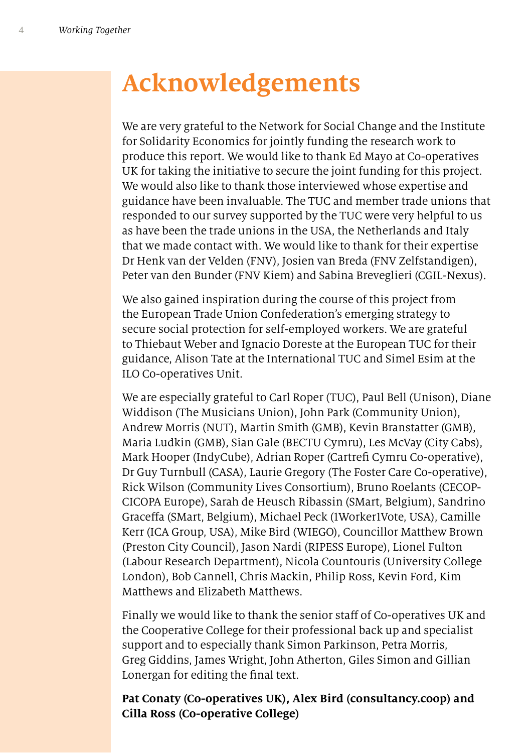# Acknowledgements

We are very grateful to the Network for Social Change and the Institute for Solidarity Economics for jointly funding the research work to produce this report. We would like to thank Ed Mayo at Co-operatives UK for taking the initiative to secure the joint funding for this project. We would also like to thank those interviewed whose expertise and guidance have been invaluable. The TUC and member trade unions that responded to our survey supported by the TUC were very helpful to us as have been the trade unions in the USA, the Netherlands and Italy that we made contact with. We would like to thank for their expertise Dr Henk van der Velden (FNV), Josien van Breda (FNV Zelfstandigen), Peter van den Bunder (FNV Kiem) and Sabina Breveglieri (CGIL-Nexus).

We also gained inspiration during the course of this project from the European Trade Union Confederation's emerging strategy to secure social protection for self-employed workers. We are grateful to Thiebaut Weber and Ignacio Doreste at the European TUC for their guidance, Alison Tate at the International TUC and Simel Esim at the ILO Co-operatives Unit.

We are especially grateful to Carl Roper (TUC), Paul Bell (Unison), Diane Widdison (The Musicians Union), John Park (Community Union), Andrew Morris (NUT), Martin Smith (GMB), Kevin Branstatter (GMB), Maria Ludkin (GMB), Sian Gale (BECTU Cymru), Les McVay (City Cabs), Mark Hooper (IndyCube), Adrian Roper (Cartrefi Cymru Co-operative), Dr Guy Turnbull (CASA), Laurie Gregory (The Foster Care Co-operative), Rick Wilson (Community Lives Consortium), Bruno Roelants (CECOP-CICOPA Europe), Sarah de Heusch Ribassin (SMart, Belgium), Sandrino Graceffa (SMart, Belgium), Michael Peck (1Worker1Vote, USA), Camille Kerr (ICA Group, USA), Mike Bird (WIEGO), Councillor Matthew Brown (Preston City Council), Jason Nardi (RIPESS Europe), Lionel Fulton (Labour Research Department), Nicola Countouris (University College London), Bob Cannell, Chris Mackin, Philip Ross, Kevin Ford, Kim Matthews and Elizabeth Matthews.

Finally we would like to thank the senior staff of Co-operatives UK and the Cooperative College for their professional back up and specialist support and to especially thank Simon Parkinson, Petra Morris, Greg Giddins, James Wright, John Atherton, Giles Simon and Gillian Lonergan for editing the final text.

**Pat Conaty (Co-operatives UK), Alex Bird (consultancy.coop) and Cilla Ross (Co-operative College)**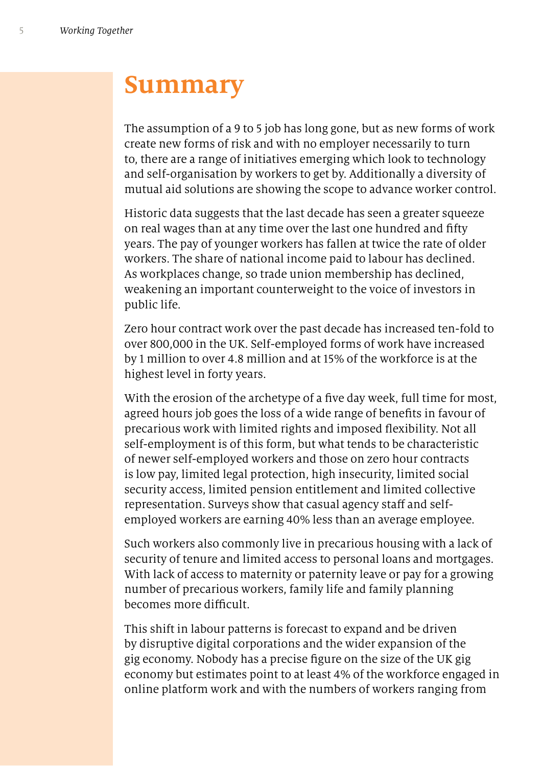# Summary

The assumption of a 9 to 5 job has long gone, but as new forms of work create new forms of risk and with no employer necessarily to turn to, there are a range of initiatives emerging which look to technology and self-organisation by workers to get by. Additionally a diversity of mutual aid solutions are showing the scope to advance worker control.

Historic data suggests that the last decade has seen a greater squeeze on real wages than at any time over the last one hundred and fifty years. The pay of younger workers has fallen at twice the rate of older workers. The share of national income paid to labour has declined. As workplaces change, so trade union membership has declined, weakening an important counterweight to the voice of investors in public life.

Zero hour contract work over the past decade has increased ten-fold to over 800,000 in the UK. Self-employed forms of work have increased by 1 million to over 4.8 million and at 15% of the workforce is at the highest level in forty years.

With the erosion of the archetype of a five day week, full time for most, agreed hours job goes the loss of a wide range of benefits in favour of precarious work with limited rights and imposed flexibility. Not all self-employment is of this form, but what tends to be characteristic of newer self-employed workers and those on zero hour contracts is low pay, limited legal protection, high insecurity, limited social security access, limited pension entitlement and limited collective representation. Surveys show that casual agency staff and self-employed workers are earning 40% less than an average employee.

Such workers also commonly live in precarious housing with a lack of security of tenure and limited access to personal loans and mortgages. With lack of access to maternity or paternity leave or pay for a growing number of precarious workers, family life and family planning becomes more difficult.

This shift in labour patterns is forecast to expand and be driven by disruptive digital corporations and the wider expansion of the gig economy. Nobody has a precise figure on the size of the UK gig economy but estimates point to at least 4% of the workforce engaged in online platform work and with the numbers of workers ranging from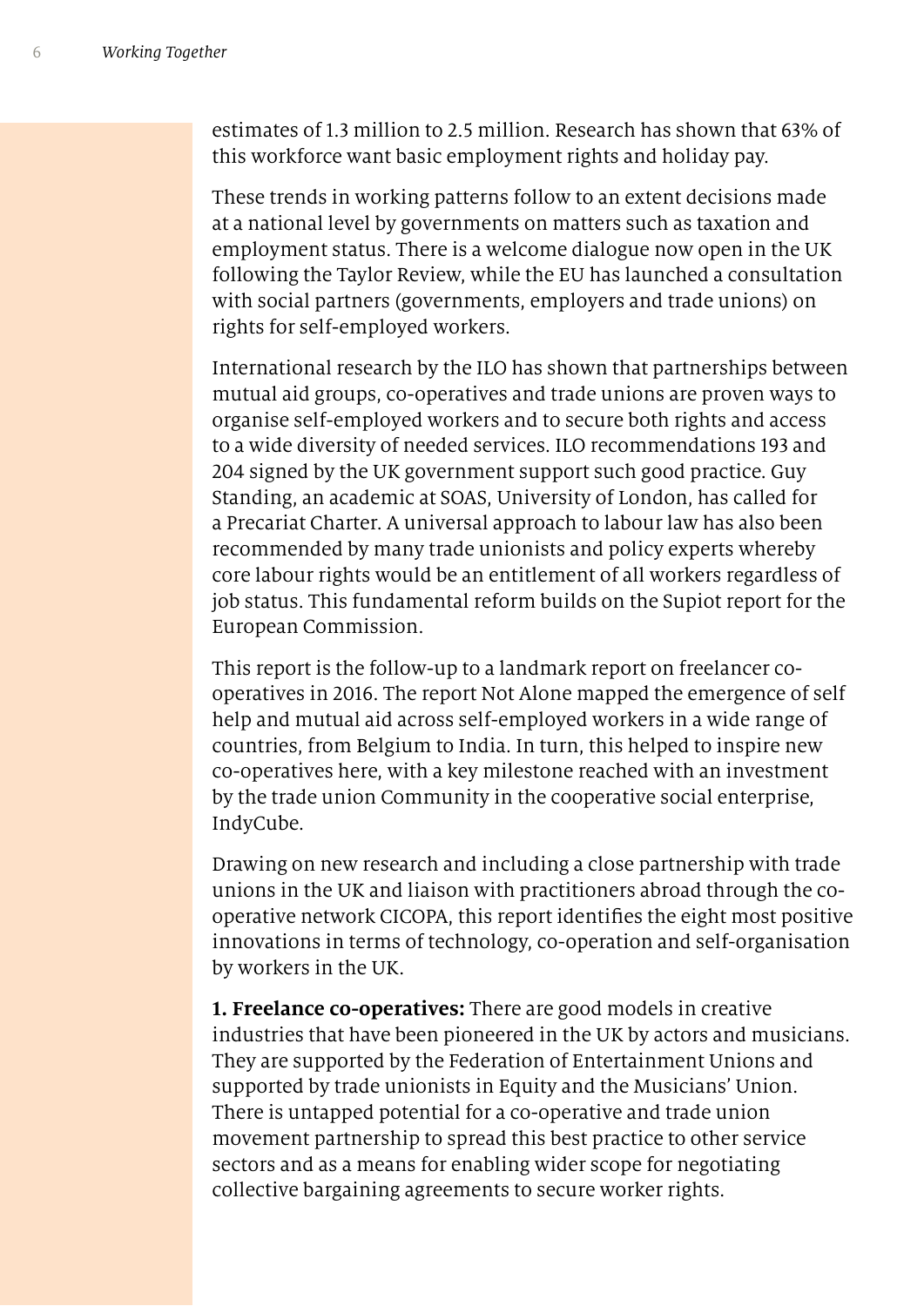estimates of 1.3 million to 2.5 million. Research has shown that 63% of this workforce want basic employment rights and holiday pay.

These trends in working patterns follow to an extent decisions made at a national level by governments on matters such as taxation and employment status. There is a welcome dialogue now open in the UK following the Taylor Review, while the EU has launched a consultation with social partners (governments, employers and trade unions) on rights for self-employed workers.

International research by the ILO has shown that partnerships between mutual aid groups, co-operatives and trade unions are proven ways to organise self-employed workers and to secure both rights and access to a wide diversity of needed services. ILO recommendations 193 and 204 signed by the UK government support such good practice. Guy Standing, an academic at SOAS, University of London, has called for a Precariat Charter. A universal approach to labour law has also been recommended by many trade unionists and policy experts whereby core labour rights would be an entitlement of all workers regardless of job status. This fundamental reform builds on the Supiot report for the European Commission.

This report is the follow-up to a landmark report on freelancer co-operatives in 2016. The report Not Alone mapped the emergence of self help and mutual aid across self-employed workers in a wide range of countries, from Belgium to India. In turn, this helped to inspire new co-operatives here, with a key milestone reached with an investment by the trade union Community in the cooperative social enterprise, IndyCube.

Drawing on new research and including a close partnership with trade unions in the UK and liaison with practitioners abroad through the co-operative network CICOPA, this report identifies the eight most positive innovations in terms of technology, co-operation and self-organisation by workers in the UK.

**1. Freelance co-operatives:** There are good models in creative industries that have been pioneered in the UK by actors and musicians. They are supported by the Federation of Entertainment Unions and supported by trade unionists in Equity and the Musicians' Union. There is untapped potential for a co-operative and trade union movement partnership to spread this best practice to other service sectors and as a means for enabling wider scope for negotiating collective bargaining agreements to secure worker rights.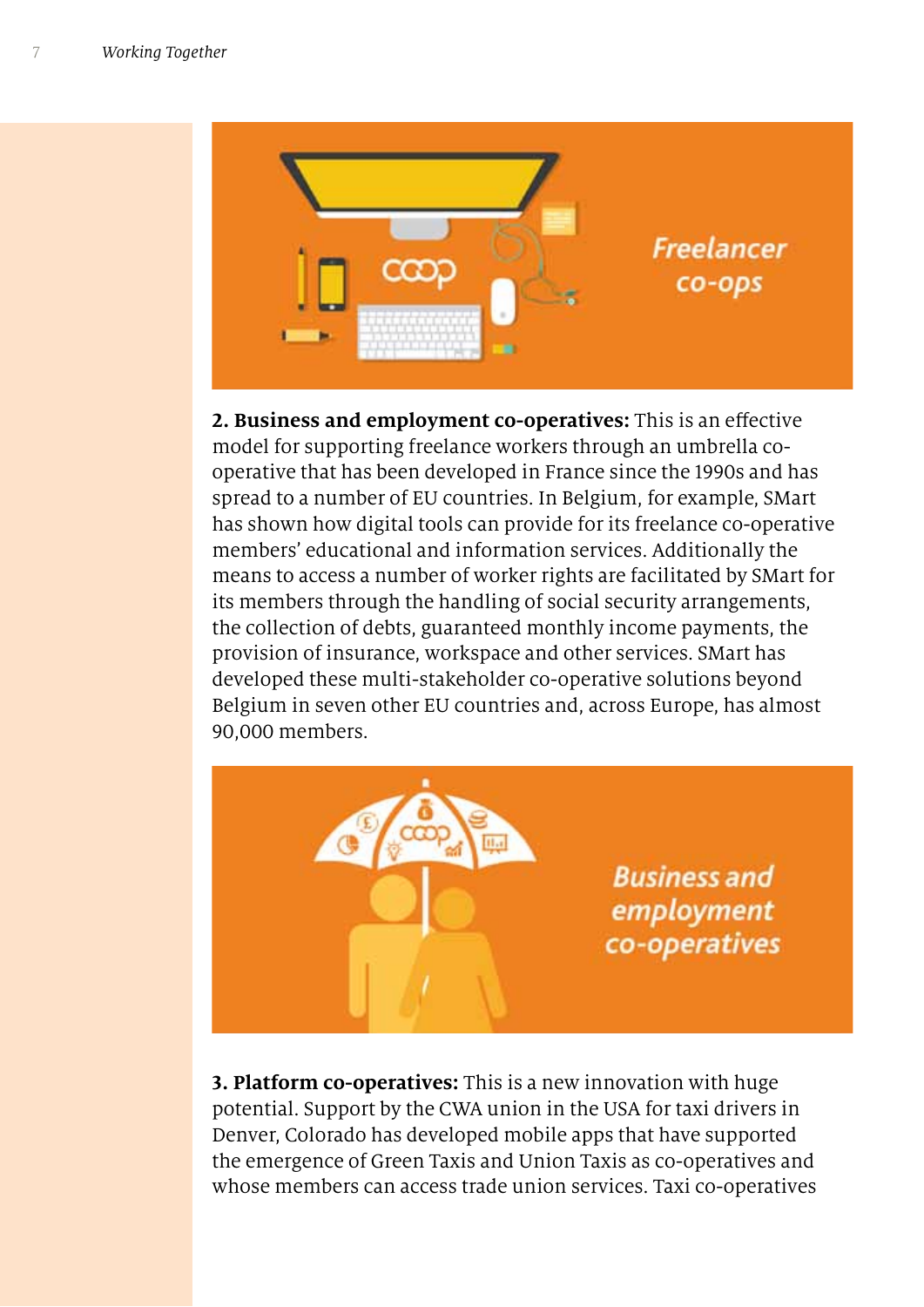Freelancer co-ops

**2. Business and employment co-operatives:** This is an effective model for supporting freelance workers through an umbrella co-operative that has been developed in France since the 1990s and has spread to a number of EU countries. In Belgium, for example, SMart has shown how digital tools can provide for its freelance co-operative members' educational and information services. Additionally the means to access a number of worker rights are facilitated by SMart for its members through the handling of social security arrangements, the collection of debts, guaranteed monthly income payments, the provision of insurance, workspace and other services. SMart has developed these multi-stakeholder co-operative solutions beyond Belgium in seven other EU countries and, across Europe, has almost 90,000 members.

Business and employment co-operatives

**3. Platform co-operatives:** This is a new innovation with huge potential. Support by the CWA union in the USA for taxi drivers in Denver, Colorado has developed mobile apps that have supported the emergence of Green Taxis and Union Taxis as co-operatives and whose members can access trade union services. Taxi co-operatives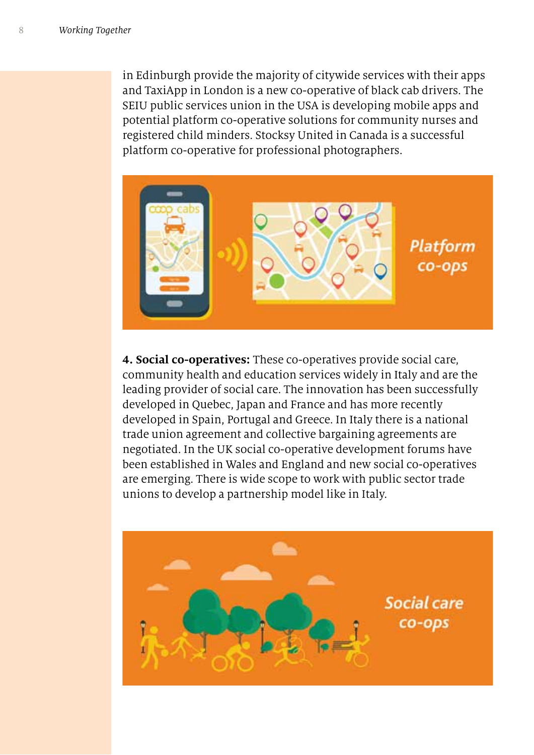in Edinburgh provide the majority of citywide services with their apps and TaxiApp in London is a new co-operative of black cab drivers. The SEIU public services union in the USA is developing mobile apps and potential platform co-operative solutions for community nurses and registered child minders. Stocksy United in Canada is a successful platform co-operative for professional photographers.

**4. Social co-operatives:** These co-operatives provide social care, community health and education services widely in Italy and are the leading provider of social care. The innovation has been successfully developed in Quebec, Japan and France and has more recently developed in Spain, Portugal and Greece. In Italy there is a national trade union agreement and collective bargaining agreements are negotiated. In the UK social co-operative development forums have been established in Wales and England and new social co-operatives are emerging. There is wide scope to work with public sector trade unions to develop a partnership model like in Italy.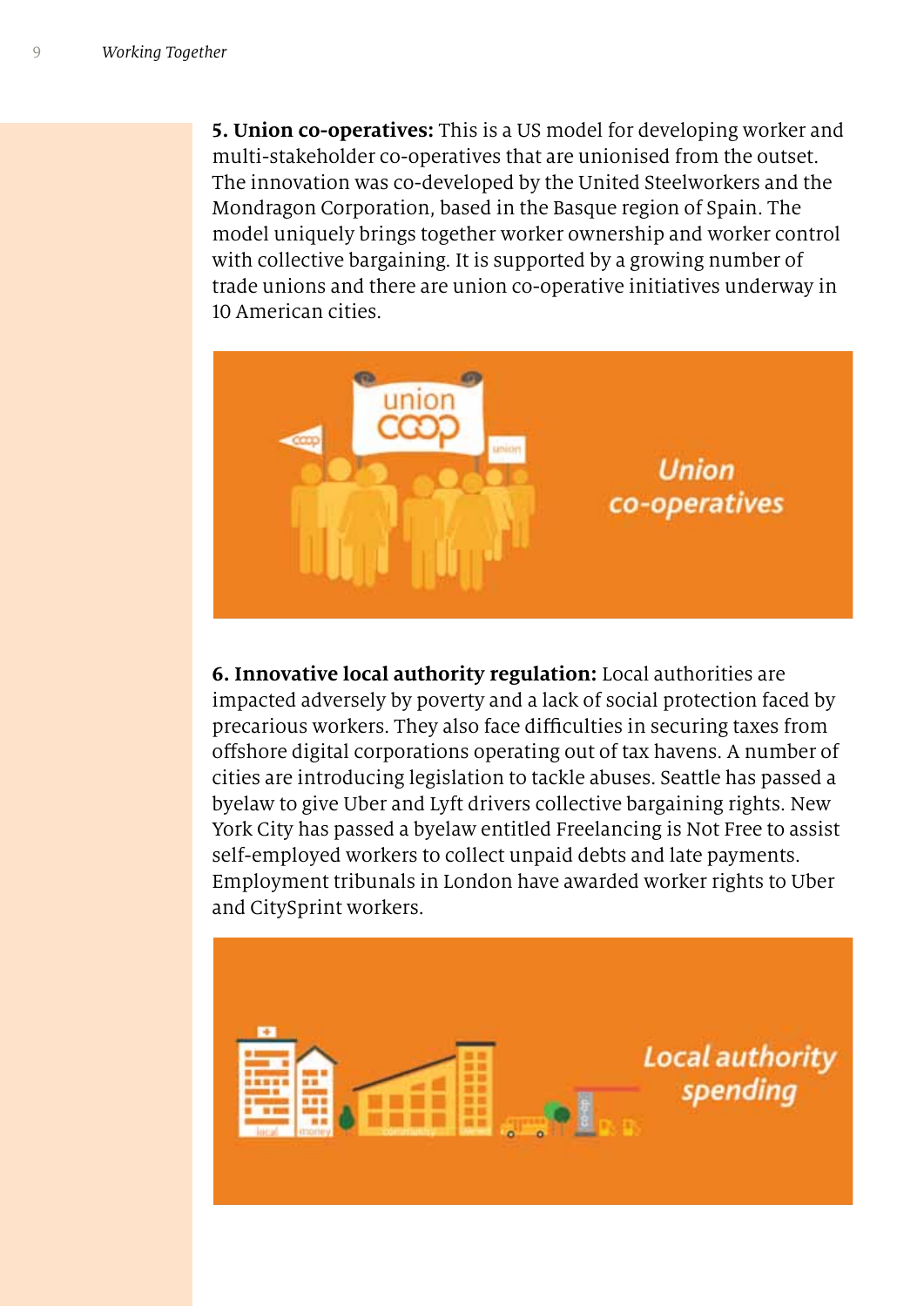**5. Union co-operatives:** This is a US model for developing worker and multi-stakeholder co-operatives that are unionised from the outset. The innovation was co-developed by the United Steelworkers and the Mondragon Corporation, based in the Basque region of Spain. The model uniquely brings together worker ownership and worker control with collective bargaining. It is supported by a growing number of trade unions and there are union co-operative initiatives underway in 10 American cities.

**6. Innovative local authority regulation:** Local authorities are impacted adversely by poverty and a lack of social protection faced by precarious workers. They also face difficulties in securing taxes from offshore digital corporations operating out of tax havens. A number of cities are introducing legislation to tackle abuses. Seattle has passed a byelaw to give Uber and Lyft drivers collective bargaining rights. New York City has passed a byelaw entitled Freelancing is Not Free to assist self-employed workers to collect unpaid debts and late payments. Employment tribunals in London have awarded worker rights to Uber and CitySprint workers.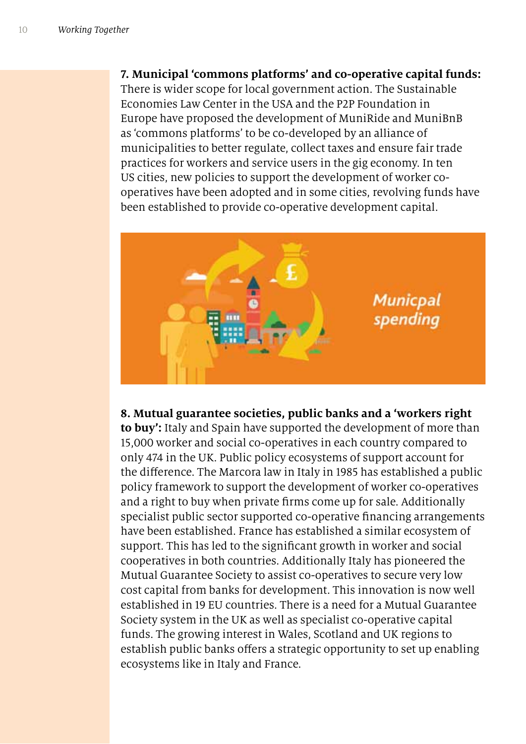**7. Municipal 'commons platforms' and co-operative capital funds:** There is wider scope for local government action. The Sustainable Economies Law Center in the USA and the P2P Foundation in Europe have proposed the development of MuniRide and MuniBnB as 'commons platforms' to be co-developed by an alliance of municipalities to better regulate, collect taxes and ensure fair trade practices for workers and service users in the gig economy. In ten US cities, new policies to support the development of worker co-operatives have been adopted and in some cities, revolving funds have been established to provide co-operative development capital.

**8. Mutual guarantee societies, public banks and a 'workers right to buy':** Italy and Spain have supported the development of more than 15,000 worker and social co-operatives in each country compared to only 474 in the UK. Public policy ecosystems of support account for the difference. The Marcora law in Italy in 1985 has established a public policy framework to support the development of worker co-operatives and a right to buy when private firms come up for sale. Additionally specialist public sector supported co-operative financing arrangements have been established. France has established a similar ecosystem of support. This has led to the significant growth in worker and social cooperatives in both countries. Additionally Italy has pioneered the Mutual Guarantee Society to assist co-operatives to secure very low cost capital from banks for development. This innovation is now well established in 19 EU countries. There is a need for a Mutual Guarantee Society system in the UK as well as specialist co-operative capital funds. The growing interest in Wales, Scotland and UK regions to establish public banks offers a strategic opportunity to set up enabling ecosystems like in Italy and France.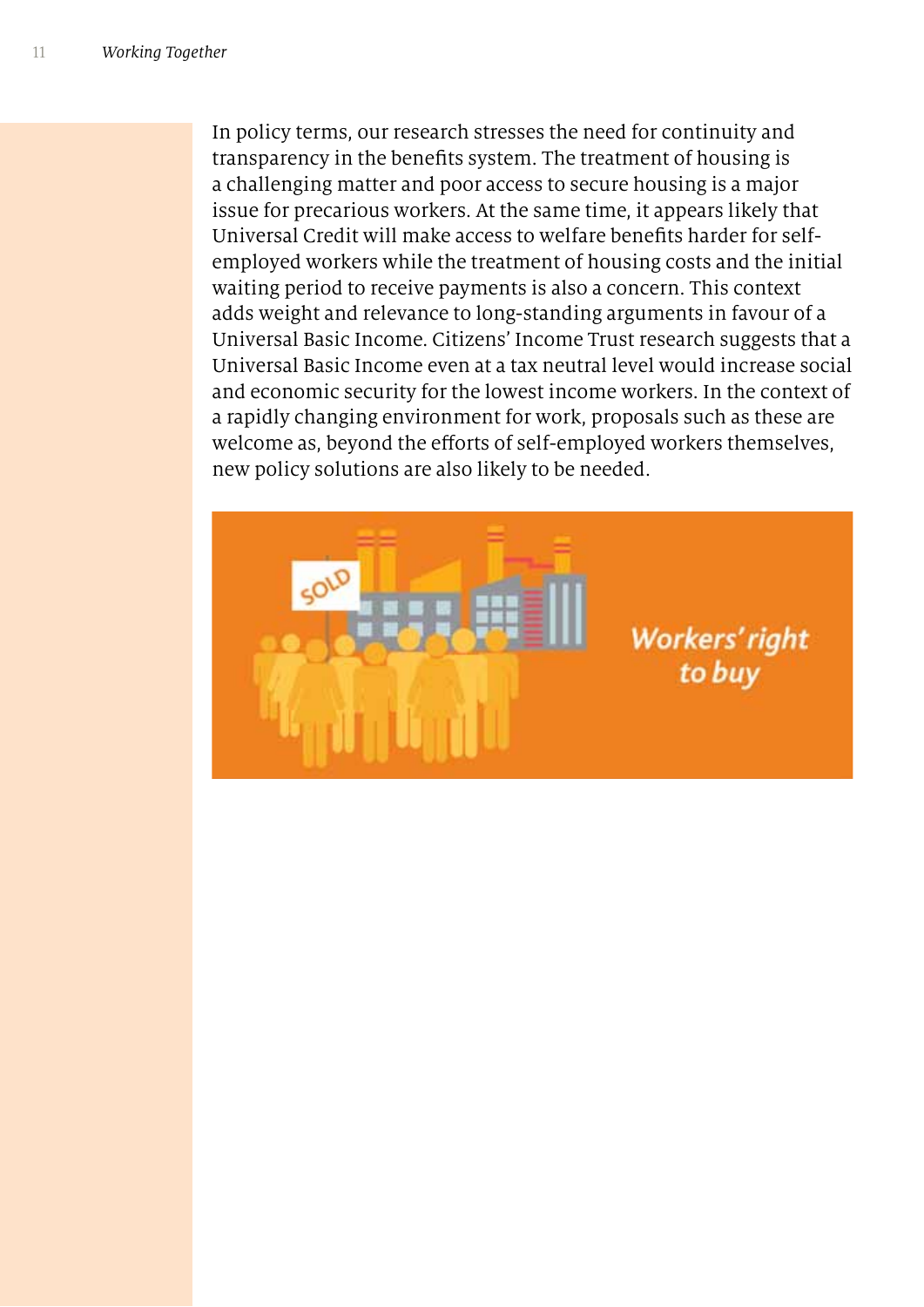In policy terms, our research stresses the need for continuity and transparency in the benefits system. The treatment of housing is a challenging matter and poor access to secure housing is a major issue for precarious workers. At the same time, it appears likely that Universal Credit will make access to welfare benefits harder for self-employed workers while the treatment of housing costs and the initial waiting period to receive payments is also a concern. This context adds weight and relevance to long-standing arguments in favour of a Universal Basic Income. Citizens' Income Trust research suggests that a Universal Basic Income even at a tax neutral level would increase social and economic security for the lowest income workers. In the context of a rapidly changing environment for work, proposals such as these are welcome as, beyond the efforts of self-employed workers themselves, new policy solutions are also likely to be needed.

## Workers' right to buy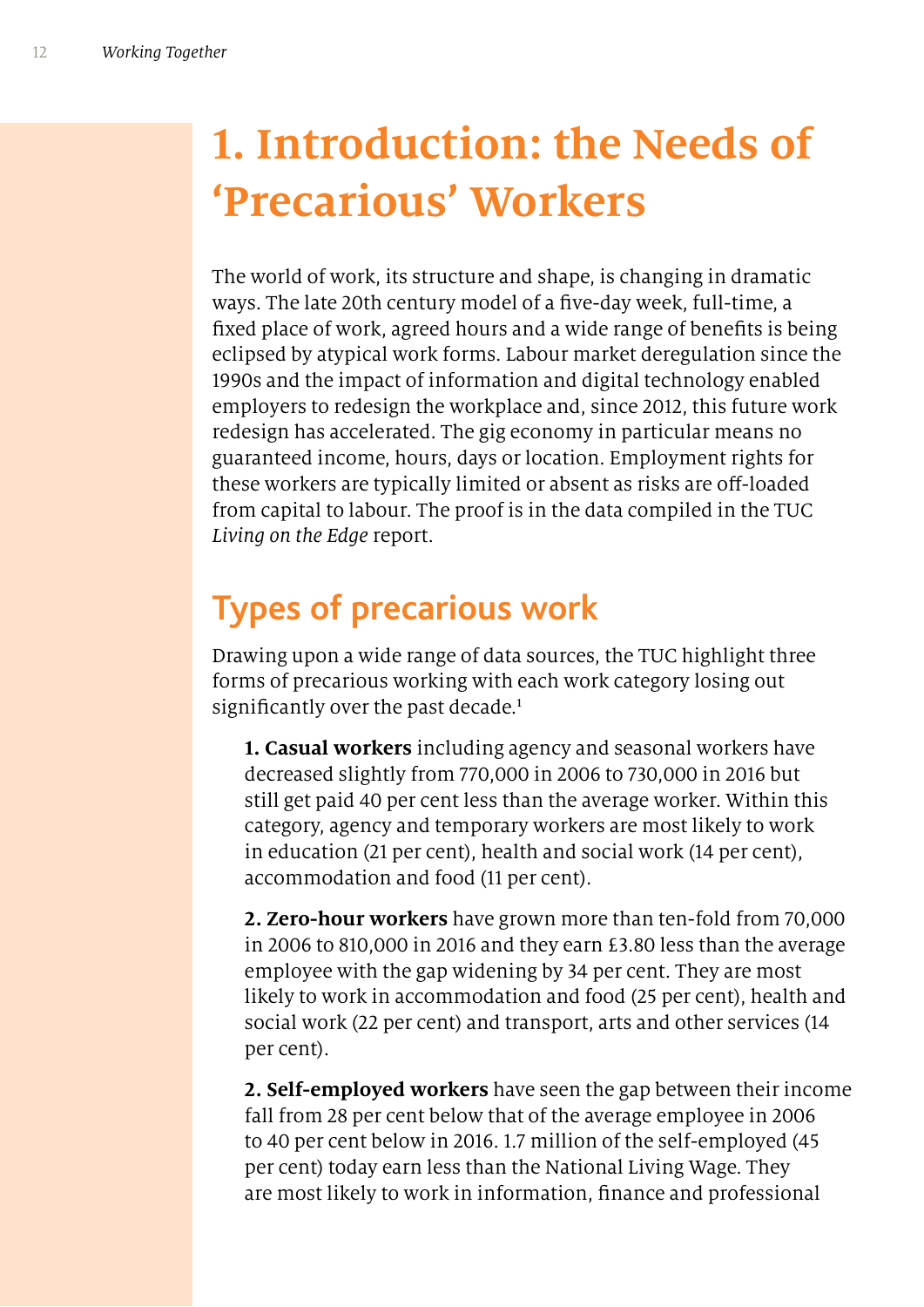# 1. Introduction: the Needs of 'Precarious' Workers

The world of work, its structure and shape, is changing in dramatic ways. The late 20th century model of a five-day week, full-time, a fixed place of work, agreed hours and a wide range of benefits is being eclipsed by atypical work forms. Labour market deregulation since the 1990s and the impact of information and digital technology enabled employers to redesign the workplace and, since 2012, this future work redesign has accelerated. The gig economy in particular means no guaranteed income, hours, days or location. Employment rights for these workers are typically limited or absent as risks are off-loaded from capital to labour. The proof is in the data compiled in the TUC *Living on the Edge* report.

## Types of precarious work

Drawing upon a wide range of data sources, the TUC highlight three forms of precarious working with each work category losing out significantly over the past decade.[1]

**1. Casual workers** including agency and seasonal workers have decreased slightly from 770,000 in 2006 to 730,000 in 2016 but still get paid 40 per cent less than the average worker. Within this category, agency and temporary workers are most likely to work in education (21 per cent), health and social work (14 per cent), accommodation and food (11 per cent).

**2. Zero-hour workers** have grown more than ten-fold from 70,000 in 2006 to 810,000 in 2016 and they earn £3.80 less than the average employee with the gap widening by 34 per cent. They are most likely to work in accommodation and food (25 per cent), health and social work (22 per cent) and transport, arts and other services (14 per cent).

**2. Self-employed workers** have seen the gap between their income fall from 28 per cent below that of the average employee in 2006 to 40 per cent below in 2016. 1.7 million of the self-employed (45 per cent) today earn less than the National Living Wage. They are most likely to work in information, finance and professional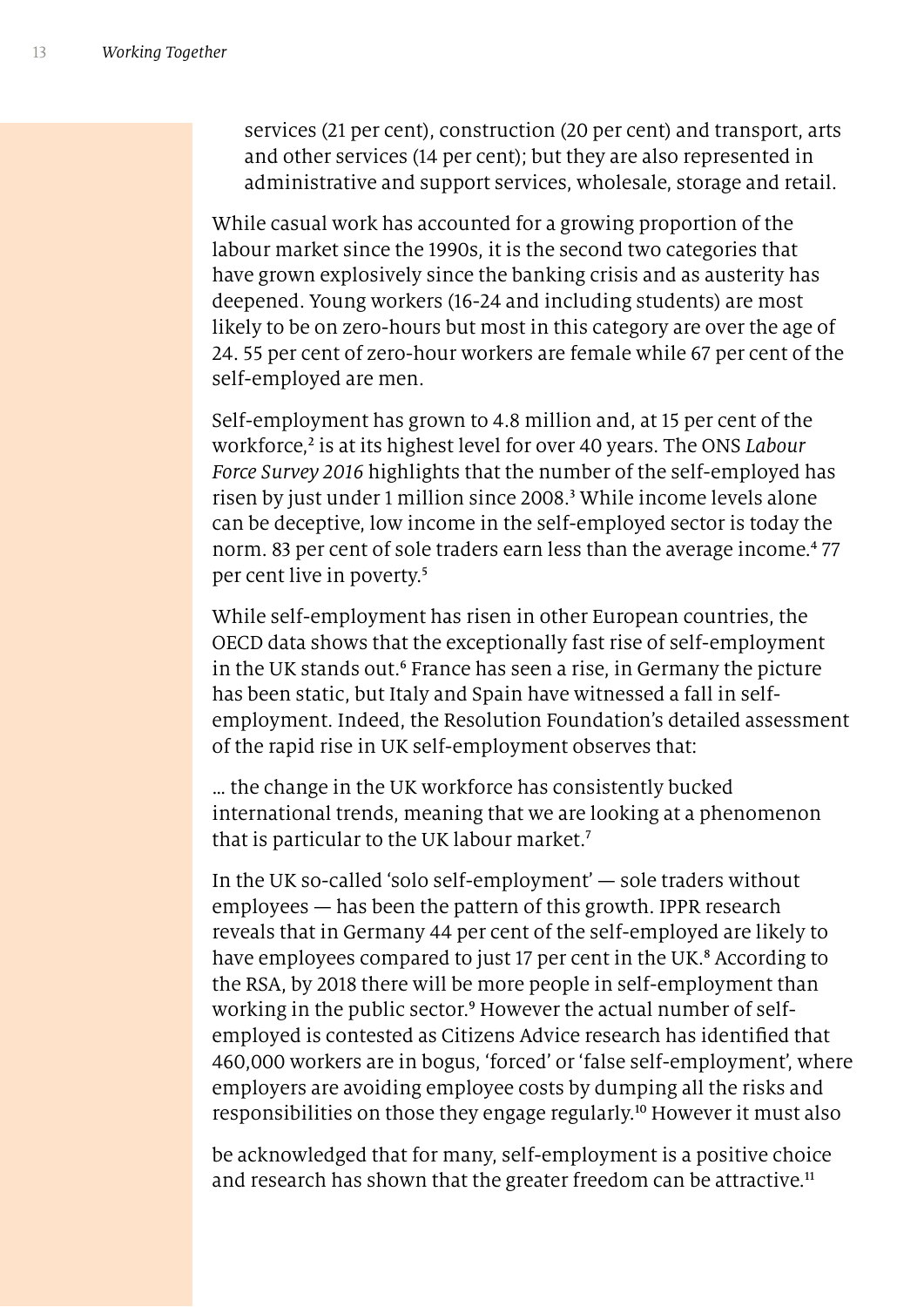services (21 per cent), construction (20 per cent) and transport, arts and other services (14 per cent); but they are also represented in administrative and support services, wholesale, storage and retail.

While casual work has accounted for a growing proportion of the labour market since the 1990s, it is the second two categories that have grown explosively since the banking crisis and as austerity has deepened. Young workers (16-24 and including students) are most likely to be on zero-hours but most in this category are over the age of 24. 55 per cent of zero-hour workers are female while 67 per cent of the self-employed are men.

Self-employment has grown to 4.8 million and, at 15 per cent of the workforce,[2] is at its highest level for over 40 years. The ONS *Labour Force Survey 2016* highlights that the number of the self-employed has risen by just under 1 million since 2008.[3] While income levels alone can be deceptive, low income in the self-employed sector is today the norm. 83 per cent of sole traders earn less than the average income.[4] 77 per cent live in poverty.[5]

While self-employment has risen in other European countries, the OECD data shows that the exceptionally fast rise of self-employment in the UK stands out.[6] France has seen a rise, in Germany the picture has been static, but Italy and Spain have witnessed a fall in self-employment. Indeed, the Resolution Foundation's detailed assessment of the rapid rise in UK self-employment observes that:

… the change in the UK workforce has consistently bucked international trends, meaning that we are looking at a phenomenon that is particular to the UK labour market.[7]

In the UK so-called 'solo self-employment' — sole traders without employees — has been the pattern of this growth. IPPR research reveals that in Germany 44 per cent of the self-employed are likely to have employees compared to just 17 per cent in the UK.[8] According to the RSA, by 2018 there will be more people in self-employment than working in the public sector.[9] However the actual number of self-employed is contested as Citizens Advice research has identified that 460,000 workers are in bogus, 'forced' or 'false self-employment', where employers are avoiding employee costs by dumping all the risks and responsibilities on those they engage regularly.[10] However it must also be acknowledged that for many, self-employment is a positive choice and research has shown that the greater freedom can be attractive.[11]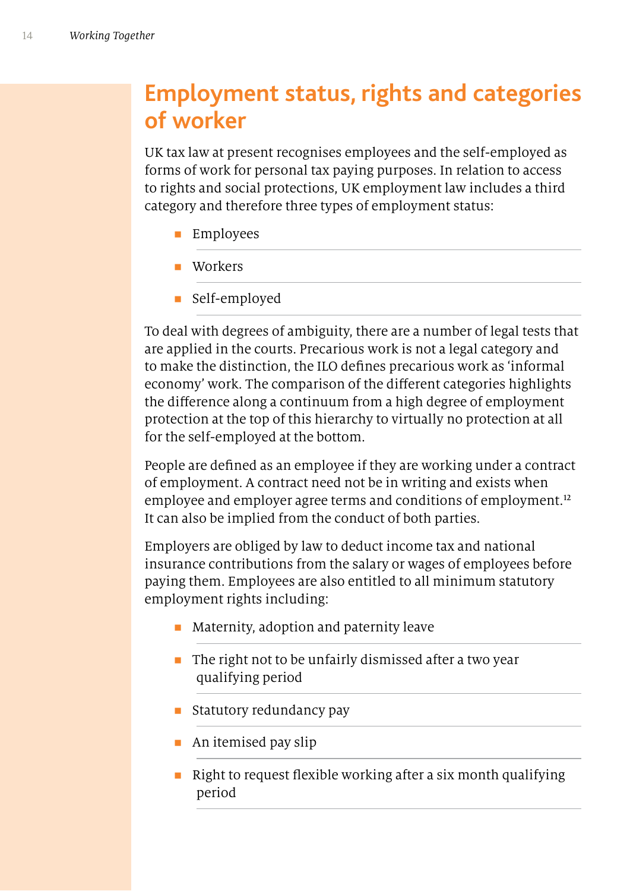# Employment status, rights and categories of worker

UK tax law at present recognises employees and the self-employed as forms of work for personal tax paying purposes. In relation to access to rights and social protections, UK employment law includes a third category and therefore three types of employment status:

- Employees
- Workers
- Self-employed

To deal with degrees of ambiguity, there are a number of legal tests that are applied in the courts. Precarious work is not a legal category and to make the distinction, the ILO defines precarious work as 'informal economy' work. The comparison of the different categories highlights the difference along a continuum from a high degree of employment protection at the top of this hierarchy to virtually no protection at all for the self-employed at the bottom.

People are defined as an employee if they are working under a contract of employment. A contract need not be in writing and exists when employee and employer agree terms and conditions of employment.[12] It can also be implied from the conduct of both parties.

Employers are obliged by law to deduct income tax and national insurance contributions from the salary or wages of employees before paying them. Employees are also entitled to all minimum statutory employment rights including:

- Maternity, adoption and paternity leave
- The right not to be unfairly dismissed after a two year qualifying period
- Statutory redundancy pay
- An itemised pay slip
- Right to request flexible working after a six month qualifying period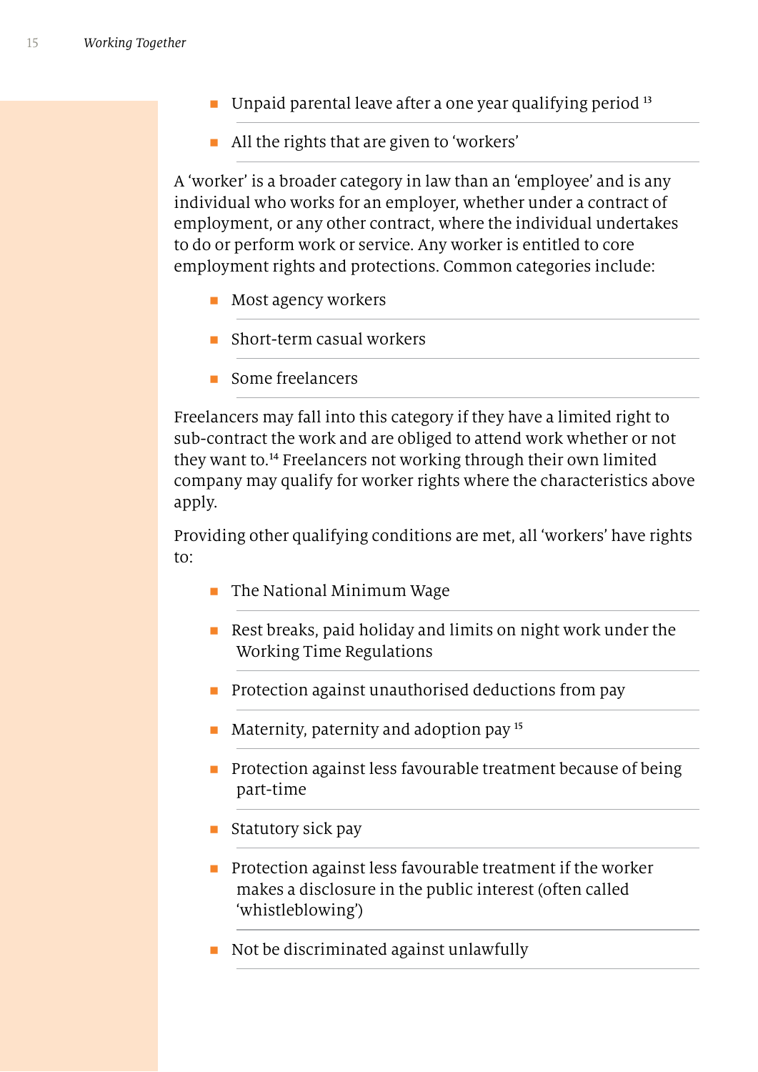- Unpaid parental leave after a one year qualifying period [13]
- All the rights that are given to 'workers'

A 'worker' is a broader category in law than an 'employee' and is any individual who works for an employer, whether under a contract of employment, or any other contract, where the individual undertakes to do or perform work or service. Any worker is entitled to core employment rights and protections. Common categories include:

- Most agency workers
- Short-term casual workers
- Some freelancers

Freelancers may fall into this category if they have a limited right to sub-contract the work and are obliged to attend work whether or not they want to.[14] Freelancers not working through their own limited company may qualify for worker rights where the characteristics above apply.

Providing other qualifying conditions are met, all 'workers' have rights to:

- The National Minimum Wage
- Rest breaks, paid holiday and limits on night work under the Working Time Regulations
- Protection against unauthorised deductions from pay
- Maternity, paternity and adoption pay [15]
- Protection against less favourable treatment because of being part-time
- Statutory sick pay
- Protection against less favourable treatment if the worker makes a disclosure in the public interest (often called 'whistleblowing')
- Not be discriminated against unlawfully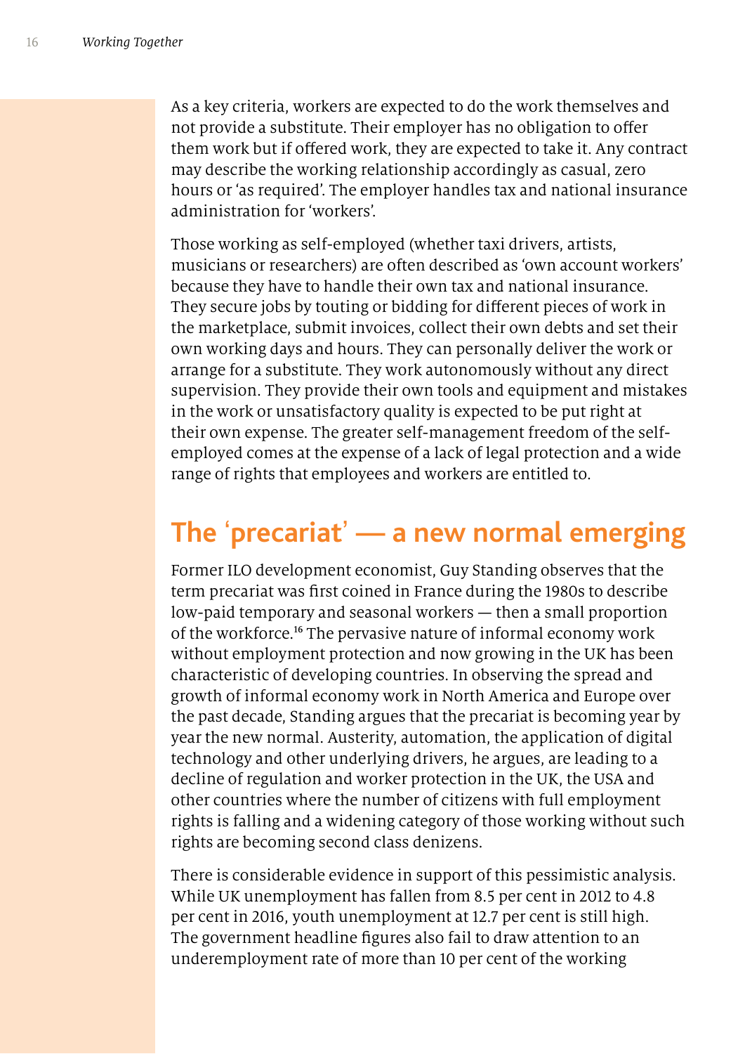As a key criteria, workers are expected to do the work themselves and not provide a substitute. Their employer has no obligation to offer them work but if offered work, they are expected to take it. Any contract may describe the working relationship accordingly as casual, zero hours or 'as required'. The employer handles tax and national insurance administration for 'workers'.

Those working as self-employed (whether taxi drivers, artists, musicians or researchers) are often described as 'own account workers' because they have to handle their own tax and national insurance. They secure jobs by touting or bidding for different pieces of work in the marketplace, submit invoices, collect their own debts and set their own working days and hours. They can personally deliver the work or arrange for a substitute. They work autonomously without any direct supervision. They provide their own tools and equipment and mistakes in the work or unsatisfactory quality is expected to be put right at their own expense. The greater self-management freedom of the self-employed comes at the expense of a lack of legal protection and a wide range of rights that employees and workers are entitled to.

## The 'precariat' — a new normal emerging

Former ILO development economist, Guy Standing observes that the term precariat was first coined in France during the 1980s to describe low-paid temporary and seasonal workers — then a small proportion of the workforce.[16] The pervasive nature of informal economy work without employment protection and now growing in the UK has been characteristic of developing countries. In observing the spread and growth of informal economy work in North America and Europe over the past decade, Standing argues that the precariat is becoming year by year the new normal. Austerity, automation, the application of digital technology and other underlying drivers, he argues, are leading to a decline of regulation and worker protection in the UK, the USA and other countries where the number of citizens with full employment rights is falling and a widening category of those working without such rights are becoming second class denizens.

There is considerable evidence in support of this pessimistic analysis. While UK unemployment has fallen from 8.5 per cent in 2012 to 4.8 per cent in 2016, youth unemployment at 12.7 per cent is still high. The government headline figures also fail to draw attention to an underemployment rate of more than 10 per cent of the working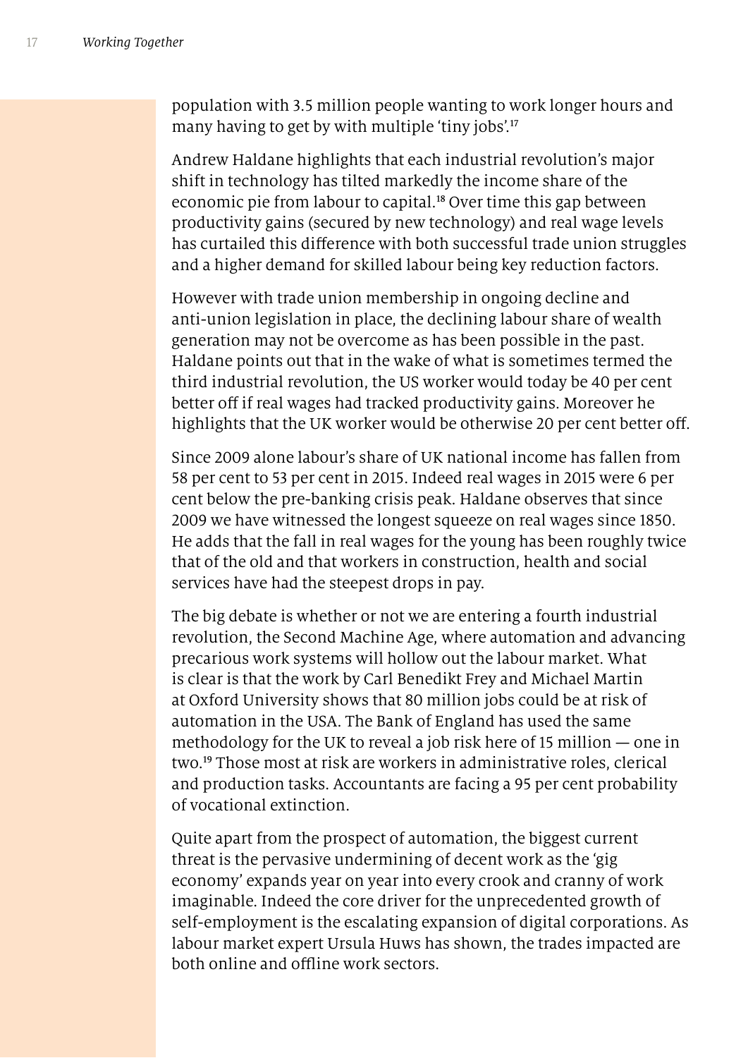population with 3.5 million people wanting to work longer hours and many having to get by with multiple 'tiny jobs'.[17]

Andrew Haldane highlights that each industrial revolution's major shift in technology has tilted markedly the income share of the economic pie from labour to capital.[18] Over time this gap between productivity gains (secured by new technology) and real wage levels has curtailed this difference with both successful trade union struggles and a higher demand for skilled labour being key reduction factors.

However with trade union membership in ongoing decline and anti-union legislation in place, the declining labour share of wealth generation may not be overcome as has been possible in the past. Haldane points out that in the wake of what is sometimes termed the third industrial revolution, the US worker would today be 40 per cent better off if real wages had tracked productivity gains. Moreover he highlights that the UK worker would be otherwise 20 per cent better off.

Since 2009 alone labour's share of UK national income has fallen from 58 per cent to 53 per cent in 2015. Indeed real wages in 2015 were 6 per cent below the pre-banking crisis peak. Haldane observes that since 2009 we have witnessed the longest squeeze on real wages since 1850. He adds that the fall in real wages for the young has been roughly twice that of the old and that workers in construction, health and social services have had the steepest drops in pay.

The big debate is whether or not we are entering a fourth industrial revolution, the Second Machine Age, where automation and advancing precarious work systems will hollow out the labour market. What is clear is that the work by Carl Benedikt Frey and Michael Martin at Oxford University shows that 80 million jobs could be at risk of automation in the USA. The Bank of England has used the same methodology for the UK to reveal a job risk here of 15 million — one in two.[19] Those most at risk are workers in administrative roles, clerical and production tasks. Accountants are facing a 95 per cent probability of vocational extinction.

Quite apart from the prospect of automation, the biggest current threat is the pervasive undermining of decent work as the 'gig economy' expands year on year into every crook and cranny of work imaginable. Indeed the core driver for the unprecedented growth of self-employment is the escalating expansion of digital corporations. As labour market expert Ursula Huws has shown, the trades impacted are both online and offline work sectors.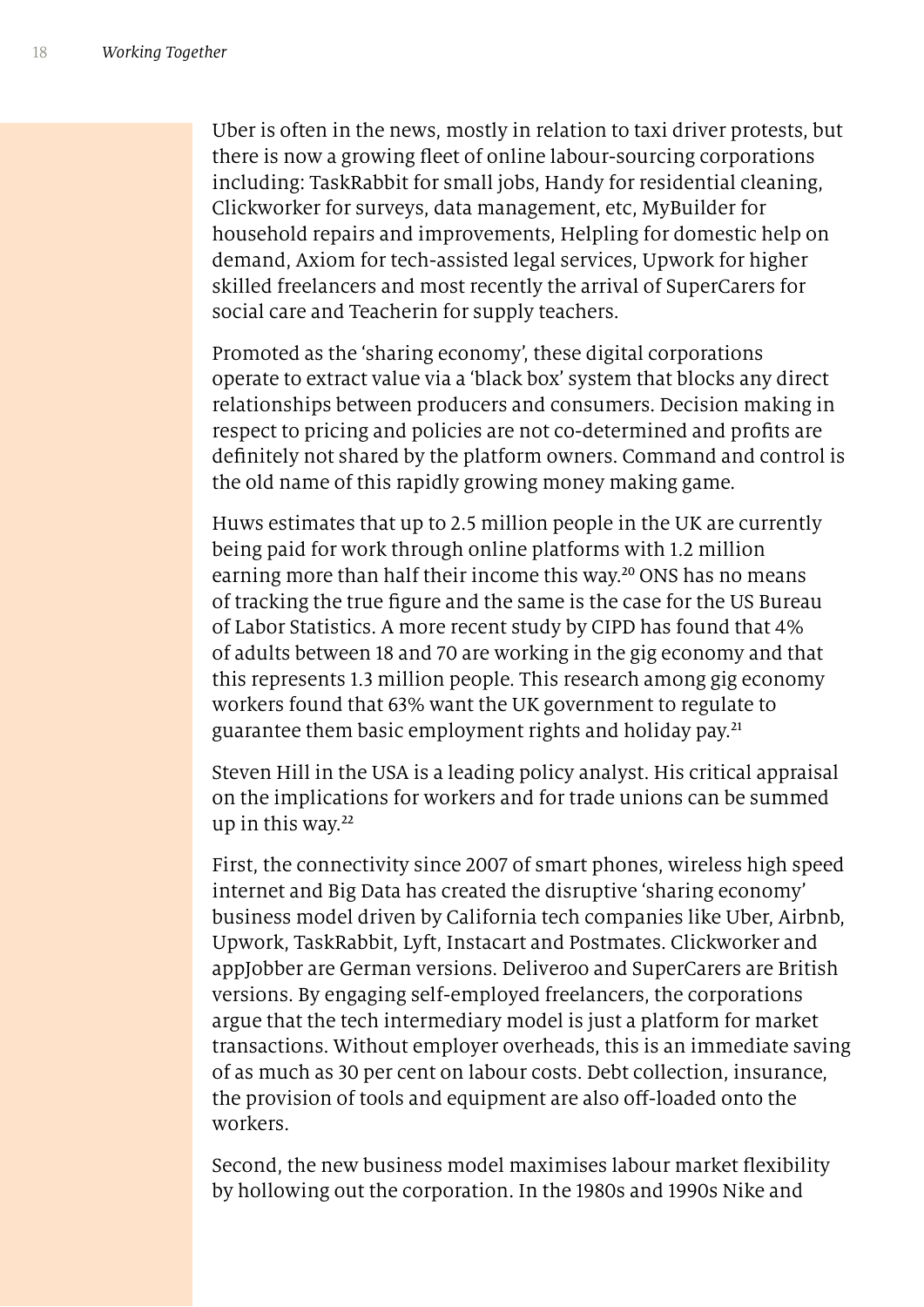Uber is often in the news, mostly in relation to taxi driver protests, but there is now a growing fleet of online labour-sourcing corporations including: TaskRabbit for small jobs, Handy for residential cleaning, Clickworker for surveys, data management, etc, MyBuilder for household repairs and improvements, Helpling for domestic help on demand, Axiom for tech-assisted legal services, Upwork for higher skilled freelancers and most recently the arrival of SuperCarers for social care and Teacherin for supply teachers.

Promoted as the 'sharing economy', these digital corporations operate to extract value via a 'black box' system that blocks any direct relationships between producers and consumers. Decision making in respect to pricing and policies are not co-determined and profits are definitely not shared by the platform owners. Command and control is the old name of this rapidly growing money making game.

Huws estimates that up to 2.5 million people in the UK are currently being paid for work through online platforms with 1.2 million earning more than half their income this way.[20] ONS has no means of tracking the true figure and the same is the case for the US Bureau of Labor Statistics. A more recent study by CIPD has found that 4% of adults between 18 and 70 are working in the gig economy and that this represents 1.3 million people. This research among gig economy workers found that 63% want the UK government to regulate to guarantee them basic employment rights and holiday pay.[21]

Steven Hill in the USA is a leading policy analyst. His critical appraisal on the implications for workers and for trade unions can be summed up in this way.[22]

First, the connectivity since 2007 of smart phones, wireless high speed internet and Big Data has created the disruptive 'sharing economy' business model driven by California tech companies like Uber, Airbnb, Upwork, TaskRabbit, Lyft, Instacart and Postmates. Clickworker and appJobber are German versions. Deliveroo and SuperCarers are British versions. By engaging self-employed freelancers, the corporations argue that the tech intermediary model is just a platform for market transactions. Without employer overheads, this is an immediate saving of as much as 30 per cent on labour costs. Debt collection, insurance, the provision of tools and equipment are also off-loaded onto the workers.

Second, the new business model maximises labour market flexibility by hollowing out the corporation. In the 1980s and 1990s Nike and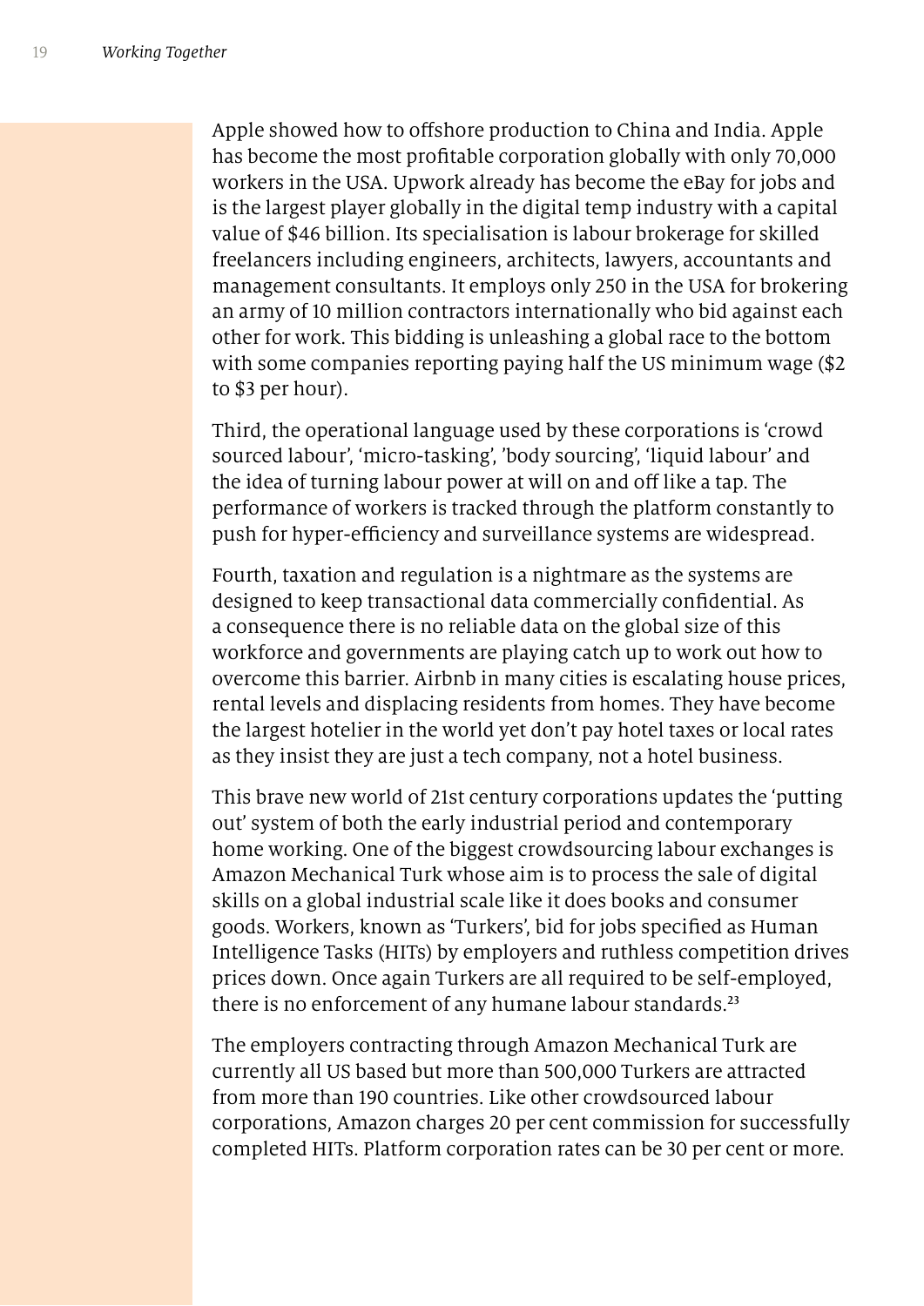Apple showed how to offshore production to China and India. Apple has become the most profitable corporation globally with only 70,000 workers in the USA. Upwork already has become the eBay for jobs and is the largest player globally in the digital temp industry with a capital value of $46 billion. Its specialisation is labour brokerage for skilled freelancers including engineers, architects, lawyers, accountants and management consultants. It employs only 250 in the USA for brokering an army of 10 million contractors internationally who bid against each other for work. This bidding is unleashing a global race to the bottom with some companies reporting paying half the US minimum wage ($2 to $3 per hour).

Third, the operational language used by these corporations is 'crowd sourced labour', 'micro-tasking', 'body sourcing', 'liquid labour' and the idea of turning labour power at will on and off like a tap. The performance of workers is tracked through the platform constantly to push for hyper-efficiency and surveillance systems are widespread.

Fourth, taxation and regulation is a nightmare as the systems are designed to keep transactional data commercially confidential. As a consequence there is no reliable data on the global size of this workforce and governments are playing catch up to work out how to overcome this barrier. Airbnb in many cities is escalating house prices, rental levels and displacing residents from homes. They have become the largest hotelier in the world yet don't pay hotel taxes or local rates as they insist they are just a tech company, not a hotel business.

This brave new world of 21st century corporations updates the 'putting out' system of both the early industrial period and contemporary home working. One of the biggest crowdsourcing labour exchanges is Amazon Mechanical Turk whose aim is to process the sale of digital skills on a global industrial scale like it does books and consumer goods. Workers, known as 'Turkers', bid for jobs specified as Human Intelligence Tasks (HITs) by employers and ruthless competition drives prices down. Once again Turkers are all required to be self-employed, there is no enforcement of any humane labour standards.[23]

The employers contracting through Amazon Mechanical Turk are currently all US based but more than 500,000 Turkers are attracted from more than 190 countries. Like other crowdsourced labour corporations, Amazon charges 20 per cent commission for successfully completed HITs. Platform corporation rates can be 30 per cent or more.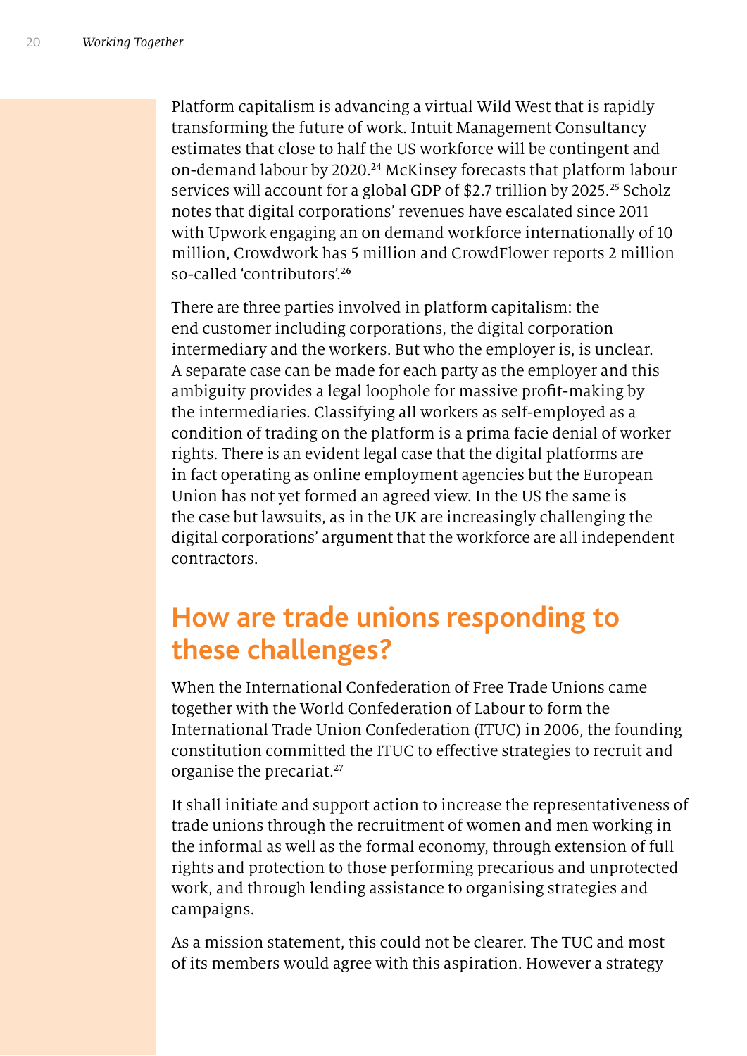Platform capitalism is advancing a virtual Wild West that is rapidly transforming the future of work. Intuit Management Consultancy estimates that close to half the US workforce will be contingent and on-demand labour by 2020.[24] McKinsey forecasts that platform labour services will account for a global GDP of $2.7 trillion by 2025.[25] Scholz notes that digital corporations' revenues have escalated since 2011 with Upwork engaging an on demand workforce internationally of 10 million, Crowdwork has 5 million and CrowdFlower reports 2 million so-called 'contributors'.[26]

There are three parties involved in platform capitalism: the end customer including corporations, the digital corporation intermediary and the workers. But who the employer is, is unclear. A separate case can be made for each party as the employer and this ambiguity provides a legal loophole for massive profit-making by the intermediaries. Classifying all workers as self-employed as a condition of trading on the platform is a prima facie denial of worker rights. There is an evident legal case that the digital platforms are in fact operating as online employment agencies but the European Union has not yet formed an agreed view. In the US the same is the case but lawsuits, as in the UK are increasingly challenging the digital corporations' argument that the workforce are all independent contractors.

## How are trade unions responding to these challenges?

When the International Confederation of Free Trade Unions came together with the World Confederation of Labour to form the International Trade Union Confederation (ITUC) in 2006, the founding constitution committed the ITUC to effective strategies to recruit and organise the precariat.[27]

It shall initiate and support action to increase the representativeness of trade unions through the recruitment of women and men working in the informal as well as the formal economy, through extension of full rights and protection to those performing precarious and unprotected work, and through lending assistance to organising strategies and campaigns.

As a mission statement, this could not be clearer. The TUC and most of its members would agree with this aspiration. However a strategy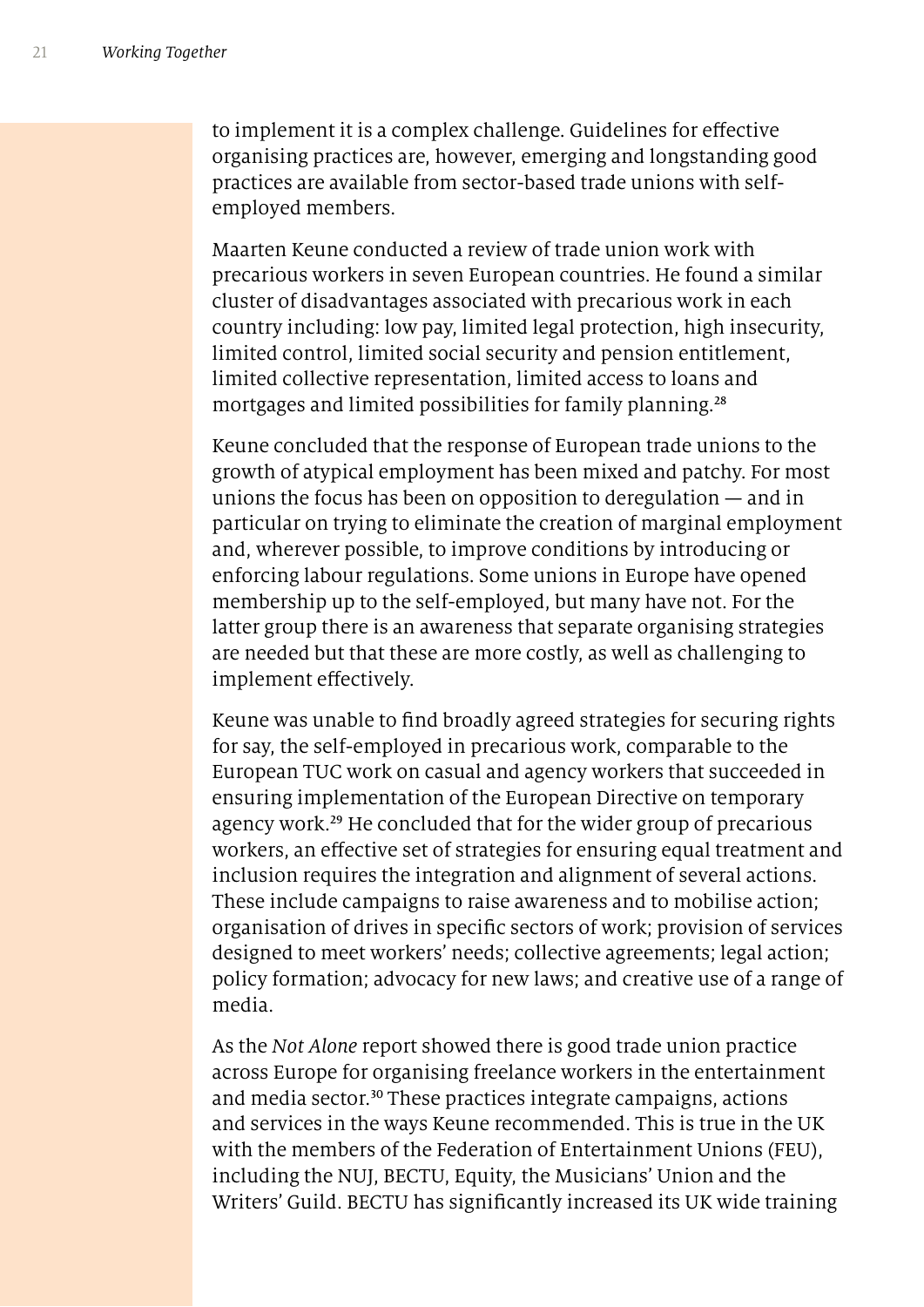to implement it is a complex challenge. Guidelines for effective organising practices are, however, emerging and longstanding good practices are available from sector-based trade unions with self-employed members.

Maarten Keune conducted a review of trade union work with precarious workers in seven European countries. He found a similar cluster of disadvantages associated with precarious work in each country including: low pay, limited legal protection, high insecurity, limited control, limited social security and pension entitlement, limited collective representation, limited access to loans and mortgages and limited possibilities for family planning.[28]

Keune concluded that the response of European trade unions to the growth of atypical employment has been mixed and patchy. For most unions the focus has been on opposition to deregulation — and in particular on trying to eliminate the creation of marginal employment and, wherever possible, to improve conditions by introducing or enforcing labour regulations. Some unions in Europe have opened membership up to the self-employed, but many have not. For the latter group there is an awareness that separate organising strategies are needed but that these are more costly, as well as challenging to implement effectively.

Keune was unable to find broadly agreed strategies for securing rights for say, the self-employed in precarious work, comparable to the European TUC work on casual and agency workers that succeeded in ensuring implementation of the European Directive on temporary agency work.[29] He concluded that for the wider group of precarious workers, an effective set of strategies for ensuring equal treatment and inclusion requires the integration and alignment of several actions. These include campaigns to raise awareness and to mobilise action; organisation of drives in specific sectors of work; provision of services designed to meet workers' needs; collective agreements; legal action; policy formation; advocacy for new laws; and creative use of a range of media.

As the *Not Alone* report showed there is good trade union practice across Europe for organising freelance workers in the entertainment and media sector.[30] These practices integrate campaigns, actions and services in the ways Keune recommended. This is true in the UK with the members of the Federation of Entertainment Unions (FEU), including the NUJ, BECTU, Equity, the Musicians' Union and the Writers' Guild. BECTU has significantly increased its UK wide training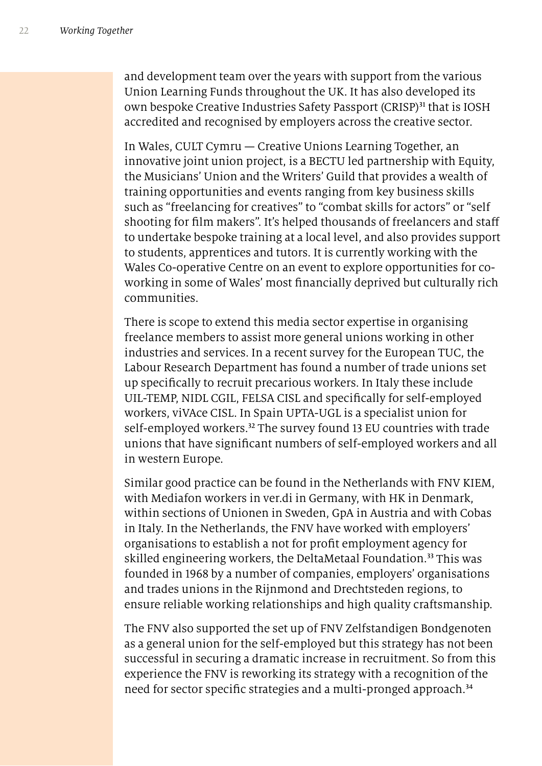and development team over the years with support from the various Union Learning Funds throughout the UK. It has also developed its own bespoke Creative Industries Safety Passport (CRISP)[31] that is IOSH accredited and recognised by employers across the creative sector.

In Wales, CULT Cymru — Creative Unions Learning Together, an innovative joint union project, is a BECTU led partnership with Equity, the Musicians' Union and the Writers' Guild that provides a wealth of training opportunities and events ranging from key business skills such as "freelancing for creatives" to "combat skills for actors" or "self shooting for film makers". It's helped thousands of freelancers and staff to undertake bespoke training at a local level, and also provides support to students, apprentices and tutors. It is currently working with the Wales Co-operative Centre on an event to explore opportunities for co-working in some of Wales' most financially deprived but culturally rich communities.

There is scope to extend this media sector expertise in organising freelance members to assist more general unions working in other industries and services. In a recent survey for the European TUC, the Labour Research Department has found a number of trade unions set up specifically to recruit precarious workers. In Italy these include UIL-TEMP, NIDL CGIL, FELSA CISL and specifically for self-employed workers, viVAce CISL. In Spain UPTA-UGL is a specialist union for self-employed workers.[32] The survey found 13 EU countries with trade unions that have significant numbers of self-employed workers and all in western Europe.

Similar good practice can be found in the Netherlands with FNV KIEM, with Mediafon workers in ver.di in Germany, with HK in Denmark, within sections of Unionen in Sweden, GpA in Austria and with Cobas in Italy. In the Netherlands, the FNV have worked with employers' organisations to establish a not for profit employment agency for skilled engineering workers, the DeltaMetaal Foundation.[33] This was founded in 1968 by a number of companies, employers' organisations and trades unions in the Rijnmond and Drechtsteden regions, to ensure reliable working relationships and high quality craftsmanship.

The FNV also supported the set up of FNV Zelfstandigen Bondgenoten as a general union for the self-employed but this strategy has not been successful in securing a dramatic increase in recruitment. So from this experience the FNV is reworking its strategy with a recognition of the need for sector specific strategies and a multi-pronged approach.[34]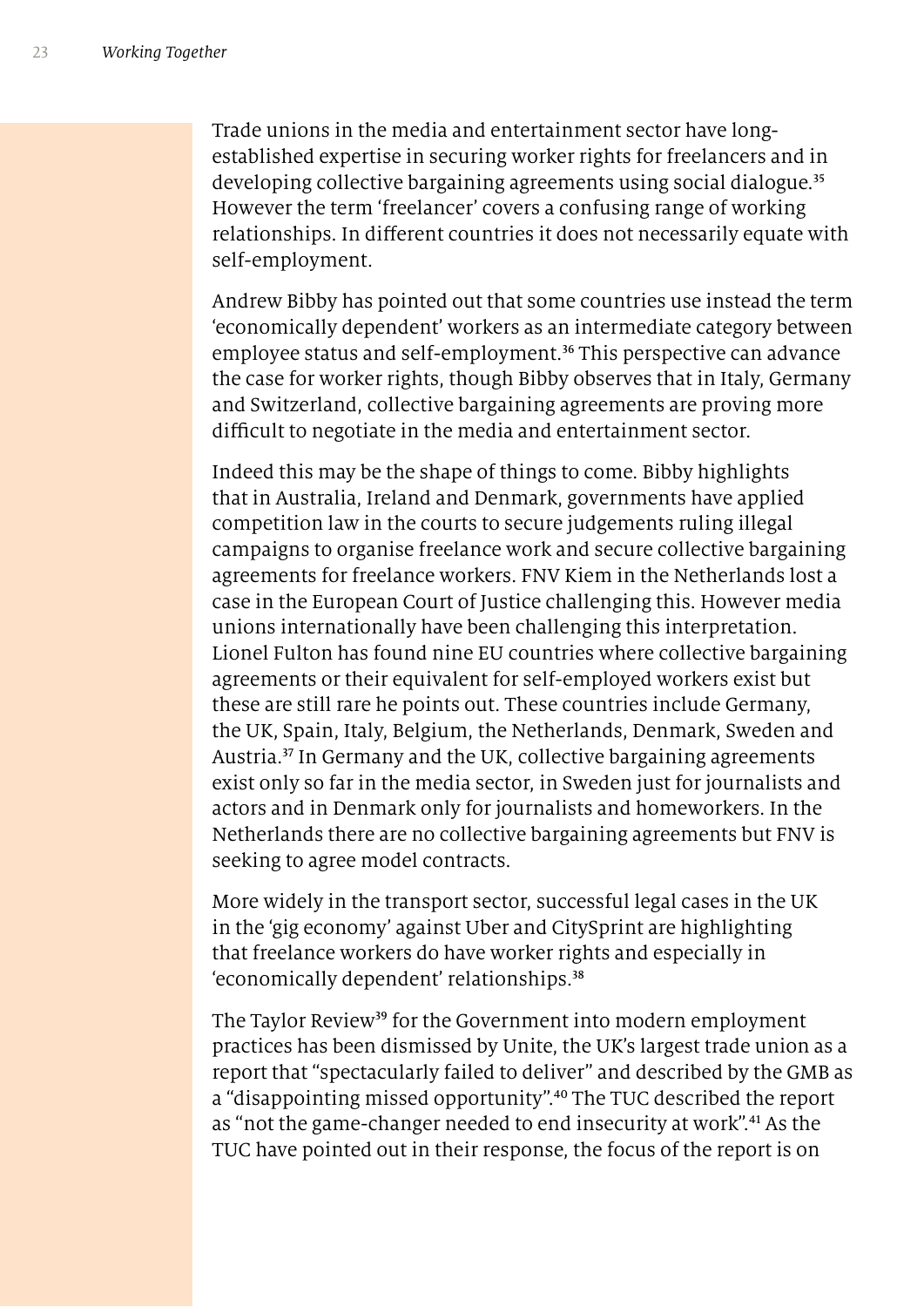Trade unions in the media and entertainment sector have long-established expertise in securing worker rights for freelancers and in developing collective bargaining agreements using social dialogue.[35] However the term 'freelancer' covers a confusing range of working relationships. In different countries it does not necessarily equate with self-employment.

Andrew Bibby has pointed out that some countries use instead the term 'economically dependent' workers as an intermediate category between employee status and self-employment.[36] This perspective can advance the case for worker rights, though Bibby observes that in Italy, Germany and Switzerland, collective bargaining agreements are proving more difficult to negotiate in the media and entertainment sector.

Indeed this may be the shape of things to come. Bibby highlights that in Australia, Ireland and Denmark, governments have applied competition law in the courts to secure judgements ruling illegal campaigns to organise freelance work and secure collective bargaining agreements for freelance workers. FNV Kiem in the Netherlands lost a case in the European Court of Justice challenging this. However media unions internationally have been challenging this interpretation. Lionel Fulton has found nine EU countries where collective bargaining agreements or their equivalent for self-employed workers exist but these are still rare he points out. These countries include Germany, the UK, Spain, Italy, Belgium, the Netherlands, Denmark, Sweden and Austria.[37] In Germany and the UK, collective bargaining agreements exist only so far in the media sector, in Sweden just for journalists and actors and in Denmark only for journalists and homeworkers. In the Netherlands there are no collective bargaining agreements but FNV is seeking to agree model contracts.

More widely in the transport sector, successful legal cases in the UK in the 'gig economy' against Uber and CitySprint are highlighting that freelance workers do have worker rights and especially in 'economically dependent' relationships.[38]

The Taylor Review[39] for the Government into modern employment practices has been dismissed by Unite, the UK's largest trade union as a report that "spectacularly failed to deliver" and described by the GMB as a "disappointing missed opportunity".[40] The TUC described the report as "not the game-changer needed to end insecurity at work".[41] As the TUC have pointed out in their response, the focus of the report is on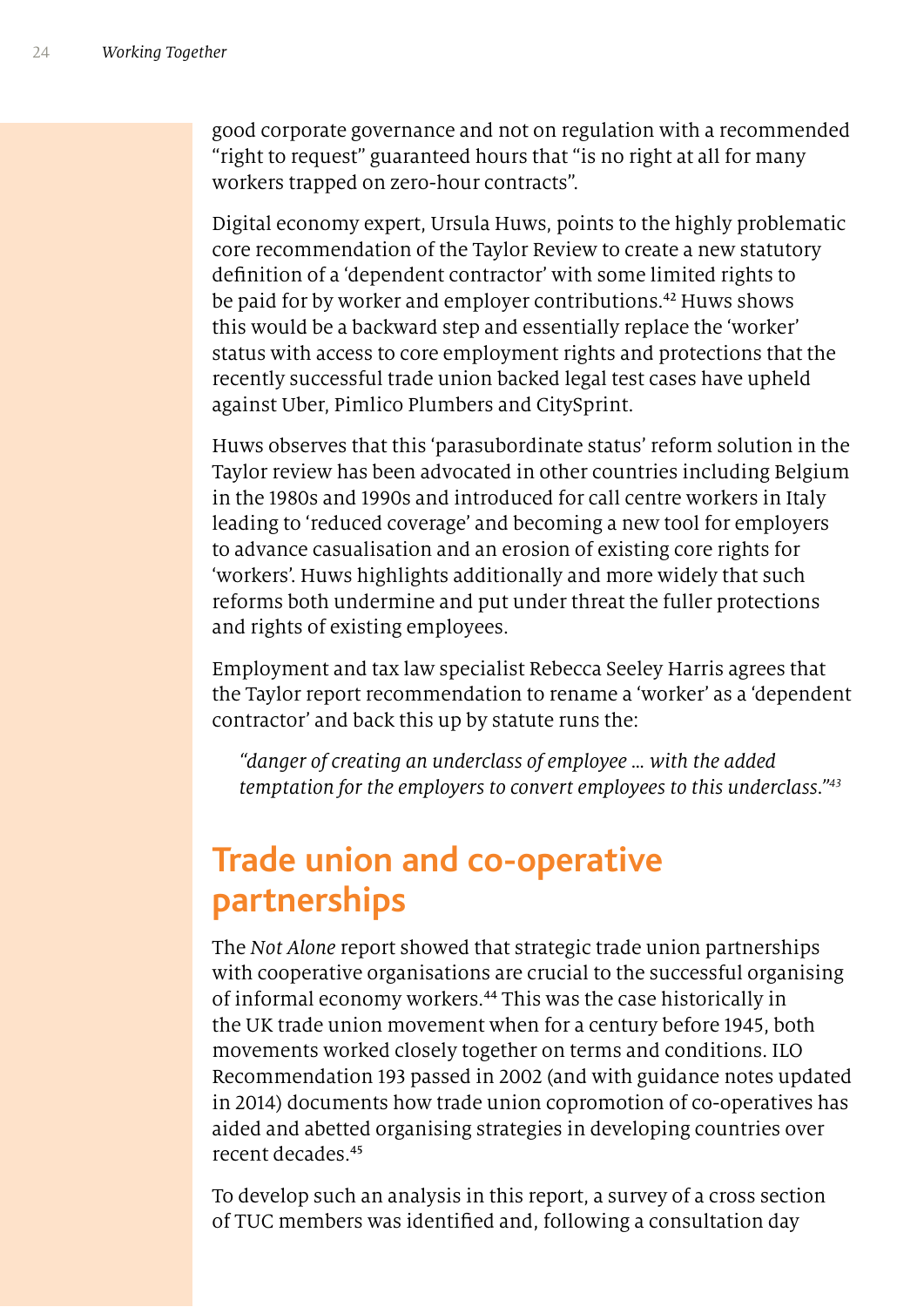good corporate governance and not on regulation with a recommended "right to request" guaranteed hours that "is no right at all for many workers trapped on zero-hour contracts".

Digital economy expert, Ursula Huws, points to the highly problematic core recommendation of the Taylor Review to create a new statutory definition of a 'dependent contractor' with some limited rights to be paid for by worker and employer contributions.[42] Huws shows this would be a backward step and essentially replace the 'worker' status with access to core employment rights and protections that the recently successful trade union backed legal test cases have upheld against Uber, Pimlico Plumbers and CitySprint.

Huws observes that this 'parasubordinate status' reform solution in the Taylor review has been advocated in other countries including Belgium in the 1980s and 1990s and introduced for call centre workers in Italy leading to 'reduced coverage' and becoming a new tool for employers to advance casualisation and an erosion of existing core rights for 'workers'. Huws highlights additionally and more widely that such reforms both undermine and put under threat the fuller protections and rights of existing employees.

Employment and tax law specialist Rebecca Seeley Harris agrees that the Taylor report recommendation to rename a 'worker' as a 'dependent contractor' and back this up by statute runs the:

> *"danger of creating an underclass of employee … with the added temptation for the employers to convert employees to this underclass."*[43]

## Trade union and co-operative partnerships

The *Not Alone* report showed that strategic trade union partnerships with cooperative organisations are crucial to the successful organising of informal economy workers.[44] This was the case historically in the UK trade union movement when for a century before 1945, both movements worked closely together on terms and conditions. ILO Recommendation 193 passed in 2002 (and with guidance notes updated in 2014) documents how trade union copromotion of co-operatives has aided and abetted organising strategies in developing countries over recent decades.[45]

To develop such an analysis in this report, a survey of a cross section of TUC members was identified and, following a consultation day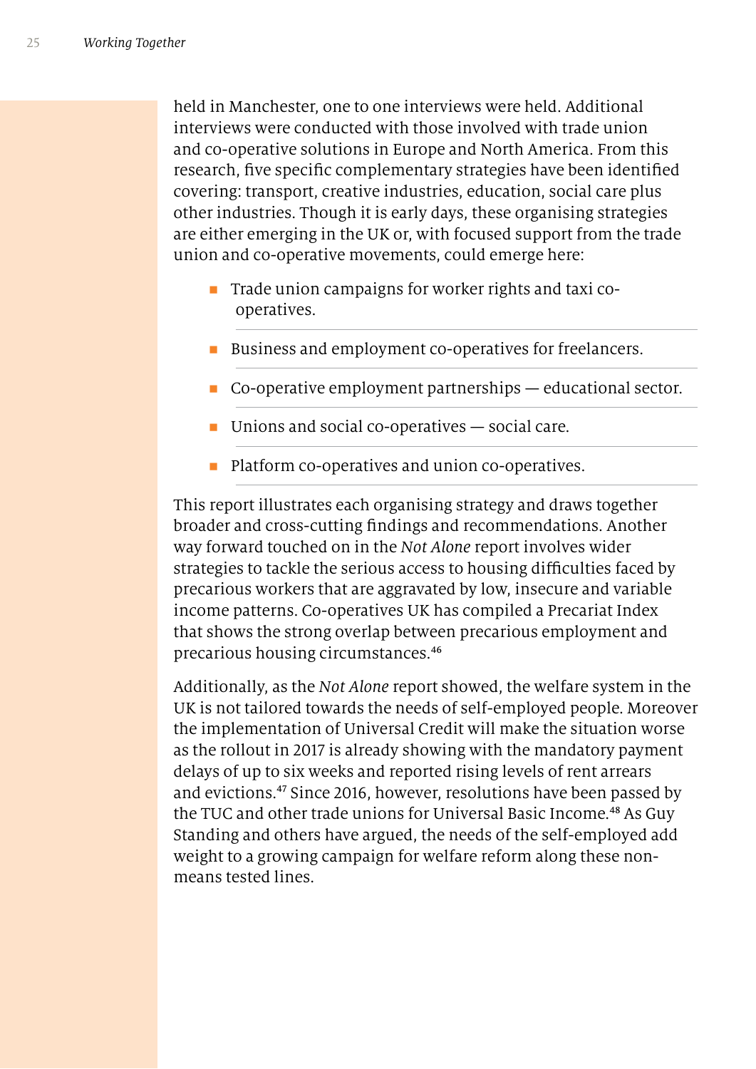held in Manchester, one to one interviews were held. Additional interviews were conducted with those involved with trade union and co-operative solutions in Europe and North America. From this research, five specific complementary strategies have been identified covering: transport, creative industries, education, social care plus other industries. Though it is early days, these organising strategies are either emerging in the UK or, with focused support from the trade union and co-operative movements, could emerge here:

- Trade union campaigns for worker rights and taxi co-operatives.
- Business and employment co-operatives for freelancers.
- Co-operative employment partnerships — educational sector.
- Unions and social co-operatives — social care.
- Platform co-operatives and union co-operatives.

This report illustrates each organising strategy and draws together broader and cross-cutting findings and recommendations. Another way forward touched on in the *Not Alone* report involves wider strategies to tackle the serious access to housing difficulties faced by precarious workers that are aggravated by low, insecure and variable income patterns. Co-operatives UK has compiled a Precariat Index that shows the strong overlap between precarious employment and precarious housing circumstances.[46]

Additionally, as the *Not Alone* report showed, the welfare system in the UK is not tailored towards the needs of self-employed people. Moreover the implementation of Universal Credit will make the situation worse as the rollout in 2017 is already showing with the mandatory payment delays of up to six weeks and reported rising levels of rent arrears and evictions.[47] Since 2016, however, resolutions have been passed by the TUC and other trade unions for Universal Basic Income.[48] As Guy Standing and others have argued, the needs of the self-employed add weight to a growing campaign for welfare reform along these non-means tested lines.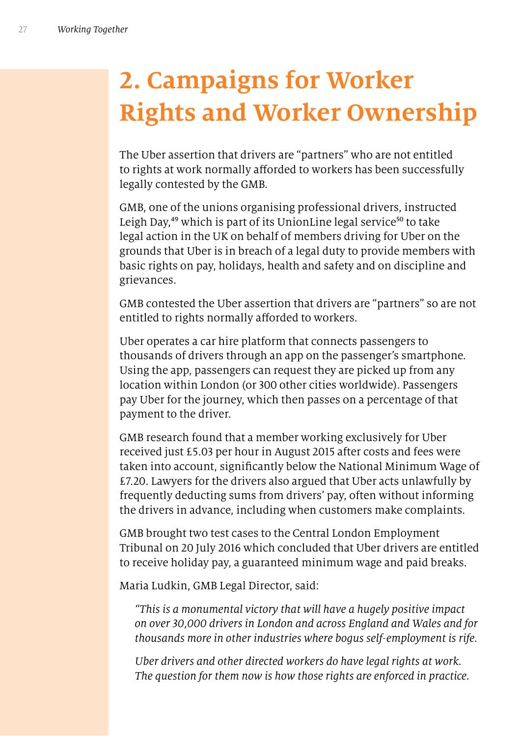# 2. Campaigns for Worker Rights and Worker Ownership

The Uber assertion that drivers are "partners" who are not entitled to rights at work normally afforded to workers has been successfully legally contested by the GMB.

GMB, one of the unions organising professional drivers, instructed Leigh Day,[49] which is part of its UnionLine legal service[50] to take legal action in the UK on behalf of members driving for Uber on the grounds that Uber is in breach of a legal duty to provide members with basic rights on pay, holidays, health and safety and on discipline and grievances.

GMB contested the Uber assertion that drivers are "partners" so are not entitled to rights normally afforded to workers.

Uber operates a car hire platform that connects passengers to thousands of drivers through an app on the passenger's smartphone. Using the app, passengers can request they are picked up from any location within London (or 300 other cities worldwide). Passengers pay Uber for the journey, which then passes on a percentage of that payment to the driver.

GMB research found that a member working exclusively for Uber received just £5.03 per hour in August 2015 after costs and fees were taken into account, significantly below the National Minimum Wage of £7.20. Lawyers for the drivers also argued that Uber acts unlawfully by frequently deducting sums from drivers' pay, often without informing the drivers in advance, including when customers make complaints.

GMB brought two test cases to the Central London Employment Tribunal on 20 July 2016 which concluded that Uber drivers are entitled to receive holiday pay, a guaranteed minimum wage and paid breaks.

Maria Ludkin, GMB Legal Director, said:

> *"This is a monumental victory that will have a hugely positive impact on over 30,000 drivers in London and across England and Wales and for thousands more in other industries where bogus self-employment is rife.*
>
> *Uber drivers and other directed workers do have legal rights at work. The question for them now is how those rights are enforced in practice.*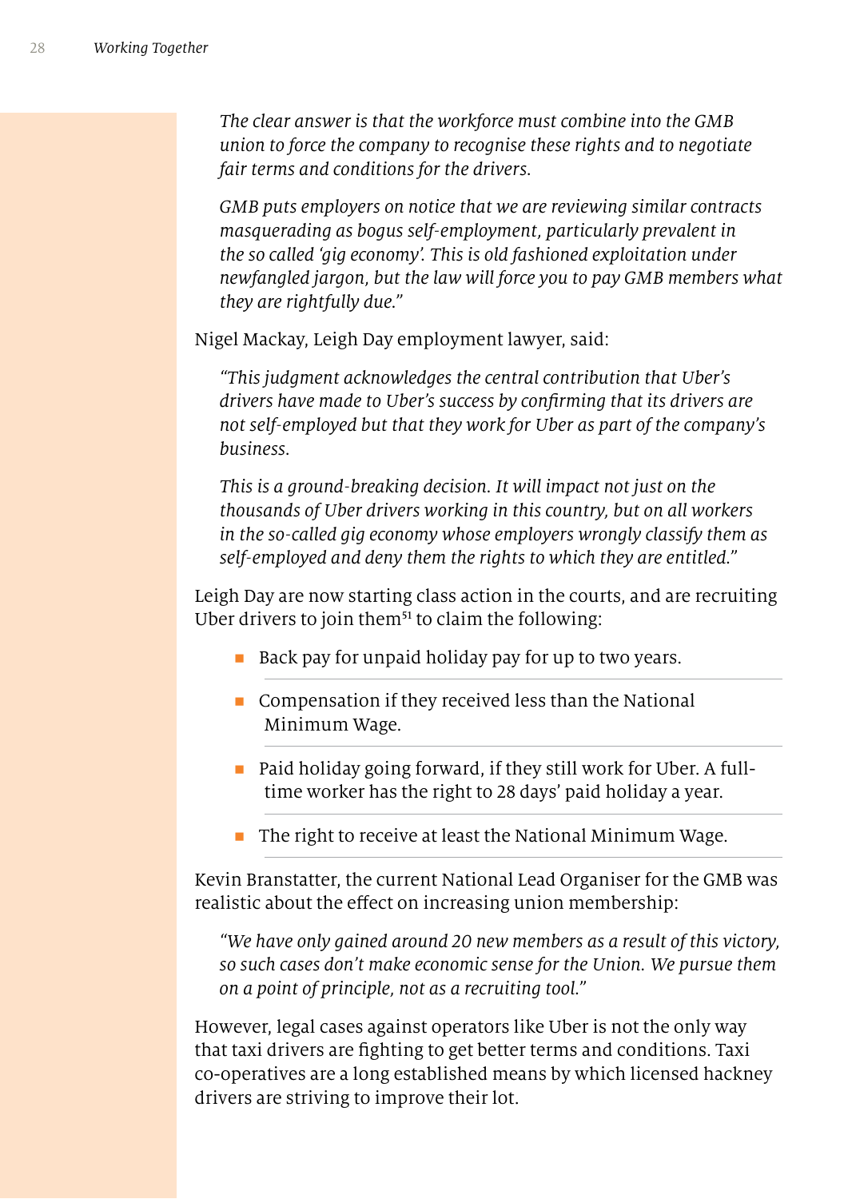> *The clear answer is that the workforce must combine into the GMB union to force the company to recognise these rights and to negotiate fair terms and conditions for the drivers.*
>
> *GMB puts employers on notice that we are reviewing similar contracts masquerading as bogus self-employment, particularly prevalent in the so called 'gig economy'. This is old fashioned exploitation under newfangled jargon, but the law will force you to pay GMB members what they are rightfully due."*

Nigel Mackay, Leigh Day employment lawyer, said:

> *"This judgment acknowledges the central contribution that Uber's drivers have made to Uber's success by confirming that its drivers are not self-employed but that they work for Uber as part of the company's business.*
>
> *This is a ground-breaking decision. It will impact not just on the thousands of Uber drivers working in this country, but on all workers in the so-called gig economy whose employers wrongly classify them as self-employed and deny them the rights to which they are entitled."*

Leigh Day are now starting class action in the courts, and are recruiting Uber drivers to join them[51] to claim the following:

- Back pay for unpaid holiday pay for up to two years.
- Compensation if they received less than the National Minimum Wage.
- Paid holiday going forward, if they still work for Uber. A full-time worker has the right to 28 days' paid holiday a year.
- The right to receive at least the National Minimum Wage.

Kevin Branstatter, the current National Lead Organiser for the GMB was realistic about the effect on increasing union membership:

> *"We have only gained around 20 new members as a result of this victory, so such cases don't make economic sense for the Union. We pursue them on a point of principle, not as a recruiting tool."*

However, legal cases against operators like Uber is not the only way that taxi drivers are fighting to get better terms and conditions. Taxi co-operatives are a long established means by which licensed hackney drivers are striving to improve their lot.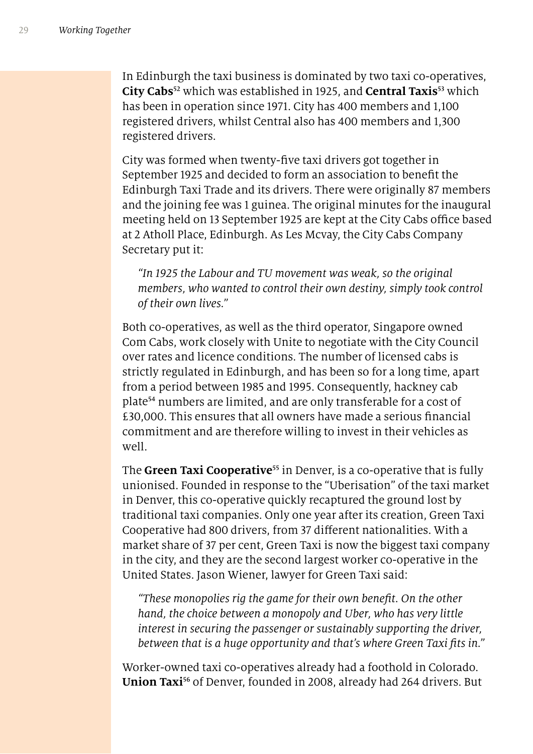In Edinburgh the taxi business is dominated by two taxi co-operatives, **City Cabs**[52] which was established in 1925, and **Central Taxis**[53] which has been in operation since 1971. City has 400 members and 1,100 registered drivers, whilst Central also has 400 members and 1,300 registered drivers.

City was formed when twenty-five taxi drivers got together in September 1925 and decided to form an association to benefit the Edinburgh Taxi Trade and its drivers. There were originally 87 members and the joining fee was 1 guinea. The original minutes for the inaugural meeting held on 13 September 1925 are kept at the City Cabs office based at 2 Atholl Place, Edinburgh. As Les Mcvay, the City Cabs Company Secretary put it:

> *"In 1925 the Labour and TU movement was weak, so the original members, who wanted to control their own destiny, simply took control of their own lives."*

Both co-operatives, as well as the third operator, Singapore owned Com Cabs, work closely with Unite to negotiate with the City Council over rates and licence conditions. The number of licensed cabs is strictly regulated in Edinburgh, and has been so for a long time, apart from a period between 1985 and 1995. Consequently, hackney cab plate[54] numbers are limited, and are only transferable for a cost of £30,000. This ensures that all owners have made a serious financial commitment and are therefore willing to invest in their vehicles as well.

The **Green Taxi Cooperative**[55] in Denver, is a co-operative that is fully unionised. Founded in response to the "Uberisation" of the taxi market in Denver, this co-operative quickly recaptured the ground lost by traditional taxi companies. Only one year after its creation, Green Taxi Cooperative had 800 drivers, from 37 different nationalities. With a market share of 37 per cent, Green Taxi is now the biggest taxi company in the city, and they are the second largest worker co-operative in the United States. Jason Wiener, lawyer for Green Taxi said:

> *"These monopolies rig the game for their own benefit. On the other hand, the choice between a monopoly and Uber, who has very little interest in securing the passenger or sustainably supporting the driver, between that is a huge opportunity and that's where Green Taxi fits in."*

Worker-owned taxi co-operatives already had a foothold in Colorado. **Union Taxi**[56] of Denver, founded in 2008, already had 264 drivers. But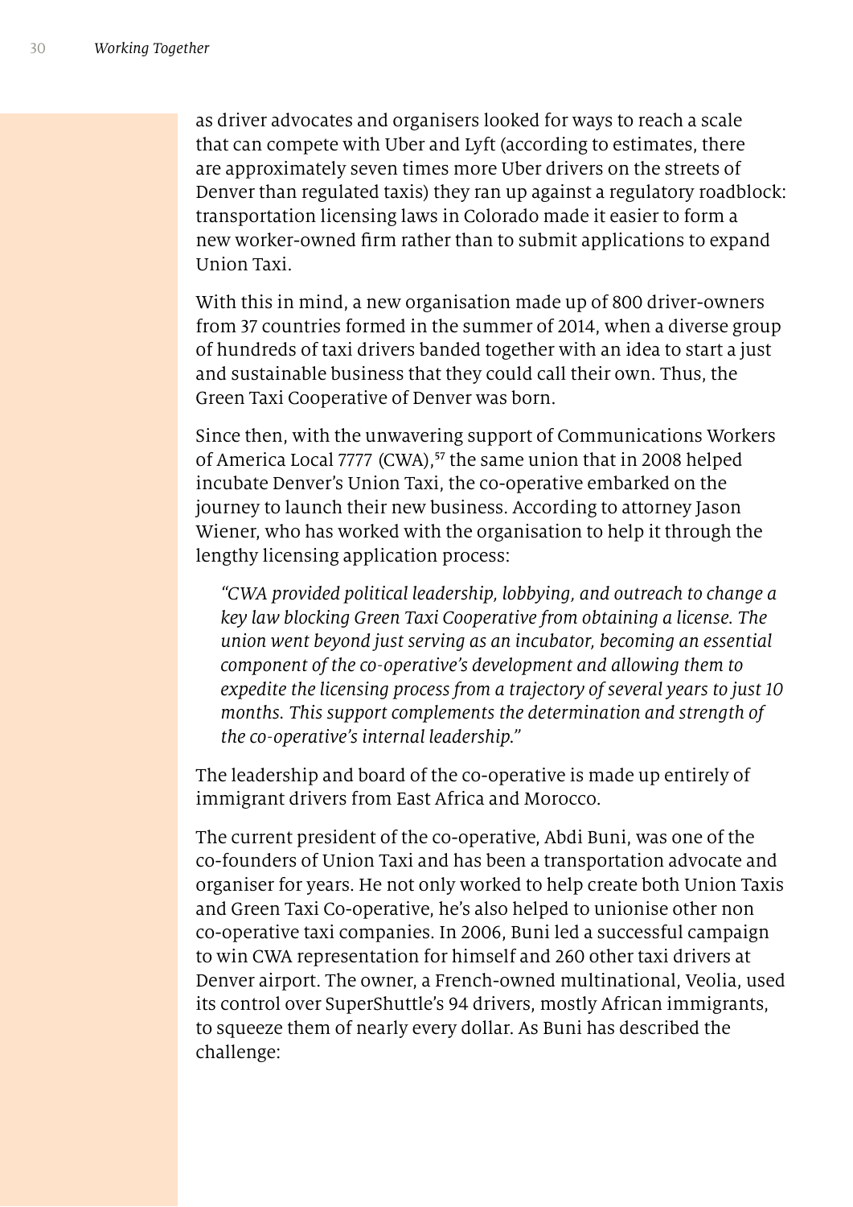as driver advocates and organisers looked for ways to reach a scale that can compete with Uber and Lyft (according to estimates, there are approximately seven times more Uber drivers on the streets of Denver than regulated taxis) they ran up against a regulatory roadblock: transportation licensing laws in Colorado made it easier to form a new worker-owned firm rather than to submit applications to expand Union Taxi.

With this in mind, a new organisation made up of 800 driver-owners from 37 countries formed in the summer of 2014, when a diverse group of hundreds of taxi drivers banded together with an idea to start a just and sustainable business that they could call their own. Thus, the Green Taxi Cooperative of Denver was born.

Since then, with the unwavering support of Communications Workers of America Local 7777 (CWA),[57] the same union that in 2008 helped incubate Denver's Union Taxi, the co-operative embarked on the journey to launch their new business. According to attorney Jason Wiener, who has worked with the organisation to help it through the lengthy licensing application process:

> *"CWA provided political leadership, lobbying, and outreach to change a key law blocking Green Taxi Cooperative from obtaining a license. The union went beyond just serving as an incubator, becoming an essential component of the co-operative's development and allowing them to expedite the licensing process from a trajectory of several years to just 10 months. This support complements the determination and strength of the co-operative's internal leadership."*

The leadership and board of the co-operative is made up entirely of immigrant drivers from East Africa and Morocco.

The current president of the co-operative, Abdi Buni, was one of the co-founders of Union Taxi and has been a transportation advocate and organiser for years. He not only worked to help create both Union Taxis and Green Taxi Co-operative, he's also helped to unionise other non co-operative taxi companies. In 2006, Buni led a successful campaign to win CWA representation for himself and 260 other taxi drivers at Denver airport. The owner, a French-owned multinational, Veolia, used its control over SuperShuttle's 94 drivers, mostly African immigrants, to squeeze them of nearly every dollar. As Buni has described the challenge: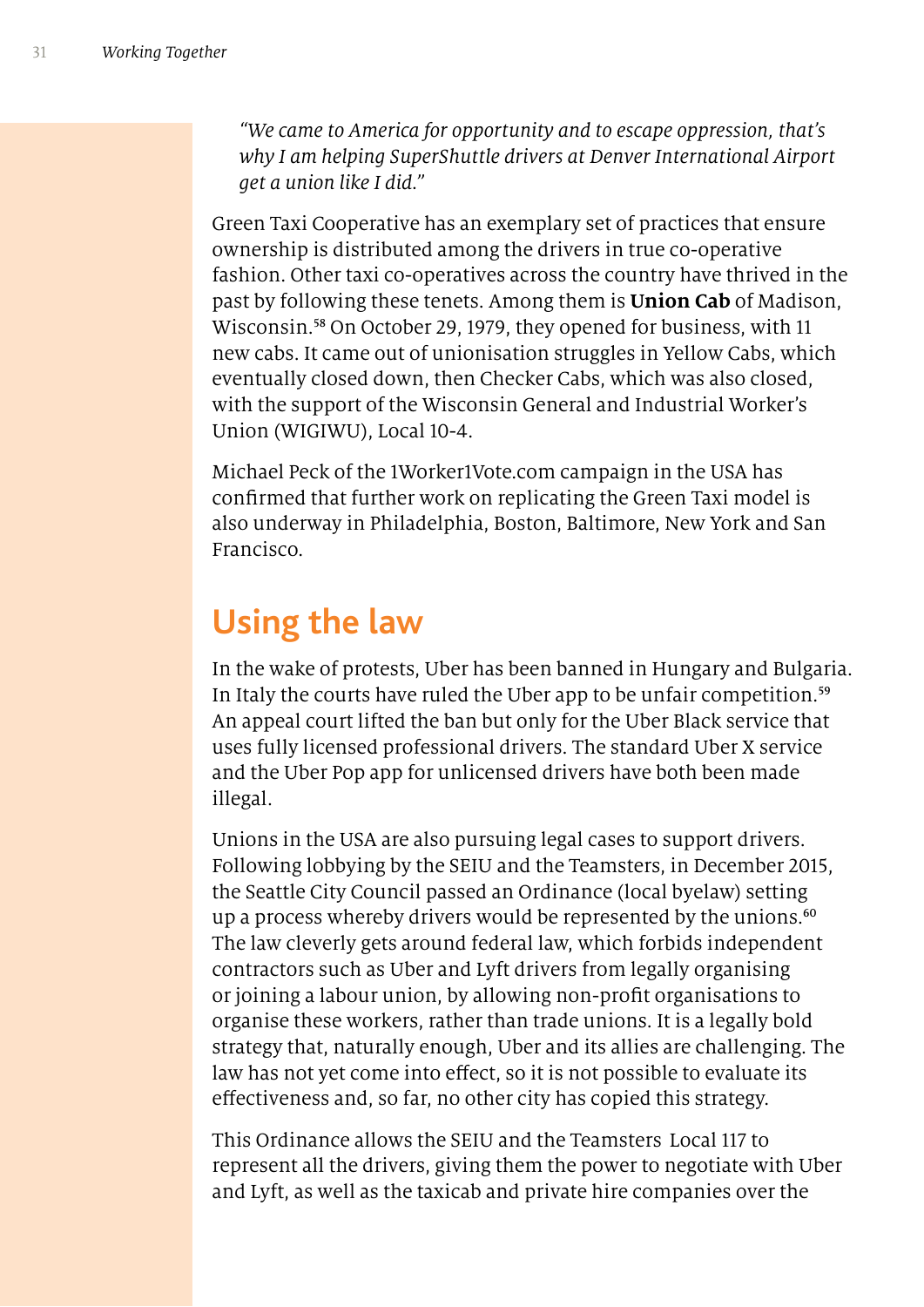*"We came to America for opportunity and to escape oppression, that's why I am helping SuperShuttle drivers at Denver International Airport get a union like I did."*

Green Taxi Cooperative has an exemplary set of practices that ensure ownership is distributed among the drivers in true co-operative fashion. Other taxi co-operatives across the country have thrived in the past by following these tenets. Among them is **Union Cab** of Madison, Wisconsin.[58] On October 29, 1979, they opened for business, with 11 new cabs. It came out of unionisation struggles in Yellow Cabs, which eventually closed down, then Checker Cabs, which was also closed, with the support of the Wisconsin General and Industrial Worker's Union (WIGIWU), Local 10-4.

Michael Peck of the 1Worker1Vote.com campaign in the USA has confirmed that further work on replicating the Green Taxi model is also underway in Philadelphia, Boston, Baltimore, New York and San Francisco.

## Using the law

In the wake of protests, Uber has been banned in Hungary and Bulgaria. In Italy the courts have ruled the Uber app to be unfair competition.[59] An appeal court lifted the ban but only for the Uber Black service that uses fully licensed professional drivers. The standard Uber X service and the Uber Pop app for unlicensed drivers have both been made illegal.

Unions in the USA are also pursuing legal cases to support drivers. Following lobbying by the SEIU and the Teamsters, in December 2015, the Seattle City Council passed an Ordinance (local byelaw) setting up a process whereby drivers would be represented by the unions.[60] The law cleverly gets around federal law, which forbids independent contractors such as Uber and Lyft drivers from legally organising or joining a labour union, by allowing non-profit organisations to organise these workers, rather than trade unions. It is a legally bold strategy that, naturally enough, Uber and its allies are challenging. The law has not yet come into effect, so it is not possible to evaluate its effectiveness and, so far, no other city has copied this strategy.

This Ordinance allows the SEIU and the Teamsters Local 117 to represent all the drivers, giving them the power to negotiate with Uber and Lyft, as well as the taxicab and private hire companies over the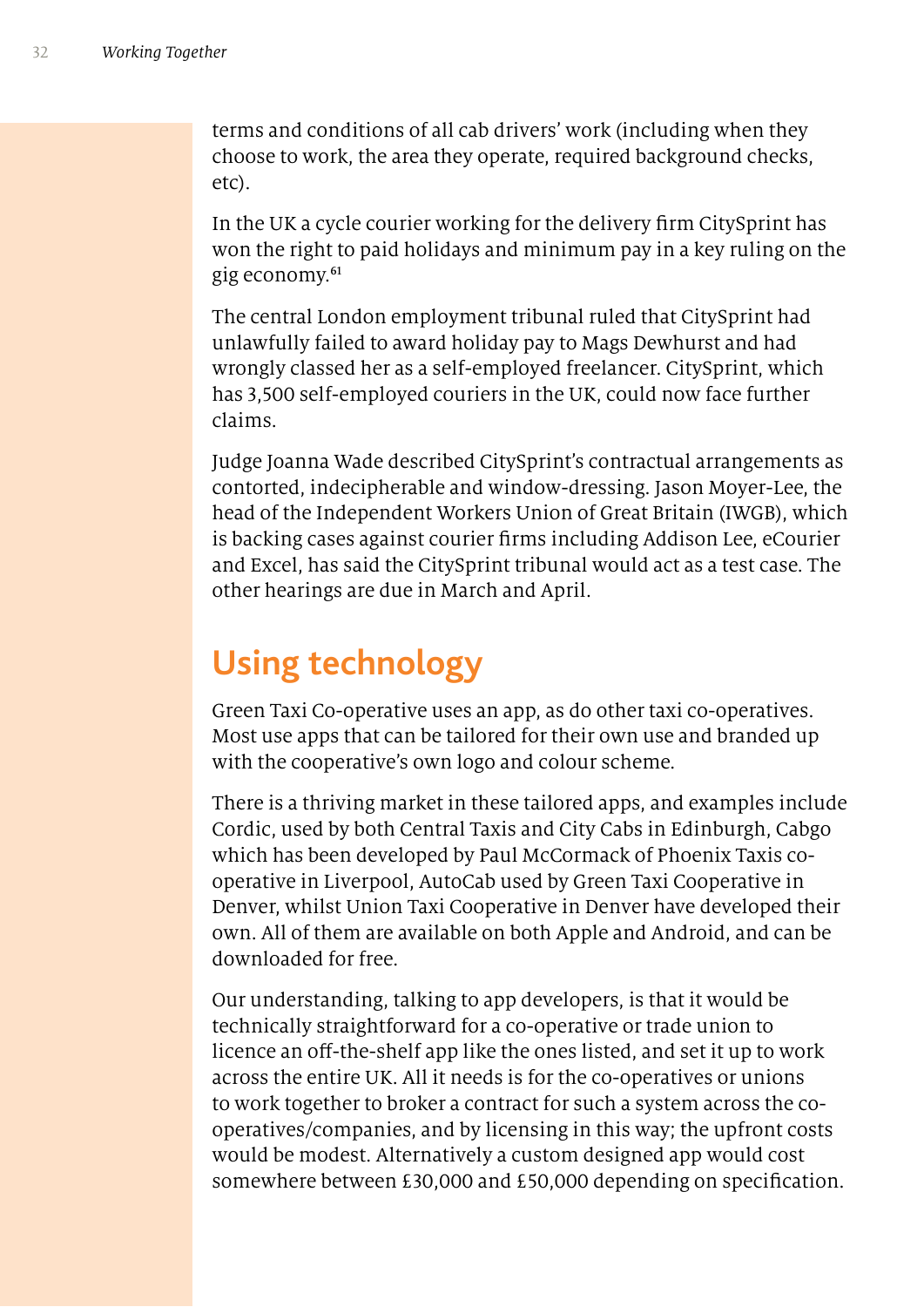terms and conditions of all cab drivers' work (including when they choose to work, the area they operate, required background checks, etc).

In the UK a cycle courier working for the delivery firm CitySprint has won the right to paid holidays and minimum pay in a key ruling on the gig economy.[61]

The central London employment tribunal ruled that CitySprint had unlawfully failed to award holiday pay to Mags Dewhurst and had wrongly classed her as a self-employed freelancer. CitySprint, which has 3,500 self-employed couriers in the UK, could now face further claims.

Judge Joanna Wade described CitySprint's contractual arrangements as contorted, indecipherable and window-dressing. Jason Moyer-Lee, the head of the Independent Workers Union of Great Britain (IWGB), which is backing cases against courier firms including Addison Lee, eCourier and Excel, has said the CitySprint tribunal would act as a test case. The other hearings are due in March and April.

## Using technology

Green Taxi Co-operative uses an app, as do other taxi co-operatives. Most use apps that can be tailored for their own use and branded up with the cooperative's own logo and colour scheme.

There is a thriving market in these tailored apps, and examples include Cordic, used by both Central Taxis and City Cabs in Edinburgh, Cabgo which has been developed by Paul McCormack of Phoenix Taxis co-operative in Liverpool, AutoCab used by Green Taxi Cooperative in Denver, whilst Union Taxi Cooperative in Denver have developed their own. All of them are available on both Apple and Android, and can be downloaded for free.

Our understanding, talking to app developers, is that it would be technically straightforward for a co-operative or trade union to licence an off-the-shelf app like the ones listed, and set it up to work across the entire UK. All it needs is for the co-operatives or unions to work together to broker a contract for such a system across the co-operatives/companies, and by licensing in this way; the upfront costs would be modest. Alternatively a custom designed app would cost somewhere between £30,000 and £50,000 depending on specification.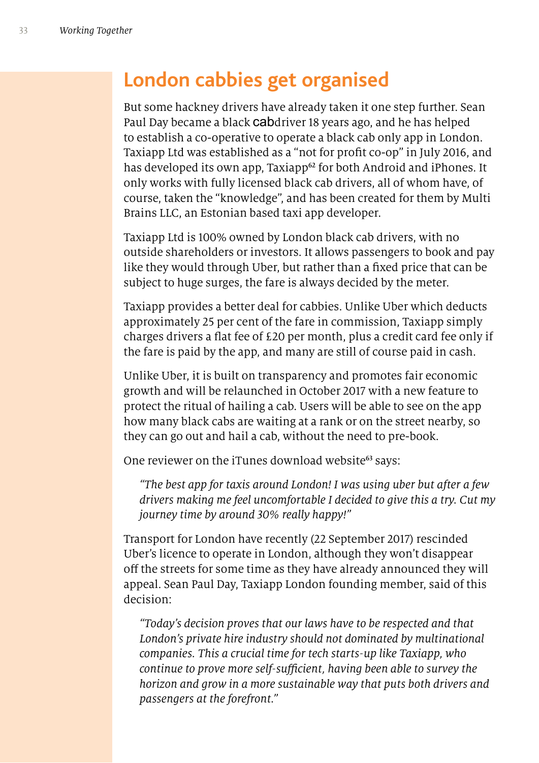## London cabbies get organised

But some hackney drivers have already taken it one step further. Sean Paul Day became a black cabdriver 18 years ago, and he has helped to establish a co-operative to operate a black cab only app in London. Taxiapp Ltd was established as a "not for profit co-op" in July 2016, and has developed its own app, Taxiapp[62] for both Android and iPhones. It only works with fully licensed black cab drivers, all of whom have, of course, taken the "knowledge", and has been created for them by Multi Brains LLC, an Estonian based taxi app developer.

Taxiapp Ltd is 100% owned by London black cab drivers, with no outside shareholders or investors. It allows passengers to book and pay like they would through Uber, but rather than a fixed price that can be subject to huge surges, the fare is always decided by the meter.

Taxiapp provides a better deal for cabbies. Unlike Uber which deducts approximately 25 per cent of the fare in commission, Taxiapp simply charges drivers a flat fee of £20 per month, plus a credit card fee only if the fare is paid by the app, and many are still of course paid in cash.

Unlike Uber, it is built on transparency and promotes fair economic growth and will be relaunched in October 2017 with a new feature to protect the ritual of hailing a cab. Users will be able to see on the app how many black cabs are waiting at a rank or on the street nearby, so they can go out and hail a cab, without the need to pre-book.

One reviewer on the iTunes download website[63] says:

> *"The best app for taxis around London! I was using uber but after a few drivers making me feel uncomfortable I decided to give this a try. Cut my journey time by around 30% really happy!"*

Transport for London have recently (22 September 2017) rescinded Uber's licence to operate in London, although they won't disappear off the streets for some time as they have already announced they will appeal. Sean Paul Day, Taxiapp London founding member, said of this decision:

> *"Today's decision proves that our laws have to be respected and that London's private hire industry should not dominated by multinational companies. This a crucial time for tech starts-up like Taxiapp, who continue to prove more self-sufficient, having been able to survey the horizon and grow in a more sustainable way that puts both drivers and passengers at the forefront."*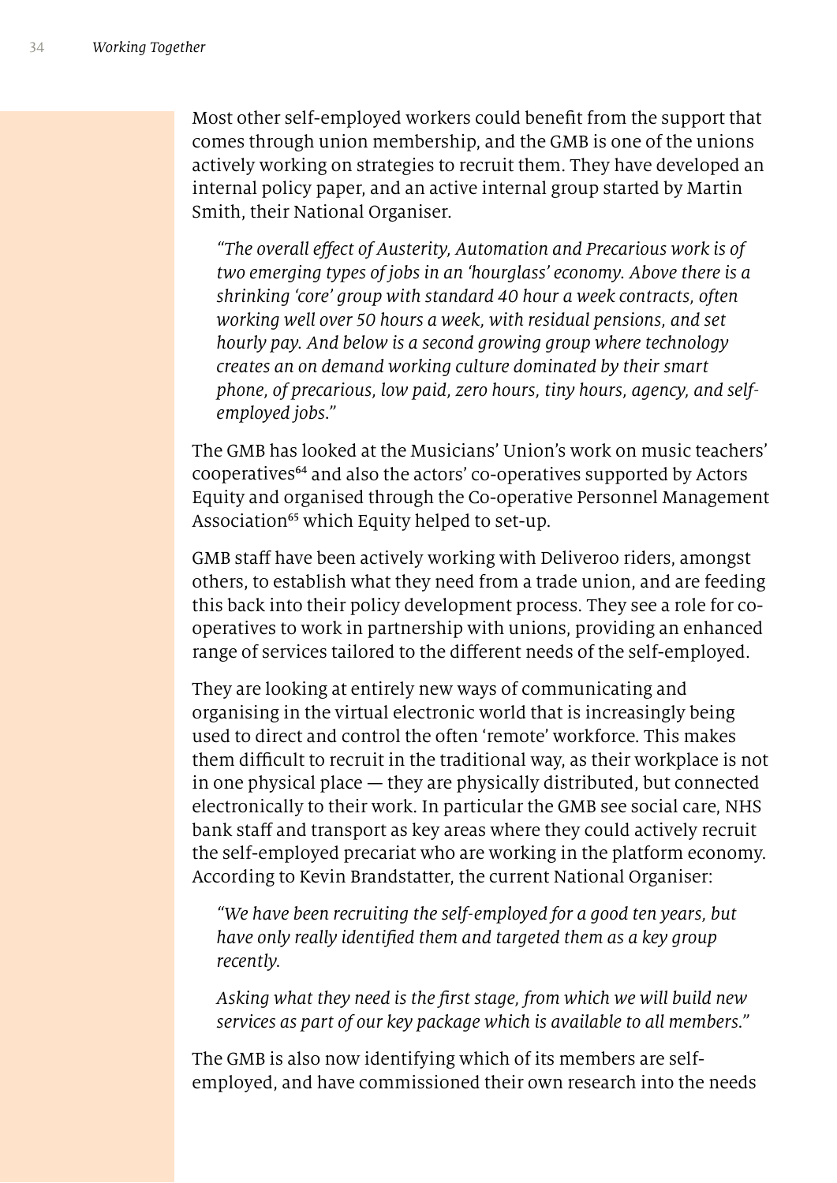Most other self-employed workers could benefit from the support that comes through union membership, and the GMB is one of the unions actively working on strategies to recruit them. They have developed an internal policy paper, and an active internal group started by Martin Smith, their National Organiser.

> *"The overall effect of Austerity, Automation and Precarious work is of two emerging types of jobs in an 'hourglass' economy. Above there is a shrinking 'core' group with standard 40 hour a week contracts, often working well over 50 hours a week, with residual pensions, and set hourly pay. And below is a second growing group where technology creates an on demand working culture dominated by their smart phone, of precarious, low paid, zero hours, tiny hours, agency, and self-employed jobs."*

The GMB has looked at the Musicians' Union's work on music teachers' cooperatives[64] and also the actors' co-operatives supported by Actors Equity and organised through the Co-operative Personnel Management Association[65] which Equity helped to set-up.

GMB staff have been actively working with Deliveroo riders, amongst others, to establish what they need from a trade union, and are feeding this back into their policy development process. They see a role for co-operatives to work in partnership with unions, providing an enhanced range of services tailored to the different needs of the self-employed.

They are looking at entirely new ways of communicating and organising in the virtual electronic world that is increasingly being used to direct and control the often 'remote' workforce. This makes them difficult to recruit in the traditional way, as their workplace is not in one physical place — they are physically distributed, but connected electronically to their work. In particular the GMB see social care, NHS bank staff and transport as key areas where they could actively recruit the self-employed precariat who are working in the platform economy. According to Kevin Brandstatter, the current National Organiser:

> *"We have been recruiting the self-employed for a good ten years, but have only really identified them and targeted them as a key group recently.*
>
> *Asking what they need is the first stage, from which we will build new services as part of our key package which is available to all members."*

The GMB is also now identifying which of its members are self-employed, and have commissioned their own research into the needs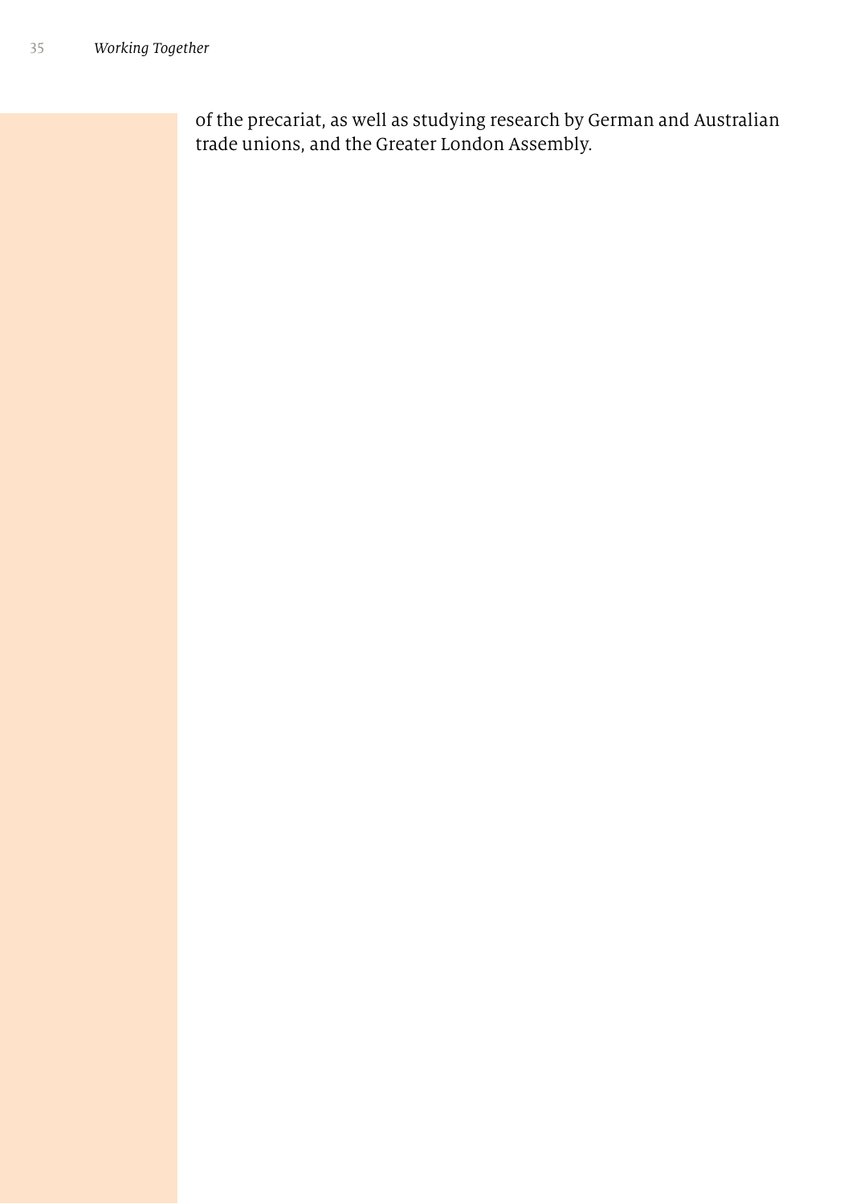of the precariat, as well as studying research by German and Australian trade unions, and the Greater London Assembly.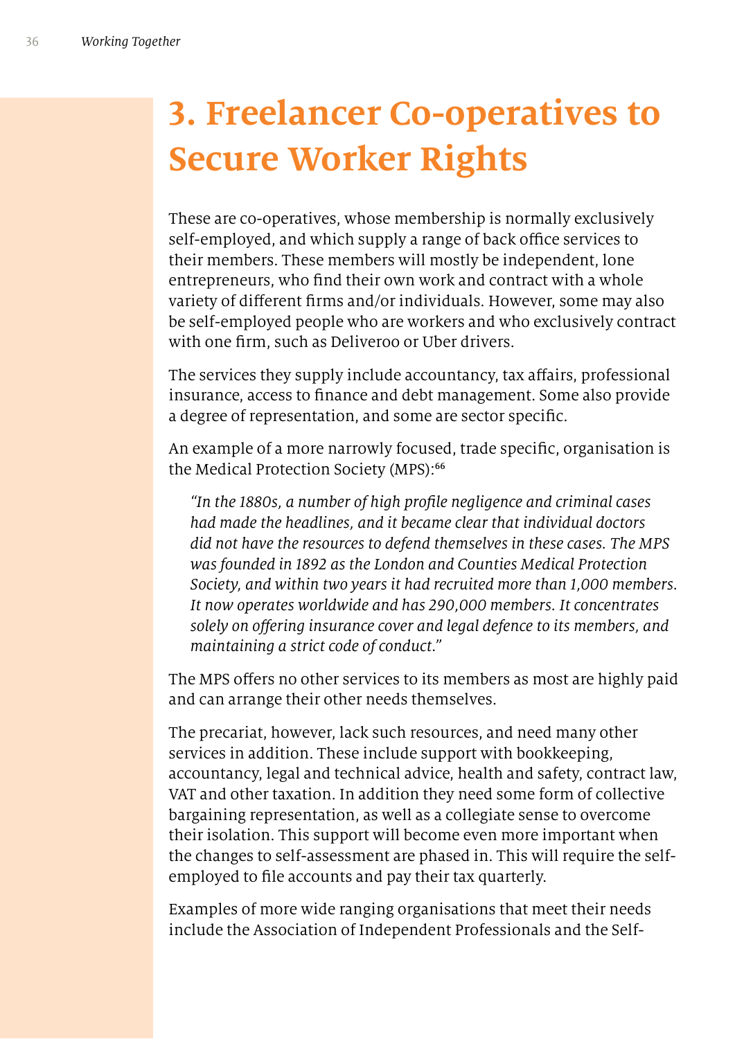# 3. Freelancer Co-operatives to Secure Worker Rights

These are co-operatives, whose membership is normally exclusively self-employed, and which supply a range of back office services to their members. These members will mostly be independent, lone entrepreneurs, who find their own work and contract with a whole variety of different firms and/or individuals. However, some may also be self-employed people who are workers and who exclusively contract with one firm, such as Deliveroo or Uber drivers.

The services they supply include accountancy, tax affairs, professional insurance, access to finance and debt management. Some also provide a degree of representation, and some are sector specific.

An example of a more narrowly focused, trade specific, organisation is the Medical Protection Society (MPS):[66]

> *"In the 1880s, a number of high profile negligence and criminal cases had made the headlines, and it became clear that individual doctors did not have the resources to defend themselves in these cases. The MPS was founded in 1892 as the London and Counties Medical Protection Society, and within two years it had recruited more than 1,000 members. It now operates worldwide and has 290,000 members. It concentrates solely on offering insurance cover and legal defence to its members, and maintaining a strict code of conduct."*

The MPS offers no other services to its members as most are highly paid and can arrange their other needs themselves.

The precariat, however, lack such resources, and need many other services in addition. These include support with bookkeeping, accountancy, legal and technical advice, health and safety, contract law, VAT and other taxation. In addition they need some form of collective bargaining representation, as well as a collegiate sense to overcome their isolation. This support will become even more important when the changes to self-assessment are phased in. This will require the self-employed to file accounts and pay their tax quarterly.

Examples of more wide ranging organisations that meet their needs include the Association of Independent Professionals and the Self-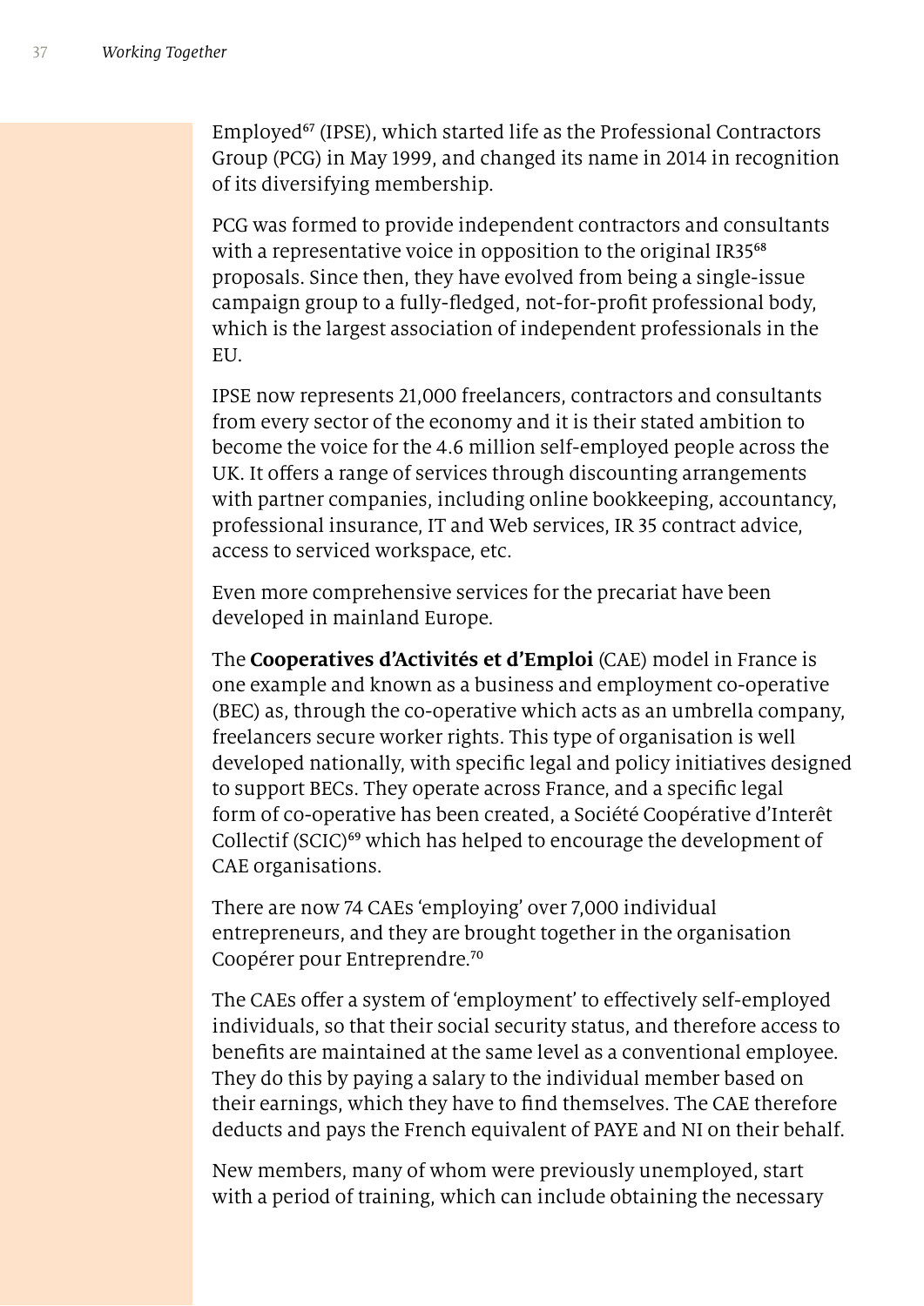Employed[67] (IPSE), which started life as the Professional Contractors Group (PCG) in May 1999, and changed its name in 2014 in recognition of its diversifying membership.

PCG was formed to provide independent contractors and consultants with a representative voice in opposition to the original IR35[68] proposals. Since then, they have evolved from being a single-issue campaign group to a fully-fledged, not-for-profit professional body, which is the largest association of independent professionals in the EU.

IPSE now represents 21,000 freelancers, contractors and consultants from every sector of the economy and it is their stated ambition to become the voice for the 4.6 million self-employed people across the UK. It offers a range of services through discounting arrangements with partner companies, including online bookkeeping, accountancy, professional insurance, IT and Web services, IR 35 contract advice, access to serviced workspace, etc.

Even more comprehensive services for the precariat have been developed in mainland Europe.

The **Cooperatives d'Activités et d'Emploi** (CAE) model in France is one example and known as a business and employment co-operative (BEC) as, through the co-operative which acts as an umbrella company, freelancers secure worker rights. This type of organisation is well developed nationally, with specific legal and policy initiatives designed to support BECs. They operate across France, and a specific legal form of co-operative has been created, a Société Coopérative d'Interêt Collectif (SCIC)[69] which has helped to encourage the development of CAE organisations.

There are now 74 CAEs 'employing' over 7,000 individual entrepreneurs, and they are brought together in the organisation Coopérer pour Entreprendre.[70]

The CAEs offer a system of 'employment' to effectively self-employed individuals, so that their social security status, and therefore access to benefits are maintained at the same level as a conventional employee. They do this by paying a salary to the individual member based on their earnings, which they have to find themselves. The CAE therefore deducts and pays the French equivalent of PAYE and NI on their behalf.

New members, many of whom were previously unemployed, start with a period of training, which can include obtaining the necessary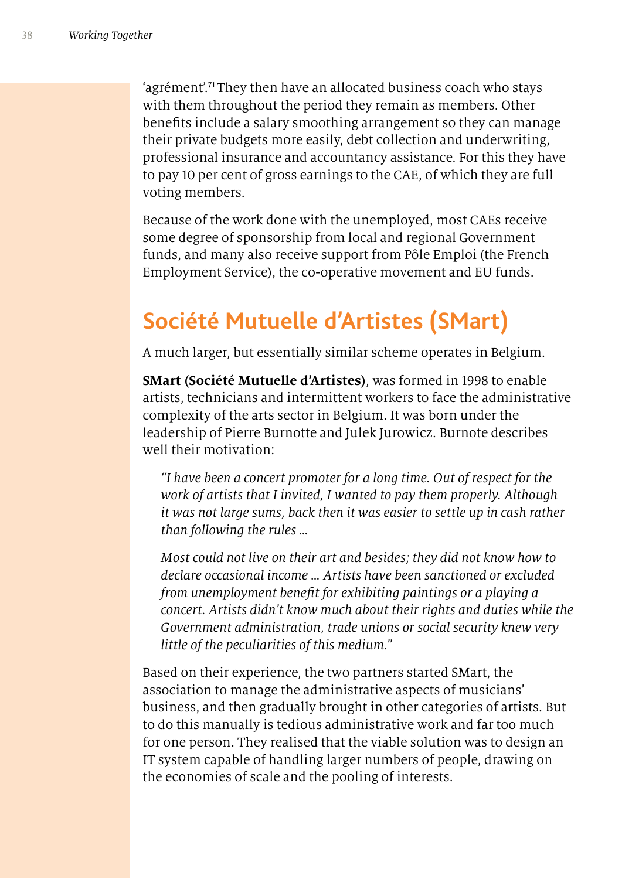'agrément'.[71] They then have an allocated business coach who stays with them throughout the period they remain as members. Other benefits include a salary smoothing arrangement so they can manage their private budgets more easily, debt collection and underwriting, professional insurance and accountancy assistance. For this they have to pay 10 per cent of gross earnings to the CAE, of which they are full voting members.

Because of the work done with the unemployed, most CAEs receive some degree of sponsorship from local and regional Government funds, and many also receive support from Pôle Emploi (the French Employment Service), the co-operative movement and EU funds.

## Société Mutuelle d'Artistes (SMart)

A much larger, but essentially similar scheme operates in Belgium.

**SMart (Société Mutuelle d'Artistes)**, was formed in 1998 to enable artists, technicians and intermittent workers to face the administrative complexity of the arts sector in Belgium. It was born under the leadership of Pierre Burnotte and Julek Jurowicz. Burnote describes well their motivation:

> *"I have been a concert promoter for a long time. Out of respect for the work of artists that I invited, I wanted to pay them properly. Although it was not large sums, back then it was easier to settle up in cash rather than following the rules …*
>
> *Most could not live on their art and besides; they did not know how to declare occasional income … Artists have been sanctioned or excluded from unemployment benefit for exhibiting paintings or a playing a concert. Artists didn't know much about their rights and duties while the Government administration, trade unions or social security knew very little of the peculiarities of this medium."*

Based on their experience, the two partners started SMart, the association to manage the administrative aspects of musicians' business, and then gradually brought in other categories of artists. But to do this manually is tedious administrative work and far too much for one person. They realised that the viable solution was to design an IT system capable of handling larger numbers of people, drawing on the economies of scale and the pooling of interests.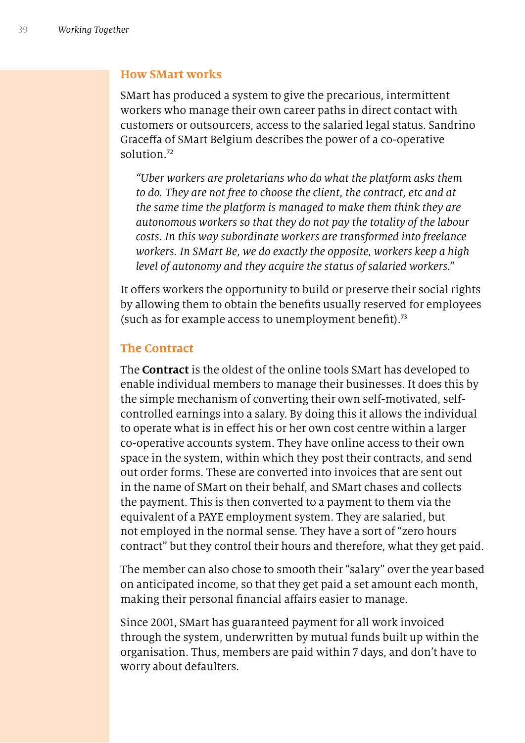## How SMart works

SMart has produced a system to give the precarious, intermittent workers who manage their own career paths in direct contact with customers or outsourcers, access to the salaried legal status. Sandrino Graceffa of SMart Belgium describes the power of a co-operative solution.[72]

> *"Uber workers are proletarians who do what the platform asks them to do. They are not free to choose the client, the contract, etc and at the same time the platform is managed to make them think they are autonomous workers so that they do not pay the totality of the labour costs. In this way subordinate workers are transformed into freelance workers. In SMart Be, we do exactly the opposite, workers keep a high level of autonomy and they acquire the status of salaried workers."*

It offers workers the opportunity to build or preserve their social rights by allowing them to obtain the benefits usually reserved for employees (such as for example access to unemployment benefit).[73]

## The Contract

The **Contract** is the oldest of the online tools SMart has developed to enable individual members to manage their businesses. It does this by the simple mechanism of converting their own self-motivated, self-controlled earnings into a salary. By doing this it allows the individual to operate what is in effect his or her own cost centre within a larger co-operative accounts system. They have online access to their own space in the system, within which they post their contracts, and send out order forms. These are converted into invoices that are sent out in the name of SMart on their behalf, and SMart chases and collects the payment. This is then converted to a payment to them via the equivalent of a PAYE employment system. They are salaried, but not employed in the normal sense. They have a sort of "zero hours contract" but they control their hours and therefore, what they get paid.

The member can also chose to smooth their "salary" over the year based on anticipated income, so that they get paid a set amount each month, making their personal financial affairs easier to manage.

Since 2001, SMart has guaranteed payment for all work invoiced through the system, underwritten by mutual funds built up within the organisation. Thus, members are paid within 7 days, and don't have to worry about defaulters.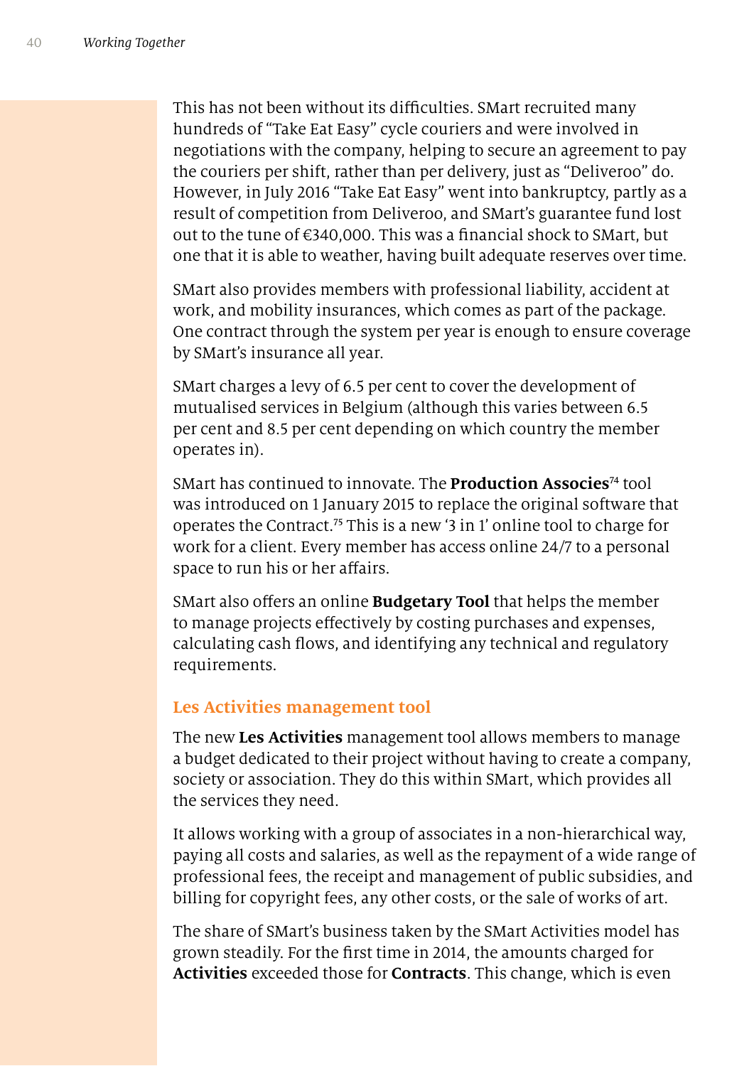This has not been without its difficulties. SMart recruited many hundreds of "Take Eat Easy" cycle couriers and were involved in negotiations with the company, helping to secure an agreement to pay the couriers per shift, rather than per delivery, just as "Deliveroo" do. However, in July 2016 "Take Eat Easy" went into bankruptcy, partly as a result of competition from Deliveroo, and SMart's guarantee fund lost out to the tune of €340,000. This was a financial shock to SMart, but one that it is able to weather, having built adequate reserves over time.

SMart also provides members with professional liability, accident at work, and mobility insurances, which comes as part of the package. One contract through the system per year is enough to ensure coverage by SMart's insurance all year.

SMart charges a levy of 6.5 per cent to cover the development of mutualised services in Belgium (although this varies between 6.5 per cent and 8.5 per cent depending on which country the member operates in).

SMart has continued to innovate. The **Production Associes**[74] tool was introduced on 1 January 2015 to replace the original software that operates the Contract.[75] This is a new '3 in 1' online tool to charge for work for a client. Every member has access online 24/7 to a personal space to run his or her affairs.

SMart also offers an online **Budgetary Tool** that helps the member to manage projects effectively by costing purchases and expenses, calculating cash flows, and identifying any technical and regulatory requirements.

## Les Activities management tool

The new **Les Activities** management tool allows members to manage a budget dedicated to their project without having to create a company, society or association. They do this within SMart, which provides all the services they need.

It allows working with a group of associates in a non-hierarchical way, paying all costs and salaries, as well as the repayment of a wide range of professional fees, the receipt and management of public subsidies, and billing for copyright fees, any other costs, or the sale of works of art.

The share of SMart's business taken by the SMart Activities model has grown steadily. For the first time in 2014, the amounts charged for **Activities** exceeded those for **Contracts**. This change, which is even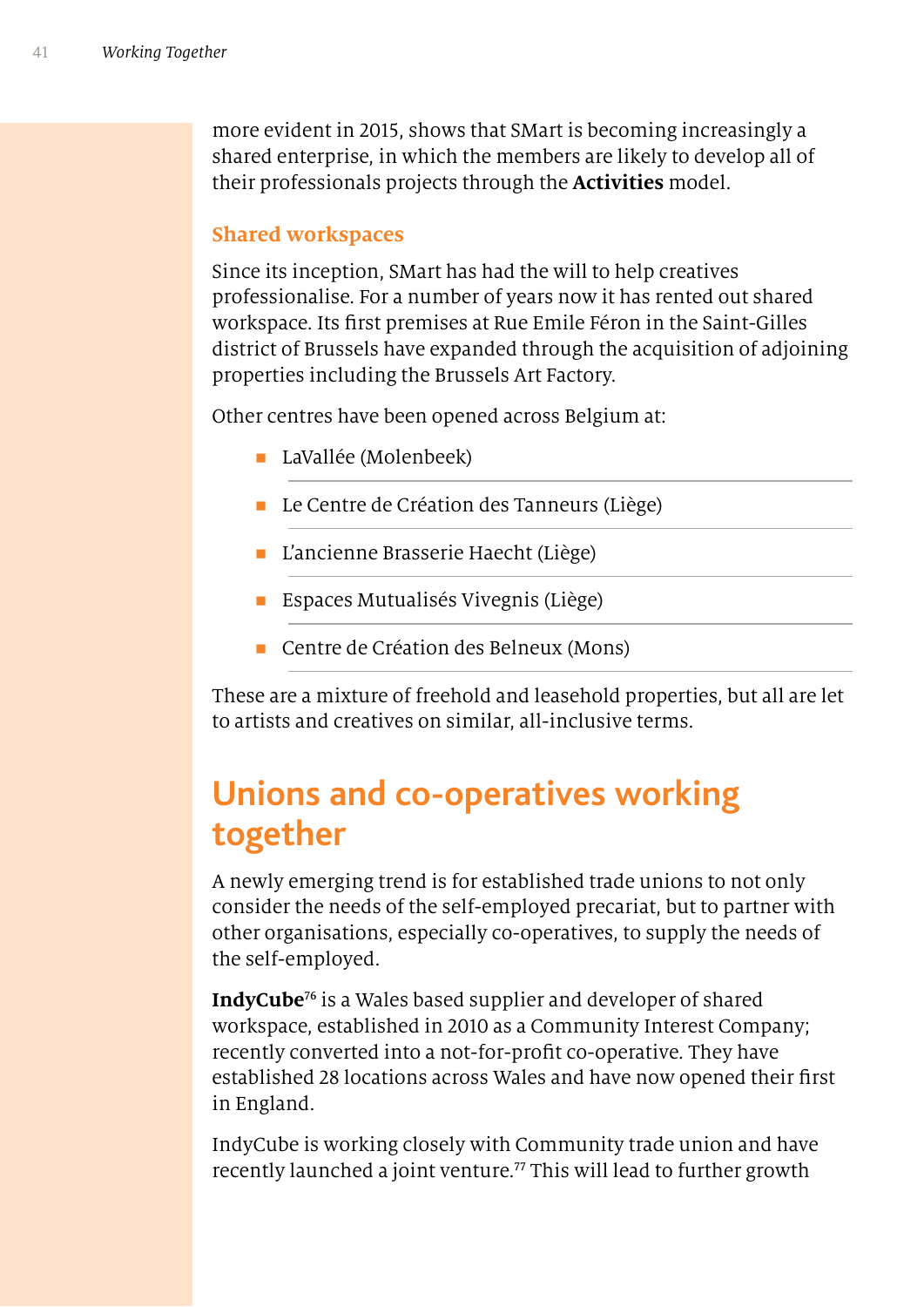more evident in 2015, shows that SMart is becoming increasingly a shared enterprise, in which the members are likely to develop all of their professionals projects through the **Activities** model.

### Shared workspaces

Since its inception, SMart has had the will to help creatives professionalise. For a number of years now it has rented out shared workspace. Its first premises at Rue Emile Féron in the Saint-Gilles district of Brussels have expanded through the acquisition of adjoining properties including the Brussels Art Factory.

Other centres have been opened across Belgium at:

- LaVallée (Molenbeek)
- Le Centre de Création des Tanneurs (Liège)
- L'ancienne Brasserie Haecht (Liège)
- Espaces Mutualisés Vivegnis (Liège)
- Centre de Création des Belneux (Mons)

These are a mixture of freehold and leasehold properties, but all are let to artists and creatives on similar, all-inclusive terms.

## Unions and co-operatives working together

A newly emerging trend is for established trade unions to not only consider the needs of the self-employed precariat, but to partner with other organisations, especially co-operatives, to supply the needs of the self-employed.

**IndyCube**[76] is a Wales based supplier and developer of shared workspace, established in 2010 as a Community Interest Company; recently converted into a not-for-profit co-operative. They have established 28 locations across Wales and have now opened their first in England.

IndyCube is working closely with Community trade union and have recently launched a joint venture.[77] This will lead to further growth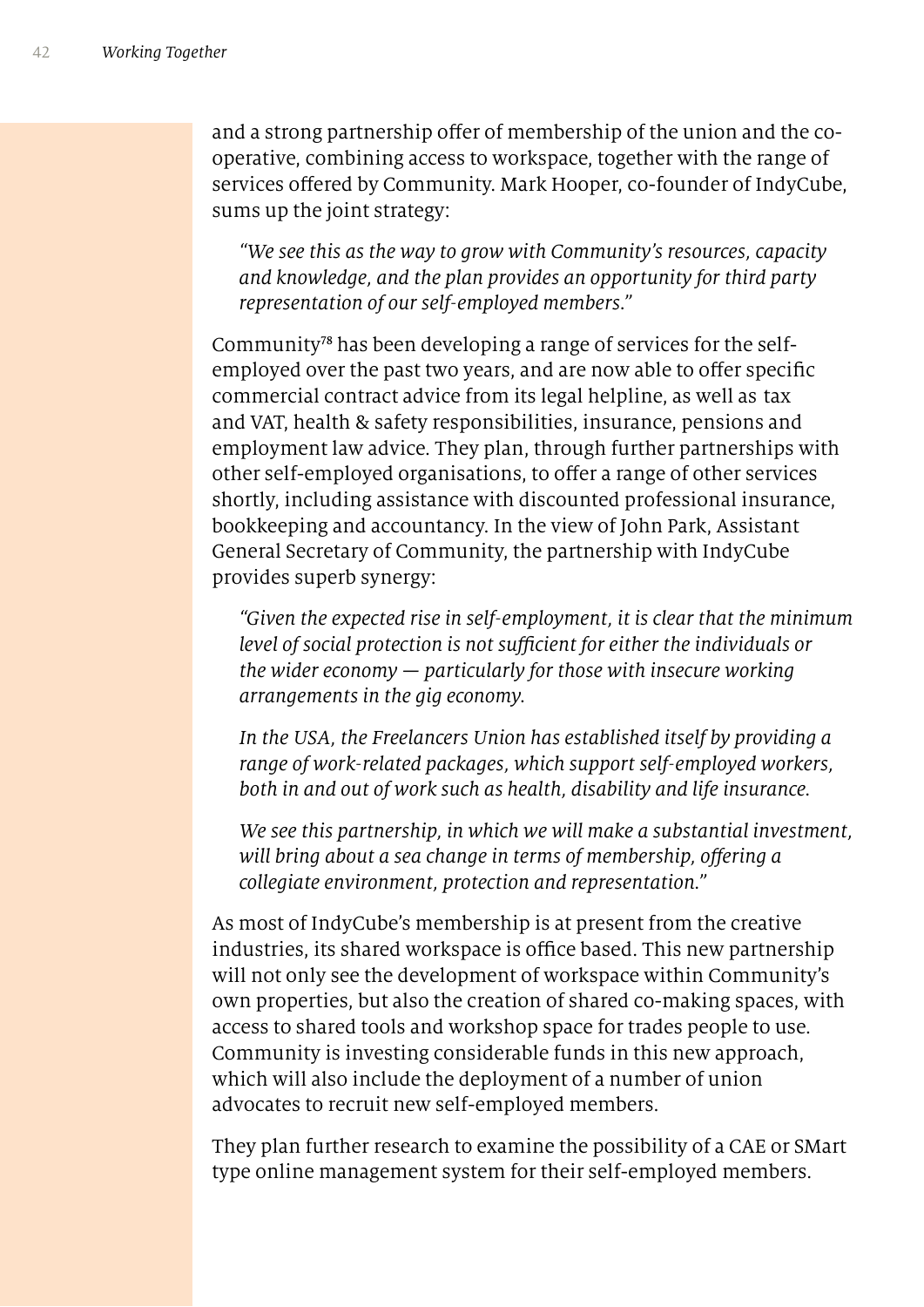and a strong partnership offer of membership of the union and the co-operative, combining access to workspace, together with the range of services offered by Community. Mark Hooper, co-founder of IndyCube, sums up the joint strategy:

> *"We see this as the way to grow with Community's resources, capacity and knowledge, and the plan provides an opportunity for third party representation of our self-employed members."*

Community[78] has been developing a range of services for the self-employed over the past two years, and are now able to offer specific commercial contract advice from its legal helpline, as well as tax and VAT, health & safety responsibilities, insurance, pensions and employment law advice. They plan, through further partnerships with other self-employed organisations, to offer a range of other services shortly, including assistance with discounted professional insurance, bookkeeping and accountancy. In the view of John Park, Assistant General Secretary of Community, the partnership with IndyCube provides superb synergy:

> *"Given the expected rise in self-employment, it is clear that the minimum level of social protection is not sufficient for either the individuals or the wider economy — particularly for those with insecure working arrangements in the gig economy.*
>
> *In the USA, the Freelancers Union has established itself by providing a range of work-related packages, which support self-employed workers, both in and out of work such as health, disability and life insurance.*
>
> *We see this partnership, in which we will make a substantial investment, will bring about a sea change in terms of membership, offering a collegiate environment, protection and representation."*

As most of IndyCube's membership is at present from the creative industries, its shared workspace is office based. This new partnership will not only see the development of workspace within Community's own properties, but also the creation of shared co-making spaces, with access to shared tools and workshop space for trades people to use. Community is investing considerable funds in this new approach, which will also include the deployment of a number of union advocates to recruit new self-employed members.

They plan further research to examine the possibility of a CAE or SMart type online management system for their self-employed members.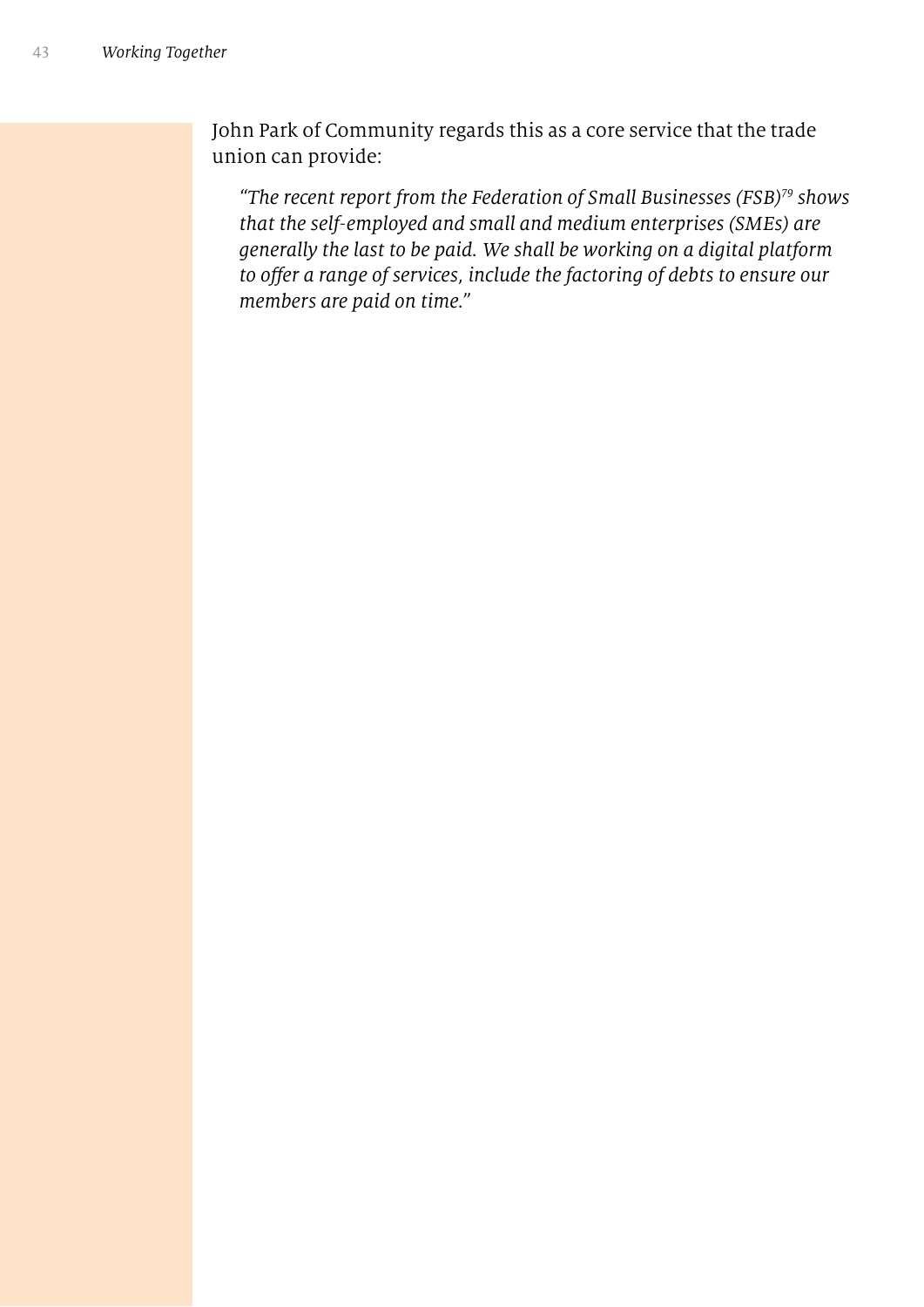John Park of Community regards this as a core service that the trade union can provide:

> *"The recent report from the Federation of Small Businesses (FSB)[79] shows that the self-employed and small and medium enterprises (SMEs) are generally the last to be paid. We shall be working on a digital platform to offer a range of services, include the factoring of debts to ensure our members are paid on time."*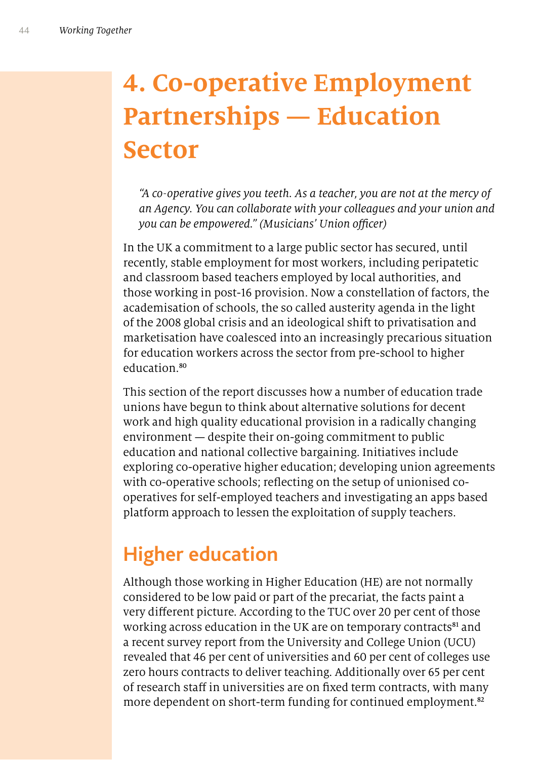# 4. Co-operative Employment Partnerships — Education Sector

*"A co-operative gives you teeth. As a teacher, you are not at the mercy of an Agency. You can collaborate with your colleagues and your union and you can be empowered." (Musicians' Union officer)*

In the UK a commitment to a large public sector has secured, until recently, stable employment for most workers, including peripatetic and classroom based teachers employed by local authorities, and those working in post-16 provision. Now a constellation of factors, the academisation of schools, the so called austerity agenda in the light of the 2008 global crisis and an ideological shift to privatisation and marketisation have coalesced into an increasingly precarious situation for education workers across the sector from pre-school to higher education.[80]

This section of the report discusses how a number of education trade unions have begun to think about alternative solutions for decent work and high quality educational provision in a radically changing environment — despite their on-going commitment to public education and national collective bargaining. Initiatives include exploring co-operative higher education; developing union agreements with co-operative schools; reflecting on the setup of unionised co-operatives for self-employed teachers and investigating an apps based platform approach to lessen the exploitation of supply teachers.

## Higher education

Although those working in Higher Education (HE) are not normally considered to be low paid or part of the precariat, the facts paint a very different picture. According to the TUC over 20 per cent of those working across education in the UK are on temporary contracts[81] and a recent survey report from the University and College Union (UCU) revealed that 46 per cent of universities and 60 per cent of colleges use zero hours contracts to deliver teaching. Additionally over 65 per cent of research staff in universities are on fixed term contracts, with many more dependent on short-term funding for continued employment.[82]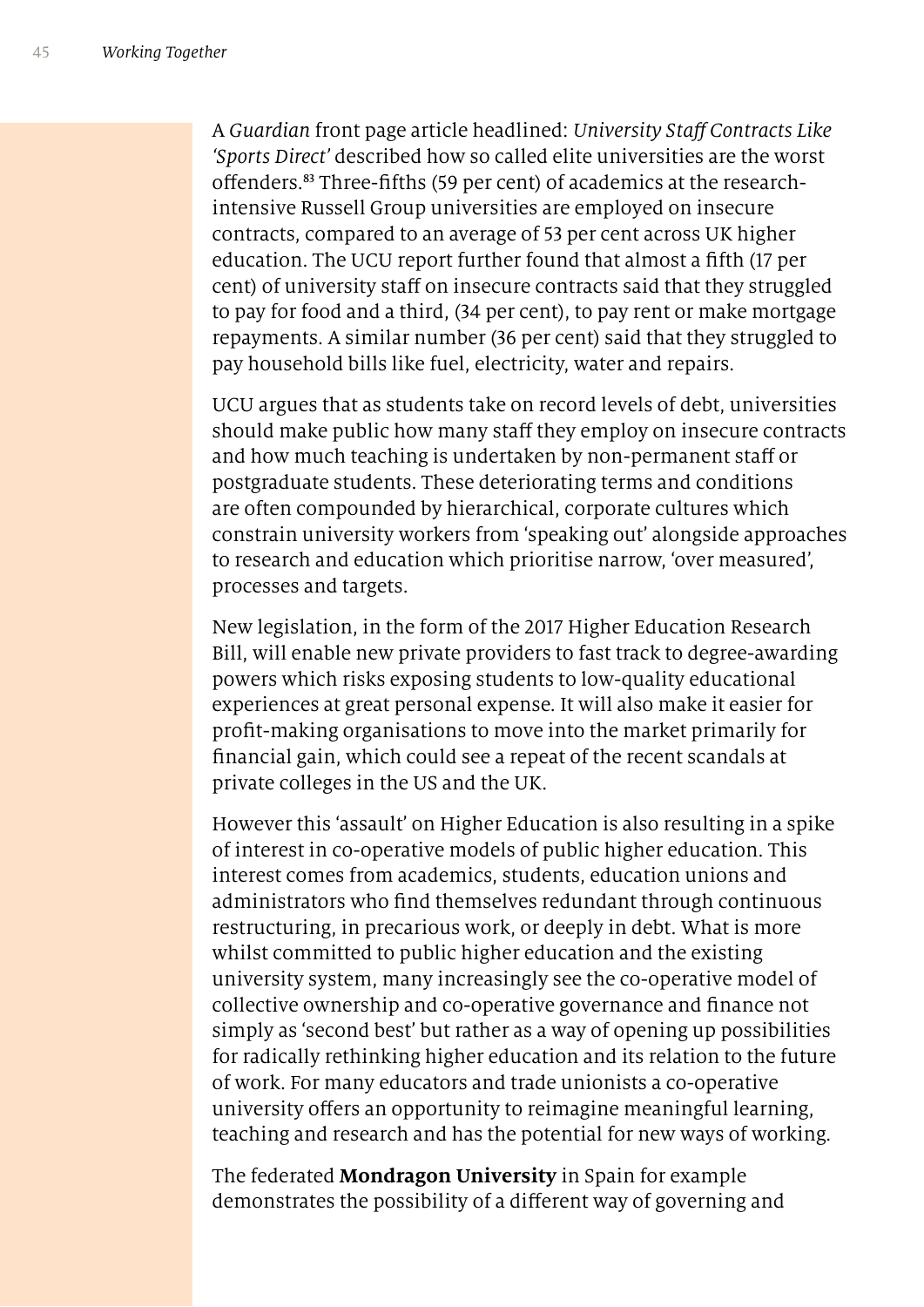A *Guardian* front page article headlined: *University Staff Contracts Like 'Sports Direct'* described how so called elite universities are the worst offenders.[83] Three-fifths (59 per cent) of academics at the research-intensive Russell Group universities are employed on insecure contracts, compared to an average of 53 per cent across UK higher education. The UCU report further found that almost a fifth (17 per cent) of university staff on insecure contracts said that they struggled to pay for food and a third, (34 per cent), to pay rent or make mortgage repayments. A similar number (36 per cent) said that they struggled to pay household bills like fuel, electricity, water and repairs.

UCU argues that as students take on record levels of debt, universities should make public how many staff they employ on insecure contracts and how much teaching is undertaken by non-permanent staff or postgraduate students. These deteriorating terms and conditions are often compounded by hierarchical, corporate cultures which constrain university workers from 'speaking out' alongside approaches to research and education which prioritise narrow, 'over measured', processes and targets.

New legislation, in the form of the 2017 Higher Education Research Bill, will enable new private providers to fast track to degree-awarding powers which risks exposing students to low-quality educational experiences at great personal expense. It will also make it easier for profit-making organisations to move into the market primarily for financial gain, which could see a repeat of the recent scandals at private colleges in the US and the UK.

However this 'assault' on Higher Education is also resulting in a spike of interest in co-operative models of public higher education. This interest comes from academics, students, education unions and administrators who find themselves redundant through continuous restructuring, in precarious work, or deeply in debt. What is more whilst committed to public higher education and the existing university system, many increasingly see the co-operative model of collective ownership and co-operative governance and finance not simply as 'second best' but rather as a way of opening up possibilities for radically rethinking higher education and its relation to the future of work. For many educators and trade unionists a co-operative university offers an opportunity to reimagine meaningful learning, teaching and research and has the potential for new ways of working.

The federated **Mondragon University** in Spain for example demonstrates the possibility of a different way of governing and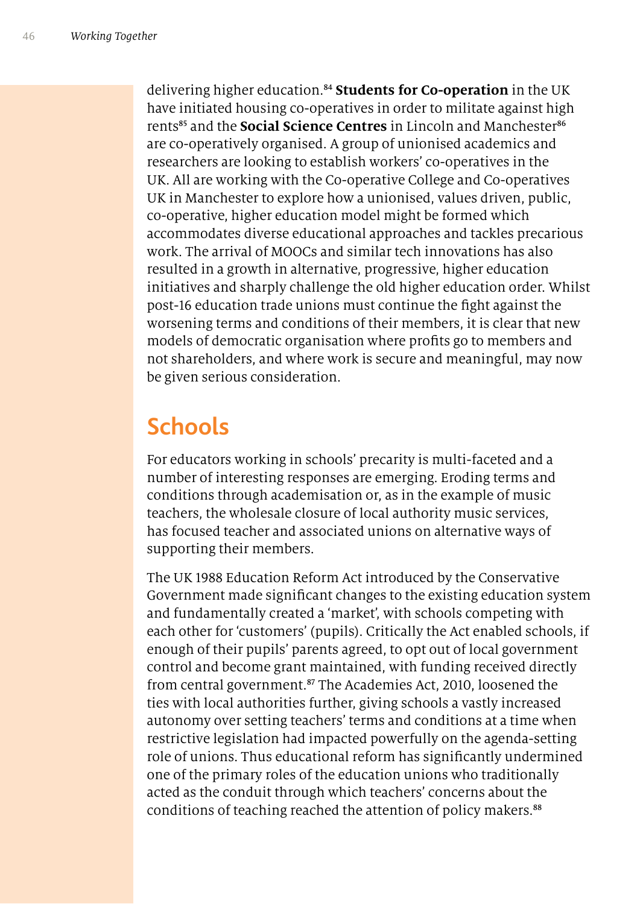delivering higher education.[84] **Students for Co-operation** in the UK have initiated housing co-operatives in order to militate against high rents[85] and the **Social Science Centres** in Lincoln and Manchester[86] are co-operatively organised. A group of unionised academics and researchers are looking to establish workers' co-operatives in the UK. All are working with the Co-operative College and Co-operatives UK in Manchester to explore how a unionised, values driven, public, co-operative, higher education model might be formed which accommodates diverse educational approaches and tackles precarious work. The arrival of MOOCs and similar tech innovations has also resulted in a growth in alternative, progressive, higher education initiatives and sharply challenge the old higher education order. Whilst post-16 education trade unions must continue the fight against the worsening terms and conditions of their members, it is clear that new models of democratic organisation where profits go to members and not shareholders, and where work is secure and meaningful, may now be given serious consideration.

## Schools

For educators working in schools' precarity is multi-faceted and a number of interesting responses are emerging. Eroding terms and conditions through academisation or, as in the example of music teachers, the wholesale closure of local authority music services, has focused teacher and associated unions on alternative ways of supporting their members.

The UK 1988 Education Reform Act introduced by the Conservative Government made significant changes to the existing education system and fundamentally created a 'market', with schools competing with each other for 'customers' (pupils). Critically the Act enabled schools, if enough of their pupils' parents agreed, to opt out of local government control and become grant maintained, with funding received directly from central government.[87] The Academies Act, 2010, loosened the ties with local authorities further, giving schools a vastly increased autonomy over setting teachers' terms and conditions at a time when restrictive legislation had impacted powerfully on the agenda-setting role of unions. Thus educational reform has significantly undermined one of the primary roles of the education unions who traditionally acted as the conduit through which teachers' concerns about the conditions of teaching reached the attention of policy makers.[88]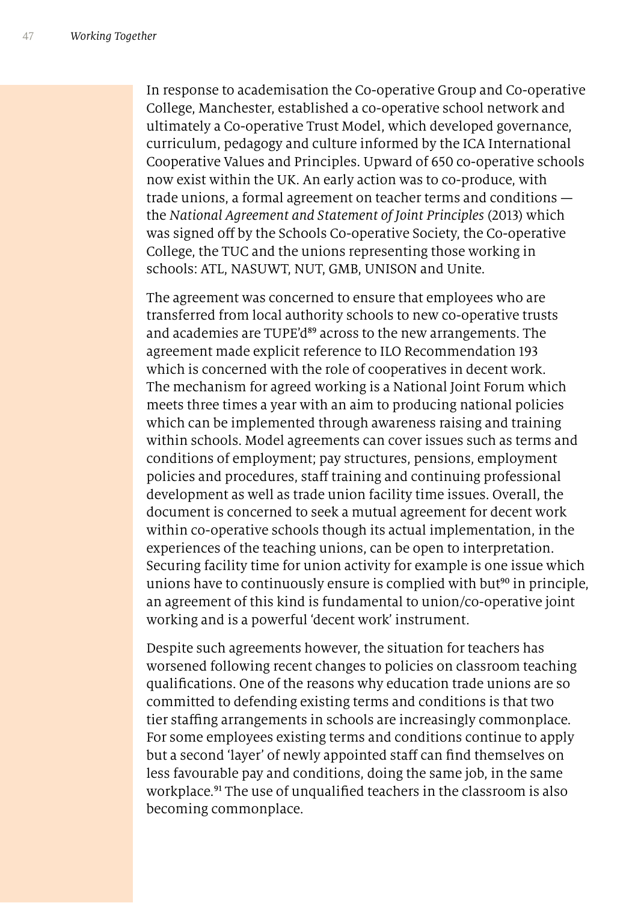In response to academisation the Co-operative Group and Co-operative College, Manchester, established a co-operative school network and ultimately a Co-operative Trust Model, which developed governance, curriculum, pedagogy and culture informed by the ICA International Cooperative Values and Principles. Upward of 650 co-operative schools now exist within the UK. An early action was to co-produce, with trade unions, a formal agreement on teacher terms and conditions — the *National Agreement and Statement of Joint Principles* (2013) which was signed off by the Schools Co-operative Society, the Co-operative College, the TUC and the unions representing those working in schools: ATL, NASUWT, NUT, GMB, UNISON and Unite.

The agreement was concerned to ensure that employees who are transferred from local authority schools to new co-operative trusts and academies are TUPE'd[89] across to the new arrangements. The agreement made explicit reference to ILO Recommendation 193 which is concerned with the role of cooperatives in decent work. The mechanism for agreed working is a National Joint Forum which meets three times a year with an aim to producing national policies which can be implemented through awareness raising and training within schools. Model agreements can cover issues such as terms and conditions of employment; pay structures, pensions, employment policies and procedures, staff training and continuing professional development as well as trade union facility time issues. Overall, the document is concerned to seek a mutual agreement for decent work within co-operative schools though its actual implementation, in the experiences of the teaching unions, can be open to interpretation. Securing facility time for union activity for example is one issue which unions have to continuously ensure is complied with but[90] in principle, an agreement of this kind is fundamental to union/co-operative joint working and is a powerful 'decent work' instrument.

Despite such agreements however, the situation for teachers has worsened following recent changes to policies on classroom teaching qualifications. One of the reasons why education trade unions are so committed to defending existing terms and conditions is that two tier staffing arrangements in schools are increasingly commonplace. For some employees existing terms and conditions continue to apply but a second 'layer' of newly appointed staff can find themselves on less favourable pay and conditions, doing the same job, in the same workplace.[91] The use of unqualified teachers in the classroom is also becoming commonplace.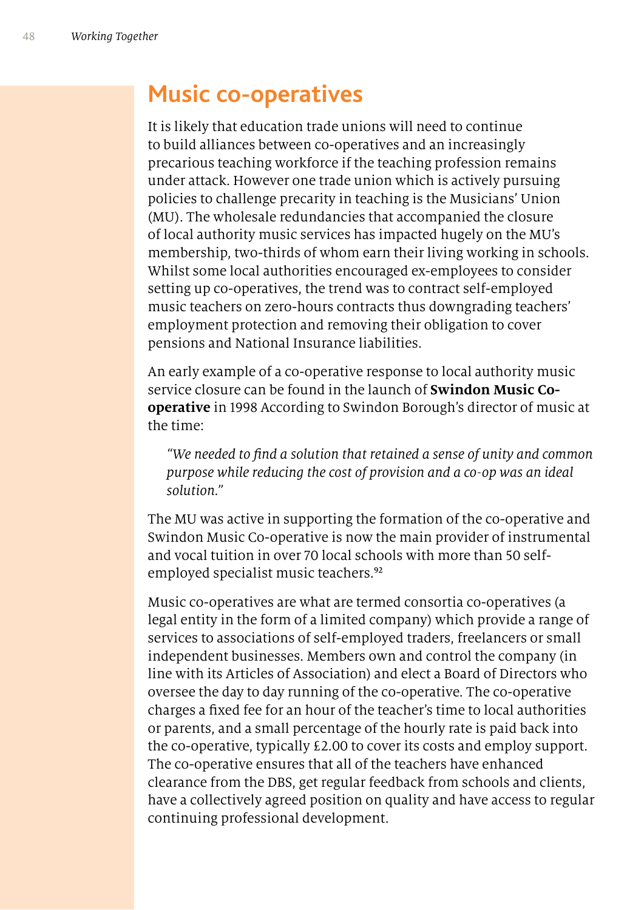## Music co-operatives

It is likely that education trade unions will need to continue to build alliances between co-operatives and an increasingly precarious teaching workforce if the teaching profession remains under attack. However one trade union which is actively pursuing policies to challenge precarity in teaching is the Musicians' Union (MU). The wholesale redundancies that accompanied the closure of local authority music services has impacted hugely on the MU's membership, two-thirds of whom earn their living working in schools. Whilst some local authorities encouraged ex-employees to consider setting up co-operatives, the trend was to contract self-employed music teachers on zero-hours contracts thus downgrading teachers' employment protection and removing their obligation to cover pensions and National Insurance liabilities.

An early example of a co-operative response to local authority music service closure can be found in the launch of **Swindon Music Co-operative** in 1998 According to Swindon Borough's director of music at the time:

> *"We needed to find a solution that retained a sense of unity and common purpose while reducing the cost of provision and a co-op was an ideal solution."*

The MU was active in supporting the formation of the co-operative and Swindon Music Co-operative is now the main provider of instrumental and vocal tuition in over 70 local schools with more than 50 self-employed specialist music teachers.[92]

Music co-operatives are what are termed consortia co-operatives (a legal entity in the form of a limited company) which provide a range of services to associations of self-employed traders, freelancers or small independent businesses. Members own and control the company (in line with its Articles of Association) and elect a Board of Directors who oversee the day to day running of the co-operative. The co-operative charges a fixed fee for an hour of the teacher's time to local authorities or parents, and a small percentage of the hourly rate is paid back into the co-operative, typically £2.00 to cover its costs and employ support. The co-operative ensures that all of the teachers have enhanced clearance from the DBS, get regular feedback from schools and clients, have a collectively agreed position on quality and have access to regular continuing professional development.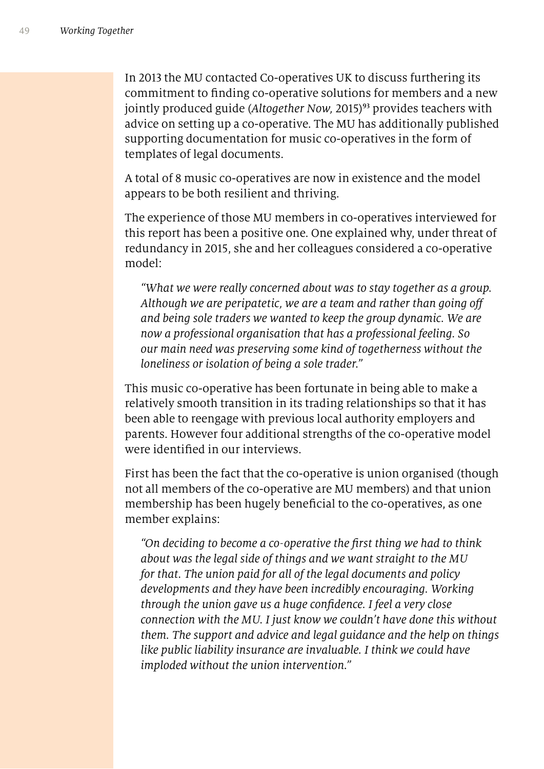In 2013 the MU contacted Co-operatives UK to discuss furthering its commitment to finding co-operative solutions for members and a new jointly produced guide (*Altogether Now,* 2015)[93] provides teachers with advice on setting up a co-operative. The MU has additionally published supporting documentation for music co-operatives in the form of templates of legal documents.

A total of 8 music co-operatives are now in existence and the model appears to be both resilient and thriving.

The experience of those MU members in co-operatives interviewed for this report has been a positive one. One explained why, under threat of redundancy in 2015, she and her colleagues considered a co-operative model:

> *"What we were really concerned about was to stay together as a group. Although we are peripatetic, we are a team and rather than going off and being sole traders we wanted to keep the group dynamic. We are now a professional organisation that has a professional feeling. So our main need was preserving some kind of togetherness without the loneliness or isolation of being a sole trader."*

This music co-operative has been fortunate in being able to make a relatively smooth transition in its trading relationships so that it has been able to reengage with previous local authority employers and parents. However four additional strengths of the co-operative model were identified in our interviews.

First has been the fact that the co-operative is union organised (though not all members of the co-operative are MU members) and that union membership has been hugely beneficial to the co-operatives, as one member explains:

> *"On deciding to become a co-operative the first thing we had to think about was the legal side of things and we want straight to the MU for that. The union paid for all of the legal documents and policy developments and they have been incredibly encouraging. Working through the union gave us a huge confidence. I feel a very close connection with the MU. I just know we couldn't have done this without them. The support and advice and legal guidance and the help on things like public liability insurance are invaluable. I think we could have imploded without the union intervention."*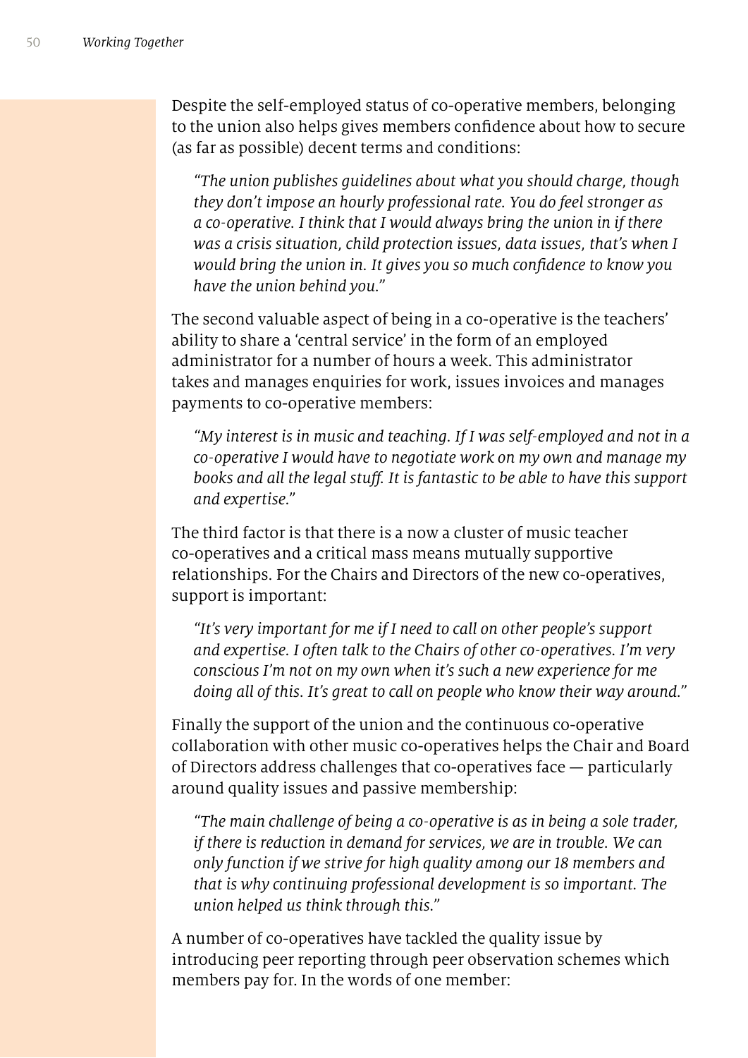Despite the self-employed status of co-operative members, belonging to the union also helps gives members confidence about how to secure (as far as possible) decent terms and conditions:

> *"The union publishes guidelines about what you should charge, though they don't impose an hourly professional rate. You do feel stronger as a co-operative. I think that I would always bring the union in if there was a crisis situation, child protection issues, data issues, that's when I would bring the union in. It gives you so much confidence to know you have the union behind you."*

The second valuable aspect of being in a co-operative is the teachers' ability to share a 'central service' in the form of an employed administrator for a number of hours a week. This administrator takes and manages enquiries for work, issues invoices and manages payments to co-operative members:

> *"My interest is in music and teaching. If I was self-employed and not in a co-operative I would have to negotiate work on my own and manage my books and all the legal stuff. It is fantastic to be able to have this support and expertise."*

The third factor is that there is a now a cluster of music teacher co-operatives and a critical mass means mutually supportive relationships. For the Chairs and Directors of the new co-operatives, support is important:

> *"It's very important for me if I need to call on other people's support and expertise. I often talk to the Chairs of other co-operatives. I'm very conscious I'm not on my own when it's such a new experience for me doing all of this. It's great to call on people who know their way around."*

Finally the support of the union and the continuous co-operative collaboration with other music co-operatives helps the Chair and Board of Directors address challenges that co-operatives face — particularly around quality issues and passive membership:

> *"The main challenge of being a co-operative is as in being a sole trader, if there is reduction in demand for services, we are in trouble. We can only function if we strive for high quality among our 18 members and that is why continuing professional development is so important. The union helped us think through this."*

A number of co-operatives have tackled the quality issue by introducing peer reporting through peer observation schemes which members pay for. In the words of one member: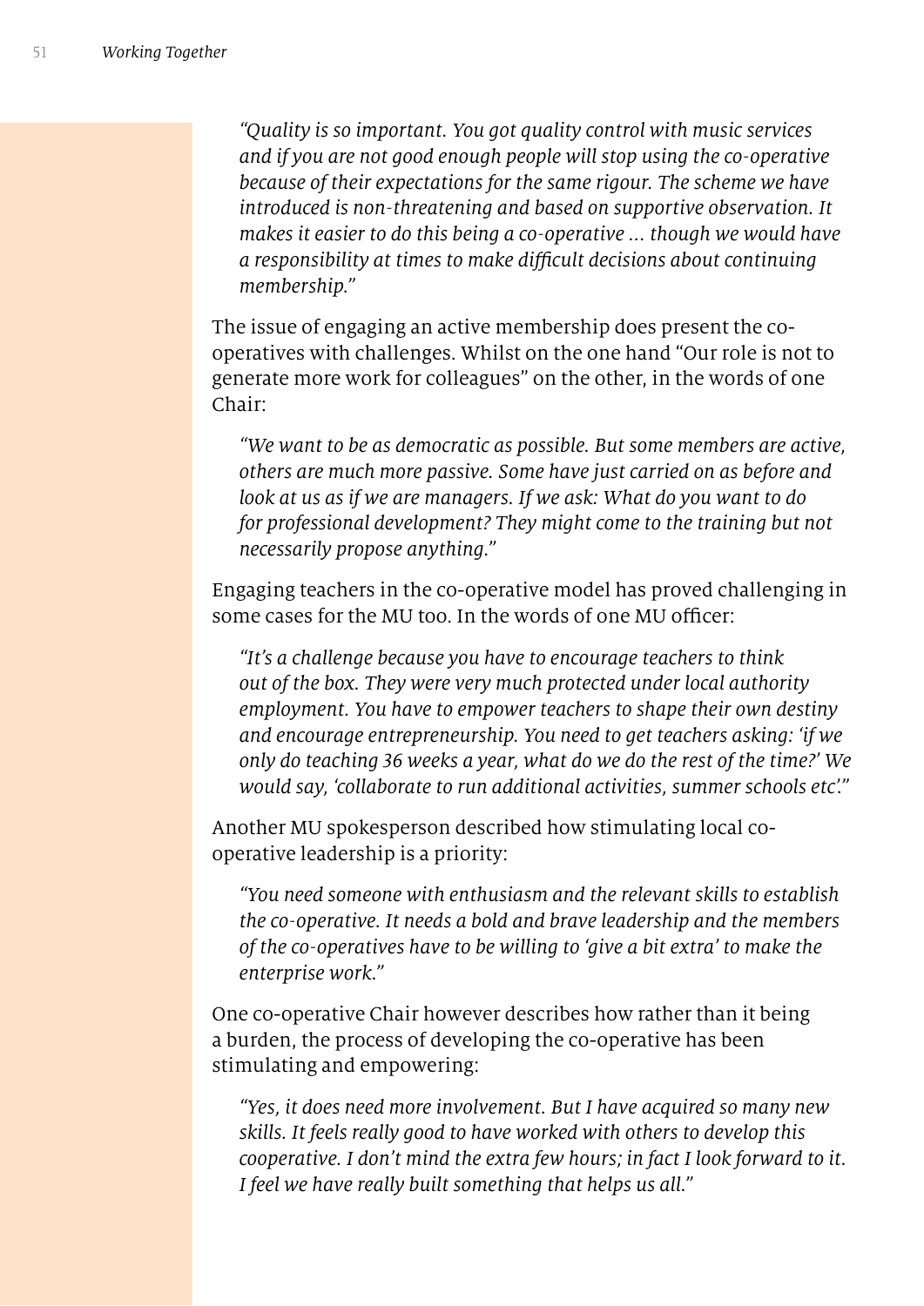*"Quality is so important. You got quality control with music services and if you are not good enough people will stop using the co-operative because of their expectations for the same rigour. The scheme we have introduced is non-threatening and based on supportive observation. It makes it easier to do this being a co-operative ... though we would have a responsibility at times to make difficult decisions about continuing membership."*

The issue of engaging an active membership does present the co-operatives with challenges. Whilst on the one hand "Our role is not to generate more work for colleagues" on the other, in the words of one Chair:

*"We want to be as democratic as possible. But some members are active, others are much more passive. Some have just carried on as before and look at us as if we are managers. If we ask: What do you want to do for professional development? They might come to the training but not necessarily propose anything."*

Engaging teachers in the co-operative model has proved challenging in some cases for the MU too. In the words of one MU officer:

*"It's a challenge because you have to encourage teachers to think out of the box. They were very much protected under local authority employment. You have to empower teachers to shape their own destiny and encourage entrepreneurship. You need to get teachers asking: 'if we only do teaching 36 weeks a year, what do we do the rest of the time?' We would say, 'collaborate to run additional activities, summer schools etc'."*

Another MU spokesperson described how stimulating local co-operative leadership is a priority:

*"You need someone with enthusiasm and the relevant skills to establish the co-operative. It needs a bold and brave leadership and the members of the co-operatives have to be willing to 'give a bit extra' to make the enterprise work."*

One co-operative Chair however describes how rather than it being a burden, the process of developing the co-operative has been stimulating and empowering:

*"Yes, it does need more involvement. But I have acquired so many new skills. It feels really good to have worked with others to develop this cooperative. I don't mind the extra few hours; in fact I look forward to it. I feel we have really built something that helps us all."*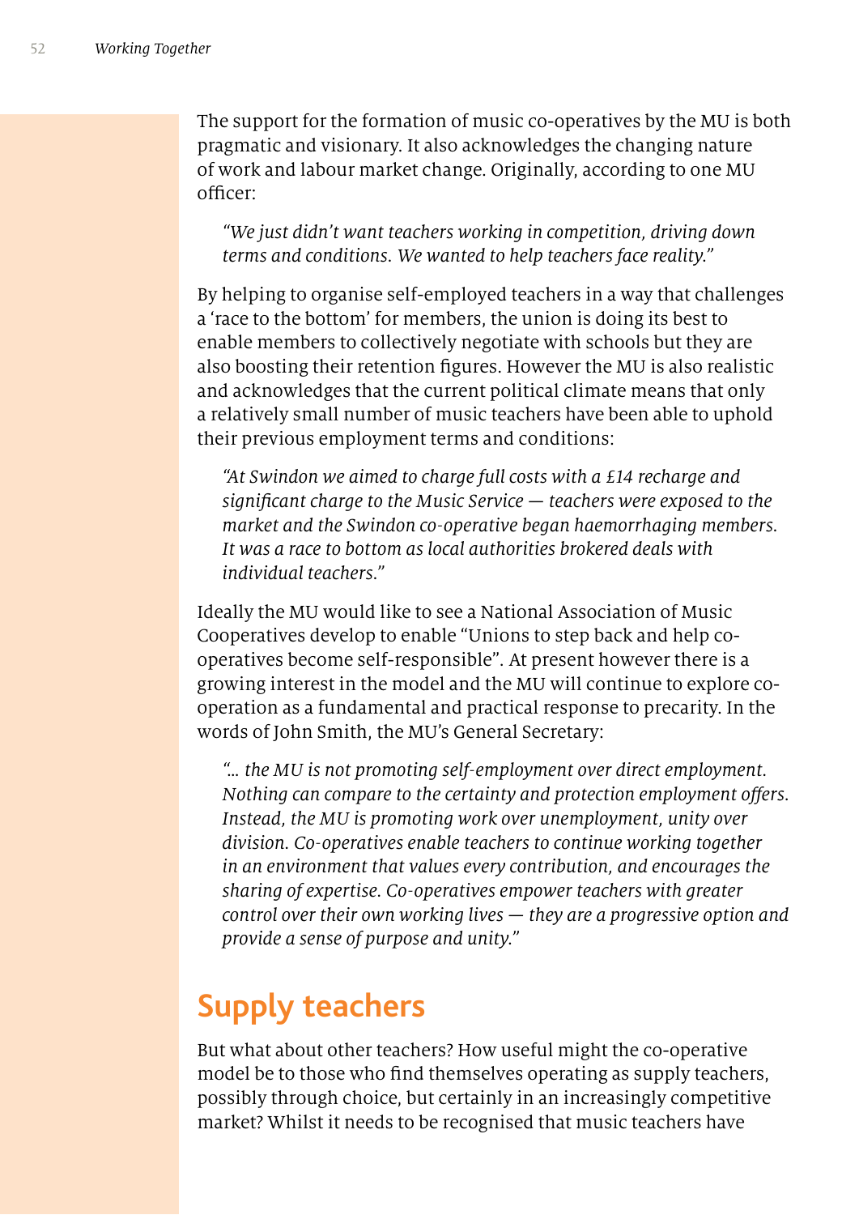The support for the formation of music co-operatives by the MU is both pragmatic and visionary. It also acknowledges the changing nature of work and labour market change. Originally, according to one MU officer:

> *"We just didn't want teachers working in competition, driving down terms and conditions. We wanted to help teachers face reality."*

By helping to organise self-employed teachers in a way that challenges a 'race to the bottom' for members, the union is doing its best to enable members to collectively negotiate with schools but they are also boosting their retention figures. However the MU is also realistic and acknowledges that the current political climate means that only a relatively small number of music teachers have been able to uphold their previous employment terms and conditions:

> *"At Swindon we aimed to charge full costs with a £14 recharge and significant charge to the Music Service — teachers were exposed to the market and the Swindon co-operative began haemorrhaging members. It was a race to bottom as local authorities brokered deals with individual teachers."*

Ideally the MU would like to see a National Association of Music Cooperatives develop to enable "Unions to step back and help co-operatives become self-responsible". At present however there is a growing interest in the model and the MU will continue to explore co-operation as a fundamental and practical response to precarity. In the words of John Smith, the MU's General Secretary:

> *"… the MU is not promoting self-employment over direct employment. Nothing can compare to the certainty and protection employment offers. Instead, the MU is promoting work over unemployment, unity over division. Co-operatives enable teachers to continue working together in an environment that values every contribution, and encourages the sharing of expertise. Co-operatives empower teachers with greater control over their own working lives — they are a progressive option and provide a sense of purpose and unity."*

## Supply teachers

But what about other teachers? How useful might the co-operative model be to those who find themselves operating as supply teachers, possibly through choice, but certainly in an increasingly competitive market? Whilst it needs to be recognised that music teachers have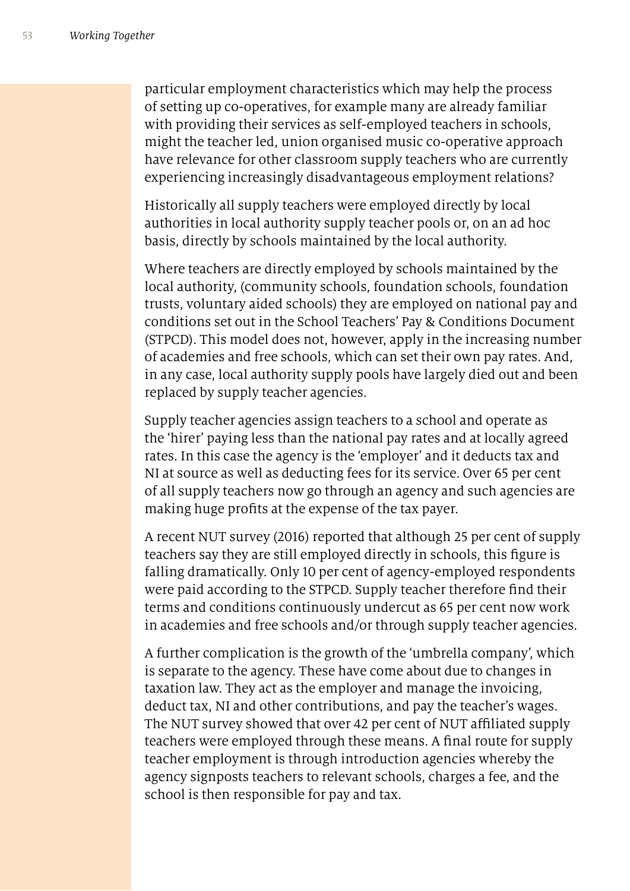particular employment characteristics which may help the process of setting up co-operatives, for example many are already familiar with providing their services as self-employed teachers in schools, might the teacher led, union organised music co-operative approach have relevance for other classroom supply teachers who are currently experiencing increasingly disadvantageous employment relations?

Historically all supply teachers were employed directly by local authorities in local authority supply teacher pools or, on an ad hoc basis, directly by schools maintained by the local authority.

Where teachers are directly employed by schools maintained by the local authority, (community schools, foundation schools, foundation trusts, voluntary aided schools) they are employed on national pay and conditions set out in the School Teachers' Pay & Conditions Document (STPCD). This model does not, however, apply in the increasing number of academies and free schools, which can set their own pay rates. And, in any case, local authority supply pools have largely died out and been replaced by supply teacher agencies.

Supply teacher agencies assign teachers to a school and operate as the 'hirer' paying less than the national pay rates and at locally agreed rates. In this case the agency is the 'employer' and it deducts tax and NI at source as well as deducting fees for its service. Over 65 per cent of all supply teachers now go through an agency and such agencies are making huge profits at the expense of the tax payer.

A recent NUT survey (2016) reported that although 25 per cent of supply teachers say they are still employed directly in schools, this figure is falling dramatically. Only 10 per cent of agency-employed respondents were paid according to the STPCD. Supply teacher therefore find their terms and conditions continuously undercut as 65 per cent now work in academies and free schools and/or through supply teacher agencies.

A further complication is the growth of the 'umbrella company', which is separate to the agency. These have come about due to changes in taxation law. They act as the employer and manage the invoicing, deduct tax, NI and other contributions, and pay the teacher's wages. The NUT survey showed that over 42 per cent of NUT affiliated supply teachers were employed through these means. A final route for supply teacher employment is through introduction agencies whereby the agency signposts teachers to relevant schools, charges a fee, and the school is then responsible for pay and tax.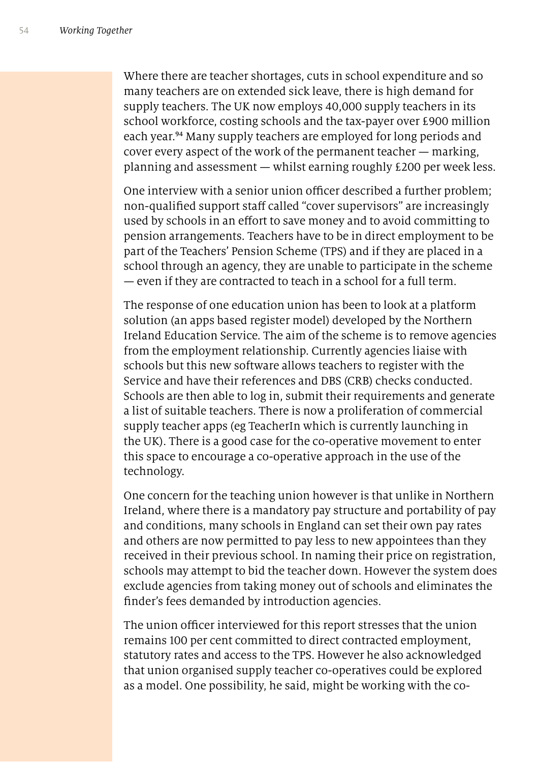Where there are teacher shortages, cuts in school expenditure and so many teachers are on extended sick leave, there is high demand for supply teachers. The UK now employs 40,000 supply teachers in its school workforce, costing schools and the tax-payer over £900 million each year.[94] Many supply teachers are employed for long periods and cover every aspect of the work of the permanent teacher — marking, planning and assessment — whilst earning roughly £200 per week less.

One interview with a senior union officer described a further problem; non-qualified support staff called "cover supervisors" are increasingly used by schools in an effort to save money and to avoid committing to pension arrangements. Teachers have to be in direct employment to be part of the Teachers' Pension Scheme (TPS) and if they are placed in a school through an agency, they are unable to participate in the scheme — even if they are contracted to teach in a school for a full term.

The response of one education union has been to look at a platform solution (an apps based register model) developed by the Northern Ireland Education Service. The aim of the scheme is to remove agencies from the employment relationship. Currently agencies liaise with schools but this new software allows teachers to register with the Service and have their references and DBS (CRB) checks conducted. Schools are then able to log in, submit their requirements and generate a list of suitable teachers. There is now a proliferation of commercial supply teacher apps (eg TeacherIn which is currently launching in the UK). There is a good case for the co-operative movement to enter this space to encourage a co-operative approach in the use of the technology.

One concern for the teaching union however is that unlike in Northern Ireland, where there is a mandatory pay structure and portability of pay and conditions, many schools in England can set their own pay rates and others are now permitted to pay less to new appointees than they received in their previous school. In naming their price on registration, schools may attempt to bid the teacher down. However the system does exclude agencies from taking money out of schools and eliminates the finder's fees demanded by introduction agencies.

The union officer interviewed for this report stresses that the union remains 100 per cent committed to direct contracted employment, statutory rates and access to the TPS. However he also acknowledged that union organised supply teacher co-operatives could be explored as a model. One possibility, he said, might be working with the co-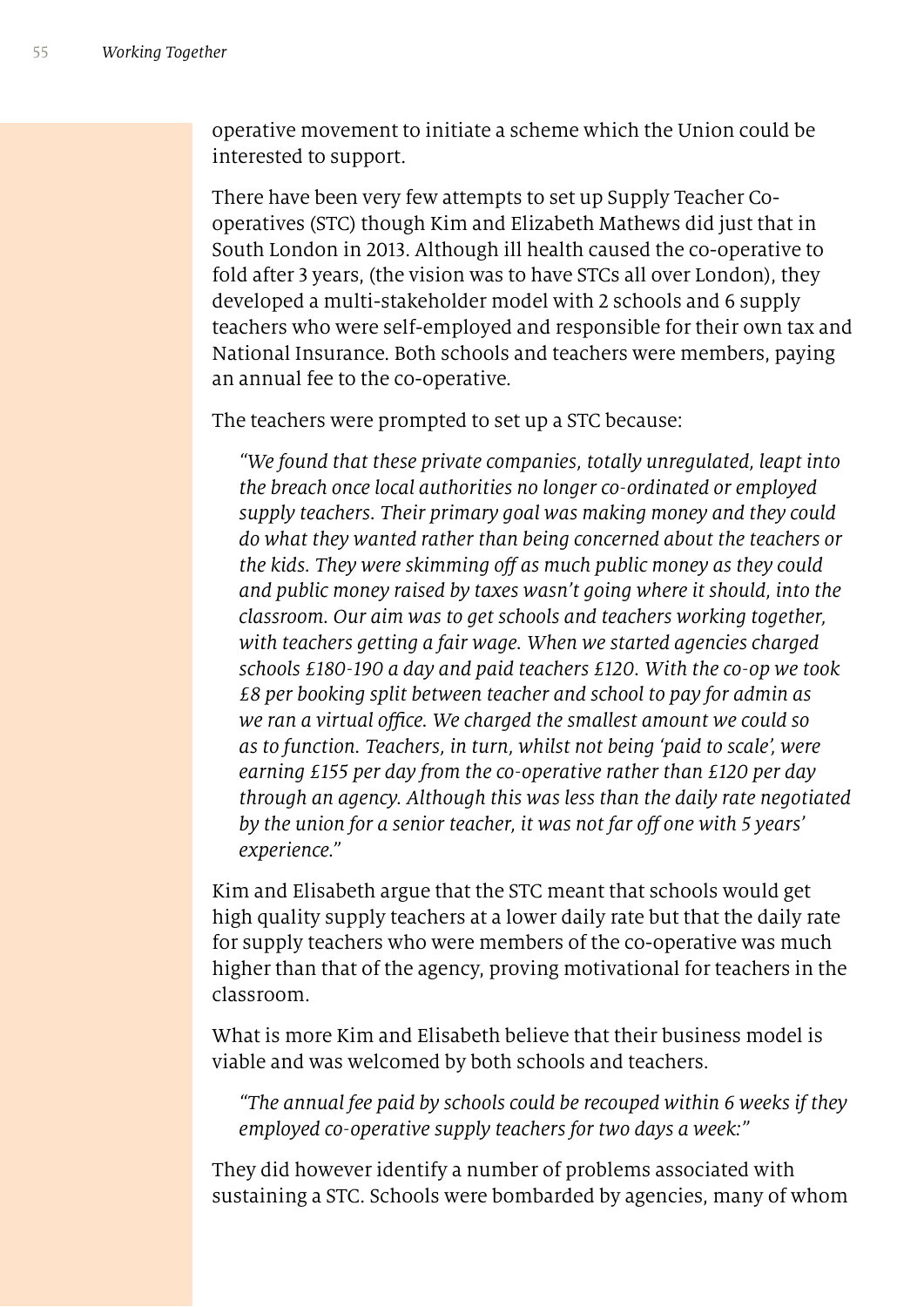operative movement to initiate a scheme which the Union could be interested to support.

There have been very few attempts to set up Supply Teacher Co-operatives (STC) though Kim and Elizabeth Mathews did just that in South London in 2013. Although ill health caused the co-operative to fold after 3 years, (the vision was to have STCs all over London), they developed a multi-stakeholder model with 2 schools and 6 supply teachers who were self-employed and responsible for their own tax and National Insurance. Both schools and teachers were members, paying an annual fee to the co-operative.

The teachers were prompted to set up a STC because:

> *"We found that these private companies, totally unregulated, leapt into the breach once local authorities no longer co-ordinated or employed supply teachers. Their primary goal was making money and they could do what they wanted rather than being concerned about the teachers or the kids. They were skimming off as much public money as they could and public money raised by taxes wasn't going where it should, into the classroom. Our aim was to get schools and teachers working together, with teachers getting a fair wage. When we started agencies charged schools £180-190 a day and paid teachers £120. With the co-op we took £8 per booking split between teacher and school to pay for admin as we ran a virtual office. We charged the smallest amount we could so as to function. Teachers, in turn, whilst not being 'paid to scale', were earning £155 per day from the co-operative rather than £120 per day through an agency. Although this was less than the daily rate negotiated by the union for a senior teacher, it was not far off one with 5 years' experience."*

Kim and Elisabeth argue that the STC meant that schools would get high quality supply teachers at a lower daily rate but that the daily rate for supply teachers who were members of the co-operative was much higher than that of the agency, proving motivational for teachers in the classroom.

What is more Kim and Elisabeth believe that their business model is viable and was welcomed by both schools and teachers.

> *"The annual fee paid by schools could be recouped within 6 weeks if they employed co-operative supply teachers for two days a week:"*

They did however identify a number of problems associated with sustaining a STC. Schools were bombarded by agencies, many of whom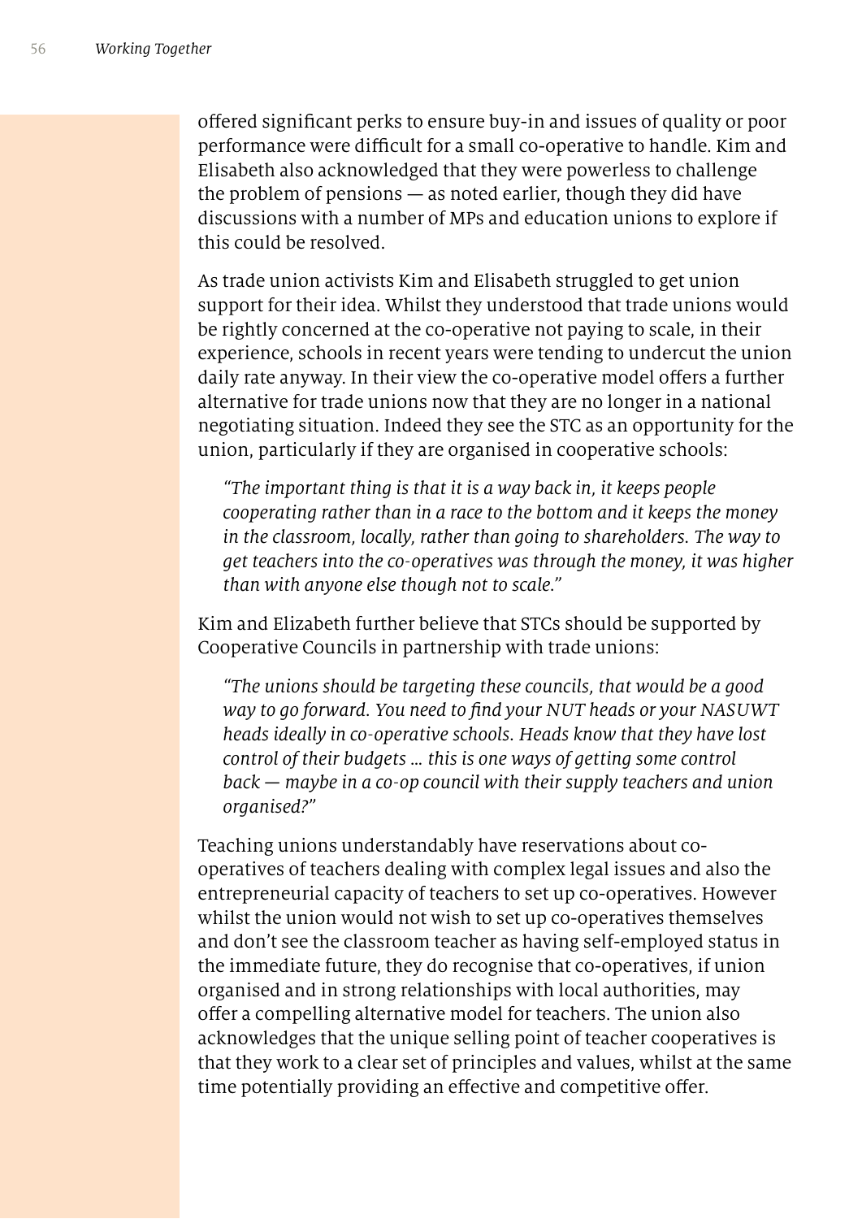offered significant perks to ensure buy-in and issues of quality or poor performance were difficult for a small co-operative to handle. Kim and Elisabeth also acknowledged that they were powerless to challenge the problem of pensions — as noted earlier, though they did have discussions with a number of MPs and education unions to explore if this could be resolved.

As trade union activists Kim and Elisabeth struggled to get union support for their idea. Whilst they understood that trade unions would be rightly concerned at the co-operative not paying to scale, in their experience, schools in recent years were tending to undercut the union daily rate anyway. In their view the co-operative model offers a further alternative for trade unions now that they are no longer in a national negotiating situation. Indeed they see the STC as an opportunity for the union, particularly if they are organised in cooperative schools:

> *"The important thing is that it is a way back in, it keeps people cooperating rather than in a race to the bottom and it keeps the money in the classroom, locally, rather than going to shareholders. The way to get teachers into the co-operatives was through the money, it was higher than with anyone else though not to scale."*

Kim and Elizabeth further believe that STCs should be supported by Cooperative Councils in partnership with trade unions:

> *"The unions should be targeting these councils, that would be a good way to go forward. You need to find your NUT heads or your NASUWT heads ideally in co-operative schools. Heads know that they have lost control of their budgets … this is one ways of getting some control back — maybe in a co-op council with their supply teachers and union organised?"*

Teaching unions understandably have reservations about co-operatives of teachers dealing with complex legal issues and also the entrepreneurial capacity of teachers to set up co-operatives. However whilst the union would not wish to set up co-operatives themselves and don't see the classroom teacher as having self-employed status in the immediate future, they do recognise that co-operatives, if union organised and in strong relationships with local authorities, may offer a compelling alternative model for teachers. The union also acknowledges that the unique selling point of teacher cooperatives is that they work to a clear set of principles and values, whilst at the same time potentially providing an effective and competitive offer.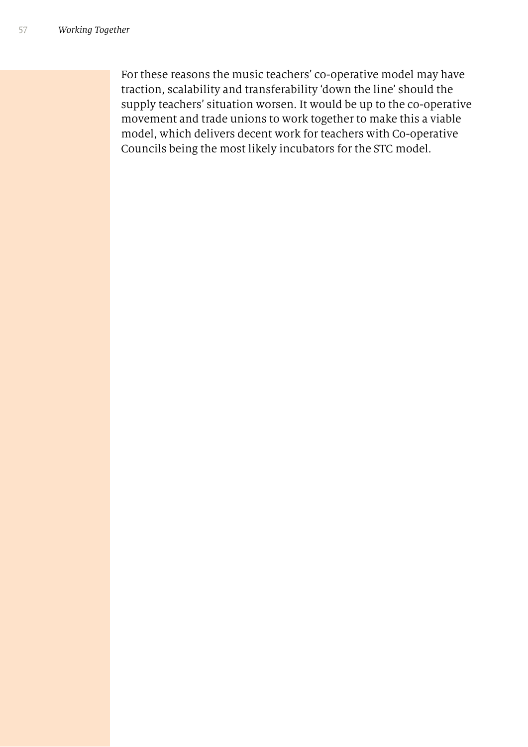For these reasons the music teachers' co-operative model may have traction, scalability and transferability 'down the line' should the supply teachers' situation worsen. It would be up to the co-operative movement and trade unions to work together to make this a viable model, which delivers decent work for teachers with Co-operative Councils being the most likely incubators for the STC model.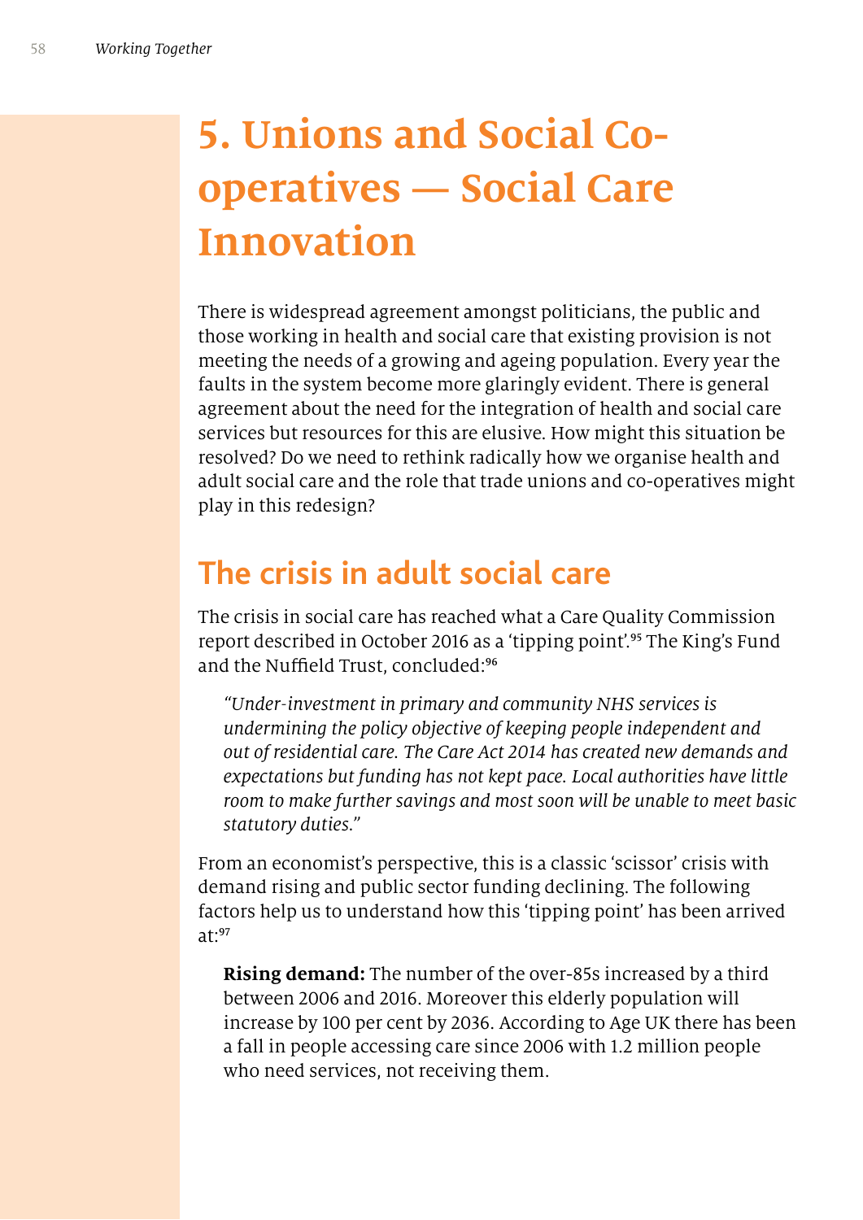# 5. Unions and Social Co-operatives — Social Care Innovation

There is widespread agreement amongst politicians, the public and those working in health and social care that existing provision is not meeting the needs of a growing and ageing population. Every year the faults in the system become more glaringly evident. There is general agreement about the need for the integration of health and social care services but resources for this are elusive. How might this situation be resolved? Do we need to rethink radically how we organise health and adult social care and the role that trade unions and co-operatives might play in this redesign?

## The crisis in adult social care

The crisis in social care has reached what a Care Quality Commission report described in October 2016 as a 'tipping point'.[95] The King's Fund and the Nuffield Trust, concluded:[96]

> *"Under-investment in primary and community NHS services is undermining the policy objective of keeping people independent and out of residential care. The Care Act 2014 has created new demands and expectations but funding has not kept pace. Local authorities have little room to make further savings and most soon will be unable to meet basic statutory duties."*

From an economist's perspective, this is a classic 'scissor' crisis with demand rising and public sector funding declining. The following factors help us to understand how this 'tipping point' has been arrived at:[97]

> **Rising demand:** The number of the over-85s increased by a third between 2006 and 2016. Moreover this elderly population will increase by 100 per cent by 2036. According to Age UK there has been a fall in people accessing care since 2006 with 1.2 million people who need services, not receiving them.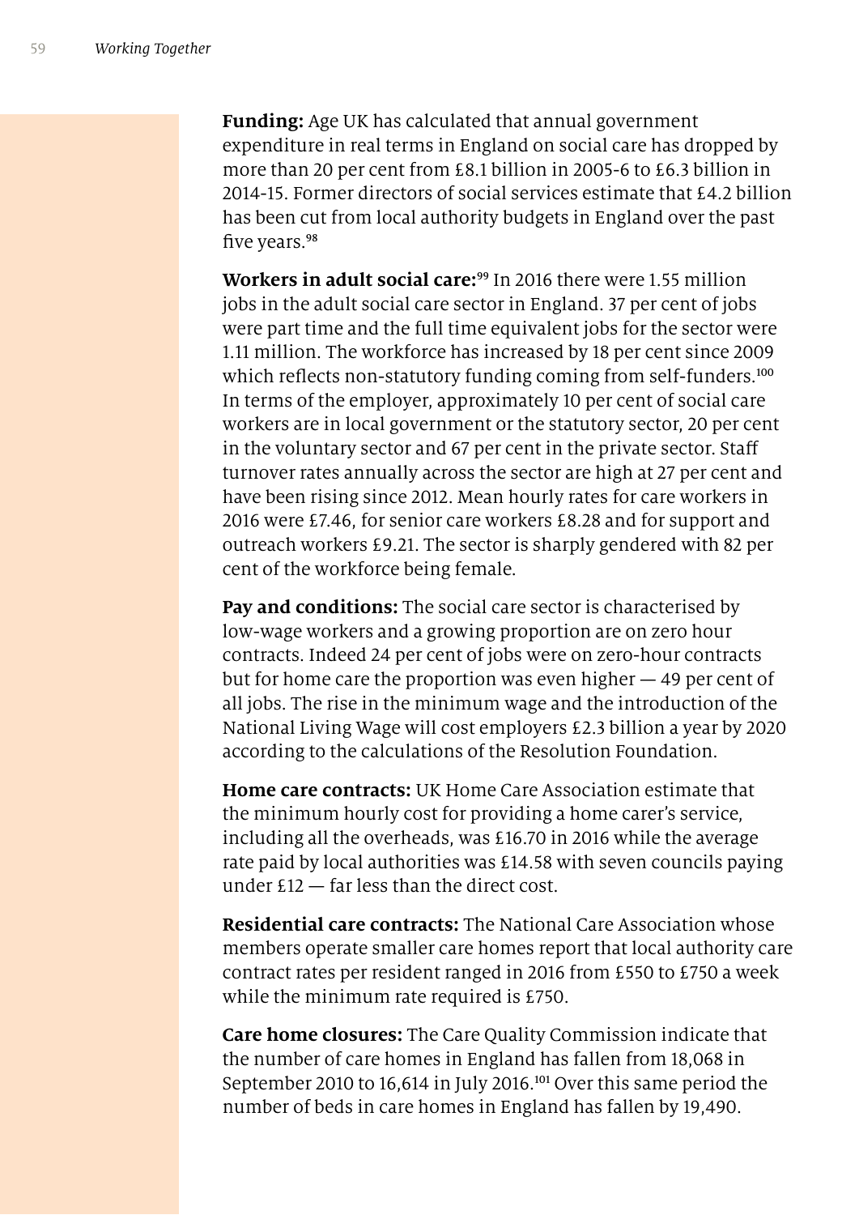**Funding:** Age UK has calculated that annual government expenditure in real terms in England on social care has dropped by more than 20 per cent from £8.1 billion in 2005-6 to £6.3 billion in 2014-15. Former directors of social services estimate that £4.2 billion has been cut from local authority budgets in England over the past five years.[98]

**Workers in adult social care:**[99] In 2016 there were 1.55 million jobs in the adult social care sector in England. 37 per cent of jobs were part time and the full time equivalent jobs for the sector were 1.11 million. The workforce has increased by 18 per cent since 2009 which reflects non-statutory funding coming from self-funders.[100] In terms of the employer, approximately 10 per cent of social care workers are in local government or the statutory sector, 20 per cent in the voluntary sector and 67 per cent in the private sector. Staff turnover rates annually across the sector are high at 27 per cent and have been rising since 2012. Mean hourly rates for care workers in 2016 were £7.46, for senior care workers £8.28 and for support and outreach workers £9.21. The sector is sharply gendered with 82 per cent of the workforce being female.

**Pay and conditions:** The social care sector is characterised by low-wage workers and a growing proportion are on zero hour contracts. Indeed 24 per cent of jobs were on zero-hour contracts but for home care the proportion was even higher — 49 per cent of all jobs. The rise in the minimum wage and the introduction of the National Living Wage will cost employers £2.3 billion a year by 2020 according to the calculations of the Resolution Foundation.

**Home care contracts:** UK Home Care Association estimate that the minimum hourly cost for providing a home carer's service, including all the overheads, was £16.70 in 2016 while the average rate paid by local authorities was £14.58 with seven councils paying under £12 — far less than the direct cost.

**Residential care contracts:** The National Care Association whose members operate smaller care homes report that local authority care contract rates per resident ranged in 2016 from £550 to £750 a week while the minimum rate required is £750.

**Care home closures:** The Care Quality Commission indicate that the number of care homes in England has fallen from 18,068 in September 2010 to 16,614 in July 2016.[101] Over this same period the number of beds in care homes in England has fallen by 19,490.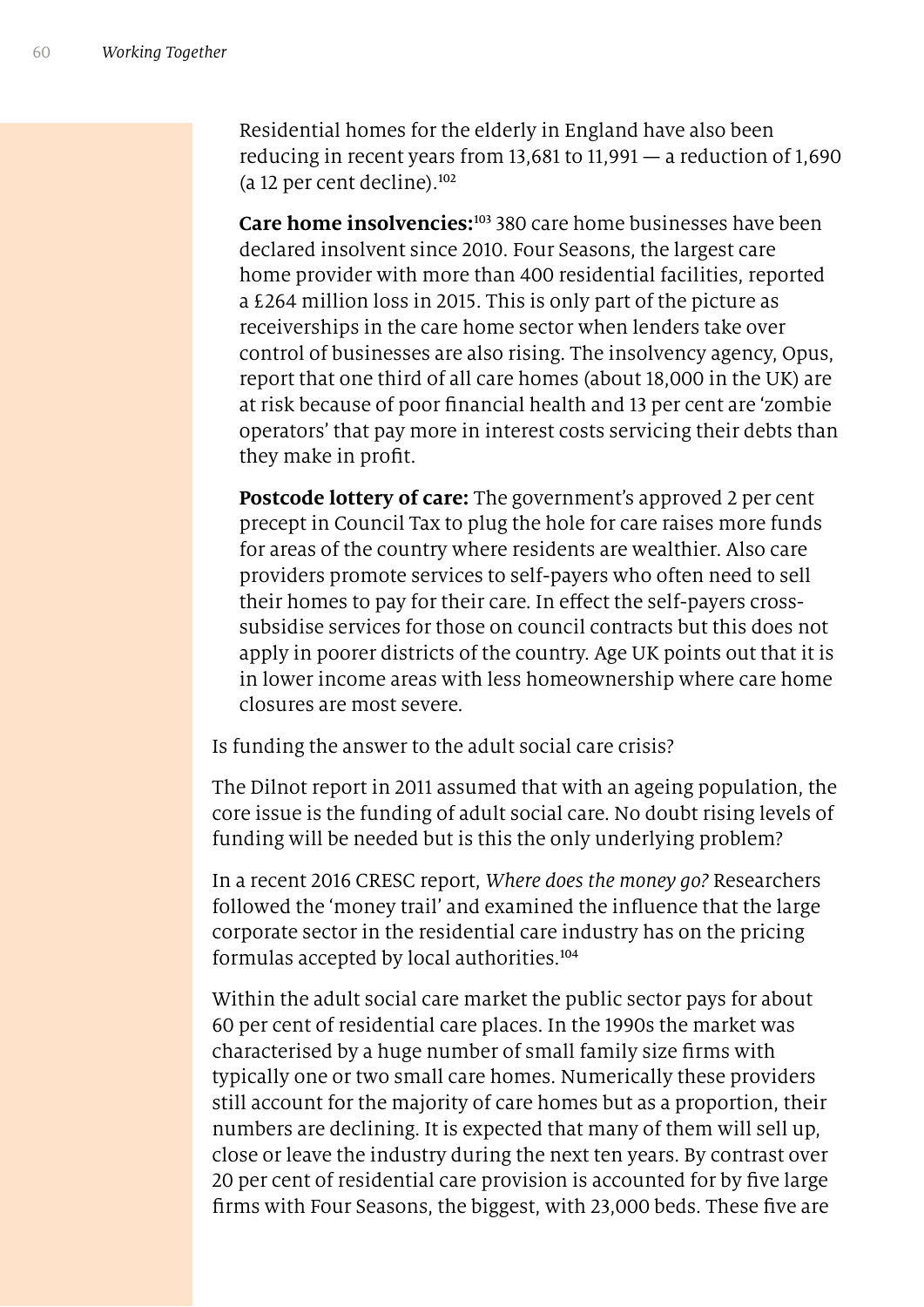Residential homes for the elderly in England have also been reducing in recent years from 13,681 to 11,991 — a reduction of 1,690 (a 12 per cent decline).[102]

**Care home insolvencies:**[103] 380 care home businesses have been declared insolvent since 2010. Four Seasons, the largest care home provider with more than 400 residential facilities, reported a £264 million loss in 2015. This is only part of the picture as receiverships in the care home sector when lenders take over control of businesses are also rising. The insolvency agency, Opus, report that one third of all care homes (about 18,000 in the UK) are at risk because of poor financial health and 13 per cent are 'zombie operators' that pay more in interest costs servicing their debts than they make in profit.

**Postcode lottery of care:** The government's approved 2 per cent precept in Council Tax to plug the hole for care raises more funds for areas of the country where residents are wealthier. Also care providers promote services to self-payers who often need to sell their homes to pay for their care. In effect the self-payers cross-subsidise services for those on council contracts but this does not apply in poorer districts of the country. Age UK points out that it is in lower income areas with less homeownership where care home closures are most severe.

Is funding the answer to the adult social care crisis?

The Dilnot report in 2011 assumed that with an ageing population, the core issue is the funding of adult social care. No doubt rising levels of funding will be needed but is this the only underlying problem?

In a recent 2016 CRESC report, *Where does the money go?* Researchers followed the 'money trail' and examined the influence that the large corporate sector in the residential care industry has on the pricing formulas accepted by local authorities.[104]

Within the adult social care market the public sector pays for about 60 per cent of residential care places. In the 1990s the market was characterised by a huge number of small family size firms with typically one or two small care homes. Numerically these providers still account for the majority of care homes but as a proportion, their numbers are declining. It is expected that many of them will sell up, close or leave the industry during the next ten years. By contrast over 20 per cent of residential care provision is accounted for by five large firms with Four Seasons, the biggest, with 23,000 beds. These five are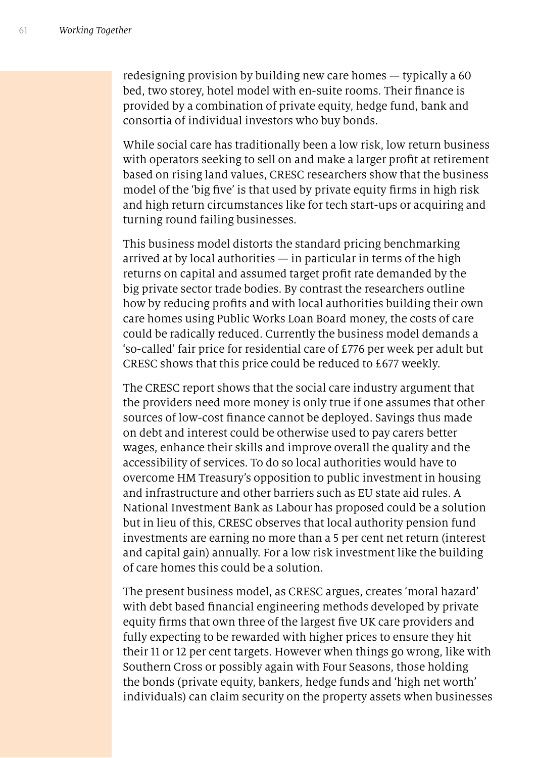redesigning provision by building new care homes — typically a 60 bed, two storey, hotel model with en-suite rooms. Their finance is provided by a combination of private equity, hedge fund, bank and consortia of individual investors who buy bonds.

While social care has traditionally been a low risk, low return business with operators seeking to sell on and make a larger profit at retirement based on rising land values, CRESC researchers show that the business model of the 'big five' is that used by private equity firms in high risk and high return circumstances like for tech start-ups or acquiring and turning round failing businesses.

This business model distorts the standard pricing benchmarking arrived at by local authorities — in particular in terms of the high returns on capital and assumed target profit rate demanded by the big private sector trade bodies. By contrast the researchers outline how by reducing profits and with local authorities building their own care homes using Public Works Loan Board money, the costs of care could be radically reduced. Currently the business model demands a 'so-called' fair price for residential care of £776 per week per adult but CRESC shows that this price could be reduced to £677 weekly.

The CRESC report shows that the social care industry argument that the providers need more money is only true if one assumes that other sources of low-cost finance cannot be deployed. Savings thus made on debt and interest could be otherwise used to pay carers better wages, enhance their skills and improve overall the quality and the accessibility of services. To do so local authorities would have to overcome HM Treasury's opposition to public investment in housing and infrastructure and other barriers such as EU state aid rules. A National Investment Bank as Labour has proposed could be a solution but in lieu of this, CRESC observes that local authority pension fund investments are earning no more than a 5 per cent net return (interest and capital gain) annually. For a low risk investment like the building of care homes this could be a solution.

The present business model, as CRESC argues, creates 'moral hazard' with debt based financial engineering methods developed by private equity firms that own three of the largest five UK care providers and fully expecting to be rewarded with higher prices to ensure they hit their 11 or 12 per cent targets. However when things go wrong, like with Southern Cross or possibly again with Four Seasons, those holding the bonds (private equity, bankers, hedge funds and 'high net worth' individuals) can claim security on the property assets when businesses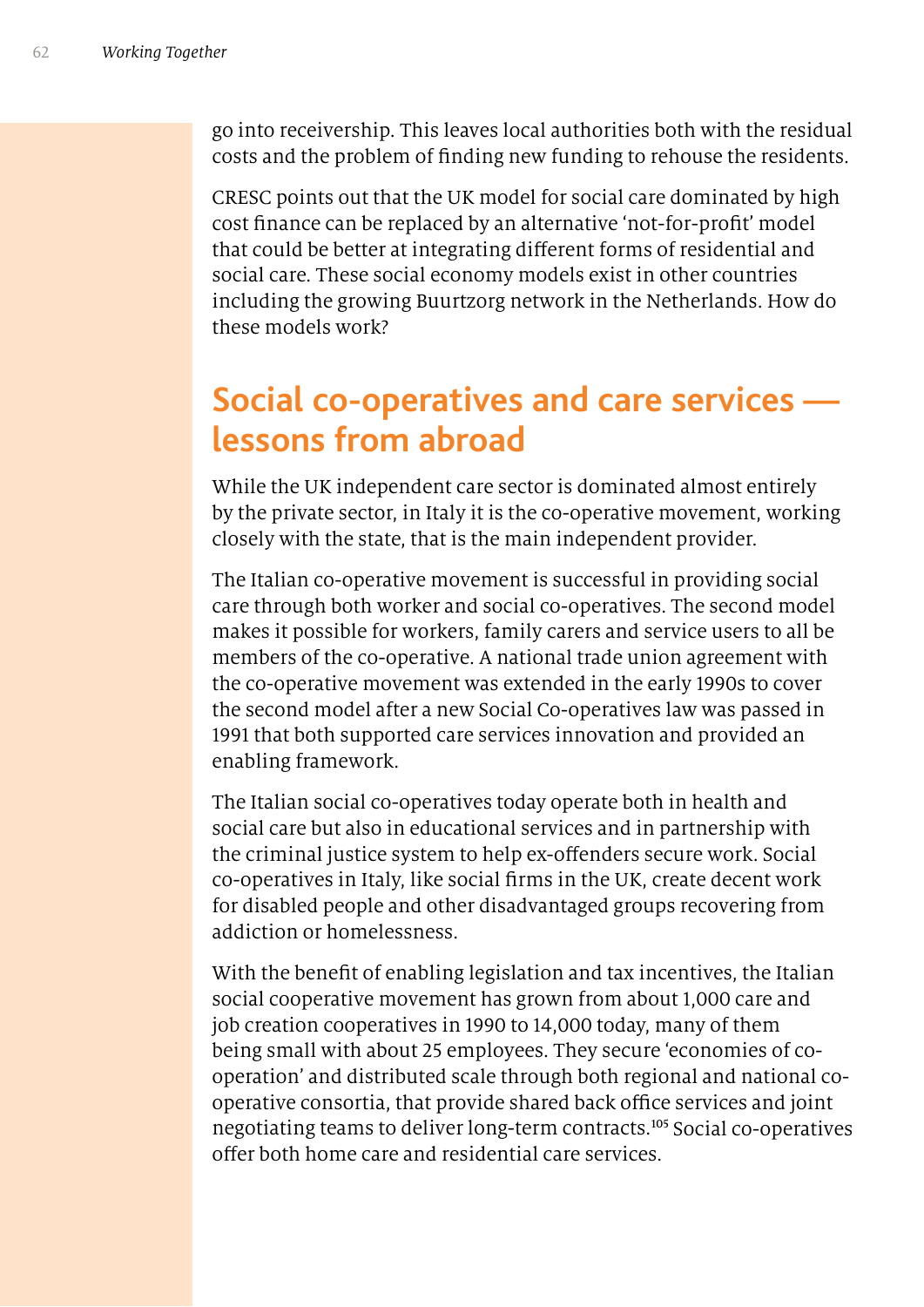go into receivership. This leaves local authorities both with the residual costs and the problem of finding new funding to rehouse the residents.

CRESC points out that the UK model for social care dominated by high cost finance can be replaced by an alternative 'not-for-profit' model that could be better at integrating different forms of residential and social care. These social economy models exist in other countries including the growing Buurtzorg network in the Netherlands. How do these models work?

## Social co-operatives and care services — lessons from abroad

While the UK independent care sector is dominated almost entirely by the private sector, in Italy it is the co-operative movement, working closely with the state, that is the main independent provider.

The Italian co-operative movement is successful in providing social care through both worker and social co-operatives. The second model makes it possible for workers, family carers and service users to all be members of the co-operative. A national trade union agreement with the co-operative movement was extended in the early 1990s to cover the second model after a new Social Co-operatives law was passed in 1991 that both supported care services innovation and provided an enabling framework.

The Italian social co-operatives today operate both in health and social care but also in educational services and in partnership with the criminal justice system to help ex-offenders secure work. Social co-operatives in Italy, like social firms in the UK, create decent work for disabled people and other disadvantaged groups recovering from addiction or homelessness.

With the benefit of enabling legislation and tax incentives, the Italian social cooperative movement has grown from about 1,000 care and job creation cooperatives in 1990 to 14,000 today, many of them being small with about 25 employees. They secure 'economies of co-operation' and distributed scale through both regional and national co-operative consortia, that provide shared back office services and joint negotiating teams to deliver long-term contracts.[105] Social co-operatives offer both home care and residential care services.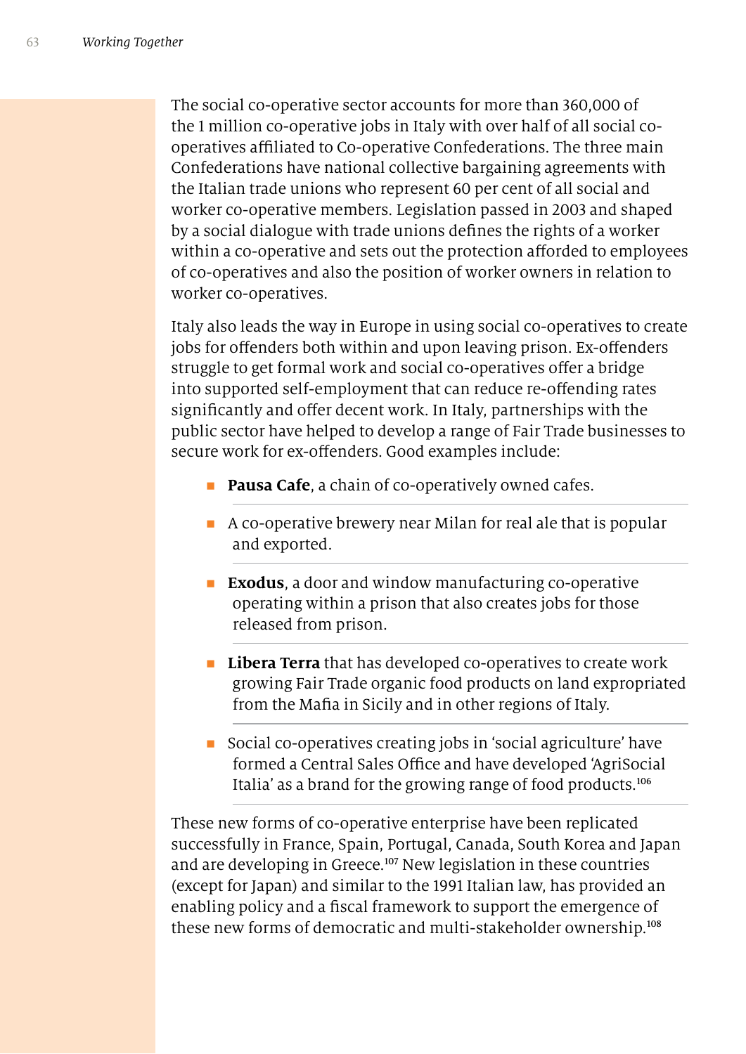The social co-operative sector accounts for more than 360,000 of the 1 million co-operative jobs in Italy with over half of all social co-operatives affiliated to Co-operative Confederations. The three main Confederations have national collective bargaining agreements with the Italian trade unions who represent 60 per cent of all social and worker co-operative members. Legislation passed in 2003 and shaped by a social dialogue with trade unions defines the rights of a worker within a co-operative and sets out the protection afforded to employees of co-operatives and also the position of worker owners in relation to worker co-operatives.

Italy also leads the way in Europe in using social co-operatives to create jobs for offenders both within and upon leaving prison. Ex-offenders struggle to get formal work and social co-operatives offer a bridge into supported self-employment that can reduce re-offending rates significantly and offer decent work. In Italy, partnerships with the public sector have helped to develop a range of Fair Trade businesses to secure work for ex-offenders. Good examples include:

- **Pausa Cafe**, a chain of co-operatively owned cafes.
- A co-operative brewery near Milan for real ale that is popular and exported.
- **Exodus**, a door and window manufacturing co-operative operating within a prison that also creates jobs for those released from prison.
- **Libera Terra** that has developed co-operatives to create work growing Fair Trade organic food products on land expropriated from the Mafia in Sicily and in other regions of Italy.
- Social co-operatives creating jobs in 'social agriculture' have formed a Central Sales Office and have developed 'AgriSocial Italia' as a brand for the growing range of food products.[106]

These new forms of co-operative enterprise have been replicated successfully in France, Spain, Portugal, Canada, South Korea and Japan and are developing in Greece.[107] New legislation in these countries (except for Japan) and similar to the 1991 Italian law, has provided an enabling policy and a fiscal framework to support the emergence of these new forms of democratic and multi-stakeholder ownership.[108]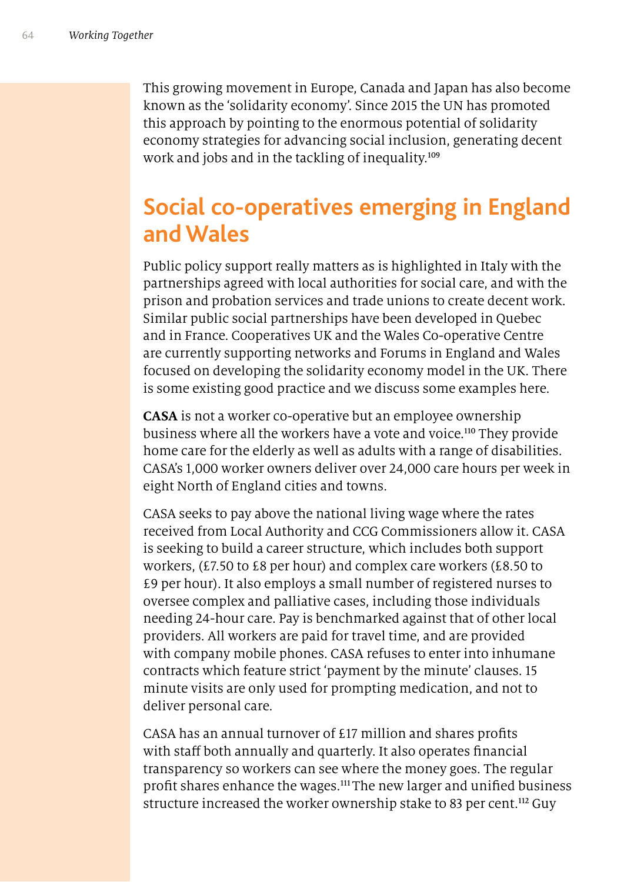This growing movement in Europe, Canada and Japan has also become known as the 'solidarity economy'. Since 2015 the UN has promoted this approach by pointing to the enormous potential of solidarity economy strategies for advancing social inclusion, generating decent work and jobs and in the tackling of inequality.[109]

## Social co-operatives emerging in England and Wales

Public policy support really matters as is highlighted in Italy with the partnerships agreed with local authorities for social care, and with the prison and probation services and trade unions to create decent work. Similar public social partnerships have been developed in Quebec and in France. Cooperatives UK and the Wales Co-operative Centre are currently supporting networks and Forums in England and Wales focused on developing the solidarity economy model in the UK. There is some existing good practice and we discuss some examples here.

**CASA** is not a worker co-operative but an employee ownership business where all the workers have a vote and voice.[110] They provide home care for the elderly as well as adults with a range of disabilities. CASA's 1,000 worker owners deliver over 24,000 care hours per week in eight North of England cities and towns.

CASA seeks to pay above the national living wage where the rates received from Local Authority and CCG Commissioners allow it. CASA is seeking to build a career structure, which includes both support workers, (£7.50 to £8 per hour) and complex care workers (£8.50 to £9 per hour). It also employs a small number of registered nurses to oversee complex and palliative cases, including those individuals needing 24-hour care. Pay is benchmarked against that of other local providers. All workers are paid for travel time, and are provided with company mobile phones. CASA refuses to enter into inhumane contracts which feature strict 'payment by the minute' clauses. 15 minute visits are only used for prompting medication, and not to deliver personal care.

CASA has an annual turnover of £17 million and shares profits with staff both annually and quarterly. It also operates financial transparency so workers can see where the money goes. The regular profit shares enhance the wages.[111] The new larger and unified business structure increased the worker ownership stake to 83 per cent.[112] Guy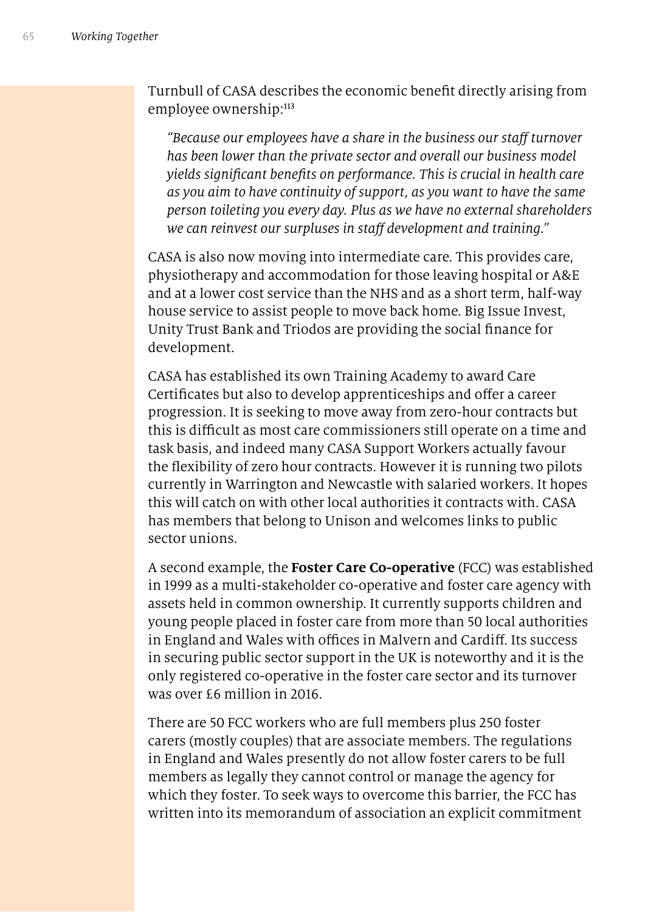Turnbull of CASA describes the economic benefit directly arising from employee ownership:[113]

> *"Because our employees have a share in the business our staff turnover has been lower than the private sector and overall our business model yields significant benefits on performance. This is crucial in health care as you aim to have continuity of support, as you want to have the same person toileting you every day. Plus as we have no external shareholders we can reinvest our surpluses in staff development and training."*

CASA is also now moving into intermediate care. This provides care, physiotherapy and accommodation for those leaving hospital or A&E and at a lower cost service than the NHS and as a short term, half-way house service to assist people to move back home. Big Issue Invest, Unity Trust Bank and Triodos are providing the social finance for development.

CASA has established its own Training Academy to award Care Certificates but also to develop apprenticeships and offer a career progression. It is seeking to move away from zero-hour contracts but this is difficult as most care commissioners still operate on a time and task basis, and indeed many CASA Support Workers actually favour the flexibility of zero hour contracts. However it is running two pilots currently in Warrington and Newcastle with salaried workers. It hopes this will catch on with other local authorities it contracts with. CASA has members that belong to Unison and welcomes links to public sector unions.

A second example, the **Foster Care Co-operative** (FCC) was established in 1999 as a multi-stakeholder co-operative and foster care agency with assets held in common ownership. It currently supports children and young people placed in foster care from more than 50 local authorities in England and Wales with offices in Malvern and Cardiff. Its success in securing public sector support in the UK is noteworthy and it is the only registered co-operative in the foster care sector and its turnover was over £6 million in 2016.

There are 50 FCC workers who are full members plus 250 foster carers (mostly couples) that are associate members. The regulations in England and Wales presently do not allow foster carers to be full members as legally they cannot control or manage the agency for which they foster. To seek ways to overcome this barrier, the FCC has written into its memorandum of association an explicit commitment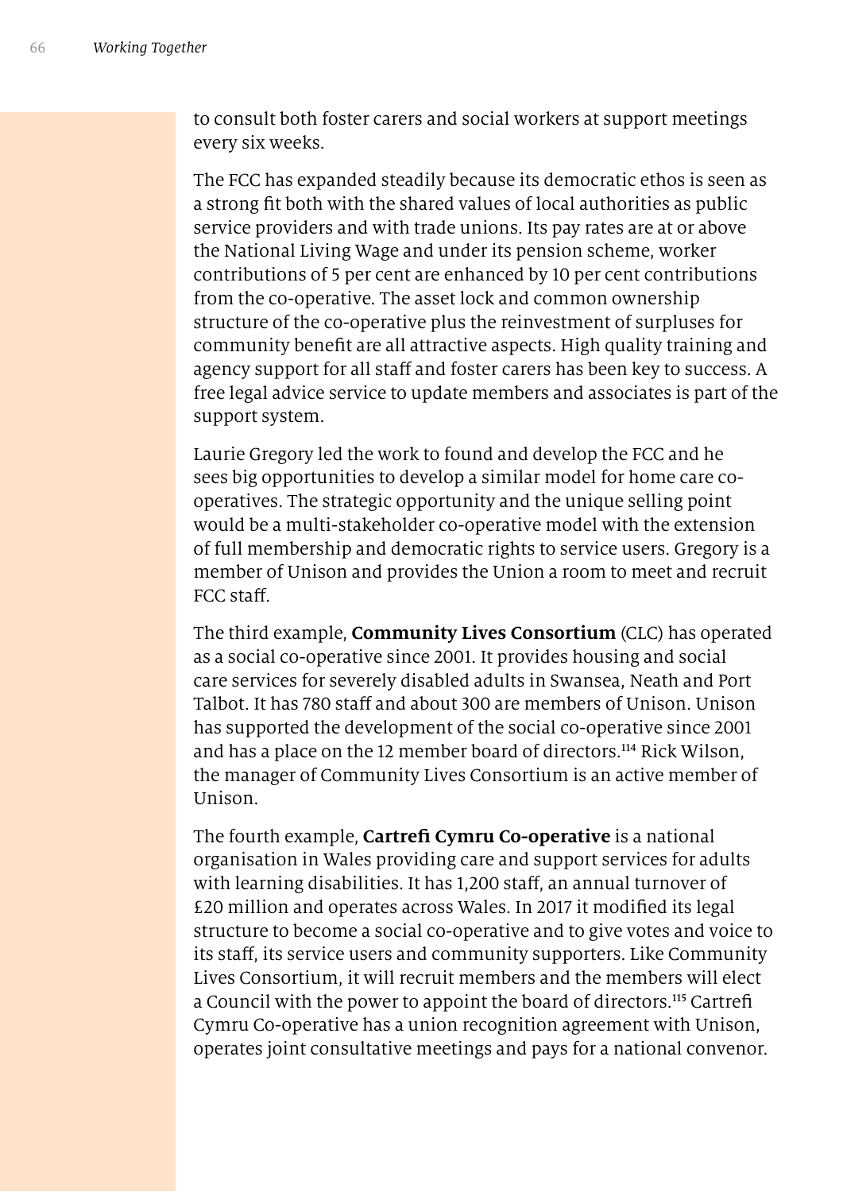to consult both foster carers and social workers at support meetings every six weeks.

The FCC has expanded steadily because its democratic ethos is seen as a strong fit both with the shared values of local authorities as public service providers and with trade unions. Its pay rates are at or above the National Living Wage and under its pension scheme, worker contributions of 5 per cent are enhanced by 10 per cent contributions from the co-operative. The asset lock and common ownership structure of the co-operative plus the reinvestment of surpluses for community benefit are all attractive aspects. High quality training and agency support for all staff and foster carers has been key to success. A free legal advice service to update members and associates is part of the support system.

Laurie Gregory led the work to found and develop the FCC and he sees big opportunities to develop a similar model for home care co-operatives. The strategic opportunity and the unique selling point would be a multi-stakeholder co-operative model with the extension of full membership and democratic rights to service users. Gregory is a member of Unison and provides the Union a room to meet and recruit FCC staff.

The third example, **Community Lives Consortium** (CLC) has operated as a social co-operative since 2001. It provides housing and social care services for severely disabled adults in Swansea, Neath and Port Talbot. It has 780 staff and about 300 are members of Unison. Unison has supported the development of the social co-operative since 2001 and has a place on the 12 member board of directors.[114] Rick Wilson, the manager of Community Lives Consortium is an active member of Unison.

The fourth example, **Cartrefi Cymru Co-operative** is a national organisation in Wales providing care and support services for adults with learning disabilities. It has 1,200 staff, an annual turnover of £20 million and operates across Wales. In 2017 it modified its legal structure to become a social co-operative and to give votes and voice to its staff, its service users and community supporters. Like Community Lives Consortium, it will recruit members and the members will elect a Council with the power to appoint the board of directors.[115] Cartrefi Cymru Co-operative has a union recognition agreement with Unison, operates joint consultative meetings and pays for a national convenor.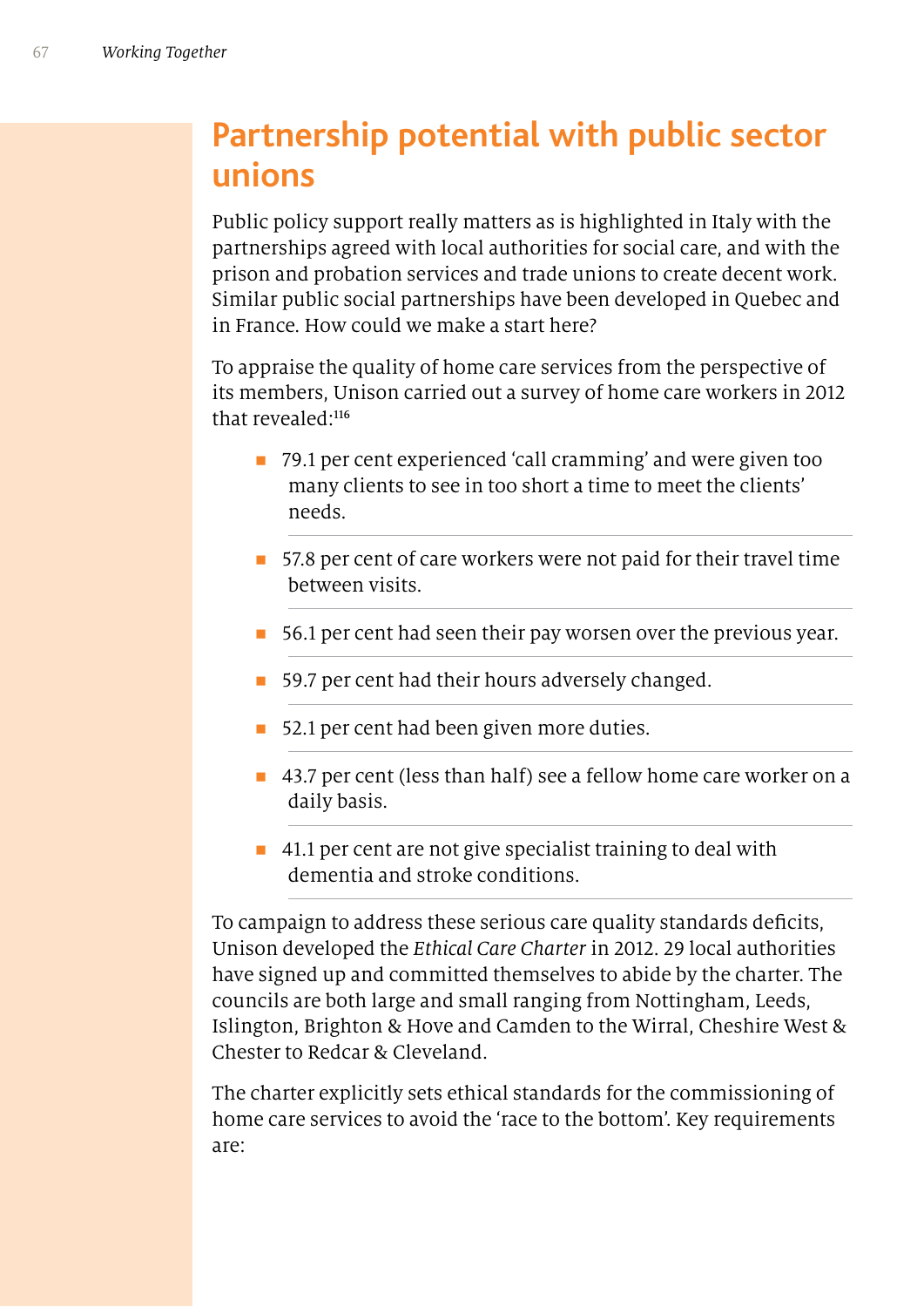## Partnership potential with public sector unions

Public policy support really matters as is highlighted in Italy with the partnerships agreed with local authorities for social care, and with the prison and probation services and trade unions to create decent work. Similar public social partnerships have been developed in Quebec and in France. How could we make a start here?

To appraise the quality of home care services from the perspective of its members, Unison carried out a survey of home care workers in 2012 that revealed:[116]

- 79.1 per cent experienced 'call cramming' and were given too many clients to see in too short a time to meet the clients' needs.
- 57.8 per cent of care workers were not paid for their travel time between visits.
- 56.1 per cent had seen their pay worsen over the previous year.
- 59.7 per cent had their hours adversely changed.
- 52.1 per cent had been given more duties.
- 43.7 per cent (less than half) see a fellow home care worker on a daily basis.
- 41.1 per cent are not give specialist training to deal with dementia and stroke conditions.

To campaign to address these serious care quality standards deficits, Unison developed the *Ethical Care Charter* in 2012. 29 local authorities have signed up and committed themselves to abide by the charter. The councils are both large and small ranging from Nottingham, Leeds, Islington, Brighton & Hove and Camden to the Wirral, Cheshire West & Chester to Redcar & Cleveland.

The charter explicitly sets ethical standards for the commissioning of home care services to avoid the 'race to the bottom'. Key requirements are: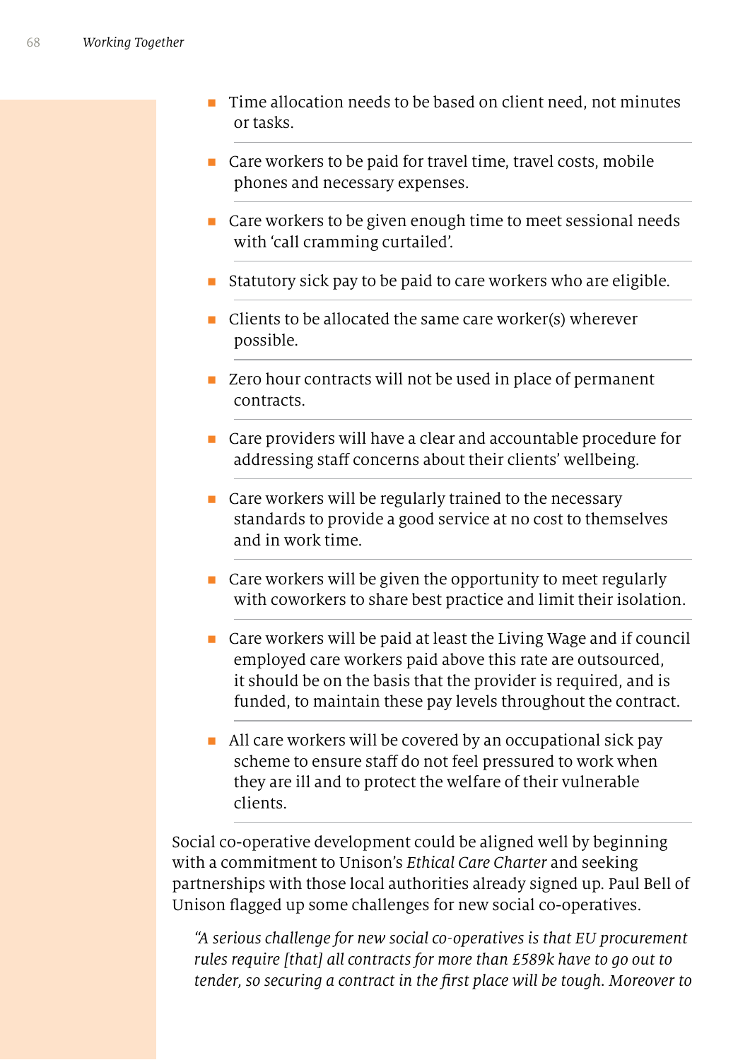- Time allocation needs to be based on client need, not minutes or tasks.
- Care workers to be paid for travel time, travel costs, mobile phones and necessary expenses.
- Care workers to be given enough time to meet sessional needs with 'call cramming curtailed'.
- Statutory sick pay to be paid to care workers who are eligible.
- Clients to be allocated the same care worker(s) wherever possible.
- Zero hour contracts will not be used in place of permanent contracts.
- Care providers will have a clear and accountable procedure for addressing staff concerns about their clients' wellbeing.
- Care workers will be regularly trained to the necessary standards to provide a good service at no cost to themselves and in work time.
- Care workers will be given the opportunity to meet regularly with coworkers to share best practice and limit their isolation.
- Care workers will be paid at least the Living Wage and if council employed care workers paid above this rate are outsourced, it should be on the basis that the provider is required, and is funded, to maintain these pay levels throughout the contract.
- All care workers will be covered by an occupational sick pay scheme to ensure staff do not feel pressured to work when they are ill and to protect the welfare of their vulnerable clients.

Social co-operative development could be aligned well by beginning with a commitment to Unison's *Ethical Care Charter* and seeking partnerships with those local authorities already signed up. Paul Bell of Unison flagged up some challenges for new social co-operatives.

> *"A serious challenge for new social co-operatives is that EU procurement rules require [that] all contracts for more than £589k have to go out to tender, so securing a contract in the first place will be tough. Moreover to*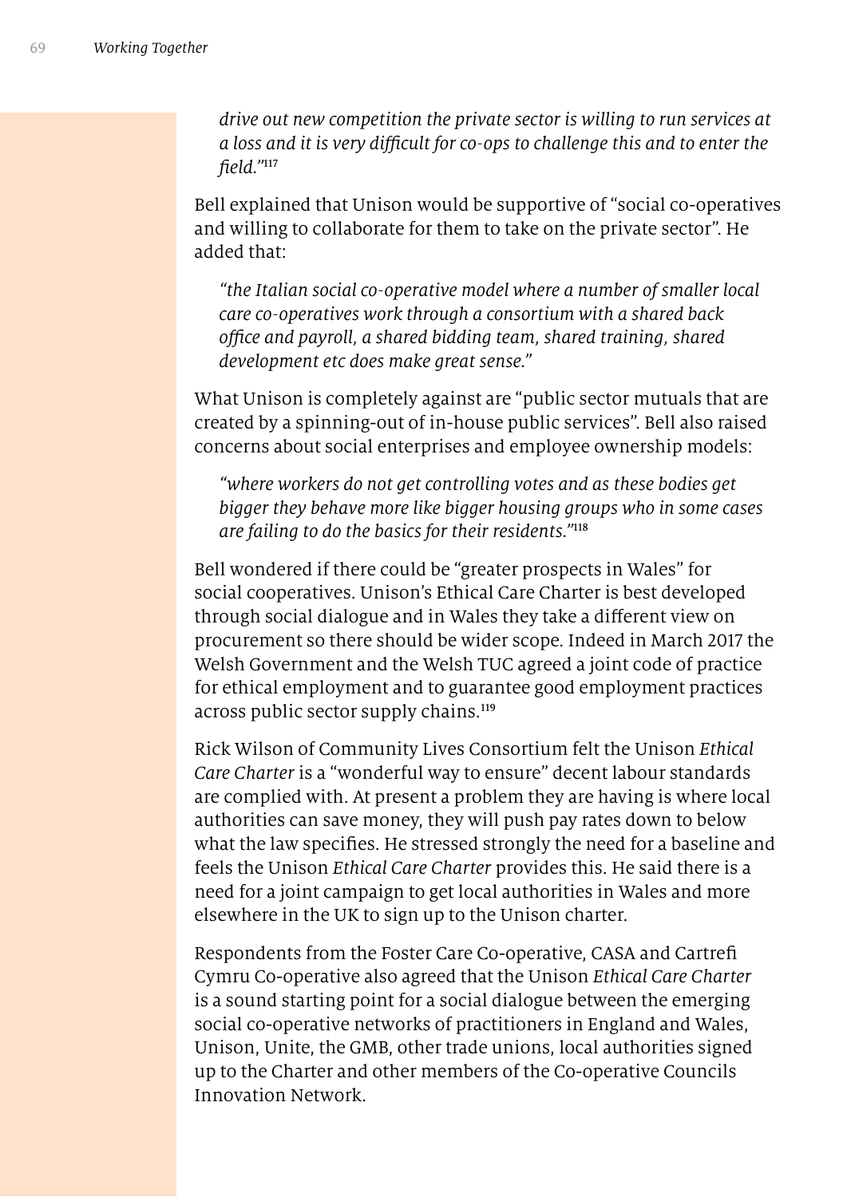*drive out new competition the private sector is willing to run services at a loss and it is very difficult for co-ops to challenge this and to enter the field."*[117]

Bell explained that Unison would be supportive of "social co-operatives and willing to collaborate for them to take on the private sector". He added that:

> *"the Italian social co-operative model where a number of smaller local care co-operatives work through a consortium with a shared back office and payroll, a shared bidding team, shared training, shared development etc does make great sense."*

What Unison is completely against are "public sector mutuals that are created by a spinning-out of in-house public services". Bell also raised concerns about social enterprises and employee ownership models:

> *"where workers do not get controlling votes and as these bodies get bigger they behave more like bigger housing groups who in some cases are failing to do the basics for their residents."*[118]

Bell wondered if there could be "greater prospects in Wales" for social cooperatives. Unison's Ethical Care Charter is best developed through social dialogue and in Wales they take a different view on procurement so there should be wider scope. Indeed in March 2017 the Welsh Government and the Welsh TUC agreed a joint code of practice for ethical employment and to guarantee good employment practices across public sector supply chains.[119]

Rick Wilson of Community Lives Consortium felt the Unison *Ethical Care Charter* is a "wonderful way to ensure" decent labour standards are complied with. At present a problem they are having is where local authorities can save money, they will push pay rates down to below what the law specifies. He stressed strongly the need for a baseline and feels the Unison *Ethical Care Charter* provides this. He said there is a need for a joint campaign to get local authorities in Wales and more elsewhere in the UK to sign up to the Unison charter.

Respondents from the Foster Care Co-operative, CASA and Cartrefi Cymru Co-operative also agreed that the Unison *Ethical Care Charter* is a sound starting point for a social dialogue between the emerging social co-operative networks of practitioners in England and Wales, Unison, Unite, the GMB, other trade unions, local authorities signed up to the Charter and other members of the Co-operative Councils Innovation Network.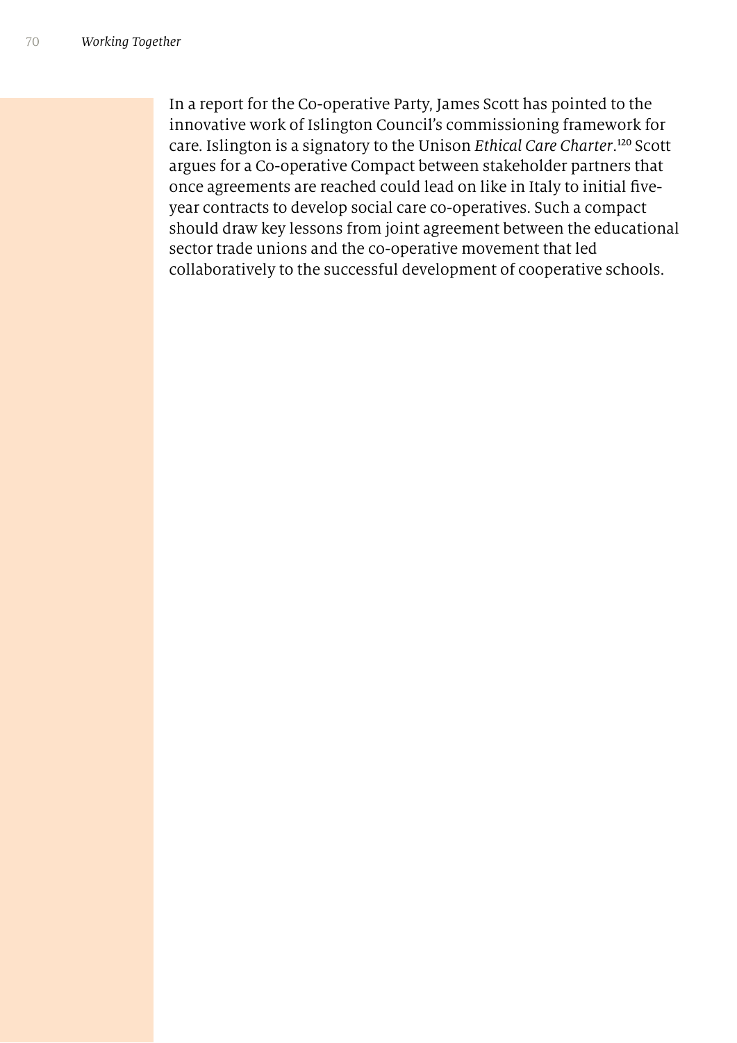In a report for the Co-operative Party, James Scott has pointed to the innovative work of Islington Council's commissioning framework for care. Islington is a signatory to the Unison *Ethical Care Charter*.[120] Scott argues for a Co-operative Compact between stakeholder partners that once agreements are reached could lead on like in Italy to initial five-year contracts to develop social care co-operatives. Such a compact should draw key lessons from joint agreement between the educational sector trade unions and the co-operative movement that led collaboratively to the successful development of cooperative schools.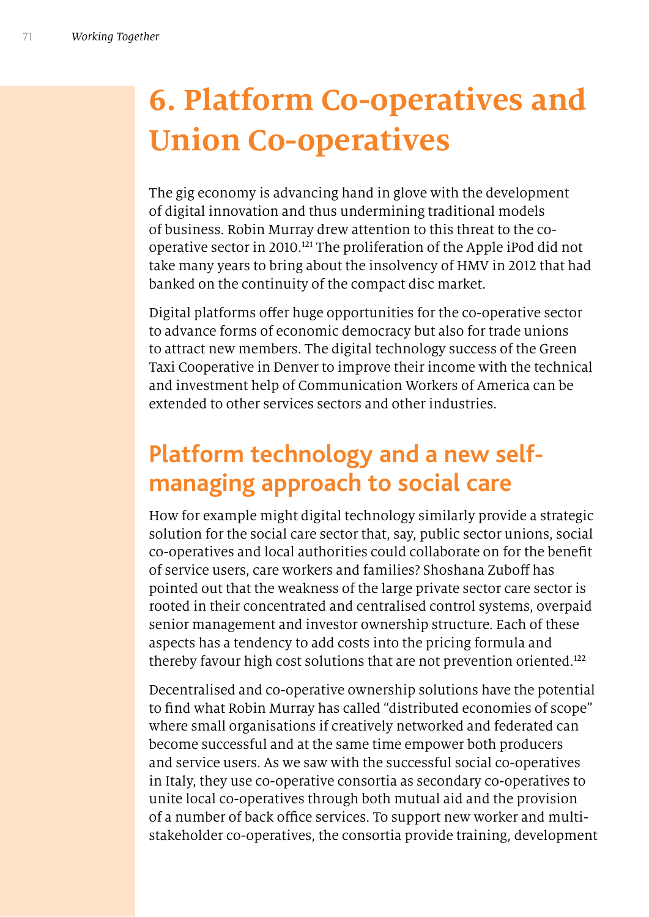# 6. Platform Co-operatives and Union Co-operatives

The gig economy is advancing hand in glove with the development of digital innovation and thus undermining traditional models of business. Robin Murray drew attention to this threat to the co-operative sector in 2010.[121] The proliferation of the Apple iPod did not take many years to bring about the insolvency of HMV in 2012 that had banked on the continuity of the compact disc market.

Digital platforms offer huge opportunities for the co-operative sector to advance forms of economic democracy but also for trade unions to attract new members. The digital technology success of the Green Taxi Cooperative in Denver to improve their income with the technical and investment help of Communication Workers of America can be extended to other services sectors and other industries.

## Platform technology and a new self-managing approach to social care

How for example might digital technology similarly provide a strategic solution for the social care sector that, say, public sector unions, social co-operatives and local authorities could collaborate on for the benefit of service users, care workers and families? Shoshana Zuboff has pointed out that the weakness of the large private sector care sector is rooted in their concentrated and centralised control systems, overpaid senior management and investor ownership structure. Each of these aspects has a tendency to add costs into the pricing formula and thereby favour high cost solutions that are not prevention oriented.[122]

Decentralised and co-operative ownership solutions have the potential to find what Robin Murray has called "distributed economies of scope" where small organisations if creatively networked and federated can become successful and at the same time empower both producers and service users. As we saw with the successful social co-operatives in Italy, they use co-operative consortia as secondary co-operatives to unite local co-operatives through both mutual aid and the provision of a number of back office services. To support new worker and multi-stakeholder co-operatives, the consortia provide training, development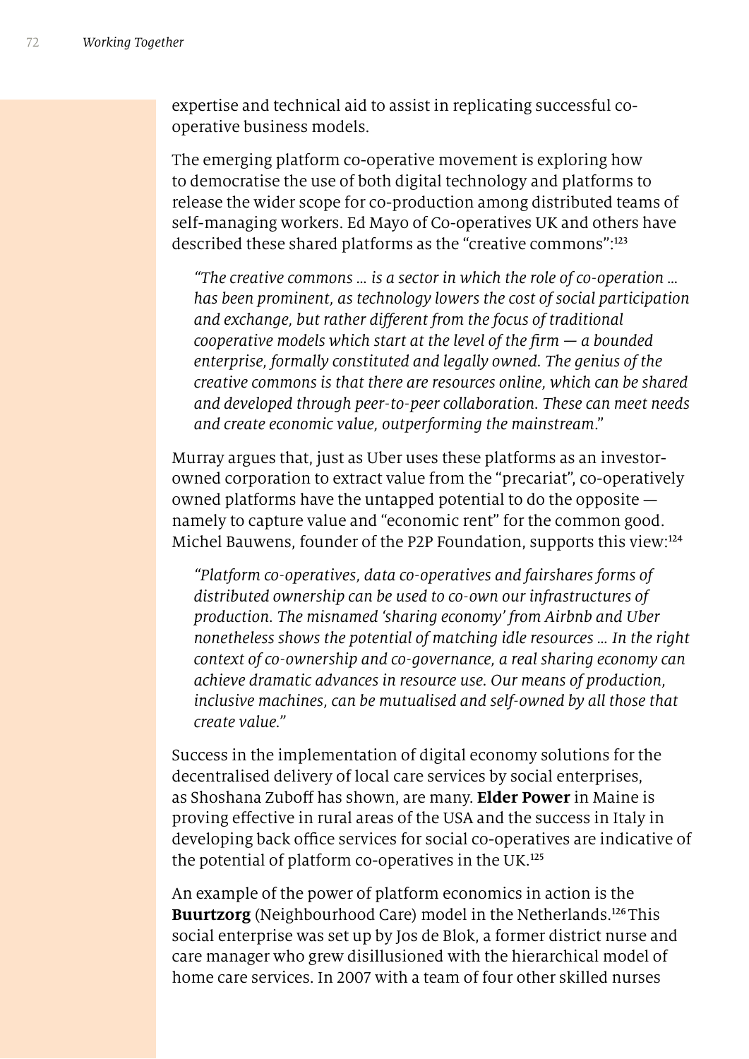expertise and technical aid to assist in replicating successful co-operative business models.

The emerging platform co-operative movement is exploring how to democratise the use of both digital technology and platforms to release the wider scope for co-production among distributed teams of self-managing workers. Ed Mayo of Co-operatives UK and others have described these shared platforms as the "creative commons":[123]

> *"The creative commons … is a sector in which the role of co-operation … has been prominent, as technology lowers the cost of social participation and exchange, but rather different from the focus of traditional cooperative models which start at the level of the firm — a bounded enterprise, formally constituted and legally owned. The genius of the creative commons is that there are resources online, which can be shared and developed through peer-to-peer collaboration. These can meet needs and create economic value, outperforming the mainstream."*

Murray argues that, just as Uber uses these platforms as an investor-owned corporation to extract value from the "precariat", co-operatively owned platforms have the untapped potential to do the opposite — namely to capture value and "economic rent" for the common good. Michel Bauwens, founder of the P2P Foundation, supports this view:[124]

> *"Platform co-operatives, data co-operatives and fairshares forms of distributed ownership can be used to co-own our infrastructures of production. The misnamed 'sharing economy' from Airbnb and Uber nonetheless shows the potential of matching idle resources … In the right context of co-ownership and co-governance, a real sharing economy can achieve dramatic advances in resource use. Our means of production, inclusive machines, can be mutualised and self-owned by all those that create value."*

Success in the implementation of digital economy solutions for the decentralised delivery of local care services by social enterprises, as Shoshana Zuboff has shown, are many. **Elder Power** in Maine is proving effective in rural areas of the USA and the success in Italy in developing back office services for social co-operatives are indicative of the potential of platform co-operatives in the UK.[125]

An example of the power of platform economics in action is the **Buurtzorg** (Neighbourhood Care) model in the Netherlands.[126] This social enterprise was set up by Jos de Blok, a former district nurse and care manager who grew disillusioned with the hierarchical model of home care services. In 2007 with a team of four other skilled nurses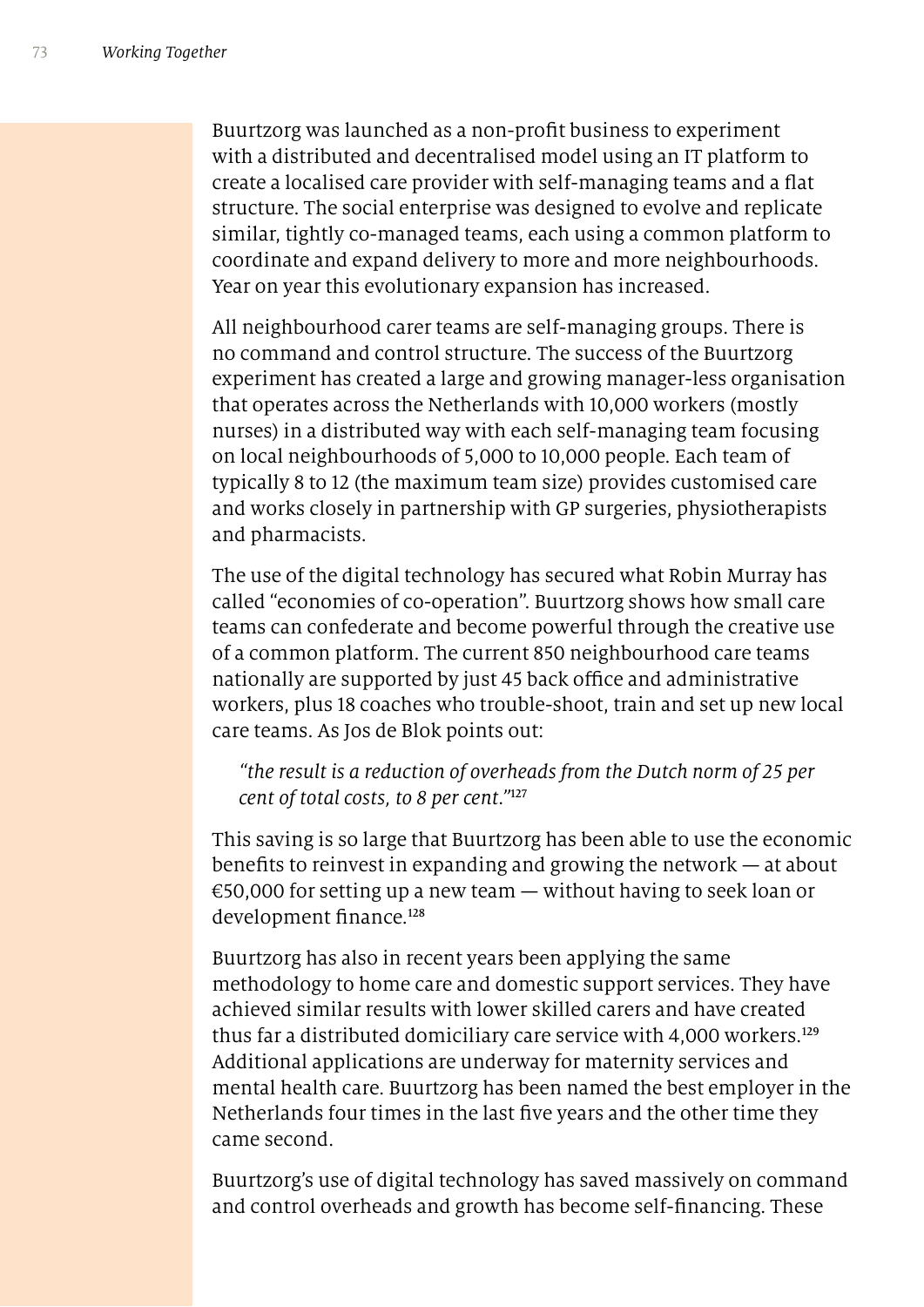Buurtzorg was launched as a non-profit business to experiment with a distributed and decentralised model using an IT platform to create a localised care provider with self-managing teams and a flat structure. The social enterprise was designed to evolve and replicate similar, tightly co-managed teams, each using a common platform to coordinate and expand delivery to more and more neighbourhoods. Year on year this evolutionary expansion has increased.

All neighbourhood carer teams are self-managing groups. There is no command and control structure. The success of the Buurtzorg experiment has created a large and growing manager-less organisation that operates across the Netherlands with 10,000 workers (mostly nurses) in a distributed way with each self-managing team focusing on local neighbourhoods of 5,000 to 10,000 people. Each team of typically 8 to 12 (the maximum team size) provides customised care and works closely in partnership with GP surgeries, physiotherapists and pharmacists.

The use of the digital technology has secured what Robin Murray has called "economies of co-operation". Buurtzorg shows how small care teams can confederate and become powerful through the creative use of a common platform. The current 850 neighbourhood care teams nationally are supported by just 45 back office and administrative workers, plus 18 coaches who trouble-shoot, train and set up new local care teams. As Jos de Blok points out:

> *"the result is a reduction of overheads from the Dutch norm of 25 per cent of total costs, to 8 per cent."*[127]

This saving is so large that Buurtzorg has been able to use the economic benefits to reinvest in expanding and growing the network — at about €50,000 for setting up a new team — without having to seek loan or development finance.[128]

Buurtzorg has also in recent years been applying the same methodology to home care and domestic support services. They have achieved similar results with lower skilled carers and have created thus far a distributed domiciliary care service with 4,000 workers.[129] Additional applications are underway for maternity services and mental health care. Buurtzorg has been named the best employer in the Netherlands four times in the last five years and the other time they came second.

Buurtzorg's use of digital technology has saved massively on command and control overheads and growth has become self-financing. These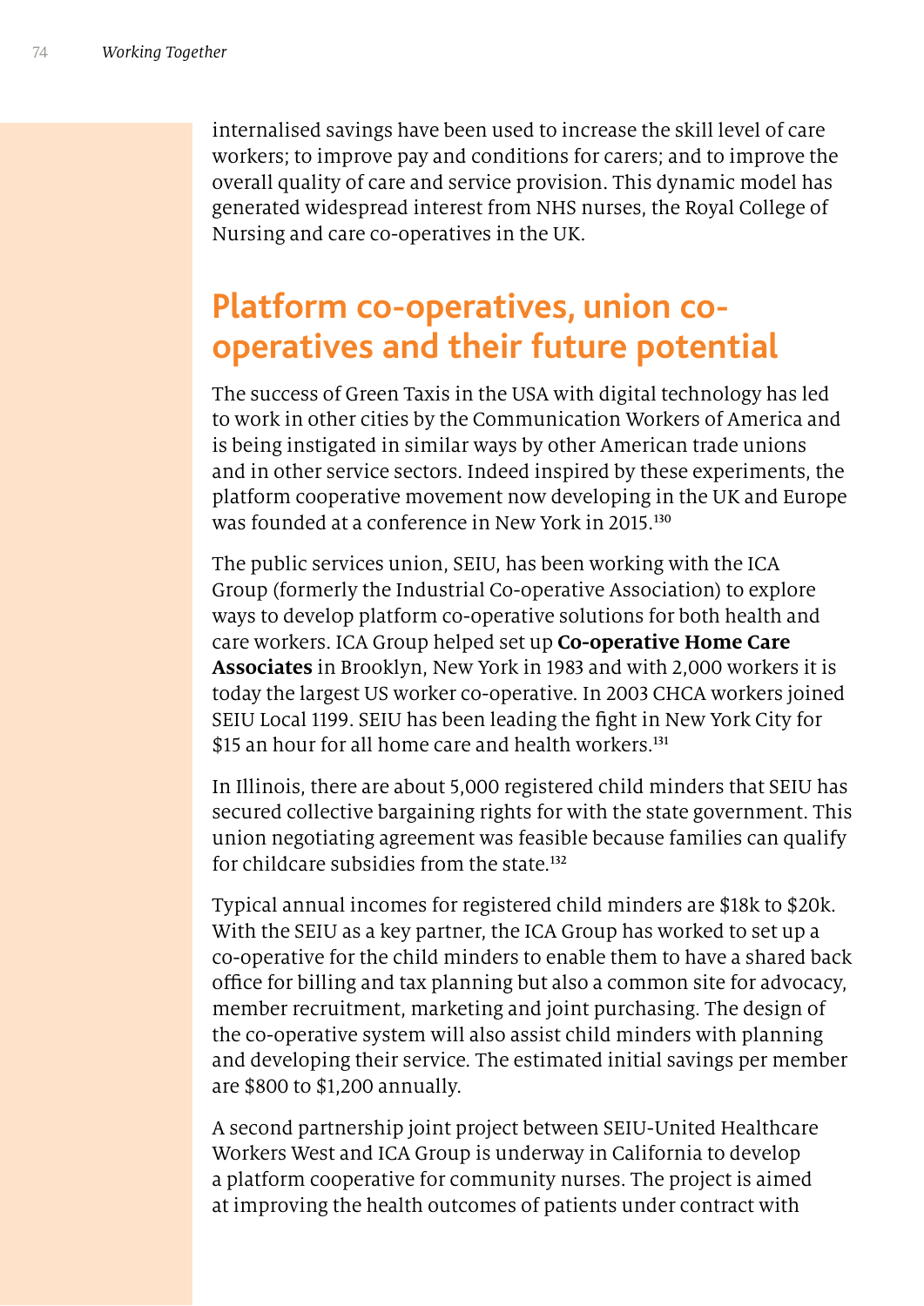internalised savings have been used to increase the skill level of care workers; to improve pay and conditions for carers; and to improve the overall quality of care and service provision. This dynamic model has generated widespread interest from NHS nurses, the Royal College of Nursing and care co-operatives in the UK.

## Platform co-operatives, union co-operatives and their future potential

The success of Green Taxis in the USA with digital technology has led to work in other cities by the Communication Workers of America and is being instigated in similar ways by other American trade unions and in other service sectors. Indeed inspired by these experiments, the platform cooperative movement now developing in the UK and Europe was founded at a conference in New York in 2015.[130]

The public services union, SEIU, has been working with the ICA Group (formerly the Industrial Co-operative Association) to explore ways to develop platform co-operative solutions for both health and care workers. ICA Group helped set up **Co-operative Home Care Associates** in Brooklyn, New York in 1983 and with 2,000 workers it is today the largest US worker co-operative. In 2003 CHCA workers joined SEIU Local 1199. SEIU has been leading the fight in New York City for $15 an hour for all home care and health workers.[131]

In Illinois, there are about 5,000 registered child minders that SEIU has secured collective bargaining rights for with the state government. This union negotiating agreement was feasible because families can qualify for childcare subsidies from the state.[132]

Typical annual incomes for registered child minders are $18k to $20k. With the SEIU as a key partner, the ICA Group has worked to set up a co-operative for the child minders to enable them to have a shared back office for billing and tax planning but also a common site for advocacy, member recruitment, marketing and joint purchasing. The design of the co-operative system will also assist child minders with planning and developing their service. The estimated initial savings per member are $800 to $1,200 annually.

A second partnership joint project between SEIU-United Healthcare Workers West and ICA Group is underway in California to develop a platform cooperative for community nurses. The project is aimed at improving the health outcomes of patients under contract with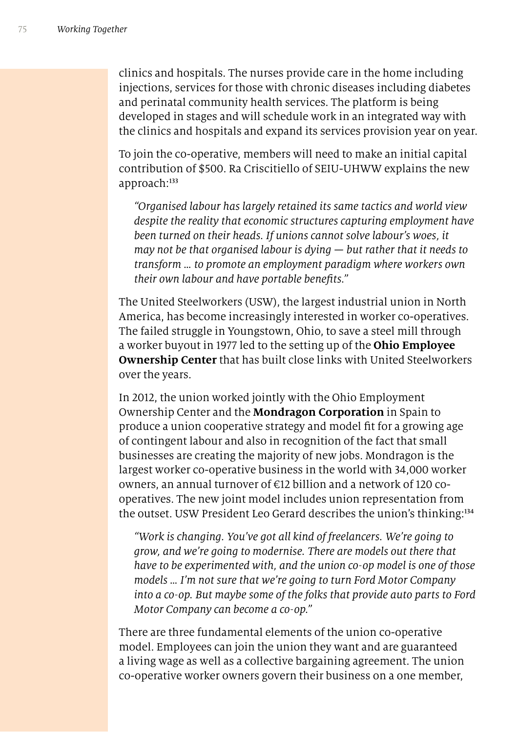clinics and hospitals. The nurses provide care in the home including injections, services for those with chronic diseases including diabetes and perinatal community health services. The platform is being developed in stages and will schedule work in an integrated way with the clinics and hospitals and expand its services provision year on year.

To join the co-operative, members will need to make an initial capital contribution of $500. Ra Criscitiello of SEIU-UHWW explains the new approach:[133]

> *"Organised labour has largely retained its same tactics and world view despite the reality that economic structures capturing employment have been turned on their heads. If unions cannot solve labour's woes, it may not be that organised labour is dying — but rather that it needs to transform … to promote an employment paradigm where workers own their own labour and have portable benefits."*

The United Steelworkers (USW), the largest industrial union in North America, has become increasingly interested in worker co-operatives. The failed struggle in Youngstown, Ohio, to save a steel mill through a worker buyout in 1977 led to the setting up of the **Ohio Employee Ownership Center** that has built close links with United Steelworkers over the years.

In 2012, the union worked jointly with the Ohio Employment Ownership Center and the **Mondragon Corporation** in Spain to produce a union cooperative strategy and model fit for a growing age of contingent labour and also in recognition of the fact that small businesses are creating the majority of new jobs. Mondragon is the largest worker co-operative business in the world with 34,000 worker owners, an annual turnover of €12 billion and a network of 120 co-operatives. The new joint model includes union representation from the outset. USW President Leo Gerard describes the union's thinking:[134]

> *"Work is changing. You've got all kind of freelancers. We're going to grow, and we're going to modernise. There are models out there that have to be experimented with, and the union co-op model is one of those models … I'm not sure that we're going to turn Ford Motor Company into a co-op. But maybe some of the folks that provide auto parts to Ford Motor Company can become a co-op."*

There are three fundamental elements of the union co-operative model. Employees can join the union they want and are guaranteed a living wage as well as a collective bargaining agreement. The union co-operative worker owners govern their business on a one member,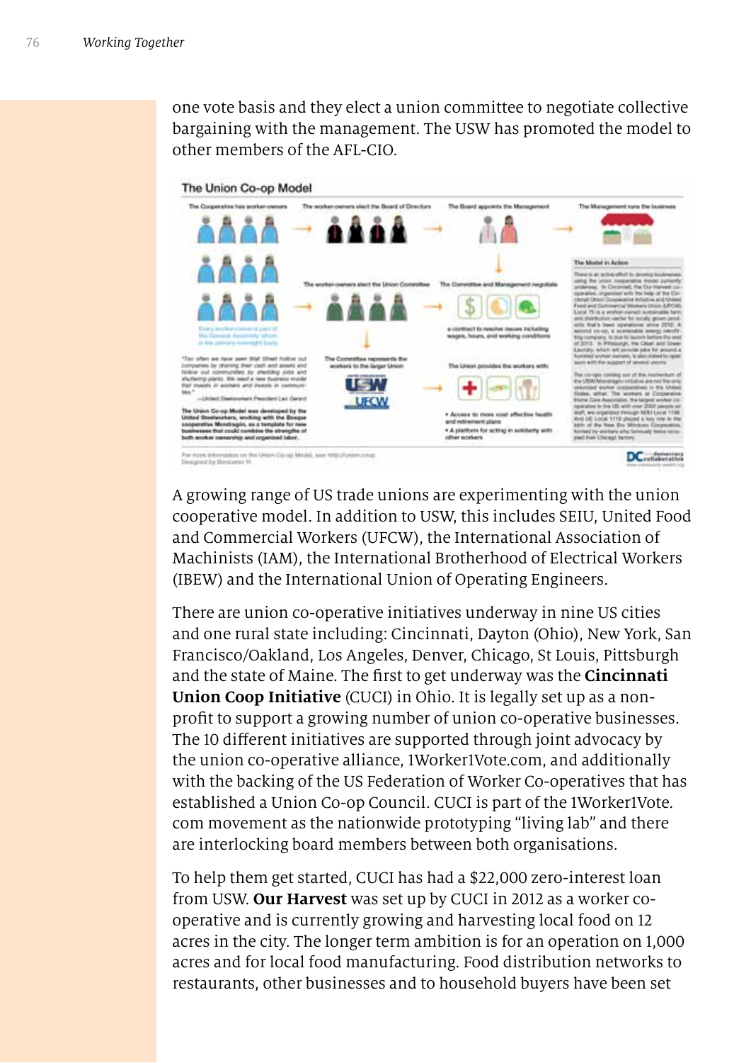one vote basis and they elect a union committee to negotiate collective bargaining with the management. The USW has promoted the model to other members of the AFL-CIO.

**The Union Co-op Model**

A growing range of US trade unions are experimenting with the union cooperative model. In addition to USW, this includes SEIU, United Food and Commercial Workers (UFCW), the International Association of Machinists (IAM), the International Brotherhood of Electrical Workers (IBEW) and the International Union of Operating Engineers.

There are union co-operative initiatives underway in nine US cities and one rural state including: Cincinnati, Dayton (Ohio), New York, San Francisco/Oakland, Los Angeles, Denver, Chicago, St Louis, Pittsburgh and the state of Maine. The first to get underway was the **Cincinnati Union Coop Initiative** (CUCI) in Ohio. It is legally set up as a non-profit to support a growing number of union co-operative businesses. The 10 different initiatives are supported through joint advocacy by the union co-operative alliance, 1Worker1Vote.com, and additionally with the backing of the US Federation of Worker Co-operatives that has established a Union Co-op Council. CUCI is part of the 1Worker1Vote.com movement as the nationwide prototyping "living lab" and there are interlocking board members between both organisations.

To help them get started, CUCI has had a $22,000 zero-interest loan from USW. **Our Harvest** was set up by CUCI in 2012 as a worker co-operative and is currently growing and harvesting local food on 12 acres in the city. The longer term ambition is for an operation on 1,000 acres and for local food manufacturing. Food distribution networks to restaurants, other businesses and to household buyers have been set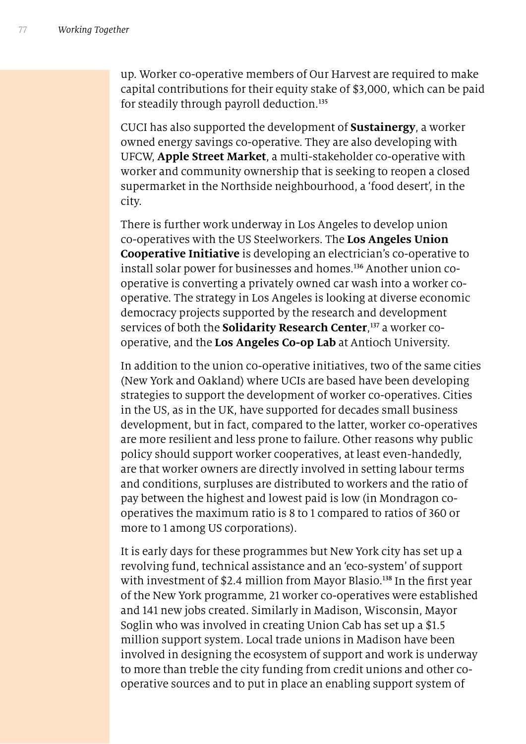up. Worker co-operative members of Our Harvest are required to make capital contributions for their equity stake of $3,000, which can be paid for steadily through payroll deduction.[135]

CUCI has also supported the development of **Sustainergy**, a worker owned energy savings co-operative. They are also developing with UFCW, **Apple Street Market**, a multi-stakeholder co-operative with worker and community ownership that is seeking to reopen a closed supermarket in the Northside neighbourhood, a 'food desert', in the city.

There is further work underway in Los Angeles to develop union co-operatives with the US Steelworkers. The **Los Angeles Union Cooperative Initiative** is developing an electrician's co-operative to install solar power for businesses and homes.[136] Another union co-operative is converting a privately owned car wash into a worker co-operative. The strategy in Los Angeles is looking at diverse economic democracy projects supported by the research and development services of both the **Solidarity Research Center**,[137] a worker co-operative, and the **Los Angeles Co-op Lab** at Antioch University.

In addition to the union co-operative initiatives, two of the same cities (New York and Oakland) where UCIs are based have been developing strategies to support the development of worker co-operatives. Cities in the US, as in the UK, have supported for decades small business development, but in fact, compared to the latter, worker co-operatives are more resilient and less prone to failure. Other reasons why public policy should support worker cooperatives, at least even-handedly, are that worker owners are directly involved in setting labour terms and conditions, surpluses are distributed to workers and the ratio of pay between the highest and lowest paid is low (in Mondragon co-operatives the maximum ratio is 8 to 1 compared to ratios of 360 or more to 1 among US corporations).

It is early days for these programmes but New York city has set up a revolving fund, technical assistance and an 'eco-system' of support with investment of $2.4 million from Mayor Blasio.[138] In the first year of the New York programme, 21 worker co-operatives were established and 141 new jobs created. Similarly in Madison, Wisconsin, Mayor Soglin who was involved in creating Union Cab has set up a $1.5 million support system. Local trade unions in Madison have been involved in designing the ecosystem of support and work is underway to more than treble the city funding from credit unions and other co-operative sources and to put in place an enabling support system of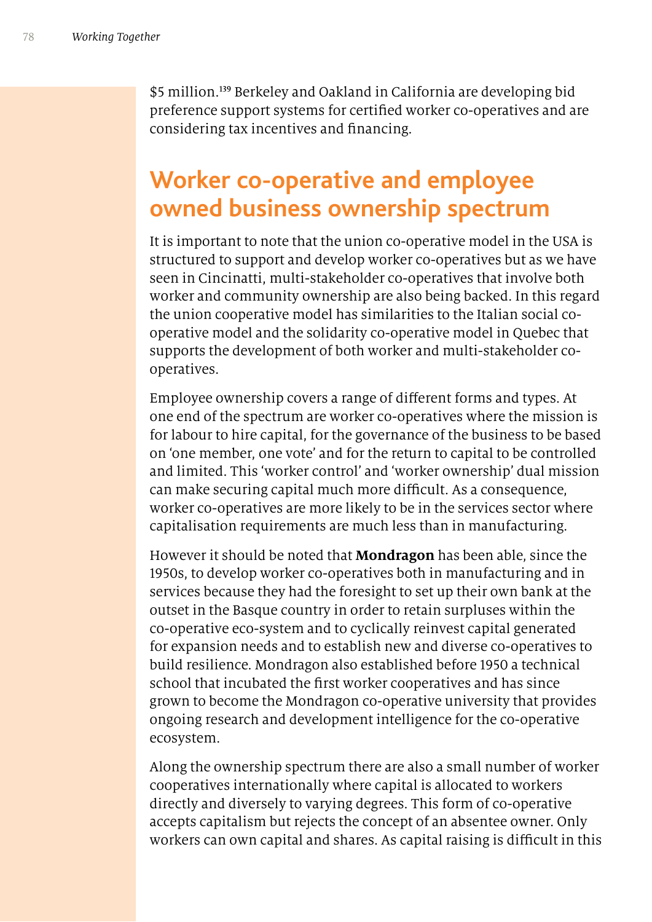$5 million.[139] Berkeley and Oakland in California are developing bid preference support systems for certified worker co-operatives and are considering tax incentives and financing.

## Worker co-operative and employee owned business ownership spectrum

It is important to note that the union co-operative model in the USA is structured to support and develop worker co-operatives but as we have seen in Cincinatti, multi-stakeholder co-operatives that involve both worker and community ownership are also being backed. In this regard the union cooperative model has similarities to the Italian social co-operative model and the solidarity co-operative model in Quebec that supports the development of both worker and multi-stakeholder co-operatives.

Employee ownership covers a range of different forms and types. At one end of the spectrum are worker co-operatives where the mission is for labour to hire capital, for the governance of the business to be based on 'one member, one vote' and for the return to capital to be controlled and limited. This 'worker control' and 'worker ownership' dual mission can make securing capital much more difficult. As a consequence, worker co-operatives are more likely to be in the services sector where capitalisation requirements are much less than in manufacturing.

However it should be noted that **Mondragon** has been able, since the 1950s, to develop worker co-operatives both in manufacturing and in services because they had the foresight to set up their own bank at the outset in the Basque country in order to retain surpluses within the co-operative eco-system and to cyclically reinvest capital generated for expansion needs and to establish new and diverse co-operatives to build resilience. Mondragon also established before 1950 a technical school that incubated the first worker cooperatives and has since grown to become the Mondragon co-operative university that provides ongoing research and development intelligence for the co-operative ecosystem.

Along the ownership spectrum there are also a small number of worker cooperatives internationally where capital is allocated to workers directly and diversely to varying degrees. This form of co-operative accepts capitalism but rejects the concept of an absentee owner. Only workers can own capital and shares. As capital raising is difficult in this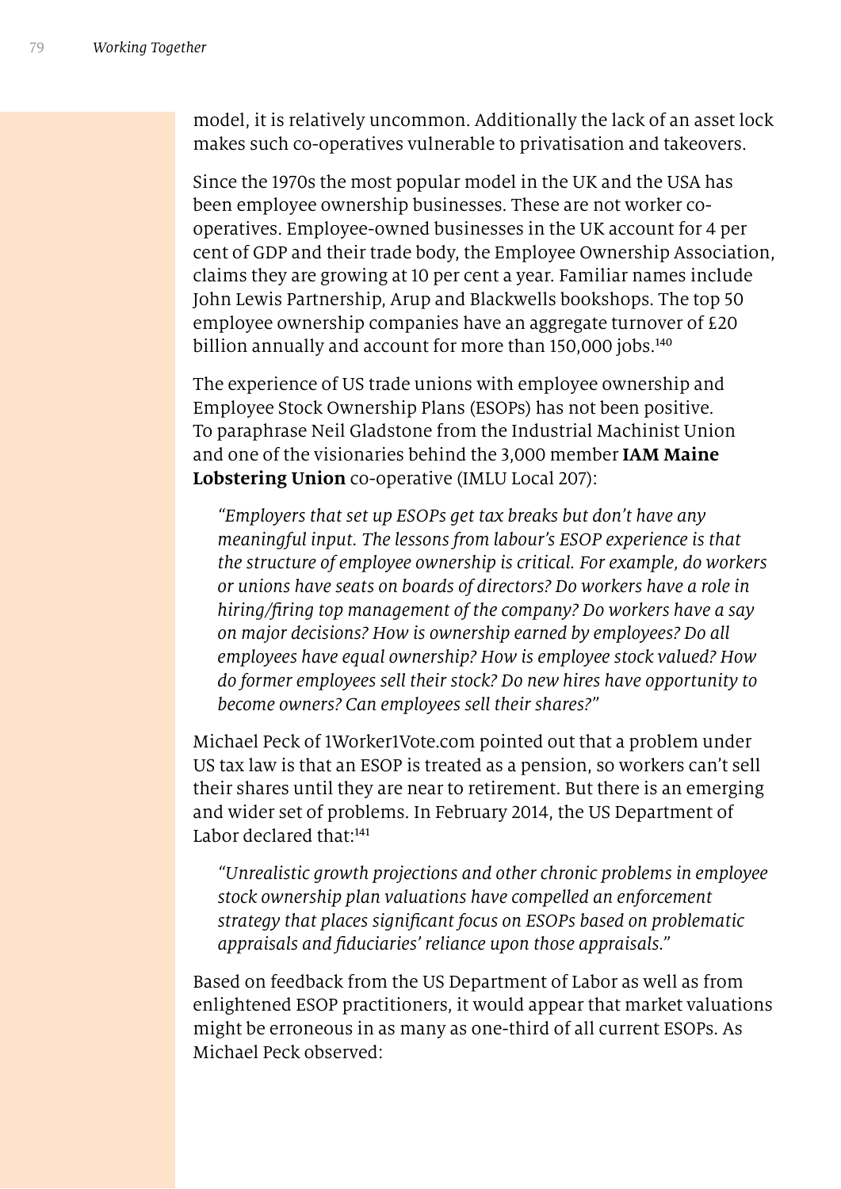model, it is relatively uncommon. Additionally the lack of an asset lock makes such co-operatives vulnerable to privatisation and takeovers.

Since the 1970s the most popular model in the UK and the USA has been employee ownership businesses. These are not worker co-operatives. Employee-owned businesses in the UK account for 4 per cent of GDP and their trade body, the Employee Ownership Association, claims they are growing at 10 per cent a year. Familiar names include John Lewis Partnership, Arup and Blackwells bookshops. The top 50 employee ownership companies have an aggregate turnover of £20 billion annually and account for more than 150,000 jobs.[140]

The experience of US trade unions with employee ownership and Employee Stock Ownership Plans (ESOPs) has not been positive. To paraphrase Neil Gladstone from the Industrial Machinist Union and one of the visionaries behind the 3,000 member **IAM Maine Lobstering Union** co-operative (IMLU Local 207):

> *"Employers that set up ESOPs get tax breaks but don't have any meaningful input. The lessons from labour's ESOP experience is that the structure of employee ownership is critical. For example, do workers or unions have seats on boards of directors? Do workers have a role in hiring/firing top management of the company? Do workers have a say on major decisions? How is ownership earned by employees? Do all employees have equal ownership? How is employee stock valued? How do former employees sell their stock? Do new hires have opportunity to become owners? Can employees sell their shares?"*

Michael Peck of 1Worker1Vote.com pointed out that a problem under US tax law is that an ESOP is treated as a pension, so workers can't sell their shares until they are near to retirement. But there is an emerging and wider set of problems. In February 2014, the US Department of Labor declared that:[141]

> *"Unrealistic growth projections and other chronic problems in employee stock ownership plan valuations have compelled an enforcement strategy that places significant focus on ESOPs based on problematic appraisals and fiduciaries' reliance upon those appraisals."*

Based on feedback from the US Department of Labor as well as from enlightened ESOP practitioners, it would appear that market valuations might be erroneous in as many as one-third of all current ESOPs. As Michael Peck observed: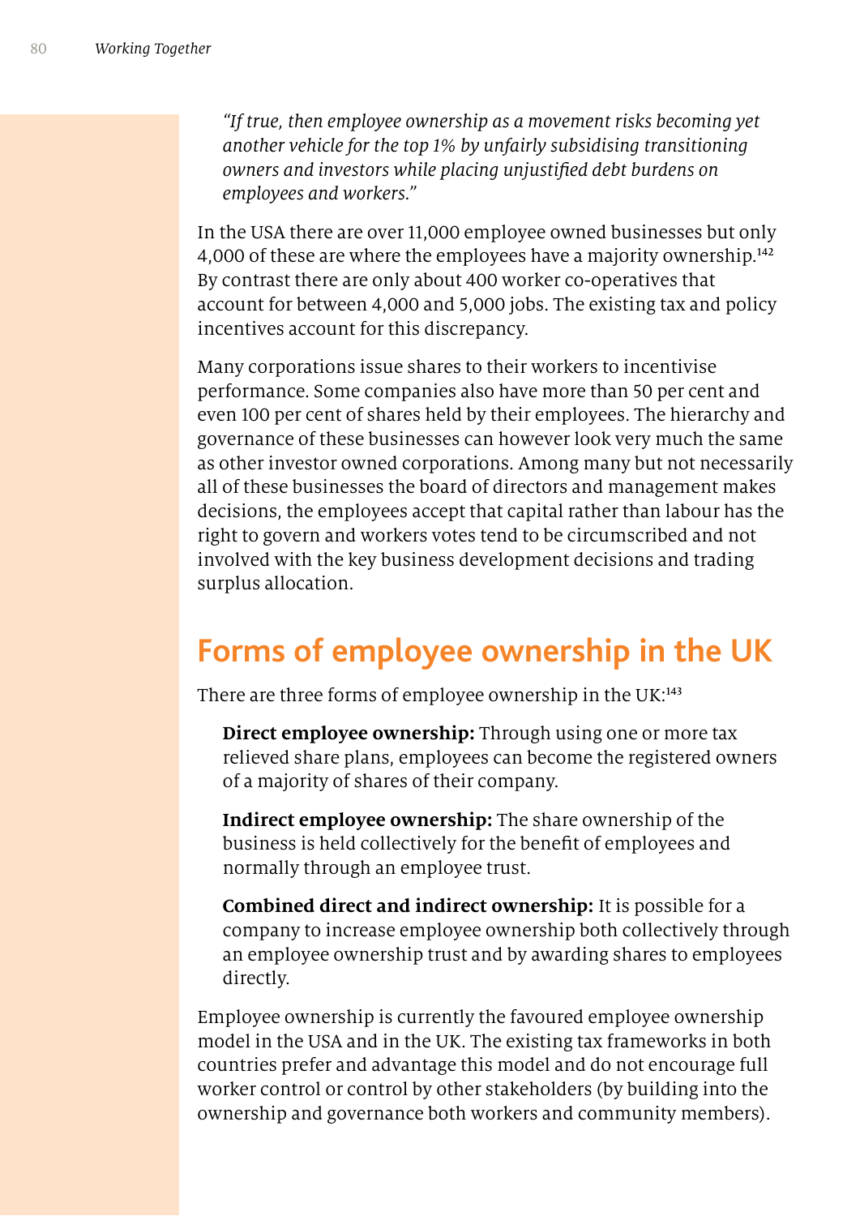*"If true, then employee ownership as a movement risks becoming yet another vehicle for the top 1% by unfairly subsidising transitioning owners and investors while placing unjustified debt burdens on employees and workers."*

In the USA there are over 11,000 employee owned businesses but only 4,000 of these are where the employees have a majority ownership.[142] By contrast there are only about 400 worker co-operatives that account for between 4,000 and 5,000 jobs. The existing tax and policy incentives account for this discrepancy.

Many corporations issue shares to their workers to incentivise performance. Some companies also have more than 50 per cent and even 100 per cent of shares held by their employees. The hierarchy and governance of these businesses can however look very much the same as other investor owned corporations. Among many but not necessarily all of these businesses the board of directors and management makes decisions, the employees accept that capital rather than labour has the right to govern and workers votes tend to be circumscribed and not involved with the key business development decisions and trading surplus allocation.

## Forms of employee ownership in the UK

There are three forms of employee ownership in the UK:[143]

**Direct employee ownership:** Through using one or more tax relieved share plans, employees can become the registered owners of a majority of shares of their company.

**Indirect employee ownership:** The share ownership of the business is held collectively for the benefit of employees and normally through an employee trust.

**Combined direct and indirect ownership:** It is possible for a company to increase employee ownership both collectively through an employee ownership trust and by awarding shares to employees directly.

Employee ownership is currently the favoured employee ownership model in the USA and in the UK. The existing tax frameworks in both countries prefer and advantage this model and do not encourage full worker control or control by other stakeholders (by building into the ownership and governance both workers and community members).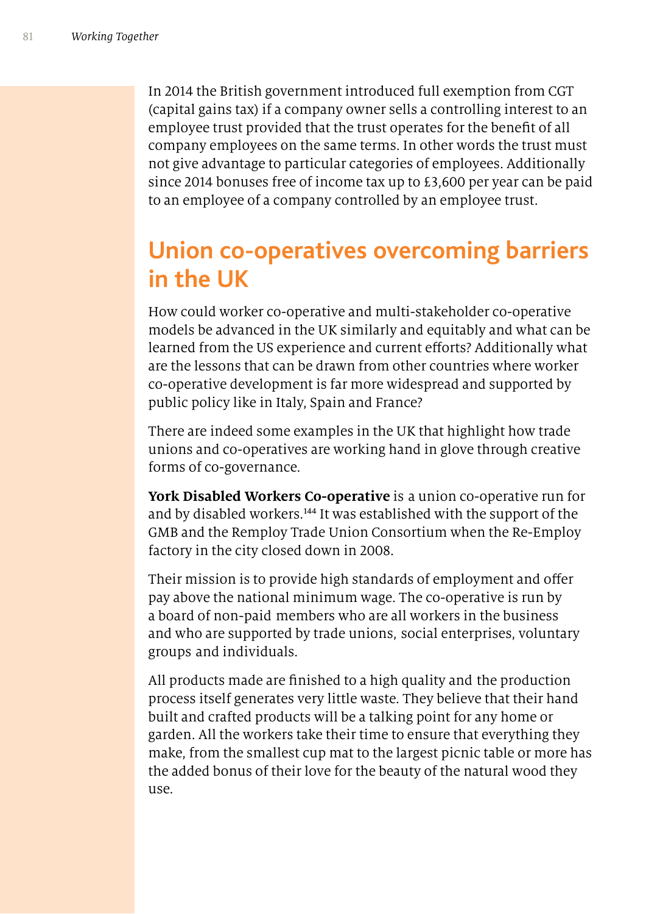In 2014 the British government introduced full exemption from CGT (capital gains tax) if a company owner sells a controlling interest to an employee trust provided that the trust operates for the benefit of all company employees on the same terms. In other words the trust must not give advantage to particular categories of employees. Additionally since 2014 bonuses free of income tax up to £3,600 per year can be paid to an employee of a company controlled by an employee trust.

## Union co-operatives overcoming barriers in the UK

How could worker co-operative and multi-stakeholder co-operative models be advanced in the UK similarly and equitably and what can be learned from the US experience and current efforts? Additionally what are the lessons that can be drawn from other countries where worker co-operative development is far more widespread and supported by public policy like in Italy, Spain and France?

There are indeed some examples in the UK that highlight how trade unions and co-operatives are working hand in glove through creative forms of co-governance.

**York Disabled Workers Co-operative** is a union co-operative run for and by disabled workers.[144] It was established with the support of the GMB and the Remploy Trade Union Consortium when the Re-Employ factory in the city closed down in 2008.

Their mission is to provide high standards of employment and offer pay above the national minimum wage. The co-operative is run by a board of non-paid members who are all workers in the business and who are supported by trade unions, social enterprises, voluntary groups and individuals.

All products made are finished to a high quality and the production process itself generates very little waste. They believe that their hand built and crafted products will be a talking point for any home or garden. All the workers take their time to ensure that everything they make, from the smallest cup mat to the largest picnic table or more has the added bonus of their love for the beauty of the natural wood they use.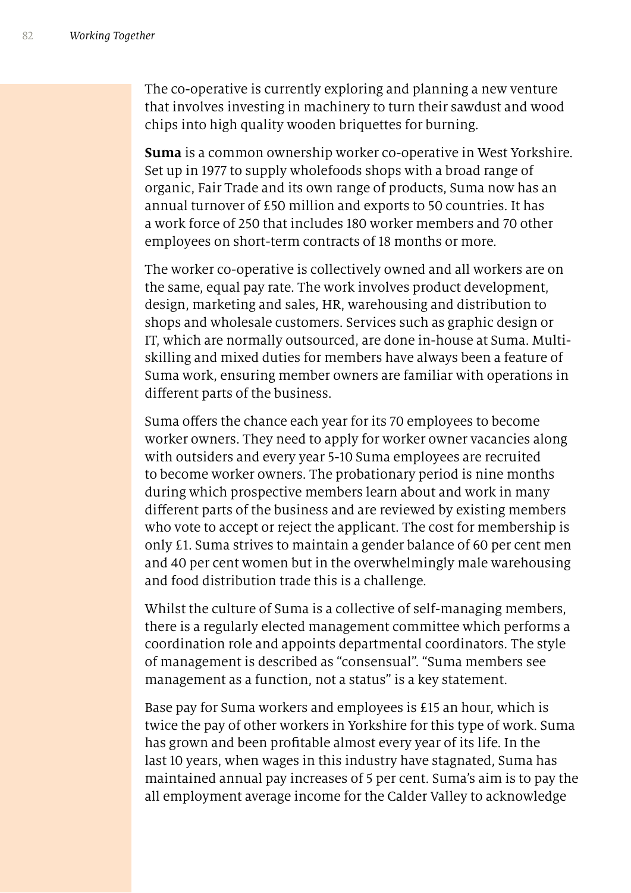The co-operative is currently exploring and planning a new venture that involves investing in machinery to turn their sawdust and wood chips into high quality wooden briquettes for burning.

**Suma** is a common ownership worker co-operative in West Yorkshire. Set up in 1977 to supply wholefoods shops with a broad range of organic, Fair Trade and its own range of products, Suma now has an annual turnover of £50 million and exports to 50 countries. It has a work force of 250 that includes 180 worker members and 70 other employees on short-term contracts of 18 months or more.

The worker co-operative is collectively owned and all workers are on the same, equal pay rate. The work involves product development, design, marketing and sales, HR, warehousing and distribution to shops and wholesale customers. Services such as graphic design or IT, which are normally outsourced, are done in-house at Suma. Multi-skilling and mixed duties for members have always been a feature of Suma work, ensuring member owners are familiar with operations in different parts of the business.

Suma offers the chance each year for its 70 employees to become worker owners. They need to apply for worker owner vacancies along with outsiders and every year 5-10 Suma employees are recruited to become worker owners. The probationary period is nine months during which prospective members learn about and work in many different parts of the business and are reviewed by existing members who vote to accept or reject the applicant. The cost for membership is only £1. Suma strives to maintain a gender balance of 60 per cent men and 40 per cent women but in the overwhelmingly male warehousing and food distribution trade this is a challenge.

Whilst the culture of Suma is a collective of self-managing members, there is a regularly elected management committee which performs a coordination role and appoints departmental coordinators. The style of management is described as "consensual". "Suma members see management as a function, not a status" is a key statement.

Base pay for Suma workers and employees is £15 an hour, which is twice the pay of other workers in Yorkshire for this type of work. Suma has grown and been profitable almost every year of its life. In the last 10 years, when wages in this industry have stagnated, Suma has maintained annual pay increases of 5 per cent. Suma's aim is to pay the all employment average income for the Calder Valley to acknowledge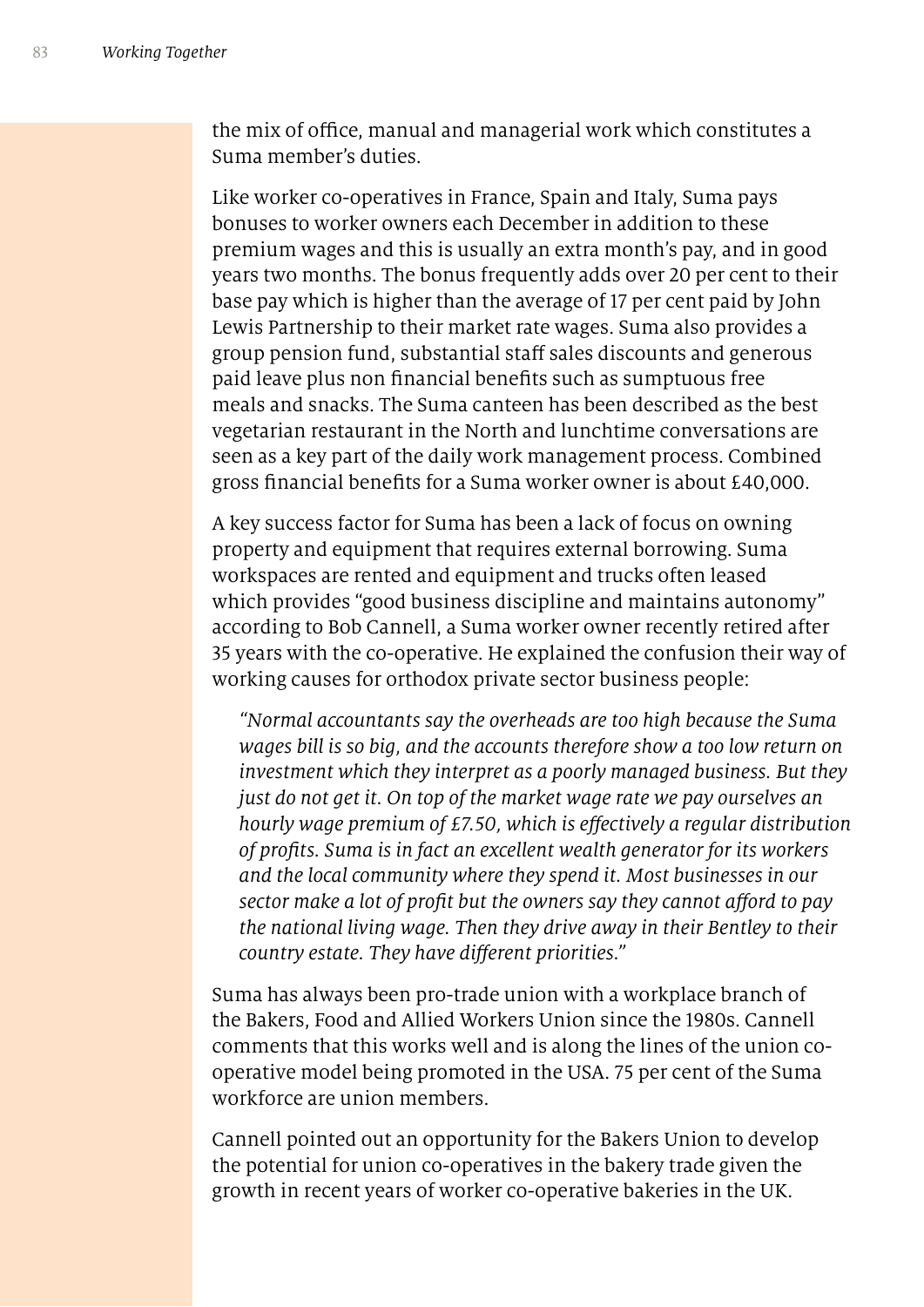the mix of office, manual and managerial work which constitutes a Suma member's duties.

Like worker co-operatives in France, Spain and Italy, Suma pays bonuses to worker owners each December in addition to these premium wages and this is usually an extra month's pay, and in good years two months. The bonus frequently adds over 20 per cent to their base pay which is higher than the average of 17 per cent paid by John Lewis Partnership to their market rate wages. Suma also provides a group pension fund, substantial staff sales discounts and generous paid leave plus non financial benefits such as sumptuous free meals and snacks. The Suma canteen has been described as the best vegetarian restaurant in the North and lunchtime conversations are seen as a key part of the daily work management process. Combined gross financial benefits for a Suma worker owner is about £40,000.

A key success factor for Suma has been a lack of focus on owning property and equipment that requires external borrowing. Suma workspaces are rented and equipment and trucks often leased which provides "good business discipline and maintains autonomy" according to Bob Cannell, a Suma worker owner recently retired after 35 years with the co-operative. He explained the confusion their way of working causes for orthodox private sector business people:

> *"Normal accountants say the overheads are too high because the Suma wages bill is so big, and the accounts therefore show a too low return on investment which they interpret as a poorly managed business. But they just do not get it. On top of the market wage rate we pay ourselves an hourly wage premium of £7.50, which is effectively a regular distribution of profits. Suma is in fact an excellent wealth generator for its workers and the local community where they spend it. Most businesses in our sector make a lot of profit but the owners say they cannot afford to pay the national living wage. Then they drive away in their Bentley to their country estate. They have different priorities."*

Suma has always been pro-trade union with a workplace branch of the Bakers, Food and Allied Workers Union since the 1980s. Cannell comments that this works well and is along the lines of the union co-operative model being promoted in the USA. 75 per cent of the Suma workforce are union members.

Cannell pointed out an opportunity for the Bakers Union to develop the potential for union co-operatives in the bakery trade given the growth in recent years of worker co-operative bakeries in the UK.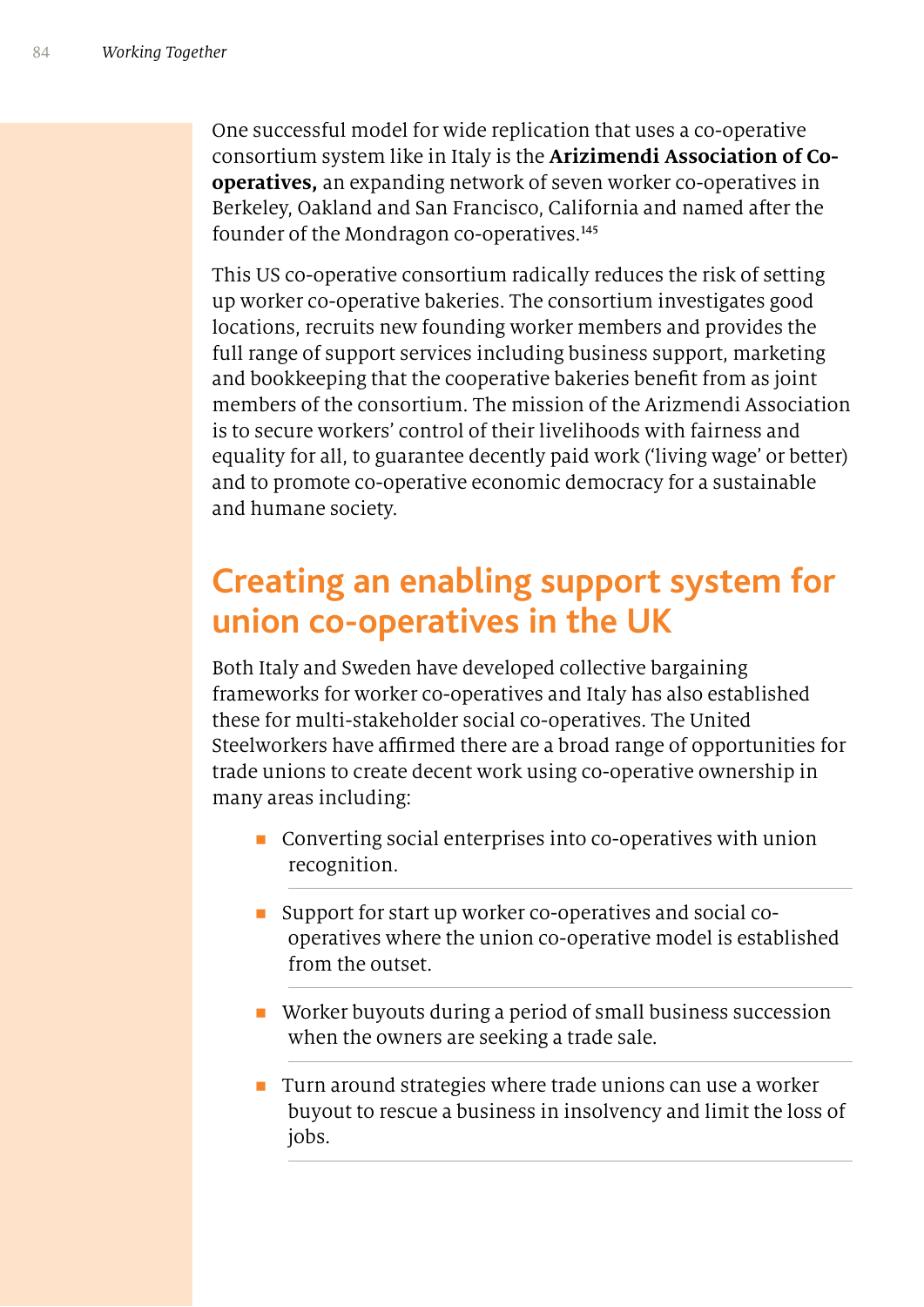One successful model for wide replication that uses a co-operative consortium system like in Italy is the **Arizimendi Association of Co-operatives,** an expanding network of seven worker co-operatives in Berkeley, Oakland and San Francisco, California and named after the founder of the Mondragon co-operatives.[145]

This US co-operative consortium radically reduces the risk of setting up worker co-operative bakeries. The consortium investigates good locations, recruits new founding worker members and provides the full range of support services including business support, marketing and bookkeeping that the cooperative bakeries benefit from as joint members of the consortium. The mission of the Arizmendi Association is to secure workers' control of their livelihoods with fairness and equality for all, to guarantee decently paid work ('living wage' or better) and to promote co-operative economic democracy for a sustainable and humane society.

## Creating an enabling support system for union co-operatives in the UK

Both Italy and Sweden have developed collective bargaining frameworks for worker co-operatives and Italy has also established these for multi-stakeholder social co-operatives. The United Steelworkers have affirmed there are a broad range of opportunities for trade unions to create decent work using co-operative ownership in many areas including:

- Converting social enterprises into co-operatives with union recognition.
- Support for start up worker co-operatives and social co-operatives where the union co-operative model is established from the outset.
- Worker buyouts during a period of small business succession when the owners are seeking a trade sale.
- Turn around strategies where trade unions can use a worker buyout to rescue a business in insolvency and limit the loss of jobs.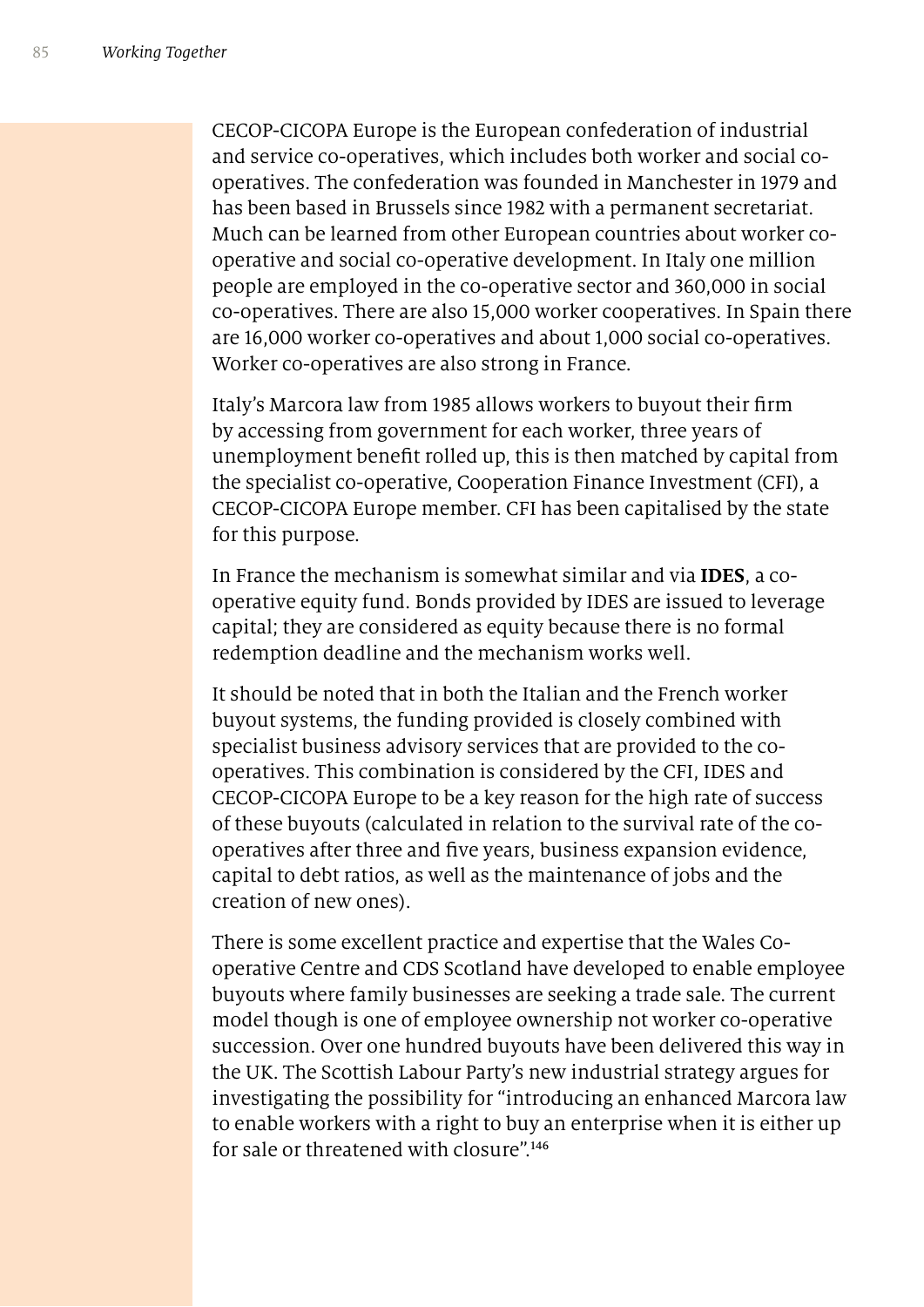CECOP-CICOPA Europe is the European confederation of industrial and service co-operatives, which includes both worker and social co-operatives. The confederation was founded in Manchester in 1979 and has been based in Brussels since 1982 with a permanent secretariat. Much can be learned from other European countries about worker co-operative and social co-operative development. In Italy one million people are employed in the co-operative sector and 360,000 in social co-operatives. There are also 15,000 worker cooperatives. In Spain there are 16,000 worker co-operatives and about 1,000 social co-operatives. Worker co-operatives are also strong in France.

Italy's Marcora law from 1985 allows workers to buyout their firm by accessing from government for each worker, three years of unemployment benefit rolled up, this is then matched by capital from the specialist co-operative, Cooperation Finance Investment (CFI), a CECOP-CICOPA Europe member. CFI has been capitalised by the state for this purpose.

In France the mechanism is somewhat similar and via **IDES**, a co-operative equity fund. Bonds provided by IDES are issued to leverage capital; they are considered as equity because there is no formal redemption deadline and the mechanism works well.

It should be noted that in both the Italian and the French worker buyout systems, the funding provided is closely combined with specialist business advisory services that are provided to the co-operatives. This combination is considered by the CFI, IDES and CECOP-CICOPA Europe to be a key reason for the high rate of success of these buyouts (calculated in relation to the survival rate of the co-operatives after three and five years, business expansion evidence, capital to debt ratios, as well as the maintenance of jobs and the creation of new ones).

There is some excellent practice and expertise that the Wales Co-operative Centre and CDS Scotland have developed to enable employee buyouts where family businesses are seeking a trade sale. The current model though is one of employee ownership not worker co-operative succession. Over one hundred buyouts have been delivered this way in the UK. The Scottish Labour Party's new industrial strategy argues for investigating the possibility for "introducing an enhanced Marcora law to enable workers with a right to buy an enterprise when it is either up for sale or threatened with closure".[146]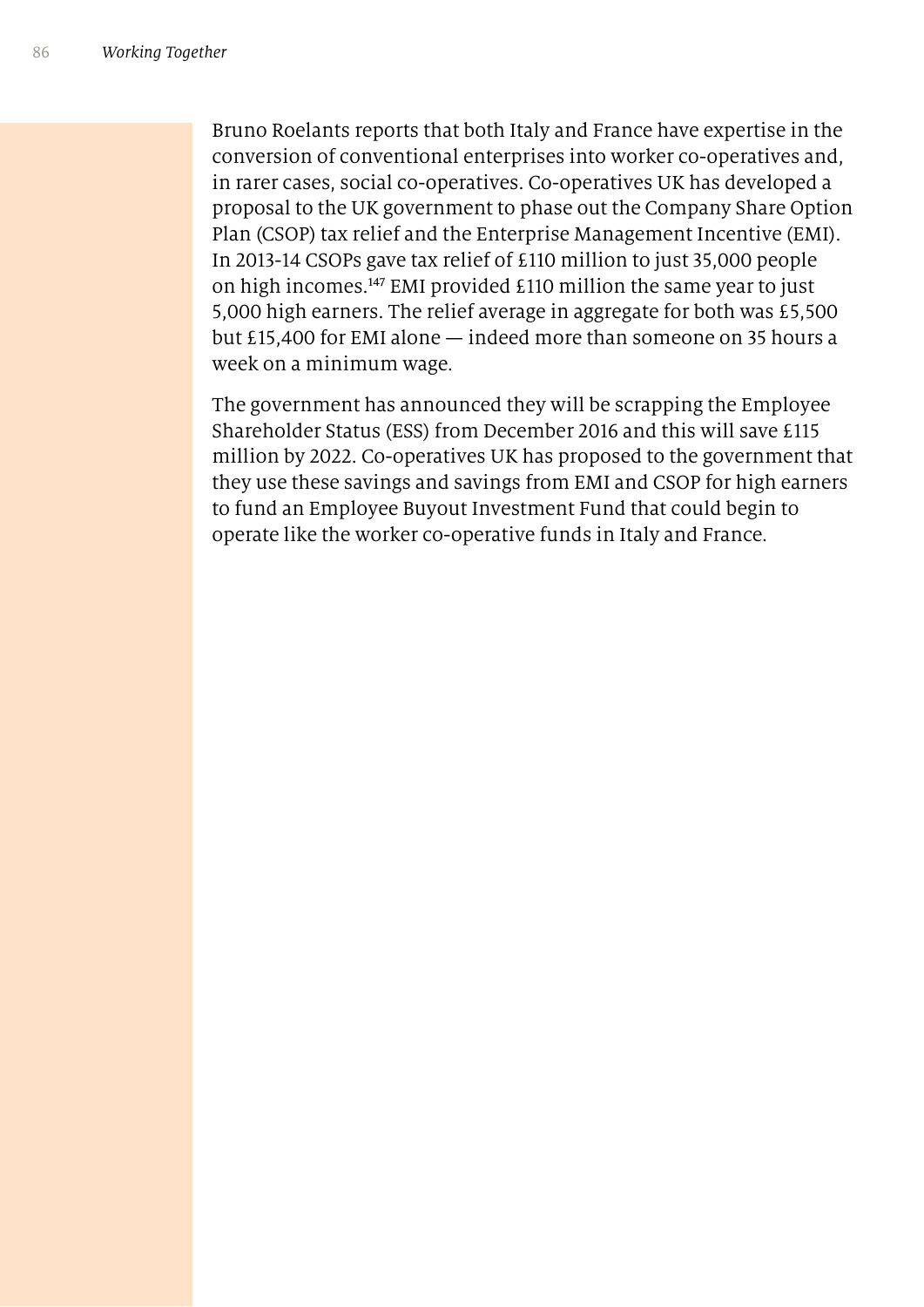Bruno Roelants reports that both Italy and France have expertise in the conversion of conventional enterprises into worker co-operatives and, in rarer cases, social co-operatives. Co-operatives UK has developed a proposal to the UK government to phase out the Company Share Option Plan (CSOP) tax relief and the Enterprise Management Incentive (EMI). In 2013-14 CSOPs gave tax relief of £110 million to just 35,000 people on high incomes.[147] EMI provided £110 million the same year to just 5,000 high earners. The relief average in aggregate for both was £5,500 but £15,400 for EMI alone — indeed more than someone on 35 hours a week on a minimum wage.

The government has announced they will be scrapping the Employee Shareholder Status (ESS) from December 2016 and this will save £115 million by 2022. Co-operatives UK has proposed to the government that they use these savings and savings from EMI and CSOP for high earners to fund an Employee Buyout Investment Fund that could begin to operate like the worker co-operative funds in Italy and France.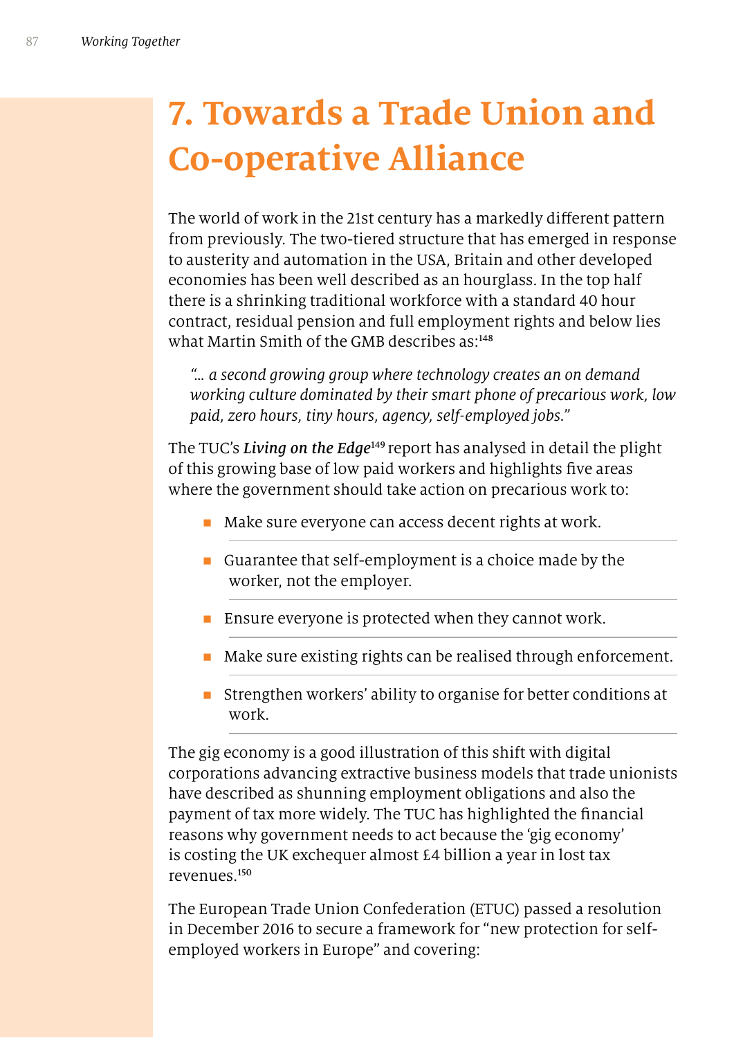# 7. Towards a Trade Union and Co-operative Alliance

The world of work in the 21st century has a markedly different pattern from previously. The two-tiered structure that has emerged in response to austerity and automation in the USA, Britain and other developed economies has been well described as an hourglass. In the top half there is a shrinking traditional workforce with a standard 40 hour contract, residual pension and full employment rights and below lies what Martin Smith of the GMB describes as:[148]

> *"… a second growing group where technology creates an on demand working culture dominated by their smart phone of precarious work, low paid, zero hours, tiny hours, agency, self-employed jobs."*

The TUC's ***Living on the Edge***[149] report has analysed in detail the plight of this growing base of low paid workers and highlights five areas where the government should take action on precarious work to:

- Make sure everyone can access decent rights at work.
- Guarantee that self-employment is a choice made by the worker, not the employer.
- Ensure everyone is protected when they cannot work.
- Make sure existing rights can be realised through enforcement.
- Strengthen workers' ability to organise for better conditions at work.

The gig economy is a good illustration of this shift with digital corporations advancing extractive business models that trade unionists have described as shunning employment obligations and also the payment of tax more widely. The TUC has highlighted the financial reasons why government needs to act because the 'gig economy' is costing the UK exchequer almost £4 billion a year in lost tax revenues.[150]

The European Trade Union Confederation (ETUC) passed a resolution in December 2016 to secure a framework for "new protection for self-employed workers in Europe" and covering: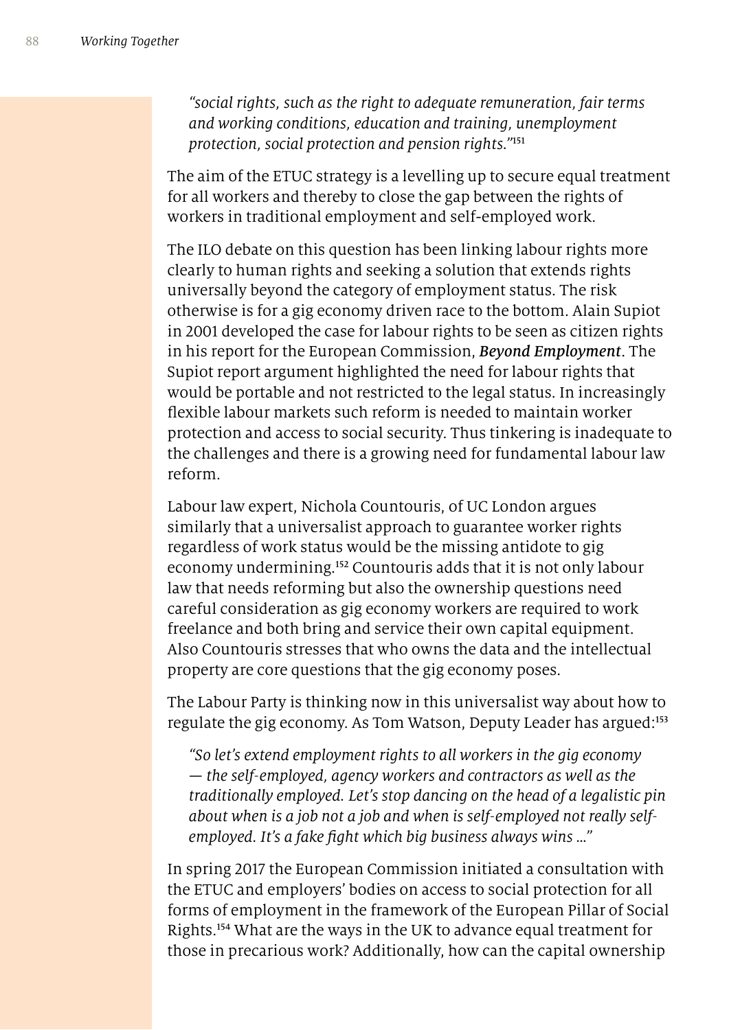> *"social rights, such as the right to adequate remuneration, fair terms and working conditions, education and training, unemployment protection, social protection and pension rights."*[151]

The aim of the ETUC strategy is a levelling up to secure equal treatment for all workers and thereby to close the gap between the rights of workers in traditional employment and self-employed work.

The ILO debate on this question has been linking labour rights more clearly to human rights and seeking a solution that extends rights universally beyond the category of employment status. The risk otherwise is for a gig economy driven race to the bottom. Alain Supiot in 2001 developed the case for labour rights to be seen as citizen rights in his report for the European Commission, ***Beyond Employment***. The Supiot report argument highlighted the need for labour rights that would be portable and not restricted to the legal status. In increasingly flexible labour markets such reform is needed to maintain worker protection and access to social security. Thus tinkering is inadequate to the challenges and there is a growing need for fundamental labour law reform.

Labour law expert, Nichola Countouris, of UC London argues similarly that a universalist approach to guarantee worker rights regardless of work status would be the missing antidote to gig economy undermining.[152] Countouris adds that it is not only labour law that needs reforming but also the ownership questions need careful consideration as gig economy workers are required to work freelance and both bring and service their own capital equipment. Also Countouris stresses that who owns the data and the intellectual property are core questions that the gig economy poses.

The Labour Party is thinking now in this universalist way about how to regulate the gig economy. As Tom Watson, Deputy Leader has argued:[153]

> *"So let's extend employment rights to all workers in the gig economy — the self-employed, agency workers and contractors as well as the traditionally employed. Let's stop dancing on the head of a legalistic pin about when is a job not a job and when is self-employed not really self-employed. It's a fake fight which big business always wins …"*

In spring 2017 the European Commission initiated a consultation with the ETUC and employers' bodies on access to social protection for all forms of employment in the framework of the European Pillar of Social Rights.[154] What are the ways in the UK to advance equal treatment for those in precarious work? Additionally, how can the capital ownership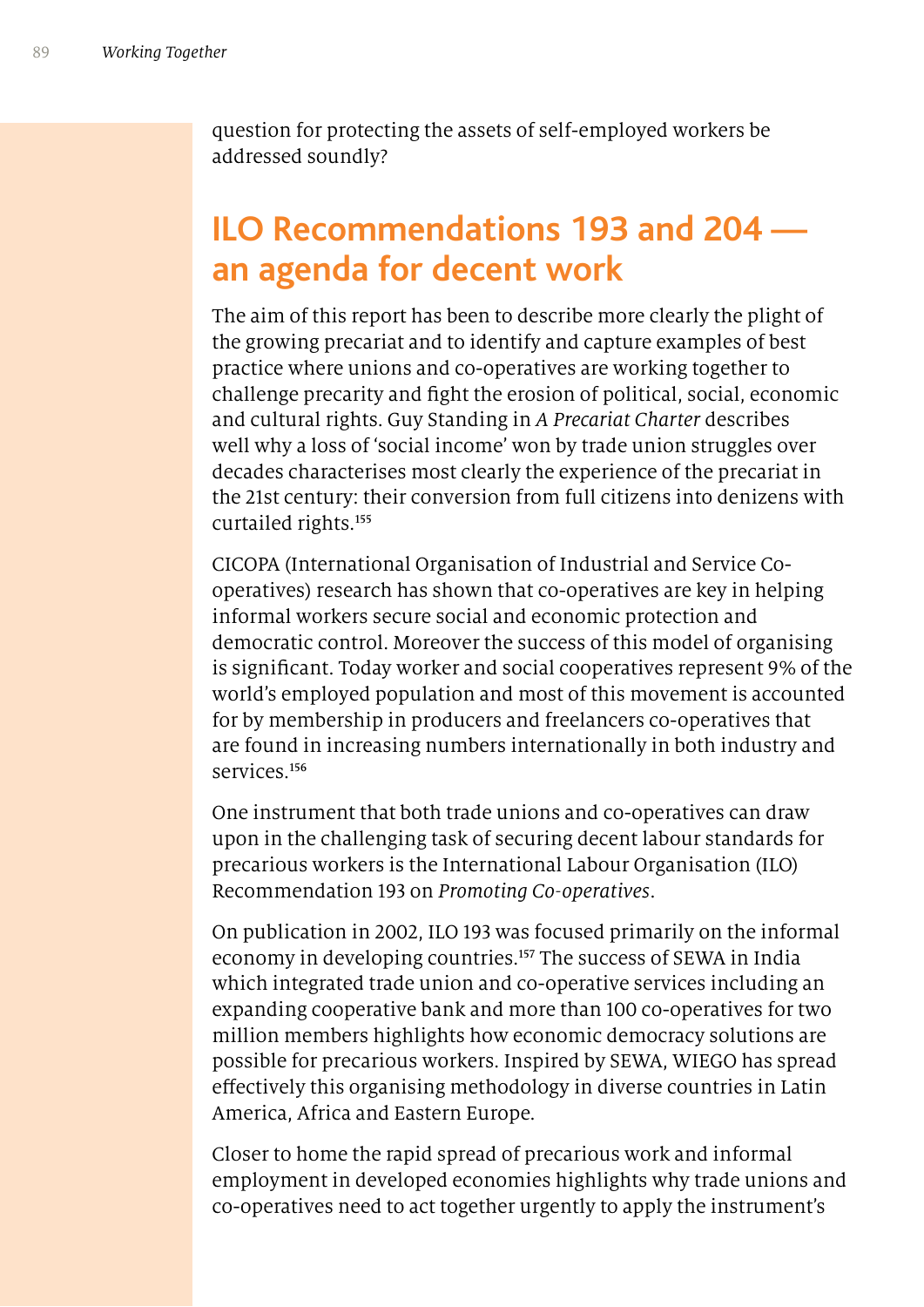question for protecting the assets of self-employed workers be addressed soundly?

## ILO Recommendations 193 and 204 — an agenda for decent work

The aim of this report has been to describe more clearly the plight of the growing precariat and to identify and capture examples of best practice where unions and co-operatives are working together to challenge precarity and fight the erosion of political, social, economic and cultural rights. Guy Standing in *A Precariat Charter* describes well why a loss of 'social income' won by trade union struggles over decades characterises most clearly the experience of the precariat in the 21st century: their conversion from full citizens into denizens with curtailed rights.[155]

CICOPA (International Organisation of Industrial and Service Co-operatives) research has shown that co-operatives are key in helping informal workers secure social and economic protection and democratic control. Moreover the success of this model of organising is significant. Today worker and social cooperatives represent 9% of the world's employed population and most of this movement is accounted for by membership in producers and freelancers co-operatives that are found in increasing numbers internationally in both industry and services.[156]

One instrument that both trade unions and co-operatives can draw upon in the challenging task of securing decent labour standards for precarious workers is the International Labour Organisation (ILO) Recommendation 193 on *Promoting Co-operatives*.

On publication in 2002, ILO 193 was focused primarily on the informal economy in developing countries.[157] The success of SEWA in India which integrated trade union and co-operative services including an expanding cooperative bank and more than 100 co-operatives for two million members highlights how economic democracy solutions are possible for precarious workers. Inspired by SEWA, WIEGO has spread effectively this organising methodology in diverse countries in Latin America, Africa and Eastern Europe.

Closer to home the rapid spread of precarious work and informal employment in developed economies highlights why trade unions and co-operatives need to act together urgently to apply the instrument's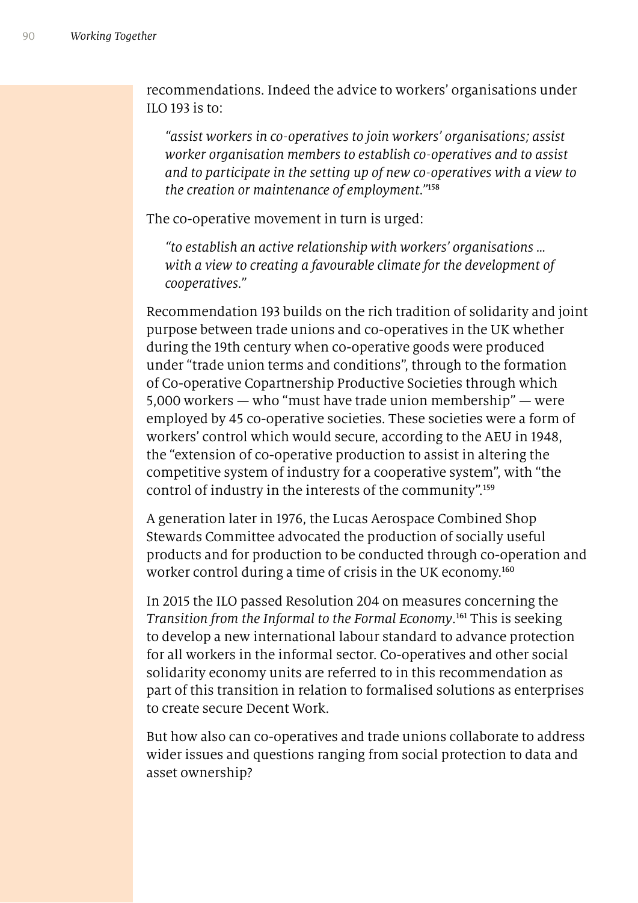recommendations. Indeed the advice to workers' organisations under ILO 193 is to:

> *"assist workers in co-operatives to join workers' organisations; assist worker organisation members to establish co-operatives and to assist and to participate in the setting up of new co-operatives with a view to the creation or maintenance of employment."*[158]

The co-operative movement in turn is urged:

> *"to establish an active relationship with workers' organisations ... with a view to creating a favourable climate for the development of cooperatives."*

Recommendation 193 builds on the rich tradition of solidarity and joint purpose between trade unions and co-operatives in the UK whether during the 19th century when co-operative goods were produced under "trade union terms and conditions", through to the formation of Co-operative Copartnership Productive Societies through which 5,000 workers — who "must have trade union membership" — were employed by 45 co-operative societies. These societies were a form of workers' control which would secure, according to the AEU in 1948, the "extension of co-operative production to assist in altering the competitive system of industry for a cooperative system", with "the control of industry in the interests of the community".[159]

A generation later in 1976, the Lucas Aerospace Combined Shop Stewards Committee advocated the production of socially useful products and for production to be conducted through co-operation and worker control during a time of crisis in the UK economy.[160]

In 2015 the ILO passed Resolution 204 on measures concerning the *Transition from the Informal to the Formal Economy*.[161] This is seeking to develop a new international labour standard to advance protection for all workers in the informal sector. Co-operatives and other social solidarity economy units are referred to in this recommendation as part of this transition in relation to formalised solutions as enterprises to create secure Decent Work.

But how also can co-operatives and trade unions collaborate to address wider issues and questions ranging from social protection to data and asset ownership?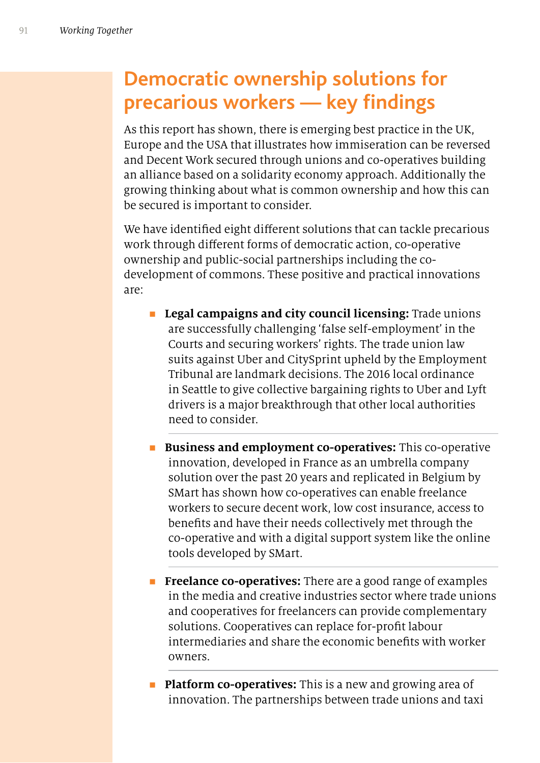# Democratic ownership solutions for precarious workers — key findings

As this report has shown, there is emerging best practice in the UK, Europe and the USA that illustrates how immiseration can be reversed and Decent Work secured through unions and co-operatives building an alliance based on a solidarity economy approach. Additionally the growing thinking about what is common ownership and how this can be secured is important to consider.

We have identified eight different solutions that can tackle precarious work through different forms of democratic action, co-operative ownership and public-social partnerships including the co-development of commons. These positive and practical innovations are:

- **Legal campaigns and city council licensing:** Trade unions are successfully challenging 'false self-employment' in the Courts and securing workers' rights. The trade union law suits against Uber and CitySprint upheld by the Employment Tribunal are landmark decisions. The 2016 local ordinance in Seattle to give collective bargaining rights to Uber and Lyft drivers is a major breakthrough that other local authorities need to consider.

- **Business and employment co-operatives:** This co-operative innovation, developed in France as an umbrella company solution over the past 20 years and replicated in Belgium by SMart has shown how co-operatives can enable freelance workers to secure decent work, low cost insurance, access to benefits and have their needs collectively met through the co-operative and with a digital support system like the online tools developed by SMart.

- **Freelance co-operatives:** There are a good range of examples in the media and creative industries sector where trade unions and cooperatives for freelancers can provide complementary solutions. Cooperatives can replace for-profit labour intermediaries and share the economic benefits with worker owners.

- **Platform co-operatives:** This is a new and growing area of innovation. The partnerships between trade unions and taxi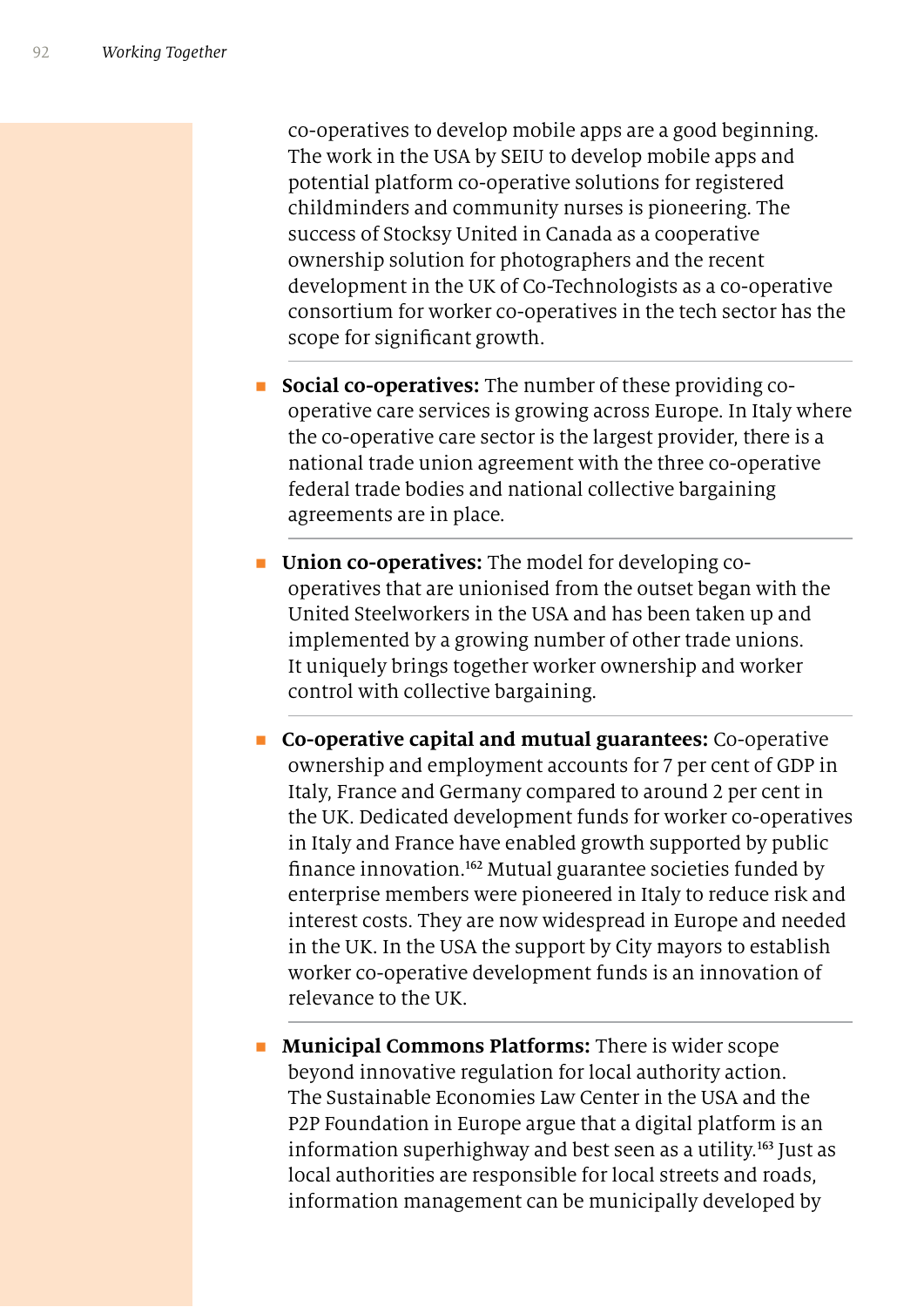co-operatives to develop mobile apps are a good beginning. The work in the USA by SEIU to develop mobile apps and potential platform co-operative solutions for registered childminders and community nurses is pioneering. The success of Stocksy United in Canada as a cooperative ownership solution for photographers and the recent development in the UK of Co-Technologists as a co-operative consortium for worker co-operatives in the tech sector has the scope for significant growth.

- **Social co-operatives:** The number of these providing co-operative care services is growing across Europe. In Italy where the co-operative care sector is the largest provider, there is a national trade union agreement with the three co-operative federal trade bodies and national collective bargaining agreements are in place.

- **Union co-operatives:** The model for developing co-operatives that are unionised from the outset began with the United Steelworkers in the USA and has been taken up and implemented by a growing number of other trade unions. It uniquely brings together worker ownership and worker control with collective bargaining.

- **Co-operative capital and mutual guarantees:** Co-operative ownership and employment accounts for 7 per cent of GDP in Italy, France and Germany compared to around 2 per cent in the UK. Dedicated development funds for worker co-operatives in Italy and France have enabled growth supported by public finance innovation.[162] Mutual guarantee societies funded by enterprise members were pioneered in Italy to reduce risk and interest costs. They are now widespread in Europe and needed in the UK. In the USA the support by City mayors to establish worker co-operative development funds is an innovation of relevance to the UK.

- **Municipal Commons Platforms:** There is wider scope beyond innovative regulation for local authority action. The Sustainable Economies Law Center in the USA and the P2P Foundation in Europe argue that a digital platform is an information superhighway and best seen as a utility.[163] Just as local authorities are responsible for local streets and roads, information management can be municipally developed by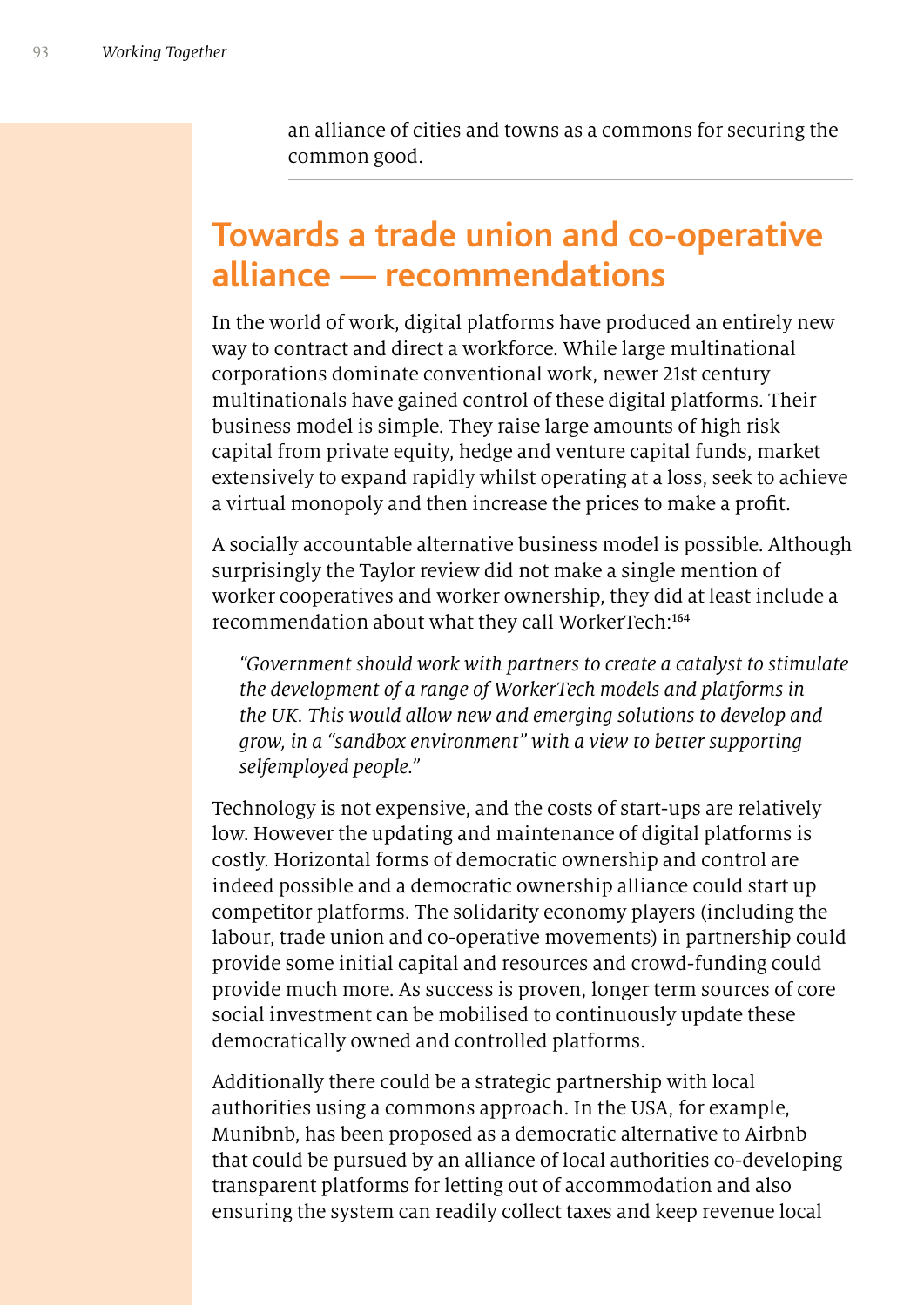an alliance of cities and towns as a commons for securing the common good.

## Towards a trade union and co-operative alliance — recommendations

In the world of work, digital platforms have produced an entirely new way to contract and direct a workforce. While large multinational corporations dominate conventional work, newer 21st century multinationals have gained control of these digital platforms. Their business model is simple. They raise large amounts of high risk capital from private equity, hedge and venture capital funds, market extensively to expand rapidly whilst operating at a loss, seek to achieve a virtual monopoly and then increase the prices to make a profit.

A socially accountable alternative business model is possible. Although surprisingly the Taylor review did not make a single mention of worker cooperatives and worker ownership, they did at least include a recommendation about what they call WorkerTech:[164]

> *"Government should work with partners to create a catalyst to stimulate the development of a range of WorkerTech models and platforms in the UK. This would allow new and emerging solutions to develop and grow, in a "sandbox environment" with a view to better supporting selfemployed people."*

Technology is not expensive, and the costs of start-ups are relatively low. However the updating and maintenance of digital platforms is costly. Horizontal forms of democratic ownership and control are indeed possible and a democratic ownership alliance could start up competitor platforms. The solidarity economy players (including the labour, trade union and co-operative movements) in partnership could provide some initial capital and resources and crowd-funding could provide much more. As success is proven, longer term sources of core social investment can be mobilised to continuously update these democratically owned and controlled platforms.

Additionally there could be a strategic partnership with local authorities using a commons approach. In the USA, for example, Munibnb, has been proposed as a democratic alternative to Airbnb that could be pursued by an alliance of local authorities co-developing transparent platforms for letting out of accommodation and also ensuring the system can readily collect taxes and keep revenue local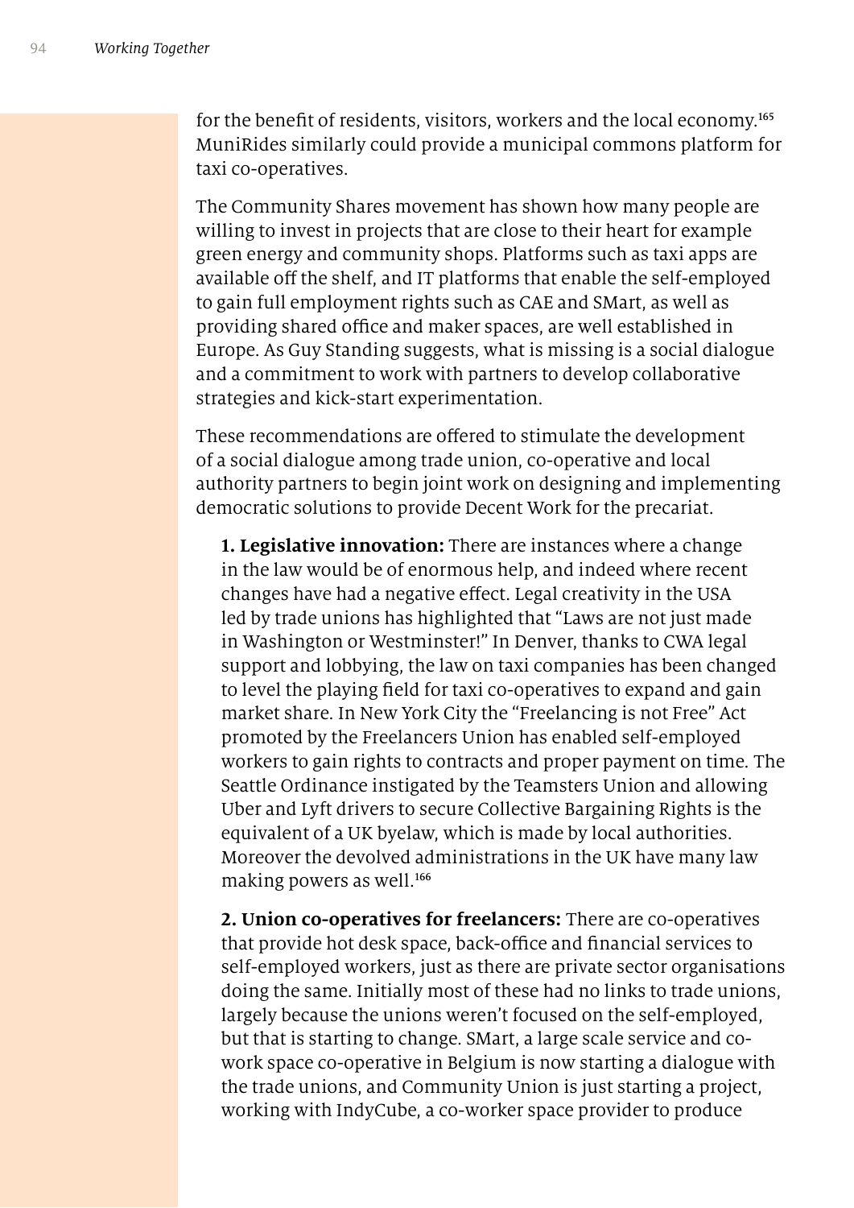for the benefit of residents, visitors, workers and the local economy.[165] MuniRides similarly could provide a municipal commons platform for taxi co-operatives.

The Community Shares movement has shown how many people are willing to invest in projects that are close to their heart for example green energy and community shops. Platforms such as taxi apps are available off the shelf, and IT platforms that enable the self-employed to gain full employment rights such as CAE and SMart, as well as providing shared office and maker spaces, are well established in Europe. As Guy Standing suggests, what is missing is a social dialogue and a commitment to work with partners to develop collaborative strategies and kick-start experimentation.

These recommendations are offered to stimulate the development of a social dialogue among trade union, co-operative and local authority partners to begin joint work on designing and implementing democratic solutions to provide Decent Work for the precariat.

**1. Legislative innovation:** There are instances where a change in the law would be of enormous help, and indeed where recent changes have had a negative effect. Legal creativity in the USA led by trade unions has highlighted that "Laws are not just made in Washington or Westminster!" In Denver, thanks to CWA legal support and lobbying, the law on taxi companies has been changed to level the playing field for taxi co-operatives to expand and gain market share. In New York City the "Freelancing is not Free" Act promoted by the Freelancers Union has enabled self-employed workers to gain rights to contracts and proper payment on time. The Seattle Ordinance instigated by the Teamsters Union and allowing Uber and Lyft drivers to secure Collective Bargaining Rights is the equivalent of a UK byelaw, which is made by local authorities. Moreover the devolved administrations in the UK have many law making powers as well.[166]

**2. Union co-operatives for freelancers:** There are co-operatives that provide hot desk space, back-office and financial services to self-employed workers, just as there are private sector organisations doing the same. Initially most of these had no links to trade unions, largely because the unions weren't focused on the self-employed, but that is starting to change. SMart, a large scale service and co-work space co-operative in Belgium is now starting a dialogue with the trade unions, and Community Union is just starting a project, working with IndyCube, a co-worker space provider to produce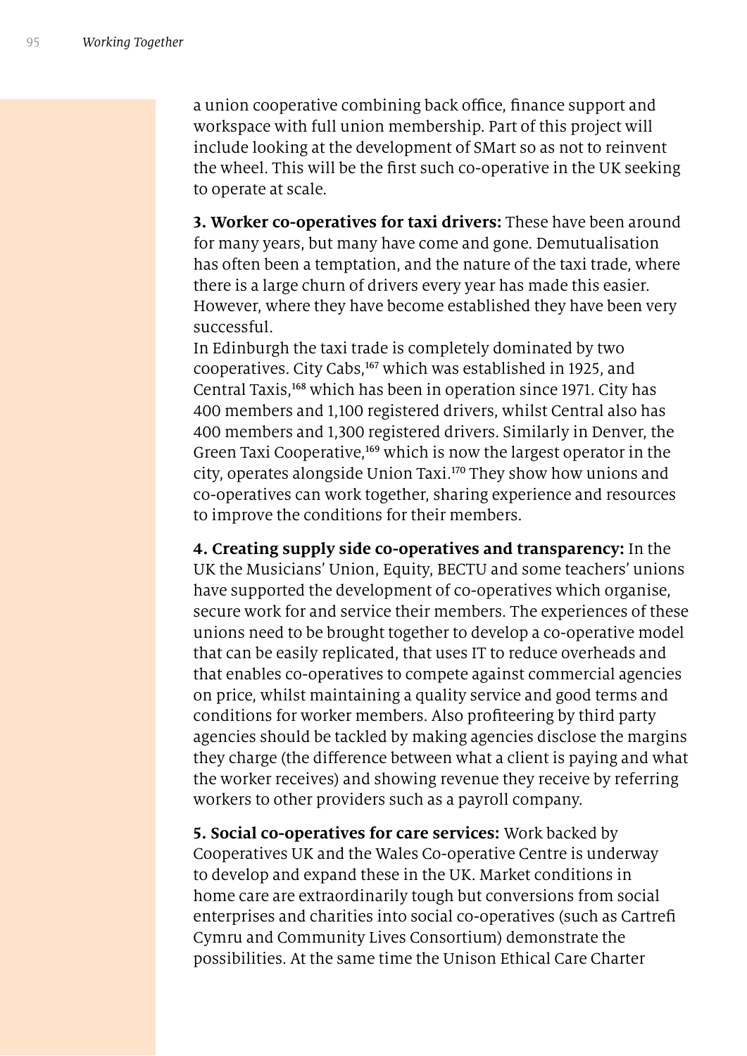a union cooperative combining back office, finance support and workspace with full union membership. Part of this project will include looking at the development of SMart so as not to reinvent the wheel. This will be the first such co-operative in the UK seeking to operate at scale.

**3. Worker co-operatives for taxi drivers:** These have been around for many years, but many have come and gone. Demutualisation has often been a temptation, and the nature of the taxi trade, where there is a large churn of drivers every year has made this easier. However, where they have become established they have been very successful.
In Edinburgh the taxi trade is completely dominated by two cooperatives. City Cabs,[167] which was established in 1925, and Central Taxis,[168] which has been in operation since 1971. City has 400 members and 1,100 registered drivers, whilst Central also has 400 members and 1,300 registered drivers. Similarly in Denver, the Green Taxi Cooperative,[169] which is now the largest operator in the city, operates alongside Union Taxi.[170] They show how unions and co-operatives can work together, sharing experience and resources to improve the conditions for their members.

**4. Creating supply side co-operatives and transparency:** In the UK the Musicians' Union, Equity, BECTU and some teachers' unions have supported the development of co-operatives which organise, secure work for and service their members. The experiences of these unions need to be brought together to develop a co-operative model that can be easily replicated, that uses IT to reduce overheads and that enables co-operatives to compete against commercial agencies on price, whilst maintaining a quality service and good terms and conditions for worker members. Also profiteering by third party agencies should be tackled by making agencies disclose the margins they charge (the difference between what a client is paying and what the worker receives) and showing revenue they receive by referring workers to other providers such as a payroll company.

**5. Social co-operatives for care services:** Work backed by Cooperatives UK and the Wales Co-operative Centre is underway to develop and expand these in the UK. Market conditions in home care are extraordinarily tough but conversions from social enterprises and charities into social co-operatives (such as Cartrefi Cymru and Community Lives Consortium) demonstrate the possibilities. At the same time the Unison Ethical Care Charter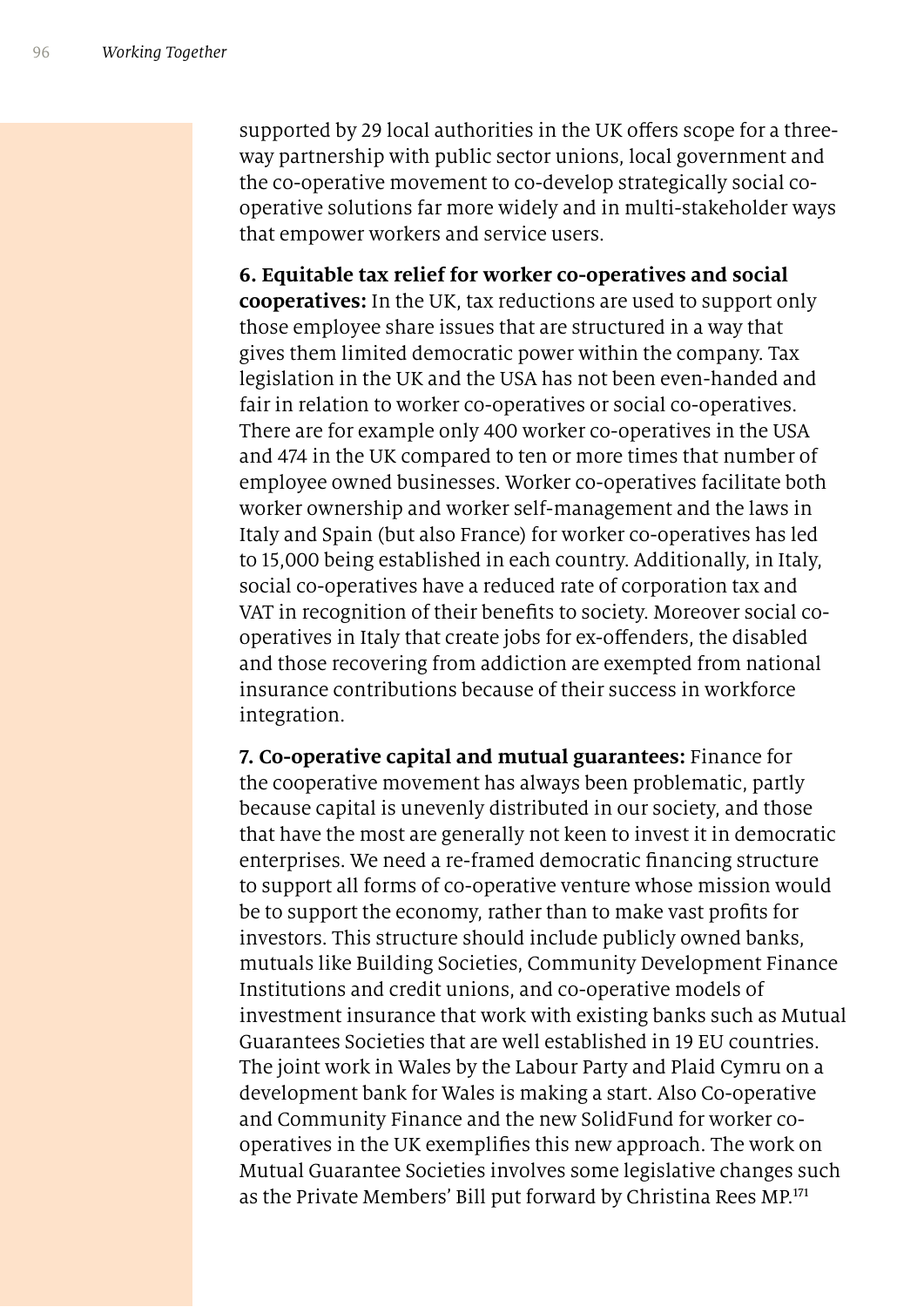supported by 29 local authorities in the UK offers scope for a three-way partnership with public sector unions, local government and the co-operative movement to co-develop strategically social co-operative solutions far more widely and in multi-stakeholder ways that empower workers and service users.

**6. Equitable tax relief for worker co-operatives and social cooperatives:** In the UK, tax reductions are used to support only those employee share issues that are structured in a way that gives them limited democratic power within the company. Tax legislation in the UK and the USA has not been even-handed and fair in relation to worker co-operatives or social co-operatives. There are for example only 400 worker co-operatives in the USA and 474 in the UK compared to ten or more times that number of employee owned businesses. Worker co-operatives facilitate both worker ownership and worker self-management and the laws in Italy and Spain (but also France) for worker co-operatives has led to 15,000 being established in each country. Additionally, in Italy, social co-operatives have a reduced rate of corporation tax and VAT in recognition of their benefits to society. Moreover social co-operatives in Italy that create jobs for ex-offenders, the disabled and those recovering from addiction are exempted from national insurance contributions because of their success in workforce integration.

**7. Co-operative capital and mutual guarantees:** Finance for the cooperative movement has always been problematic, partly because capital is unevenly distributed in our society, and those that have the most are generally not keen to invest it in democratic enterprises. We need a re-framed democratic financing structure to support all forms of co-operative venture whose mission would be to support the economy, rather than to make vast profits for investors. This structure should include publicly owned banks, mutuals like Building Societies, Community Development Finance Institutions and credit unions, and co-operative models of investment insurance that work with existing banks such as Mutual Guarantees Societies that are well established in 19 EU countries. The joint work in Wales by the Labour Party and Plaid Cymru on a development bank for Wales is making a start. Also Co-operative and Community Finance and the new SolidFund for worker co-operatives in the UK exemplifies this new approach. The work on Mutual Guarantee Societies involves some legislative changes such as the Private Members' Bill put forward by Christina Rees MP.[171]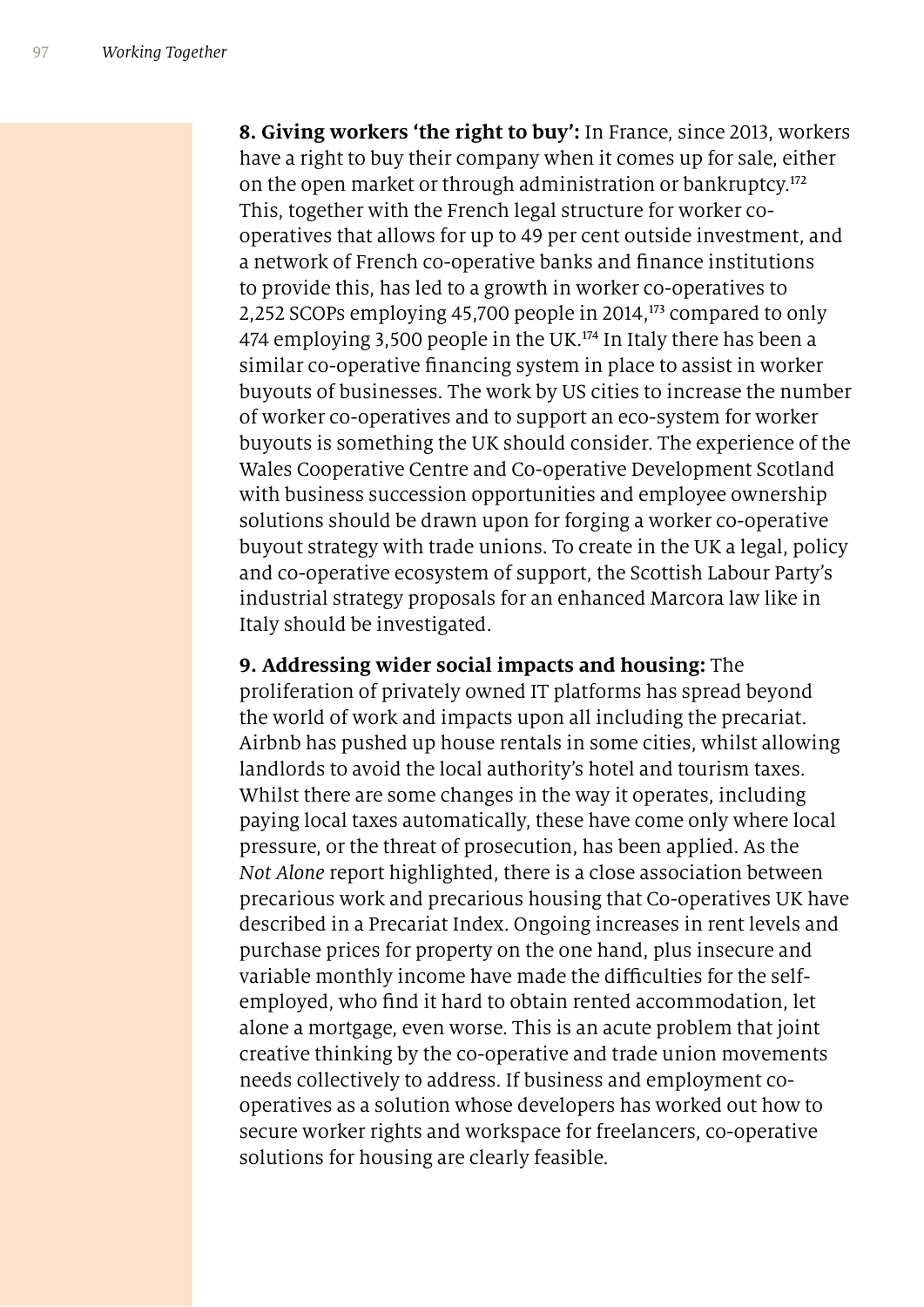**8. Giving workers 'the right to buy':** In France, since 2013, workers have a right to buy their company when it comes up for sale, either on the open market or through administration or bankruptcy.[172] This, together with the French legal structure for worker co-operatives that allows for up to 49 per cent outside investment, and a network of French co-operative banks and finance institutions to provide this, has led to a growth in worker co-operatives to 2,252 SCOPs employing 45,700 people in 2014,[173] compared to only 474 employing 3,500 people in the UK.[174] In Italy there has been a similar co-operative financing system in place to assist in worker buyouts of businesses. The work by US cities to increase the number of worker co-operatives and to support an eco-system for worker buyouts is something the UK should consider. The experience of the Wales Cooperative Centre and Co-operative Development Scotland with business succession opportunities and employee ownership solutions should be drawn upon for forging a worker co-operative buyout strategy with trade unions. To create in the UK a legal, policy and co-operative ecosystem of support, the Scottish Labour Party's industrial strategy proposals for an enhanced Marcora law like in Italy should be investigated.

**9. Addressing wider social impacts and housing:** The proliferation of privately owned IT platforms has spread beyond the world of work and impacts upon all including the precariat. Airbnb has pushed up house rentals in some cities, whilst allowing landlords to avoid the local authority's hotel and tourism taxes. Whilst there are some changes in the way it operates, including paying local taxes automatically, these have come only where local pressure, or the threat of prosecution, has been applied. As the *Not Alone* report highlighted, there is a close association between precarious work and precarious housing that Co-operatives UK have described in a Precariat Index. Ongoing increases in rent levels and purchase prices for property on the one hand, plus insecure and variable monthly income have made the difficulties for the self-employed, who find it hard to obtain rented accommodation, let alone a mortgage, even worse. This is an acute problem that joint creative thinking by the co-operative and trade union movements needs collectively to address. If business and employment co-operatives as a solution whose developers has worked out how to secure worker rights and workspace for freelancers, co-operative solutions for housing are clearly feasible.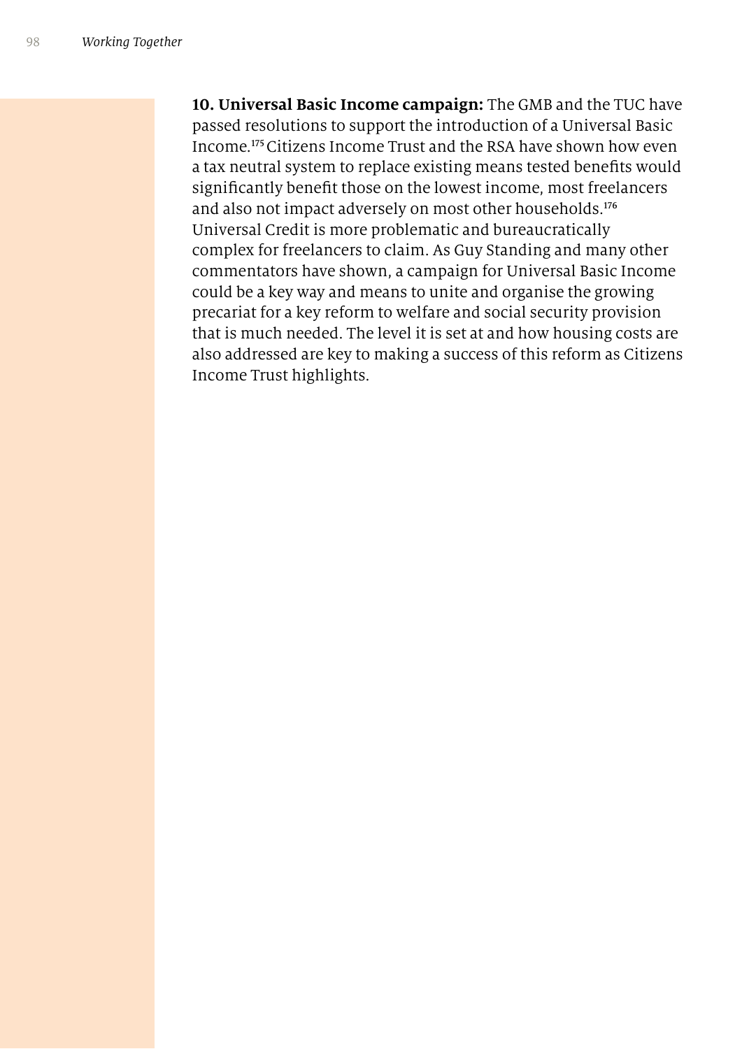**10. Universal Basic Income campaign:** The GMB and the TUC have passed resolutions to support the introduction of a Universal Basic Income.[175] Citizens Income Trust and the RSA have shown how even a tax neutral system to replace existing means tested benefits would significantly benefit those on the lowest income, most freelancers and also not impact adversely on most other households.[176] Universal Credit is more problematic and bureaucratically complex for freelancers to claim. As Guy Standing and many other commentators have shown, a campaign for Universal Basic Income could be a key way and means to unite and organise the growing precariat for a key reform to welfare and social security provision that is much needed. The level it is set at and how housing costs are also addressed are key to making a success of this reform as Citizens Income Trust highlights.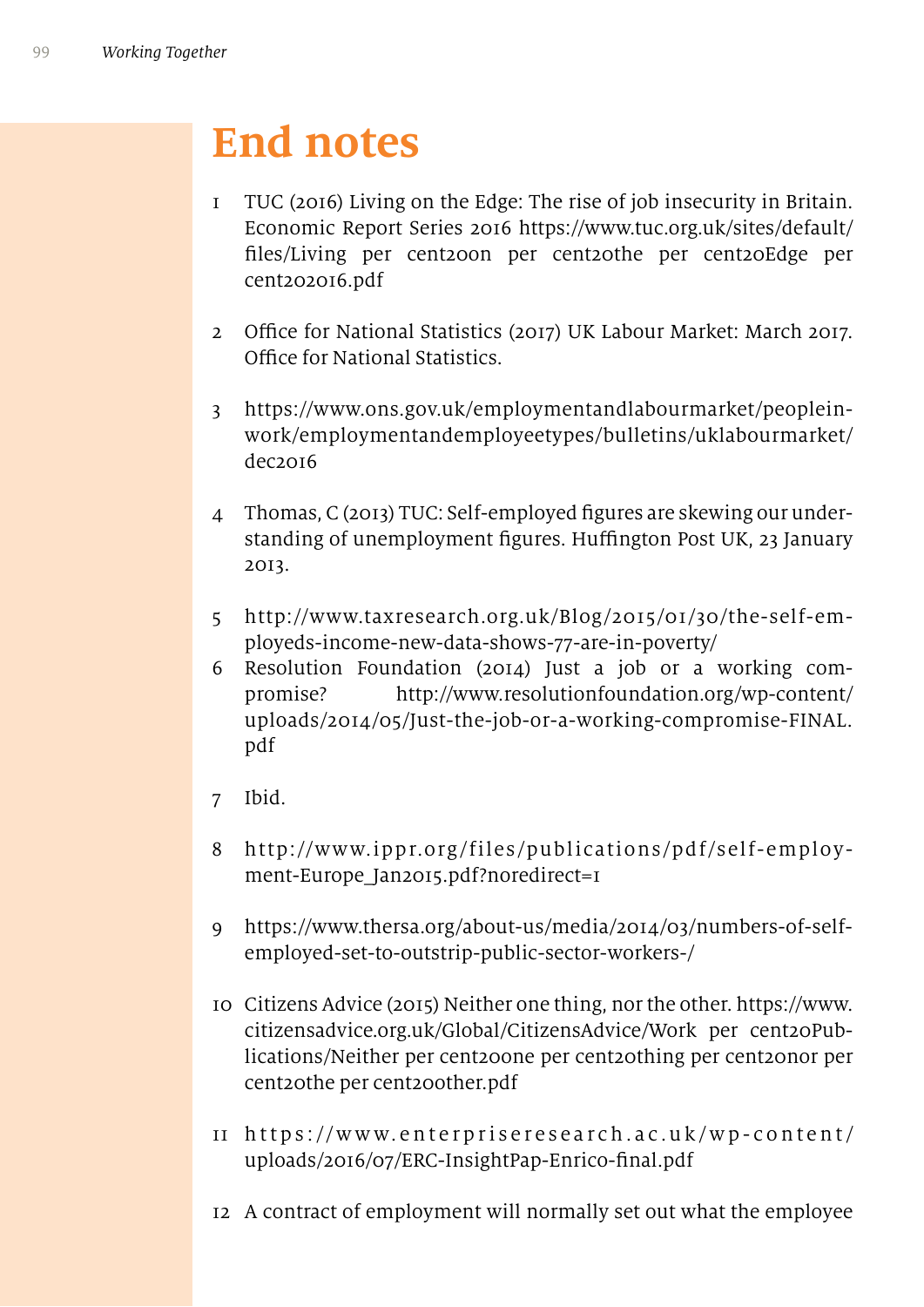# End notes

1. TUC (2016) Living on the Edge: The rise of job insecurity in Britain. Economic Report Series 2016 https://www.tuc.org.uk/sites/default/files/Living per cent20on per cent20the per cent20Edge per cent202016.pdf

2. Office for National Statistics (2017) UK Labour Market: March 2017. Office for National Statistics.

3. https://www.ons.gov.uk/employmentandlabourmarket/peopleinwork/employmentandemployeetypes/bulletins/uklabourmarket/dec2016

4. Thomas, C (2013) TUC: Self-employed figures are skewing our understanding of unemployment figures. Huffington Post UK, 23 January 2013.

5. http://www.taxresearch.org.uk/Blog/2015/01/30/the-self-employeds-income-new-data-shows-77-are-in-poverty/
6. Resolution Foundation (2014) Just a job or a working compromise? http://www.resolutionfoundation.org/wp-content/uploads/2014/05/Just-the-job-or-a-working-compromise-FINAL.pdf

7. Ibid.

8. http://www.ippr.org/files/publications/pdf/self-employment-Europe_Jan2015.pdf?noredirect=1

9. https://www.thersa.org/about-us/media/2014/03/numbers-of-self-employed-set-to-outstrip-public-sector-workers-/

10. Citizens Advice (2015) Neither one thing, nor the other. https://www.citizensadvice.org.uk/Global/CitizensAdvice/Work per cent20Publications/Neither per cent20one per cent20thing per cent20nor per cent20the per cent20other.pdf

11. https://www.enterpriseresearch.ac.uk/wp-content/uploads/2016/07/ERC-InsightPap-Enrico-final.pdf

12. A contract of employment will normally set out what the employee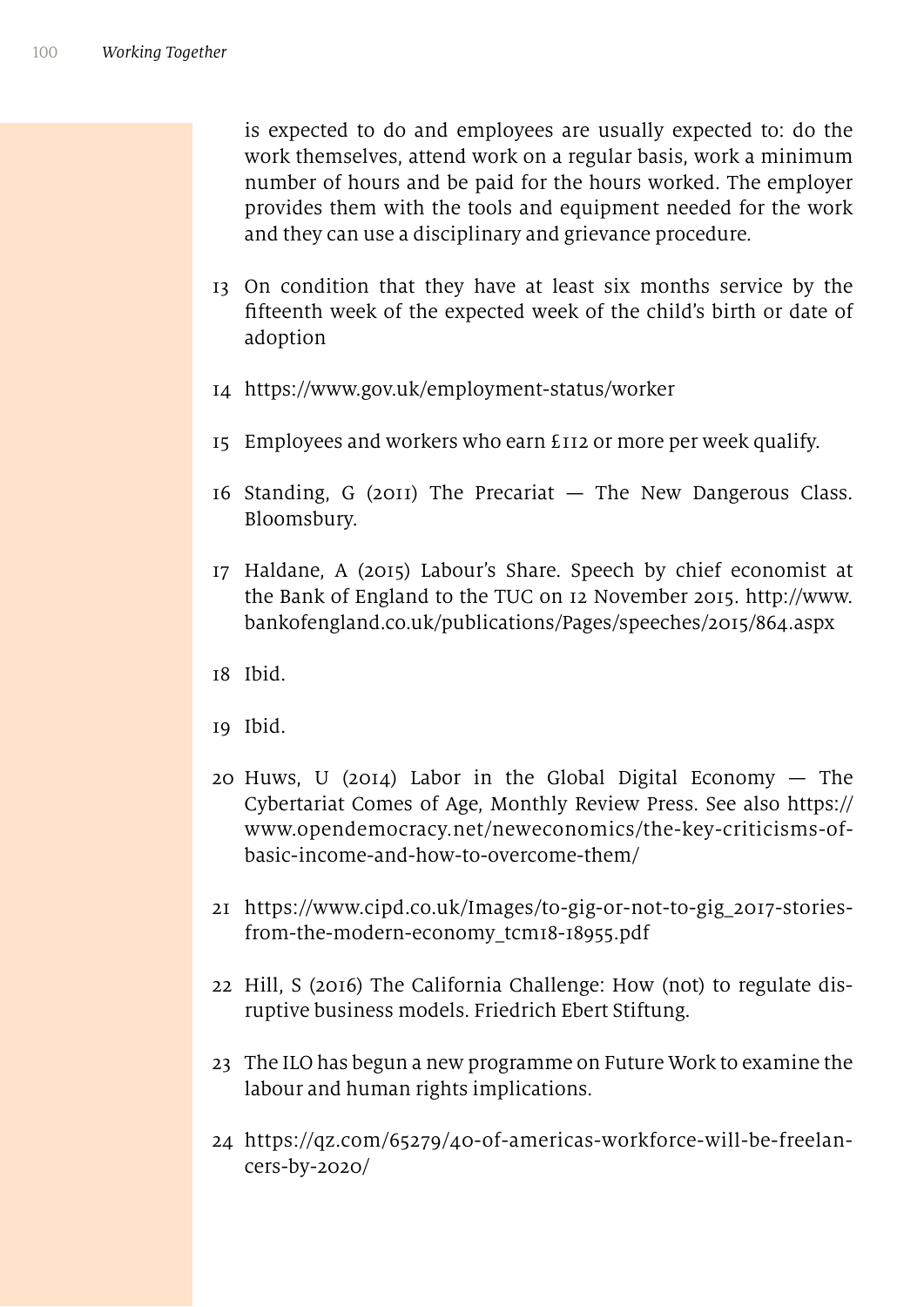is expected to do and employees are usually expected to: do the work themselves, attend work on a regular basis, work a minimum number of hours and be paid for the hours worked. The employer provides them with the tools and equipment needed for the work and they can use a disciplinary and grievance procedure.

13 On condition that they have at least six months service by the fifteenth week of the expected week of the child's birth or date of adoption

14 https://www.gov.uk/employment-status/worker

15 Employees and workers who earn £112 or more per week qualify.

16 Standing, G (2011) The Precariat — The New Dangerous Class. Bloomsbury.

17 Haldane, A (2015) Labour's Share. Speech by chief economist at the Bank of England to the TUC on 12 November 2015. http://www.bankofengland.co.uk/publications/Pages/speeches/2015/864.aspx

18 Ibid.

19 Ibid.

20 Huws, U (2014) Labor in the Global Digital Economy — The Cybertariat Comes of Age, Monthly Review Press. See also https://www.opendemocracy.net/neweconomics/the-key-criticisms-of-basic-income-and-how-to-overcome-them/

21 https://www.cipd.co.uk/Images/to-gig-or-not-to-gig_2017-stories-from-the-modern-economy_tcm18-18955.pdf

22 Hill, S (2016) The California Challenge: How (not) to regulate disruptive business models. Friedrich Ebert Stiftung.

23 The ILO has begun a new programme on Future Work to examine the labour and human rights implications.

24 https://qz.com/65279/40-of-americas-workforce-will-be-freelancers-by-2020/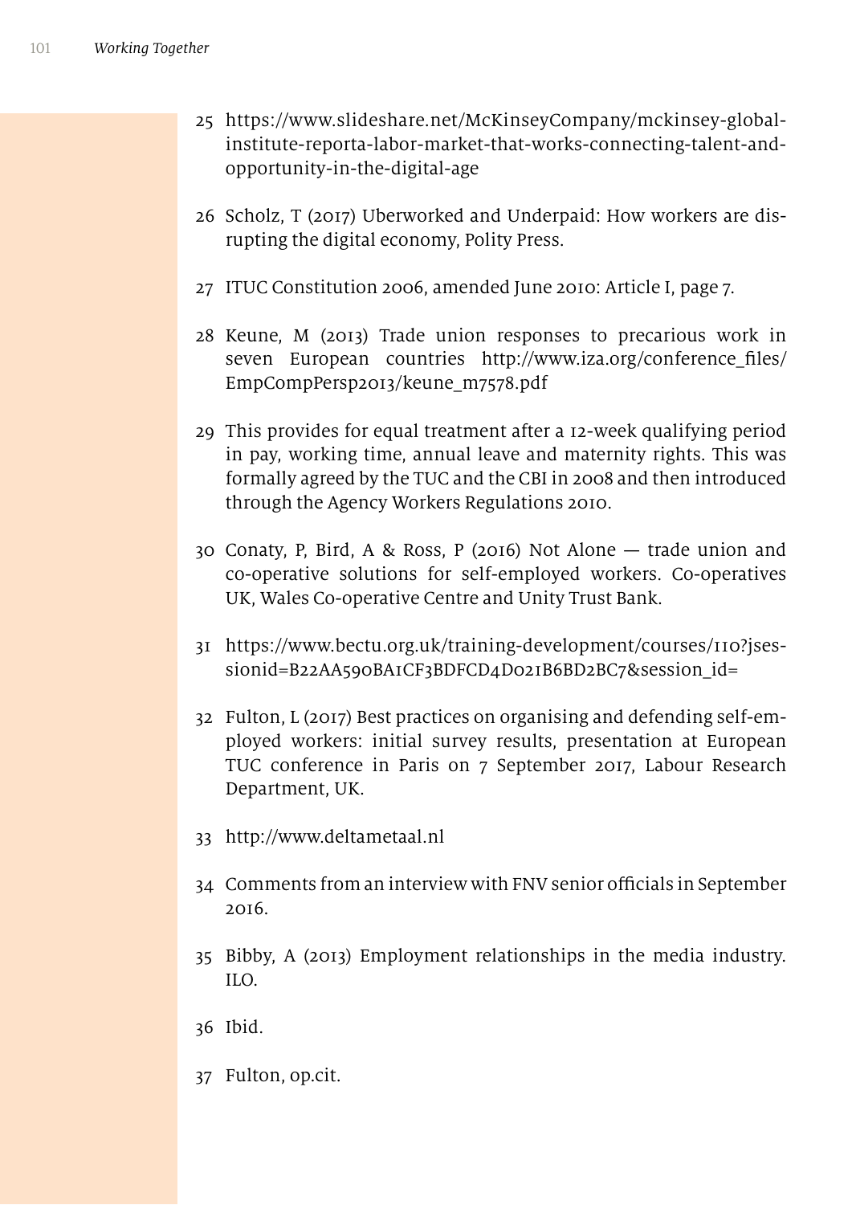25 https://www.slideshare.net/McKinseyCompany/mckinsey-global-institute-reporta-labor-market-that-works-connecting-talent-and-opportunity-in-the-digital-age

26 Scholz, T (2017) Uberworked and Underpaid: How workers are disrupting the digital economy, Polity Press.

27 ITUC Constitution 2006, amended June 2010: Article I, page 7.

28 Keune, M (2013) Trade union responses to precarious work in seven European countries http://www.iza.org/conference_files/EmpCompPersp2013/keune_m7578.pdf

29 This provides for equal treatment after a 12-week qualifying period in pay, working time, annual leave and maternity rights. This was formally agreed by the TUC and the CBI in 2008 and then introduced through the Agency Workers Regulations 2010.

30 Conaty, P, Bird, A & Ross, P (2016) Not Alone — trade union and co-operative solutions for self-employed workers. Co-operatives UK, Wales Co-operative Centre and Unity Trust Bank.

31 https://www.bectu.org.uk/training-development/courses/110?jsessionid=B22AA590BA1CF3BDFCD4D021B6BD2BC7&session_id=

32 Fulton, L (2017) Best practices on organising and defending self-employed workers: initial survey results, presentation at European TUC conference in Paris on 7 September 2017, Labour Research Department, UK.

33 http://www.deltametaal.nl

34 Comments from an interview with FNV senior officials in September 2016.

35 Bibby, A (2013) Employment relationships in the media industry. ILO.

36 Ibid.

37 Fulton, op.cit.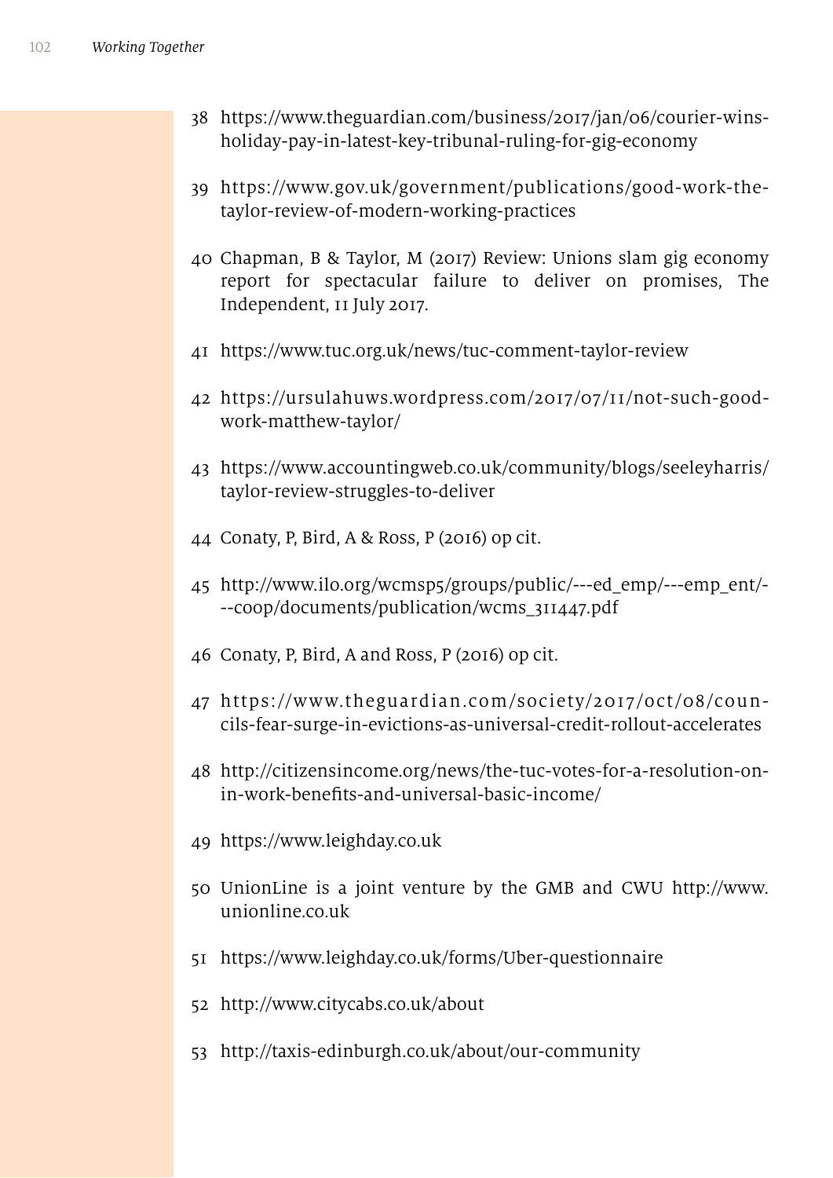38 https://www.theguardian.com/business/2017/jan/06/courier-wins-holiday-pay-in-latest-key-tribunal-ruling-for-gig-economy

39 https://www.gov.uk/government/publications/good-work-the-taylor-review-of-modern-working-practices

40 Chapman, B & Taylor, M (2017) Review: Unions slam gig economy report for spectacular failure to deliver on promises, The Independent, 11 July 2017.

41 https://www.tuc.org.uk/news/tuc-comment-taylor-review

42 https://ursulahuws.wordpress.com/2017/07/11/not-such-good-work-matthew-taylor/

43 https://www.accountingweb.co.uk/community/blogs/seeleyharris/taylor-review-struggles-to-deliver

44 Conaty, P, Bird, A & Ross, P (2016) op cit.

45 http://www.ilo.org/wcmsp5/groups/public/---ed_emp/---emp_ent/---coop/documents/publication/wcms_311447.pdf

46 Conaty, P, Bird, A and Ross, P (2016) op cit.

47 https://www.theguardian.com/society/2017/oct/08/councils-fear-surge-in-evictions-as-universal-credit-rollout-accelerates

48 http://citizensincome.org/news/the-tuc-votes-for-a-resolution-on-in-work-benefits-and-universal-basic-income/

49 https://www.leighday.co.uk

50 UnionLine is a joint venture by the GMB and CWU http://www.unionline.co.uk

51 https://www.leighday.co.uk/forms/Uber-questionnaire

52 http://www.citycabs.co.uk/about

53 http://taxis-edinburgh.co.uk/about/our-community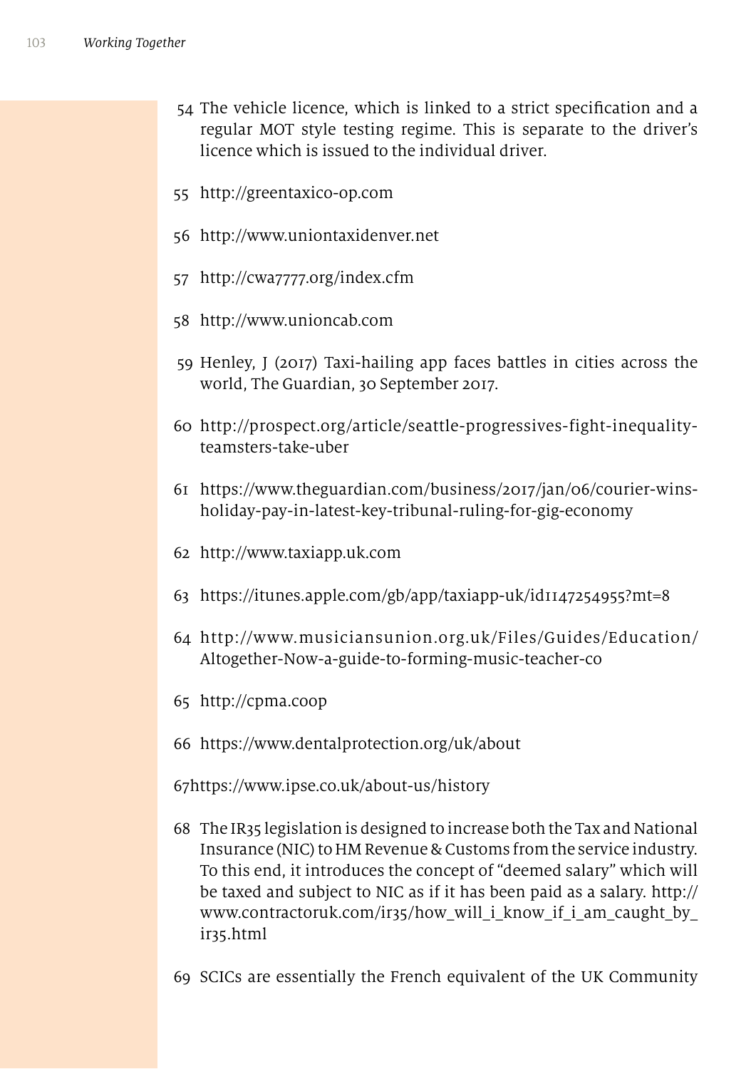54 The vehicle licence, which is linked to a strict specification and a regular MOT style testing regime. This is separate to the driver's licence which is issued to the individual driver.

55 http://greentaxico-op.com

56 http://www.uniontaxidenver.net

57 http://cwa7777.org/index.cfm

58 http://www.unioncab.com

59 Henley, J (2017) Taxi-hailing app faces battles in cities across the world, The Guardian, 30 September 2017.

60 http://prospect.org/article/seattle-progressives-fight-inequality-teamsters-take-uber

61 https://www.theguardian.com/business/2017/jan/06/courier-wins-holiday-pay-in-latest-key-tribunal-ruling-for-gig-economy

62 http://www.taxiapp.uk.com

63 https://itunes.apple.com/gb/app/taxiapp-uk/id1147254955?mt=8

64 http://www.musiciansunion.org.uk/Files/Guides/Education/Altogether-Now-a-guide-to-forming-music-teacher-co

65 http://cpma.coop

66 https://www.dentalprotection.org/uk/about

67https://www.ipse.co.uk/about-us/history

68 The IR35 legislation is designed to increase both the Tax and National Insurance (NIC) to HM Revenue & Customs from the service industry. To this end, it introduces the concept of "deemed salary" which will be taxed and subject to NIC as if it has been paid as a salary. http://www.contractoruk.com/ir35/how_will_i_know_if_i_am_caught_by_ir35.html

69 SCICs are essentially the French equivalent of the UK Community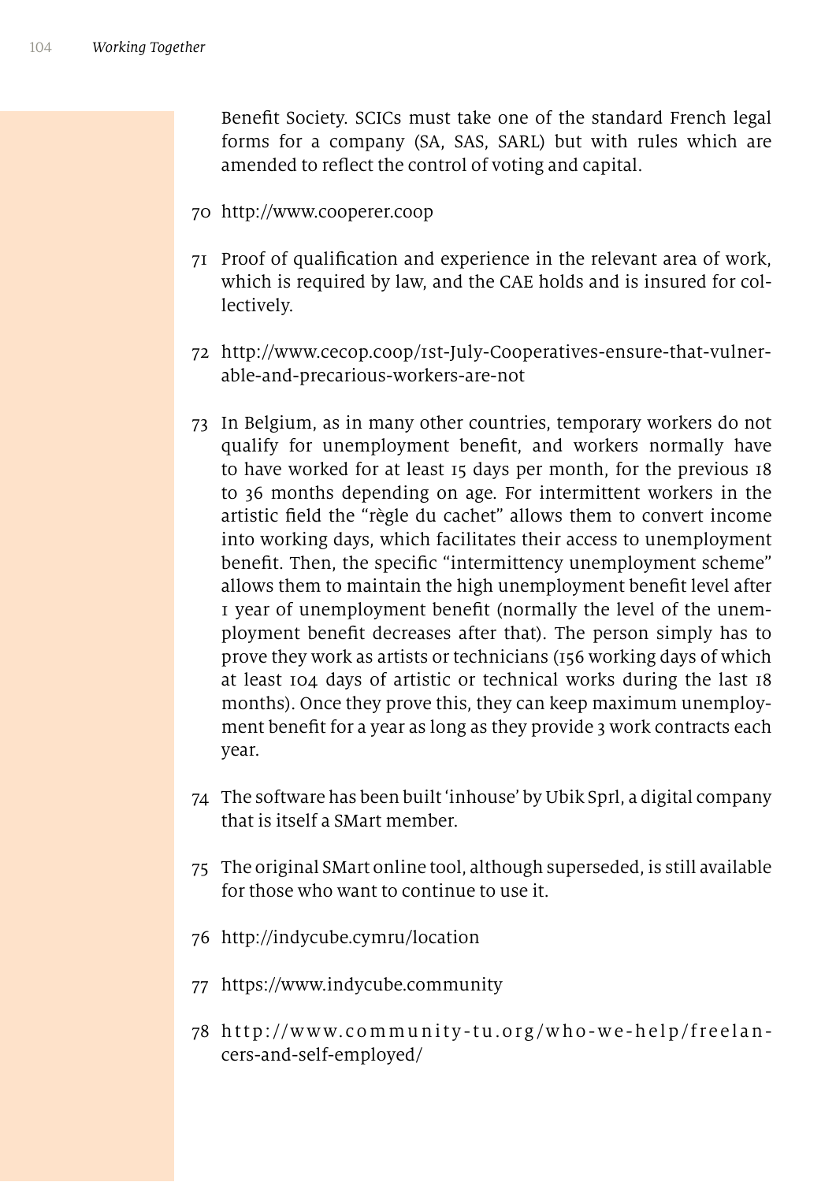Benefit Society. SCICs must take one of the standard French legal forms for a company (SA, SAS, SARL) but with rules which are amended to reflect the control of voting and capital.

70 http://www.cooperer.coop

71 Proof of qualification and experience in the relevant area of work, which is required by law, and the CAE holds and is insured for collectively.

72 http://www.cecop.coop/1st-July-Cooperatives-ensure-that-vulnerable-and-precarious-workers-are-not

73 In Belgium, as in many other countries, temporary workers do not qualify for unemployment benefit, and workers normally have to have worked for at least 15 days per month, for the previous 18 to 36 months depending on age. For intermittent workers in the artistic field the "règle du cachet" allows them to convert income into working days, which facilitates their access to unemployment benefit. Then, the specific "intermittency unemployment scheme" allows them to maintain the high unemployment benefit level after 1 year of unemployment benefit (normally the level of the unemployment benefit decreases after that). The person simply has to prove they work as artists or technicians (156 working days of which at least 104 days of artistic or technical works during the last 18 months). Once they prove this, they can keep maximum unemployment benefit for a year as long as they provide 3 work contracts each year.

74 The software has been built 'inhouse' by Ubik Sprl, a digital company that is itself a SMart member.

75 The original SMart online tool, although superseded, is still available for those who want to continue to use it.

76 http://indycube.cymru/location

77 https://www.indycube.community

78 http://www.community-tu.org/who-we-help/freelancers-and-self-employed/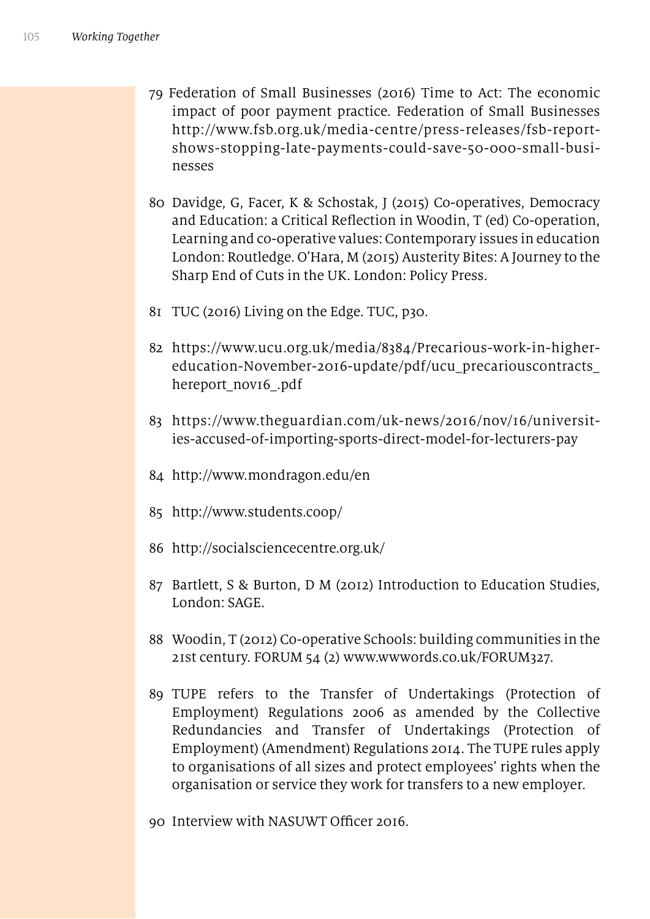79 Federation of Small Businesses (2016) Time to Act: The economic impact of poor payment practice. Federation of Small Businesses http://www.fsb.org.uk/media-centre/press-releases/fsb-report-shows-stopping-late-payments-could-save-50-000-small-businesses

80 Davidge, G, Facer, K & Schostak, J (2015) Co-operatives, Democracy and Education: a Critical Reflection in Woodin, T (ed) Co-operation, Learning and co-operative values: Contemporary issues in education London: Routledge. O'Hara, M (2015) Austerity Bites: A Journey to the Sharp End of Cuts in the UK. London: Policy Press.

81 TUC (2016) Living on the Edge. TUC, p30.

82 https://www.ucu.org.uk/media/8384/Precarious-work-in-higher-education-November-2016-update/pdf/ucu_precariouscontracts_hereport_nov16_.pdf

83 https://www.theguardian.com/uk-news/2016/nov/16/universities-accused-of-importing-sports-direct-model-for-lecturers-pay

84 http://www.mondragon.edu/en

85 http://www.students.coop/

86 http://socialsciencecentre.org.uk/

87 Bartlett, S & Burton, D M (2012) Introduction to Education Studies, London: SAGE.

88 Woodin, T (2012) Co-operative Schools: building communities in the 21st century. FORUM 54 (2) www.wwwords.co.uk/FORUM327.

89 TUPE refers to the Transfer of Undertakings (Protection of Employment) Regulations 2006 as amended by the Collective Redundancies and Transfer of Undertakings (Protection of Employment) (Amendment) Regulations 2014. The TUPE rules apply to organisations of all sizes and protect employees' rights when the organisation or service they work for transfers to a new employer.

90 Interview with NASUWT Officer 2016.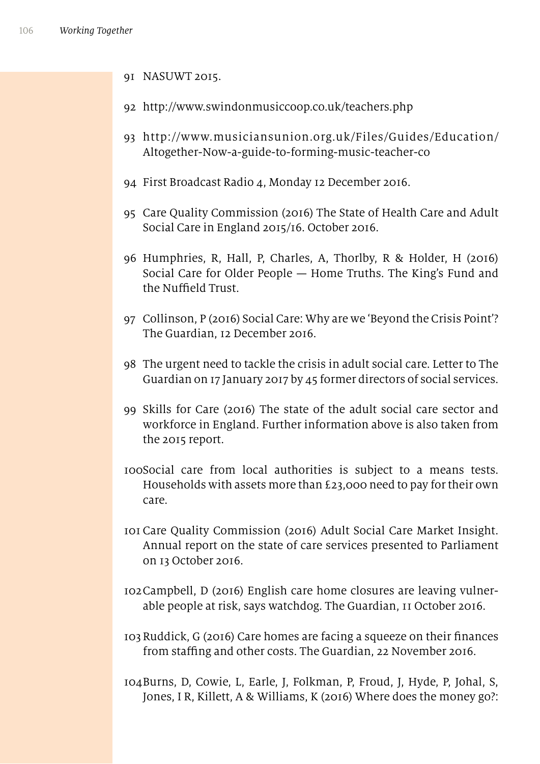91 NASUWT 2015.

92 http://www.swindonmusiccoop.co.uk/teachers.php

93 http://www.musiciansunion.org.uk/Files/Guides/Education/Altogether-Now-a-guide-to-forming-music-teacher-co

94 First Broadcast Radio 4, Monday 12 December 2016.

95 Care Quality Commission (2016) The State of Health Care and Adult Social Care in England 2015/16. October 2016.

96 Humphries, R, Hall, P, Charles, A, Thorlby, R & Holder, H (2016) Social Care for Older People — Home Truths. The King's Fund and the Nuffield Trust.

97 Collinson, P (2016) Social Care: Why are we 'Beyond the Crisis Point'? The Guardian, 12 December 2016.

98 The urgent need to tackle the crisis in adult social care. Letter to The Guardian on 17 January 2017 by 45 former directors of social services.

99 Skills for Care (2016) The state of the adult social care sector and workforce in England. Further information above is also taken from the 2015 report.

100 Social care from local authorities is subject to a means tests. Households with assets more than £23,000 need to pay for their own care.

101 Care Quality Commission (2016) Adult Social Care Market Insight. Annual report on the state of care services presented to Parliament on 13 October 2016.

102 Campbell, D (2016) English care home closures are leaving vulnerable people at risk, says watchdog. The Guardian, 11 October 2016.

103 Ruddick, G (2016) Care homes are facing a squeeze on their finances from staffing and other costs. The Guardian, 22 November 2016.

104 Burns, D, Cowie, L, Earle, J, Folkman, P, Froud, J, Hyde, P, Johal, S, Jones, I R, Killett, A & Williams, K (2016) Where does the money go?: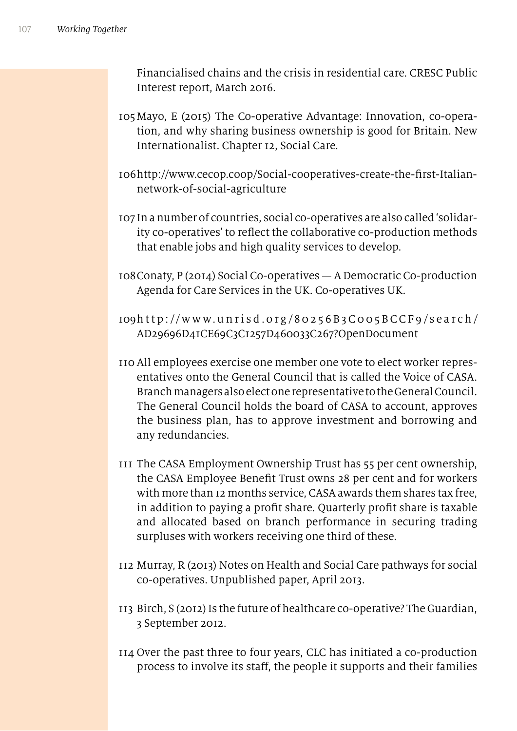Financialised chains and the crisis in residential care. CRESC Public Interest report, March 2016.

105 Mayo, E (2015) The Co-operative Advantage: Innovation, co-operation, and why sharing business ownership is good for Britain. New Internationalist. Chapter 12, Social Care.

106 http://www.cecop.coop/Social-cooperatives-create-the-first-Italian-network-of-social-agriculture

107 In a number of countries, social co-operatives are also called 'solidarity co-operatives' to reflect the collaborative co-production methods that enable jobs and high quality services to develop.

108 Conaty, P (2014) Social Co-operatives — A Democratic Co-production Agenda for Care Services in the UK. Co-operatives UK.

109 http://www.unrisd.org/80256B3C005BCCF9/search/AD29696D41CE69C3C1257D460033C267?OpenDocument

110 All employees exercise one member one vote to elect worker representatives onto the General Council that is called the Voice of CASA. Branch managers also elect one representative to the General Council. The General Council holds the board of CASA to account, approves the business plan, has to approve investment and borrowing and any redundancies.

111 The CASA Employment Ownership Trust has 55 per cent ownership, the CASA Employee Benefit Trust owns 28 per cent and for workers with more than 12 months service, CASA awards them shares tax free, in addition to paying a profit share. Quarterly profit share is taxable and allocated based on branch performance in securing trading surpluses with workers receiving one third of these.

112 Murray, R (2013) Notes on Health and Social Care pathways for social co-operatives. Unpublished paper, April 2013.

113 Birch, S (2012) Is the future of healthcare co-operative? The Guardian, 3 September 2012.

114 Over the past three to four years, CLC has initiated a co-production process to involve its staff, the people it supports and their families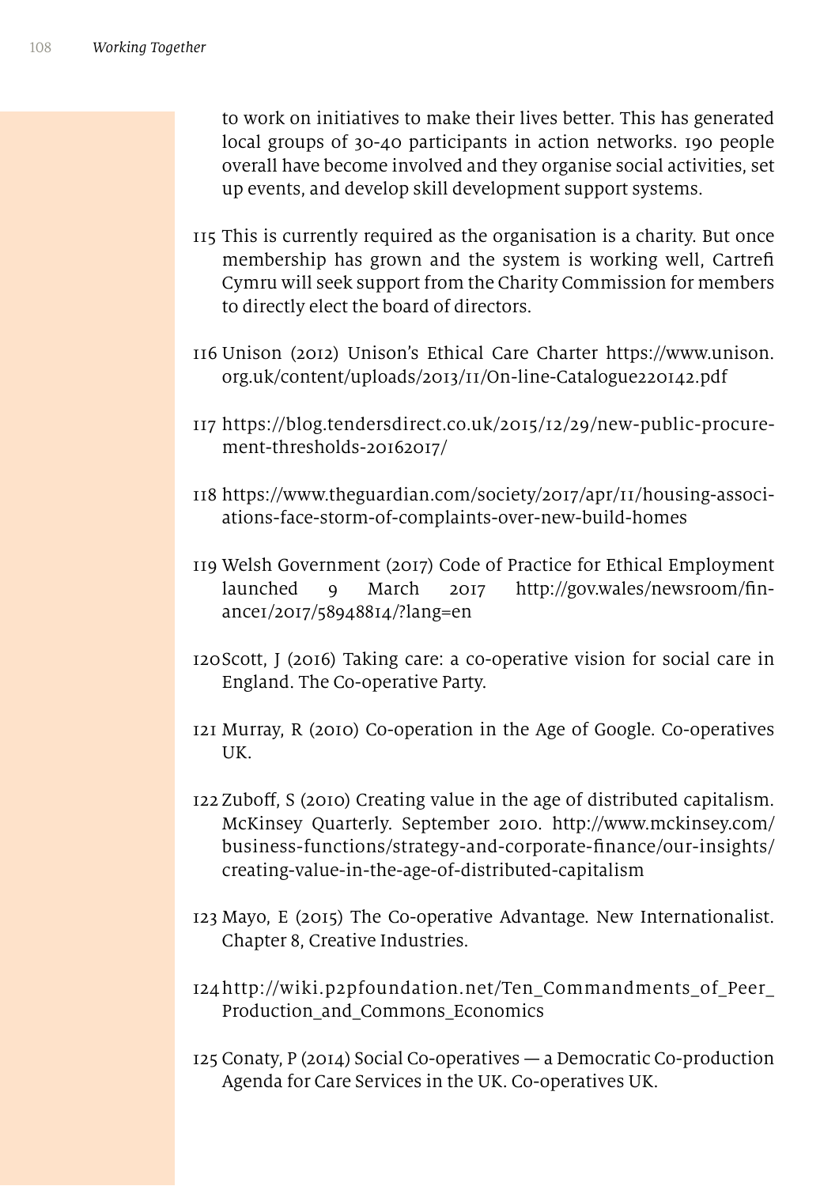to work on initiatives to make their lives better. This has generated local groups of 30-40 participants in action networks. 190 people overall have become involved and they organise social activities, set up events, and develop skill development support systems.

115 This is currently required as the organisation is a charity. But once membership has grown and the system is working well, Cartrefi Cymru will seek support from the Charity Commission for members to directly elect the board of directors.

116 Unison (2012) Unison's Ethical Care Charter https://www.unison.org.uk/content/uploads/2013/11/On-line-Catalogue220142.pdf

117 https://blog.tendersdirect.co.uk/2015/12/29/new-public-procurement-thresholds-20162017/

118 https://www.theguardian.com/society/2017/apr/11/housing-associations-face-storm-of-complaints-over-new-build-homes

119 Welsh Government (2017) Code of Practice for Ethical Employment launched 9 March 2017 http://gov.wales/newsroom/finance1/2017/58948814/?lang=en

120 Scott, J (2016) Taking care: a co-operative vision for social care in England. The Co-operative Party.

121 Murray, R (2010) Co-operation in the Age of Google. Co-operatives UK.

122 Zuboff, S (2010) Creating value in the age of distributed capitalism. McKinsey Quarterly. September 2010. http://www.mckinsey.com/business-functions/strategy-and-corporate-finance/our-insights/creating-value-in-the-age-of-distributed-capitalism

123 Mayo, E (2015) The Co-operative Advantage. New Internationalist. Chapter 8, Creative Industries.

124 http://wiki.p2pfoundation.net/Ten_Commandments_of_Peer_Production_and_Commons_Economics

125 Conaty, P (2014) Social Co-operatives — a Democratic Co-production Agenda for Care Services in the UK. Co-operatives UK.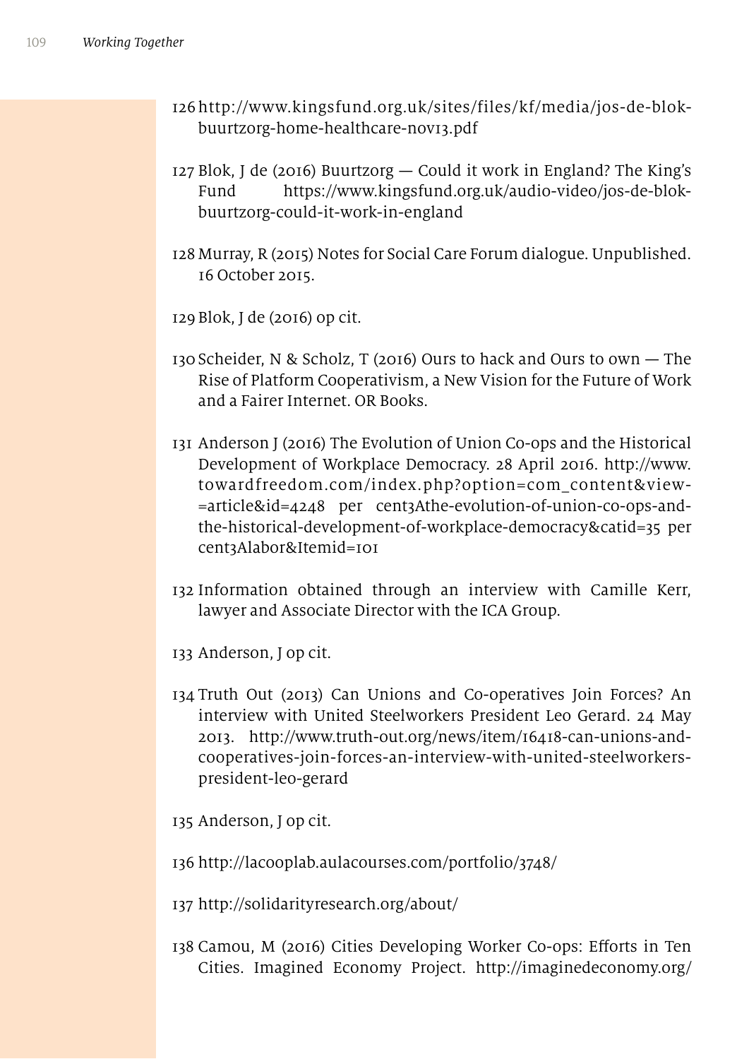126 http://www.kingsfund.org.uk/sites/files/kf/media/jos-de-blok-buurtzorg-home-healthcare-nov13.pdf

127 Blok, J de (2016) Buurtzorg — Could it work in England? The King's Fund https://www.kingsfund.org.uk/audio-video/jos-de-blok-buurtzorg-could-it-work-in-england

128 Murray, R (2015) Notes for Social Care Forum dialogue. Unpublished. 16 October 2015.

129 Blok, J de (2016) op cit.

130 Scheider, N & Scholz, T (2016) Ours to hack and Ours to own — The Rise of Platform Cooperativism, a New Vision for the Future of Work and a Fairer Internet. OR Books.

131 Anderson J (2016) The Evolution of Union Co-ops and the Historical Development of Workplace Democracy. 28 April 2016. http://www.towardfreedom.com/index.php?option=com_content&view=article&id=4248 per cent3Athe-evolution-of-union-co-ops-and-the-historical-development-of-workplace-democracy&catid=35 per cent3Alabor&Itemid=101

132 Information obtained through an interview with Camille Kerr, lawyer and Associate Director with the ICA Group.

133 Anderson, J op cit.

134 Truth Out (2013) Can Unions and Co-operatives Join Forces? An interview with United Steelworkers President Leo Gerard. 24 May 2013. http://www.truth-out.org/news/item/16418-can-unions-and-cooperatives-join-forces-an-interview-with-united-steelworkers-president-leo-gerard

135 Anderson, J op cit.

136 http://lacooplab.aulacourses.com/portfolio/3748/

137 http://solidarityresearch.org/about/

138 Camou, M (2016) Cities Developing Worker Co-ops: Efforts in Ten Cities. Imagined Economy Project. http://imaginedeconomy.org/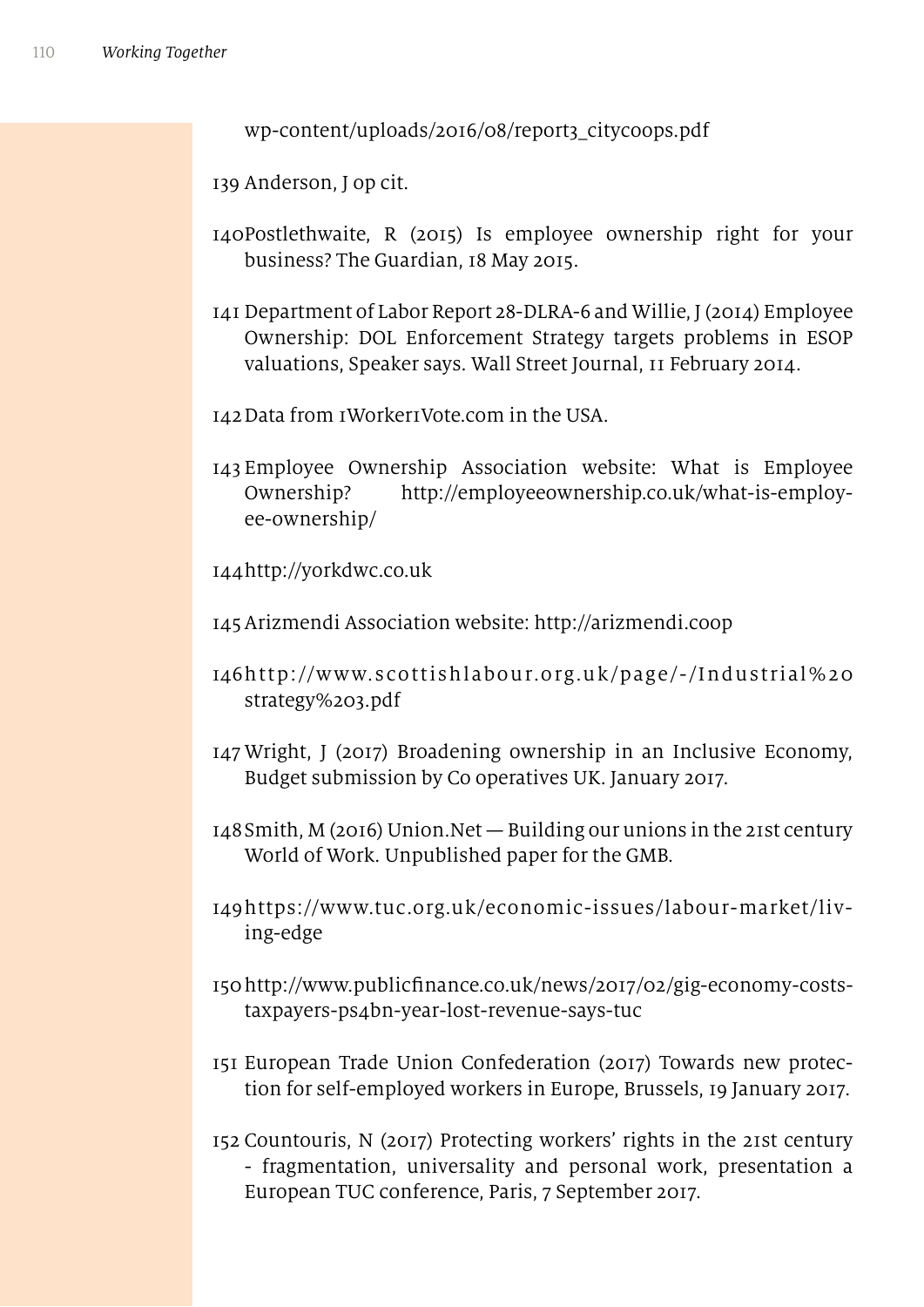wp-content/uploads/2016/08/report3_citycoops.pdf

139 Anderson, J op cit.

140 Postlethwaite, R (2015) Is employee ownership right for your business? The Guardian, 18 May 2015.

141 Department of Labor Report 28-DLRA-6 and Willie, J (2014) Employee Ownership: DOL Enforcement Strategy targets problems in ESOP valuations, Speaker says. Wall Street Journal, 11 February 2014.

142 Data from 1Worker1Vote.com in the USA.

143 Employee Ownership Association website: What is Employee Ownership? http://employeeownership.co.uk/what-is-employee-ownership/

144 http://yorkdwc.co.uk

145 Arizmendi Association website: http://arizmendi.coop

146 http://www.scottishlabour.org.uk/page/-/Industrial%20strategy%203.pdf

147 Wright, J (2017) Broadening ownership in an Inclusive Economy, Budget submission by Co operatives UK. January 2017.

148 Smith, M (2016) Union.Net — Building our unions in the 21st century World of Work. Unpublished paper for the GMB.

149 https://www.tuc.org.uk/economic-issues/labour-market/living-edge

150 http://www.publicfinance.co.uk/news/2017/02/gig-economy-costs-taxpayers-ps4bn-year-lost-revenue-says-tuc

151 European Trade Union Confederation (2017) Towards new protection for self-employed workers in Europe, Brussels, 19 January 2017.

152 Countouris, N (2017) Protecting workers' rights in the 21st century - fragmentation, universality and personal work, presentation a European TUC conference, Paris, 7 September 2017.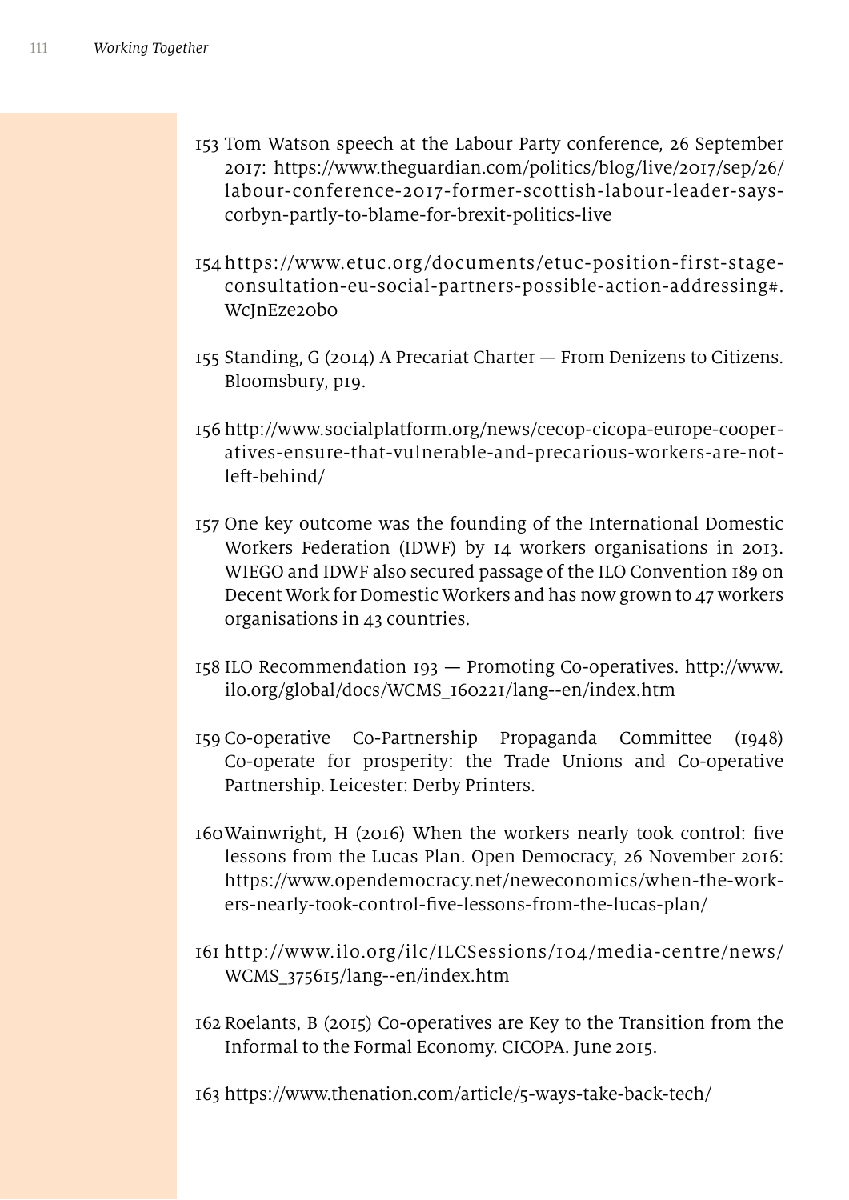153 Tom Watson speech at the Labour Party conference, 26 September 2017: https://www.theguardian.com/politics/blog/live/2017/sep/26/labour-conference-2017-former-scottish-labour-leader-says-corbyn-partly-to-blame-for-brexit-politics-live

154 https://www.etuc.org/documents/etuc-position-first-stage-consultation-eu-social-partners-possible-action-addressing#.WcJnEze20b0

155 Standing, G (2014) A Precariat Charter — From Denizens to Citizens. Bloomsbury, p19.

156 http://www.socialplatform.org/news/cecop-cicopa-europe-cooperatives-ensure-that-vulnerable-and-precarious-workers-are-not-left-behind/

157 One key outcome was the founding of the International Domestic Workers Federation (IDWF) by 14 workers organisations in 2013. WIEGO and IDWF also secured passage of the ILO Convention 189 on Decent Work for Domestic Workers and has now grown to 47 workers organisations in 43 countries.

158 ILO Recommendation 193 — Promoting Co-operatives. http://www.ilo.org/global/docs/WCMS_160221/lang--en/index.htm

159 Co-operative Co-Partnership Propaganda Committee (1948) Co-operate for prosperity: the Trade Unions and Co-operative Partnership. Leicester: Derby Printers.

160 Wainwright, H (2016) When the workers nearly took control: five lessons from the Lucas Plan. Open Democracy, 26 November 2016: https://www.opendemocracy.net/neweconomics/when-the-workers-nearly-took-control-five-lessons-from-the-lucas-plan/

161 http://www.ilo.org/ilc/ILCSessions/104/media-centre/news/WCMS_375615/lang--en/index.htm

162 Roelants, B (2015) Co-operatives are Key to the Transition from the Informal to the Formal Economy. CICOPA. June 2015.

163 https://www.thenation.com/article/5-ways-take-back-tech/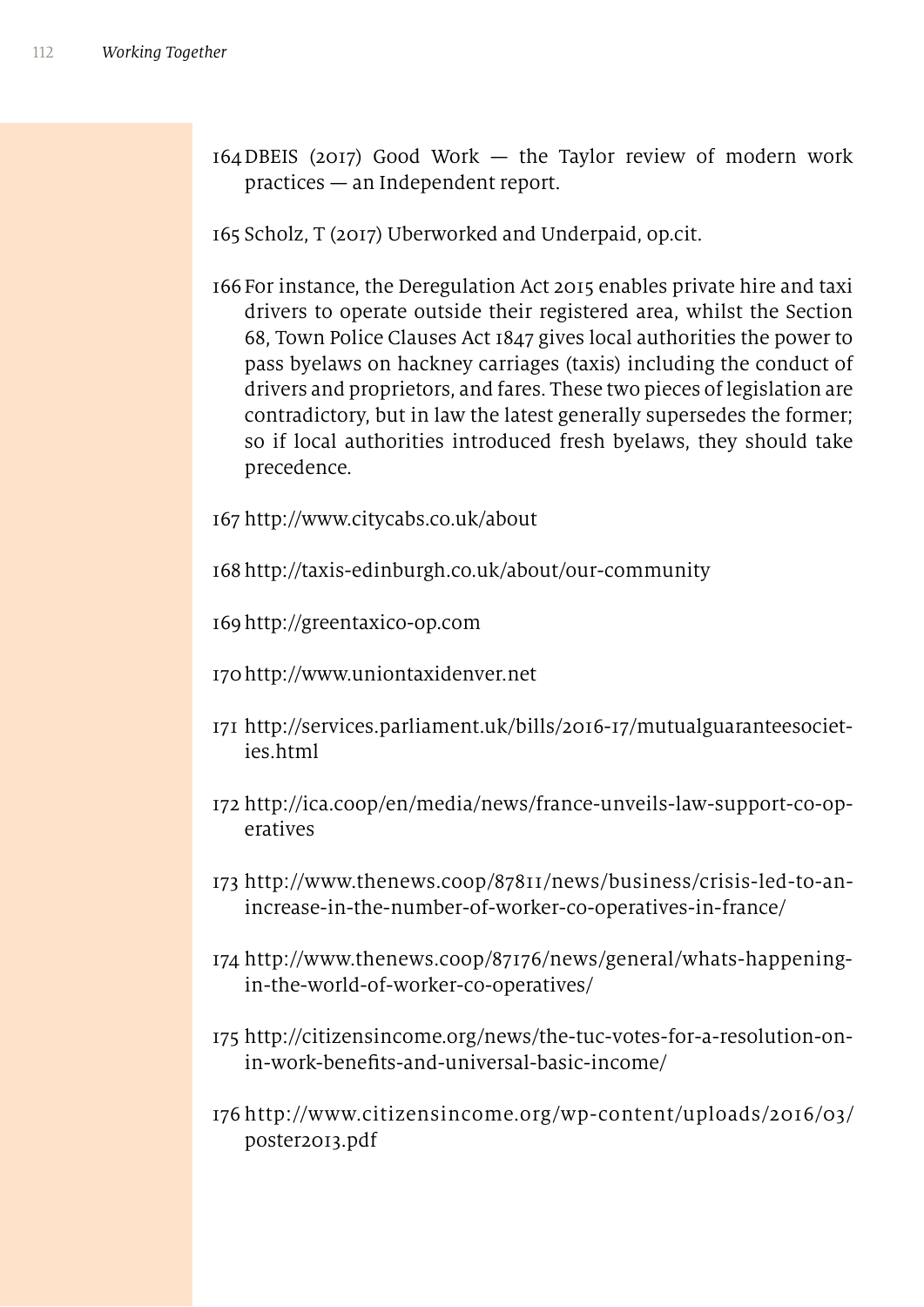164 DBEIS (2017) Good Work — the Taylor review of modern work practices — an Independent report.

165 Scholz, T (2017) Uberworked and Underpaid, op.cit.

166 For instance, the Deregulation Act 2015 enables private hire and taxi drivers to operate outside their registered area, whilst the Section 68, Town Police Clauses Act 1847 gives local authorities the power to pass byelaws on hackney carriages (taxis) including the conduct of drivers and proprietors, and fares. These two pieces of legislation are contradictory, but in law the latest generally supersedes the former; so if local authorities introduced fresh byelaws, they should take precedence.

167 http://www.citycabs.co.uk/about

168 http://taxis-edinburgh.co.uk/about/our-community

169 http://greentaxico-op.com

170 http://www.uniontaxidenver.net

171 http://services.parliament.uk/bills/2016-17/mutualguaranteesocieties.html

172 http://ica.coop/en/media/news/france-unveils-law-support-co-operatives

173 http://www.thenews.coop/87811/news/business/crisis-led-to-an-increase-in-the-number-of-worker-co-operatives-in-france/

174 http://www.thenews.coop/87176/news/general/whats-happening-in-the-world-of-worker-co-operatives/

175 http://citizensincome.org/news/the-tuc-votes-for-a-resolution-on-in-work-benefits-and-universal-basic-income/

176 http://www.citizensincome.org/wp-content/uploads/2016/03/poster2013.pdf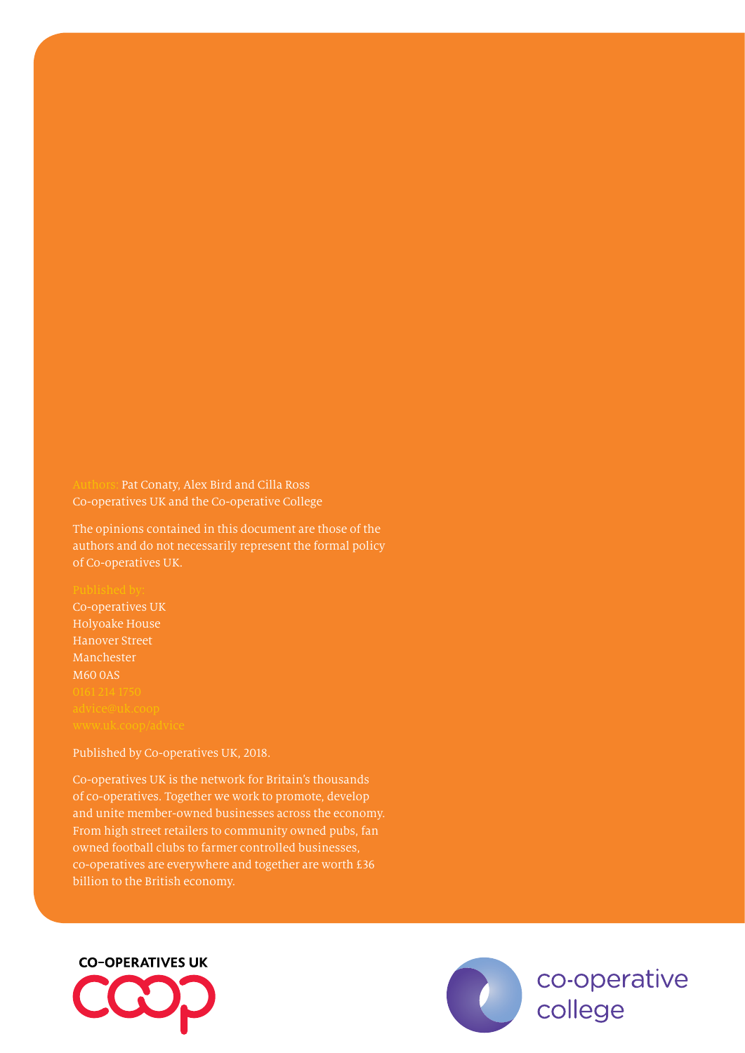Authors: Pat Conaty, Alex Bird and Cilla Ross
Co-operatives UK and the Co-operative College

The opinions contained in this document are those of the authors and do not necessarily represent the formal policy of Co-operatives UK.

Published by:
Co-operatives UK
Holyoake House
Hanover Street
Manchester
M60 0AS
0161 214 1750
advice@uk.coop
www.uk.coop/advice

Published by Co-operatives UK, 2018.

Co-operatives UK is the network for Britain's thousands of co-operatives. Together we work to promote, develop and unite member-owned businesses across the economy. From high street retailers to community owned pubs, fan owned football clubs to farmer controlled businesses, co-operatives are everywhere and together are worth £36 billion to the British economy.

CO-OPERATIVES UK

co-operative college